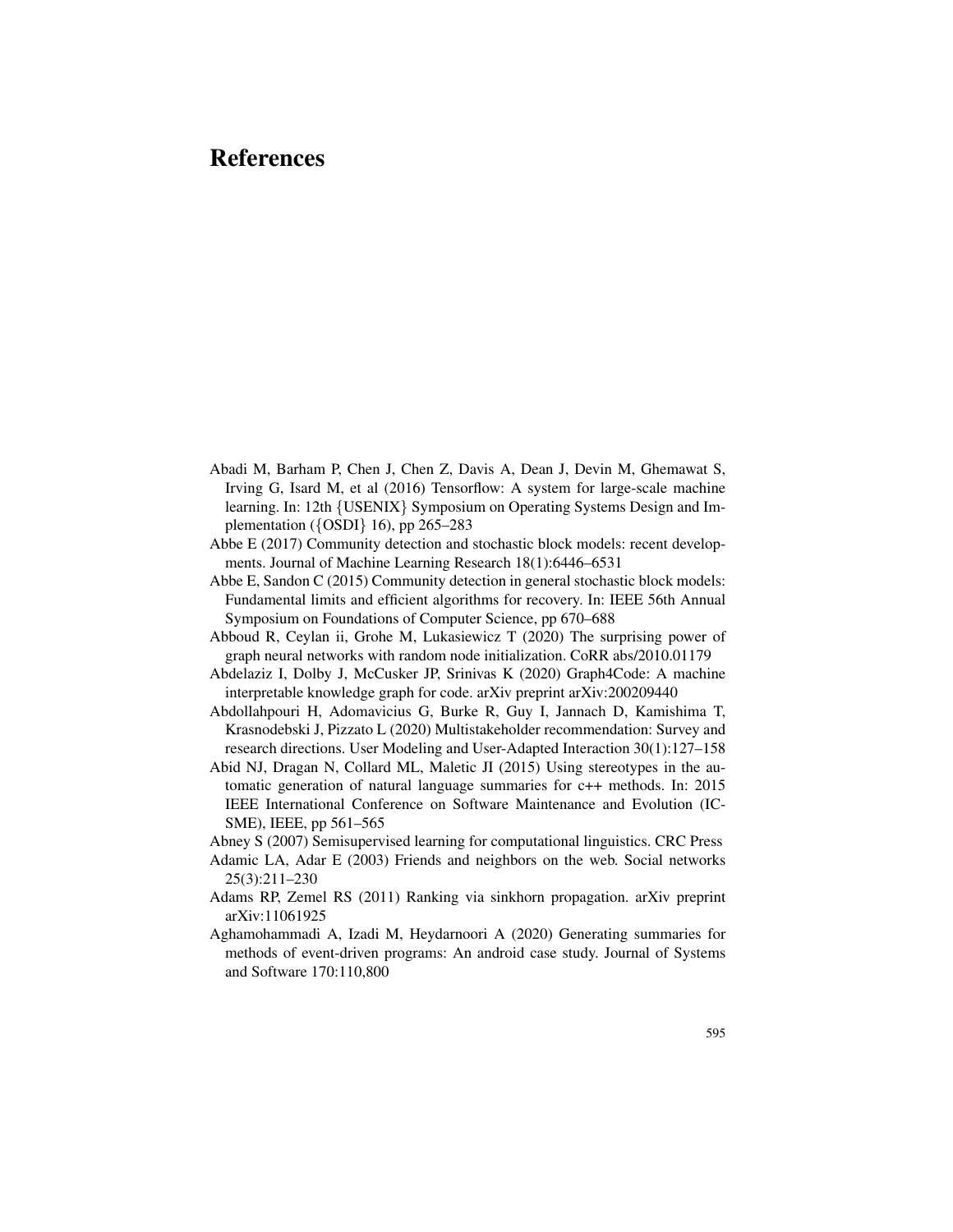# References

Abadi M, Barham P, Chen J, Chen Z, Davis A, Dean J, Devin M, Ghemawat S, Irving G, Isard M, et al (2016) Tensorflow: A system for large-scale machine learning. In: 12th {USENIX} Symposium on Operating Systems Design and Implementation ({OSDI} 16), pp 265–283

Abbe E (2017) Community detection and stochastic block models: recent developments. Journal of Machine Learning Research 18(1):6446–6531

Abbe E, Sandon C (2015) Community detection in general stochastic block models: Fundamental limits and efficient algorithms for recovery. In: IEEE 56th Annual Symposium on Foundations of Computer Science, pp 670–688

Abboud R, Ceylan ii, Grohe M, Lukasiewicz T (2020) The surprising power of graph neural networks with random node initialization. CoRR abs/2010.01179

Abdelaziz I, Dolby J, McCusker JP, Srinivas K (2020) Graph4Code: A machine interpretable knowledge graph for code. arXiv preprint arXiv:200209440

Abdollahpouri H, Adomavicius G, Burke R, Guy I, Jannach D, Kamishima T, Krasnodebski J, Pizzato L (2020) Multistakeholder recommendation: Survey and research directions. User Modeling and User-Adapted Interaction 30(1):127–158

Abid NJ, Dragan N, Collard ML, Maletic JI (2015) Using stereotypes in the automatic generation of natural language summaries for c++ methods. In: 2015 IEEE International Conference on Software Maintenance and Evolution (ICSME), IEEE, pp 561–565

Abney S (2007) Semisupervised learning for computational linguistics. CRC Press

Adamic LA, Adar E (2003) Friends and neighbors on the web. Social networks 25(3):211–230

Adams RP, Zemel RS (2011) Ranking via sinkhorn propagation. arXiv preprint arXiv:11061925

Aghamohammadi A, Izadi M, Heydarnoori A (2020) Generating summaries for methods of event-driven programs: An android case study. Journal of Systems and Software 170:110,800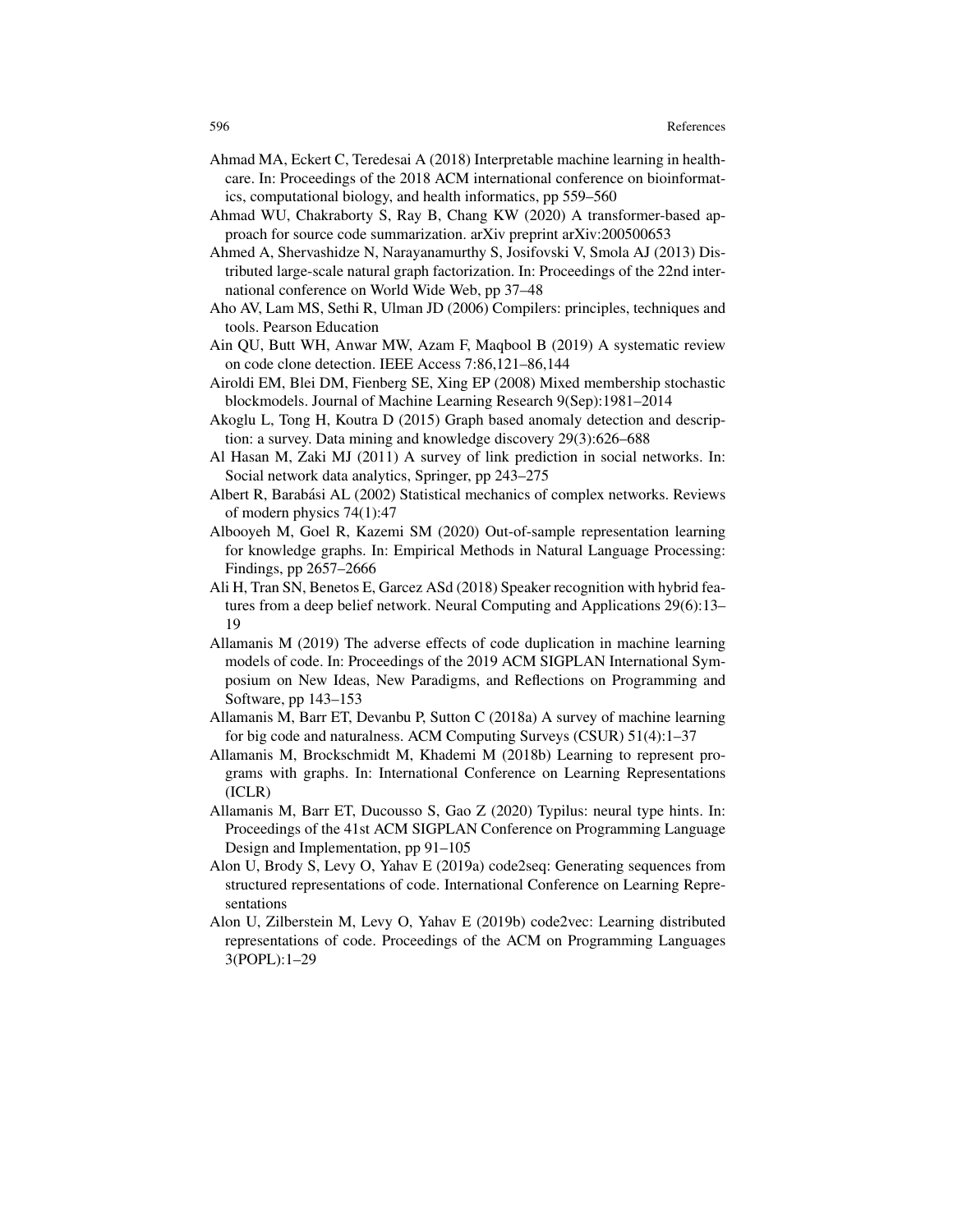Ahmad MA, Eckert C, Teredesai A (2018) Interpretable machine learning in healthcare. In: Proceedings of the 2018 ACM international conference on bioinformatics, computational biology, and health informatics, pp 559–560

Ahmad WU, Chakraborty S, Ray B, Chang KW (2020) A transformer-based approach for source code summarization. arXiv preprint arXiv:200500653

Ahmed A, Shervashidze N, Narayanamurthy S, Josifovski V, Smola AJ (2013) Distributed large-scale natural graph factorization. In: Proceedings of the 22nd international conference on World Wide Web, pp 37–48

Aho AV, Lam MS, Sethi R, Ulman JD (2006) Compilers: principles, techniques and tools. Pearson Education

Ain QU, Butt WH, Anwar MW, Azam F, Maqbool B (2019) A systematic review on code clone detection. IEEE Access 7:86,121–86,144

Airoldi EM, Blei DM, Fienberg SE, Xing EP (2008) Mixed membership stochastic blockmodels. Journal of Machine Learning Research 9(Sep):1981–2014

Akoglu L, Tong H, Koutra D (2015) Graph based anomaly detection and description: a survey. Data mining and knowledge discovery 29(3):626–688

Al Hasan M, Zaki MJ (2011) A survey of link prediction in social networks. In: Social network data analytics, Springer, pp 243–275

Albert R, Barabási AL (2002) Statistical mechanics of complex networks. Reviews of modern physics 74(1):47

Albooyeh M, Goel R, Kazemi SM (2020) Out-of-sample representation learning for knowledge graphs. In: Empirical Methods in Natural Language Processing: Findings, pp 2657–2666

Ali H, Tran SN, Benetos E, Garcez ASd (2018) Speaker recognition with hybrid features from a deep belief network. Neural Computing and Applications 29(6):13–19

Allamanis M (2019) The adverse effects of code duplication in machine learning models of code. In: Proceedings of the 2019 ACM SIGPLAN International Symposium on New Ideas, New Paradigms, and Reflections on Programming and Software, pp 143–153

Allamanis M, Barr ET, Devanbu P, Sutton C (2018a) A survey of machine learning for big code and naturalness. ACM Computing Surveys (CSUR) 51(4):1–37

Allamanis M, Brockschmidt M, Khademi M (2018b) Learning to represent programs with graphs. In: International Conference on Learning Representations (ICLR)

Allamanis M, Barr ET, Ducousso S, Gao Z (2020) Typilus: neural type hints. In: Proceedings of the 41st ACM SIGPLAN Conference on Programming Language Design and Implementation, pp 91–105

Alon U, Brody S, Levy O, Yahav E (2019a) code2seq: Generating sequences from structured representations of code. International Conference on Learning Representations

Alon U, Zilberstein M, Levy O, Yahav E (2019b) code2vec: Learning distributed representations of code. Proceedings of the ACM on Programming Languages 3(POPL):1–29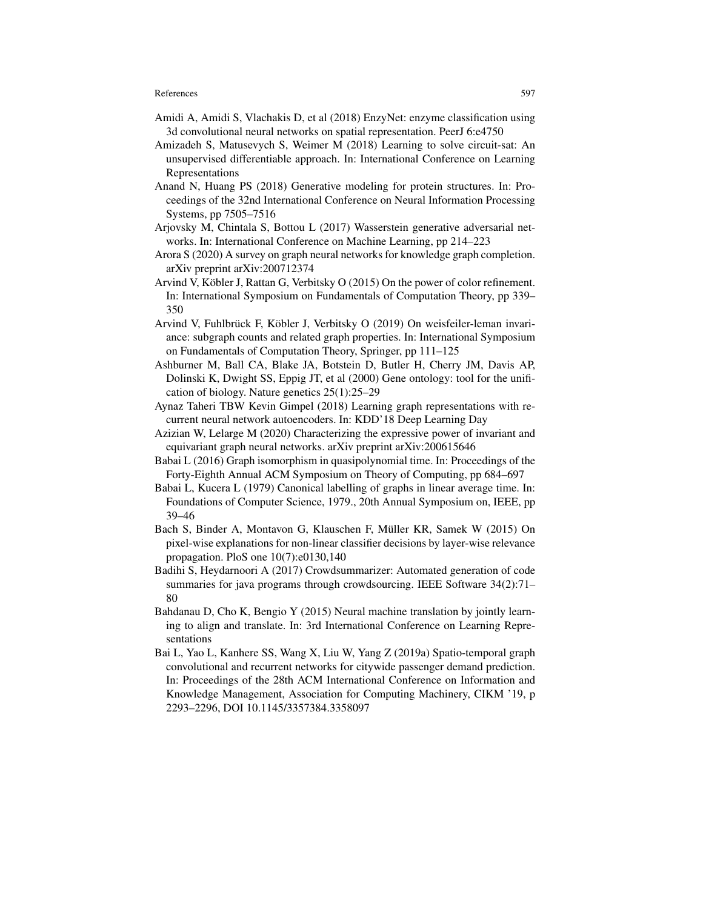Amidi A, Amidi S, Vlachakis D, et al (2018) EnzyNet: enzyme classification using 3d convolutional neural networks on spatial representation. PeerJ 6:e4750

Amizadeh S, Matusevych S, Weimer M (2018) Learning to solve circuit-sat: An unsupervised differentiable approach. In: International Conference on Learning Representations

Anand N, Huang PS (2018) Generative modeling for protein structures. In: Proceedings of the 32nd International Conference on Neural Information Processing Systems, pp 7505–7516

Arjovsky M, Chintala S, Bottou L (2017) Wasserstein generative adversarial networks. In: International Conference on Machine Learning, pp 214–223

Arora S (2020) A survey on graph neural networks for knowledge graph completion. arXiv preprint arXiv:200712374

Arvind V, Köbler J, Rattan G, Verbitsky O (2015) On the power of color refinement. In: International Symposium on Fundamentals of Computation Theory, pp 339–350

Arvind V, Fuhlbrück F, Köbler J, Verbitsky O (2019) On weisfeiler-leman invariance: subgraph counts and related graph properties. In: International Symposium on Fundamentals of Computation Theory, Springer, pp 111–125

Ashburner M, Ball CA, Blake JA, Botstein D, Butler H, Cherry JM, Davis AP, Dolinski K, Dwight SS, Eppig JT, et al (2000) Gene ontology: tool for the unification of biology. Nature genetics 25(1):25–29

Aynaz Taheri TBW Kevin Gimpel (2018) Learning graph representations with recurrent neural network autoencoders. In: KDD'18 Deep Learning Day

Azizian W, Lelarge M (2020) Characterizing the expressive power of invariant and equivariant graph neural networks. arXiv preprint arXiv:200615646

Babai L (2016) Graph isomorphism in quasipolynomial time. In: Proceedings of the Forty-Eighth Annual ACM Symposium on Theory of Computing, pp 684–697

Babai L, Kucera L (1979) Canonical labelling of graphs in linear average time. In: Foundations of Computer Science, 1979., 20th Annual Symposium on, IEEE, pp 39–46

Bach S, Binder A, Montavon G, Klauschen F, Müller KR, Samek W (2015) On pixel-wise explanations for non-linear classifier decisions by layer-wise relevance propagation. PloS one 10(7):e0130,140

Badihi S, Heydarnoori A (2017) Crowdsummarizer: Automated generation of code summaries for java programs through crowdsourcing. IEEE Software 34(2):71–80

Bahdanau D, Cho K, Bengio Y (2015) Neural machine translation by jointly learning to align and translate. In: 3rd International Conference on Learning Representations

Bai L, Yao L, Kanhere SS, Wang X, Liu W, Yang Z (2019a) Spatio-temporal graph convolutional and recurrent networks for citywide passenger demand prediction. In: Proceedings of the 28th ACM International Conference on Information and Knowledge Management, Association for Computing Machinery, CIKM '19, p 2293–2296, DOI 10.1145/3357384.3358097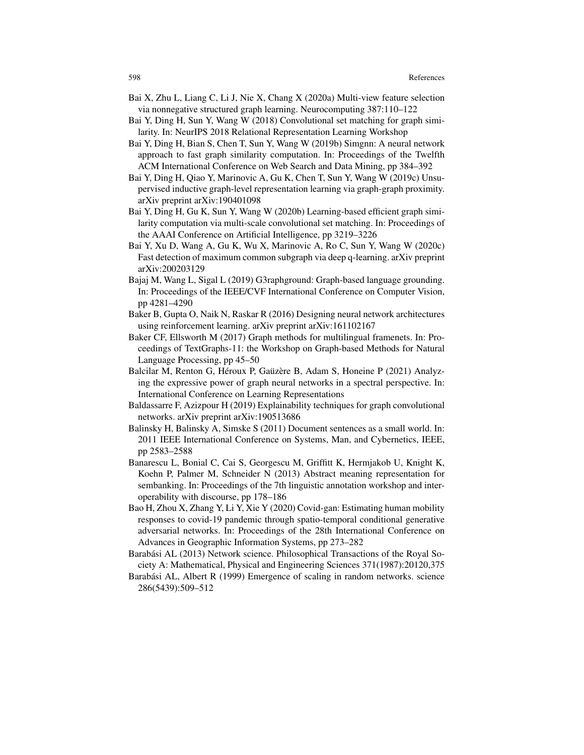Bai X, Zhu L, Liang C, Li J, Nie X, Chang X (2020a) Multi-view feature selection via nonnegative structured graph learning. Neurocomputing 387:110–122

Bai Y, Ding H, Sun Y, Wang W (2018) Convolutional set matching for graph similarity. In: NeurIPS 2018 Relational Representation Learning Workshop

Bai Y, Ding H, Bian S, Chen T, Sun Y, Wang W (2019b) Simgnn: A neural network approach to fast graph similarity computation. In: Proceedings of the Twelfth ACM International Conference on Web Search and Data Mining, pp 384–392

Bai Y, Ding H, Qiao Y, Marinovic A, Gu K, Chen T, Sun Y, Wang W (2019c) Unsupervised inductive graph-level representation learning via graph-graph proximity. arXiv preprint arXiv:190401098

Bai Y, Ding H, Gu K, Sun Y, Wang W (2020b) Learning-based efficient graph similarity computation via multi-scale convolutional set matching. In: Proceedings of the AAAI Conference on Artificial Intelligence, pp 3219–3226

Bai Y, Xu D, Wang A, Gu K, Wu X, Marinovic A, Ro C, Sun Y, Wang W (2020c) Fast detection of maximum common subgraph via deep q-learning. arXiv preprint arXiv:200203129

Bajaj M, Wang L, Sigal L (2019) G3raphground: Graph-based language grounding. In: Proceedings of the IEEE/CVF International Conference on Computer Vision, pp 4281–4290

Baker B, Gupta O, Naik N, Raskar R (2016) Designing neural network architectures using reinforcement learning. arXiv preprint arXiv:161102167

Baker CF, Ellsworth M (2017) Graph methods for multilingual framenets. In: Proceedings of TextGraphs-11: the Workshop on Graph-based Methods for Natural Language Processing, pp 45–50

Balcilar M, Renton G, Héroux P, Gaüzère B, Adam S, Honeine P (2021) Analyzing the expressive power of graph neural networks in a spectral perspective. In: International Conference on Learning Representations

Baldassarre F, Azizpour H (2019) Explainability techniques for graph convolutional networks. arXiv preprint arXiv:190513686

Balinsky H, Balinsky A, Simske S (2011) Document sentences as a small world. In: 2011 IEEE International Conference on Systems, Man, and Cybernetics, IEEE, pp 2583–2588

Banarescu L, Bonial C, Cai S, Georgescu M, Griffitt K, Hermjakob U, Knight K, Koehn P, Palmer M, Schneider N (2013) Abstract meaning representation for sembanking. In: Proceedings of the 7th linguistic annotation workshop and interoperability with discourse, pp 178–186

Bao H, Zhou X, Zhang Y, Li Y, Xie Y (2020) Covid-gan: Estimating human mobility responses to covid-19 pandemic through spatio-temporal conditional generative adversarial networks. In: Proceedings of the 28th International Conference on Advances in Geographic Information Systems, pp 273–282

Barabási AL (2013) Network science. Philosophical Transactions of the Royal Society A: Mathematical, Physical and Engineering Sciences 371(1987):20120,375

Barabási AL, Albert R (1999) Emergence of scaling in random networks. science 286(5439):509–512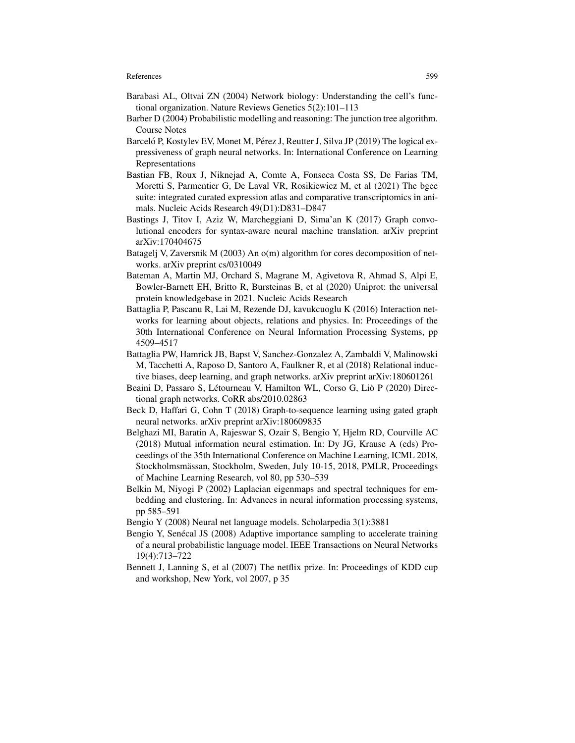Barabasi AL, Oltvai ZN (2004) Network biology: Understanding the cell's functional organization. Nature Reviews Genetics 5(2):101–113

Barber D (2004) Probabilistic modelling and reasoning: The junction tree algorithm. Course Notes

Barceló P, Kostylev EV, Monet M, Pérez J, Reutter J, Silva JP (2019) The logical expressiveness of graph neural networks. In: International Conference on Learning Representations

Bastian FB, Roux J, Niknejad A, Comte A, Fonseca Costa SS, De Farias TM, Moretti S, Parmentier G, De Laval VR, Rosikiewicz M, et al (2021) The bgee suite: integrated curated expression atlas and comparative transcriptomics in animals. Nucleic Acids Research 49(D1):D831–D847

Bastings J, Titov I, Aziz W, Marcheggiani D, Sima'an K (2017) Graph convolutional encoders for syntax-aware neural machine translation. arXiv preprint arXiv:170404675

Batagelj V, Zaversnik M (2003) An o(m) algorithm for cores decomposition of networks. arXiv preprint cs/0310049

Bateman A, Martin MJ, Orchard S, Magrane M, Agivetova R, Ahmad S, Alpi E, Bowler-Barnett EH, Britto R, Bursteinas B, et al (2020) Uniprot: the universal protein knowledgebase in 2021. Nucleic Acids Research

Battaglia P, Pascanu R, Lai M, Rezende DJ, kavukcuoglu K (2016) Interaction networks for learning about objects, relations and physics. In: Proceedings of the 30th International Conference on Neural Information Processing Systems, pp 4509–4517

Battaglia PW, Hamrick JB, Bapst V, Sanchez-Gonzalez A, Zambaldi V, Malinowski M, Tacchetti A, Raposo D, Santoro A, Faulkner R, et al (2018) Relational inductive biases, deep learning, and graph networks. arXiv preprint arXiv:180601261

Beaini D, Passaro S, Létourneau V, Hamilton WL, Corso G, Liò P (2020) Directional graph networks. CoRR abs/2010.02863

Beck D, Haffari G, Cohn T (2018) Graph-to-sequence learning using gated graph neural networks. arXiv preprint arXiv:180609835

Belghazi MI, Baratin A, Rajeswar S, Ozair S, Bengio Y, Hjelm RD, Courville AC (2018) Mutual information neural estimation. In: Dy JG, Krause A (eds) Proceedings of the 35th International Conference on Machine Learning, ICML 2018, Stockholmsmässan, Stockholm, Sweden, July 10-15, 2018, PMLR, Proceedings of Machine Learning Research, vol 80, pp 530–539

Belkin M, Niyogi P (2002) Laplacian eigenmaps and spectral techniques for embedding and clustering. In: Advances in neural information processing systems, pp 585–591

Bengio Y (2008) Neural net language models. Scholarpedia 3(1):3881

Bengio Y, Senécal JS (2008) Adaptive importance sampling to accelerate training of a neural probabilistic language model. IEEE Transactions on Neural Networks 19(4):713–722

Bennett J, Lanning S, et al (2007) The netflix prize. In: Proceedings of KDD cup and workshop, New York, vol 2007, p 35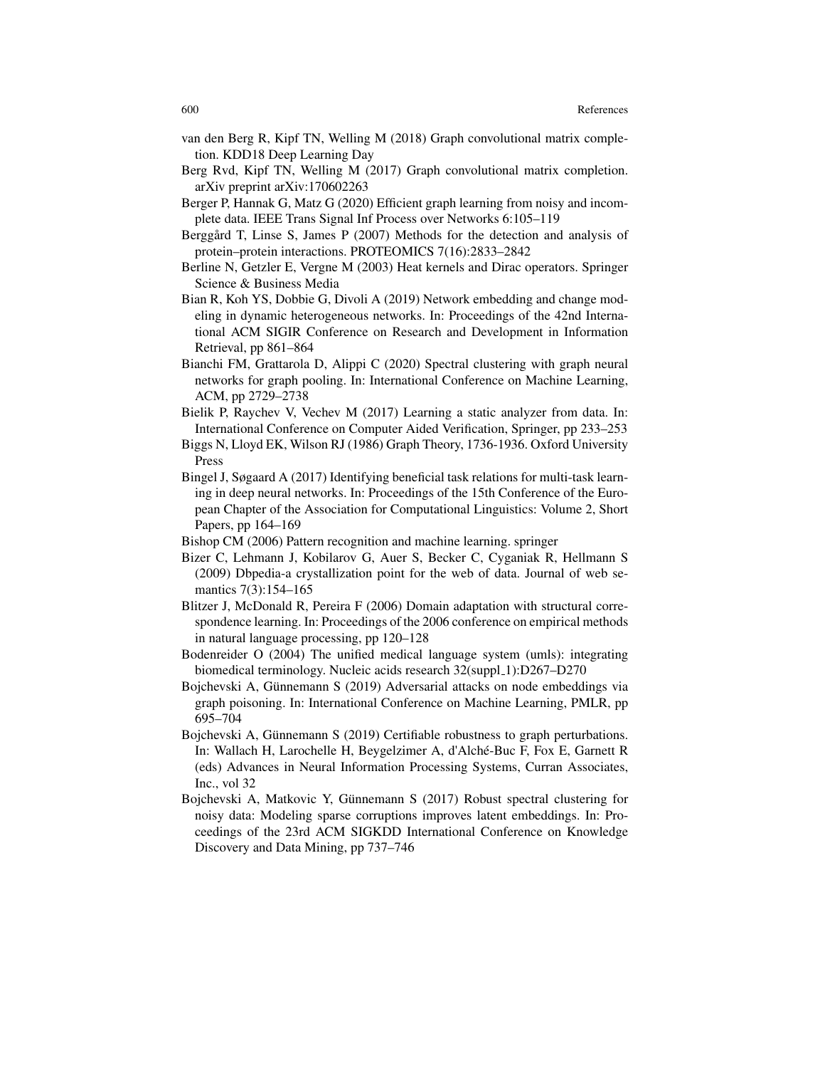van den Berg R, Kipf TN, Welling M (2018) Graph convolutional matrix completion. KDD18 Deep Learning Day

Berg Rvd, Kipf TN, Welling M (2017) Graph convolutional matrix completion. arXiv preprint arXiv:170602263

Berger P, Hannak G, Matz G (2020) Efficient graph learning from noisy and incomplete data. IEEE Trans Signal Inf Process over Networks 6:105–119

Berggård T, Linse S, James P (2007) Methods for the detection and analysis of protein–protein interactions. PROTEOMICS 7(16):2833–2842

Berline N, Getzler E, Vergne M (2003) Heat kernels and Dirac operators. Springer Science & Business Media

Bian R, Koh YS, Dobbie G, Divoli A (2019) Network embedding and change modeling in dynamic heterogeneous networks. In: Proceedings of the 42nd International ACM SIGIR Conference on Research and Development in Information Retrieval, pp 861–864

Bianchi FM, Grattarola D, Alippi C (2020) Spectral clustering with graph neural networks for graph pooling. In: International Conference on Machine Learning, ACM, pp 2729–2738

Bielik P, Raychev V, Vechev M (2017) Learning a static analyzer from data. In: International Conference on Computer Aided Verification, Springer, pp 233–253

Biggs N, Lloyd EK, Wilson RJ (1986) Graph Theory, 1736-1936. Oxford University Press

Bingel J, Søgaard A (2017) Identifying beneficial task relations for multi-task learning in deep neural networks. In: Proceedings of the 15th Conference of the European Chapter of the Association for Computational Linguistics: Volume 2, Short Papers, pp 164–169

Bishop CM (2006) Pattern recognition and machine learning. springer

Bizer C, Lehmann J, Kobilarov G, Auer S, Becker C, Cyganiak R, Hellmann S (2009) Dbpedia-a crystallization point for the web of data. Journal of web semantics 7(3):154–165

Blitzer J, McDonald R, Pereira F (2006) Domain adaptation with structural correspondence learning. In: Proceedings of the 2006 conference on empirical methods in natural language processing, pp 120–128

Bodenreider O (2004) The unified medical language system (umls): integrating biomedical terminology. Nucleic acids research 32(suppl_1):D267–D270

Bojchevski A, Günnemann S (2019) Adversarial attacks on node embeddings via graph poisoning. In: International Conference on Machine Learning, PMLR, pp 695–704

Bojchevski A, Günnemann S (2019) Certifiable robustness to graph perturbations. In: Wallach H, Larochelle H, Beygelzimer A, d'Alché-Buc F, Fox E, Garnett R (eds) Advances in Neural Information Processing Systems, Curran Associates, Inc., vol 32

Bojchevski A, Matkovic Y, Günnemann S (2017) Robust spectral clustering for noisy data: Modeling sparse corruptions improves latent embeddings. In: Proceedings of the 23rd ACM SIGKDD International Conference on Knowledge Discovery and Data Mining, pp 737–746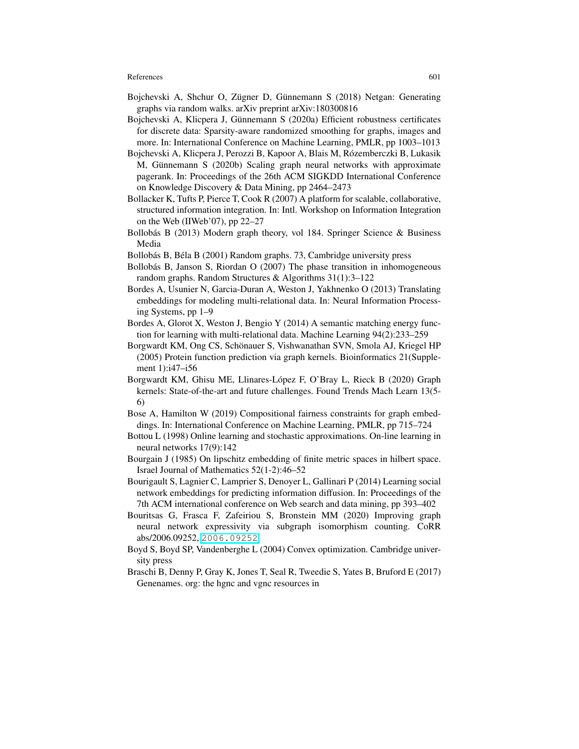Bojchevski A, Shchur O, Zügner D, Günnemann S (2018) Netgan: Generating graphs via random walks. arXiv preprint arXiv:180300816

Bojchevski A, Klicpera J, Günnemann S (2020a) Efficient robustness certificates for discrete data: Sparsity-aware randomized smoothing for graphs, images and more. In: International Conference on Machine Learning, PMLR, pp 1003–1013

Bojchevski A, Klicpera J, Perozzi B, Kapoor A, Blais M, Rózemberczki B, Lukasik M, Günnemann S (2020b) Scaling graph neural networks with approximate pagerank. In: Proceedings of the 26th ACM SIGKDD International Conference on Knowledge Discovery & Data Mining, pp 2464–2473

Bollacker K, Tufts P, Pierce T, Cook R (2007) A platform for scalable, collaborative, structured information integration. In: Intl. Workshop on Information Integration on the Web (IIWeb'07), pp 22–27

Bollobás B (2013) Modern graph theory, vol 184. Springer Science & Business Media

Bollobás B, Béla B (2001) Random graphs. 73, Cambridge university press

Bollobás B, Janson S, Riordan O (2007) The phase transition in inhomogeneous random graphs. Random Structures & Algorithms 31(1):3–122

Bordes A, Usunier N, Garcia-Duran A, Weston J, Yakhnenko O (2013) Translating embeddings for modeling multi-relational data. In: Neural Information Processing Systems, pp 1–9

Bordes A, Glorot X, Weston J, Bengio Y (2014) A semantic matching energy function for learning with multi-relational data. Machine Learning 94(2):233–259

Borgwardt KM, Ong CS, Schönauer S, Vishwanathan SVN, Smola AJ, Kriegel HP (2005) Protein function prediction via graph kernels. Bioinformatics 21(Supplement 1):i47–i56

Borgwardt KM, Ghisu ME, Llinares-López F, O'Bray L, Rieck B (2020) Graph kernels: State-of-the-art and future challenges. Found Trends Mach Learn 13(5-6)

Bose A, Hamilton W (2019) Compositional fairness constraints for graph embeddings. In: International Conference on Machine Learning, PMLR, pp 715–724

Bottou L (1998) Online learning and stochastic approximations. On-line learning in neural networks 17(9):142

Bourgain J (1985) On lipschitz embedding of finite metric spaces in hilbert space. Israel Journal of Mathematics 52(1-2):46–52

Bourigault S, Lagnier C, Lamprier S, Denoyer L, Gallinari P (2014) Learning social network embeddings for predicting information diffusion. In: Proceedings of the 7th ACM international conference on Web search and data mining, pp 393–402

Bouritsas G, Frasca F, Zafeiriou S, Bronstein MM (2020) Improving graph neural network expressivity via subgraph isomorphism counting. CoRR abs/2006.09252, 2006.09252

Boyd S, Boyd SP, Vandenberghe L (2004) Convex optimization. Cambridge university press

Braschi B, Denny P, Gray K, Jones T, Seal R, Tweedie S, Yates B, Bruford E (2017) Genenames. org: the hgnc and vgnc resources in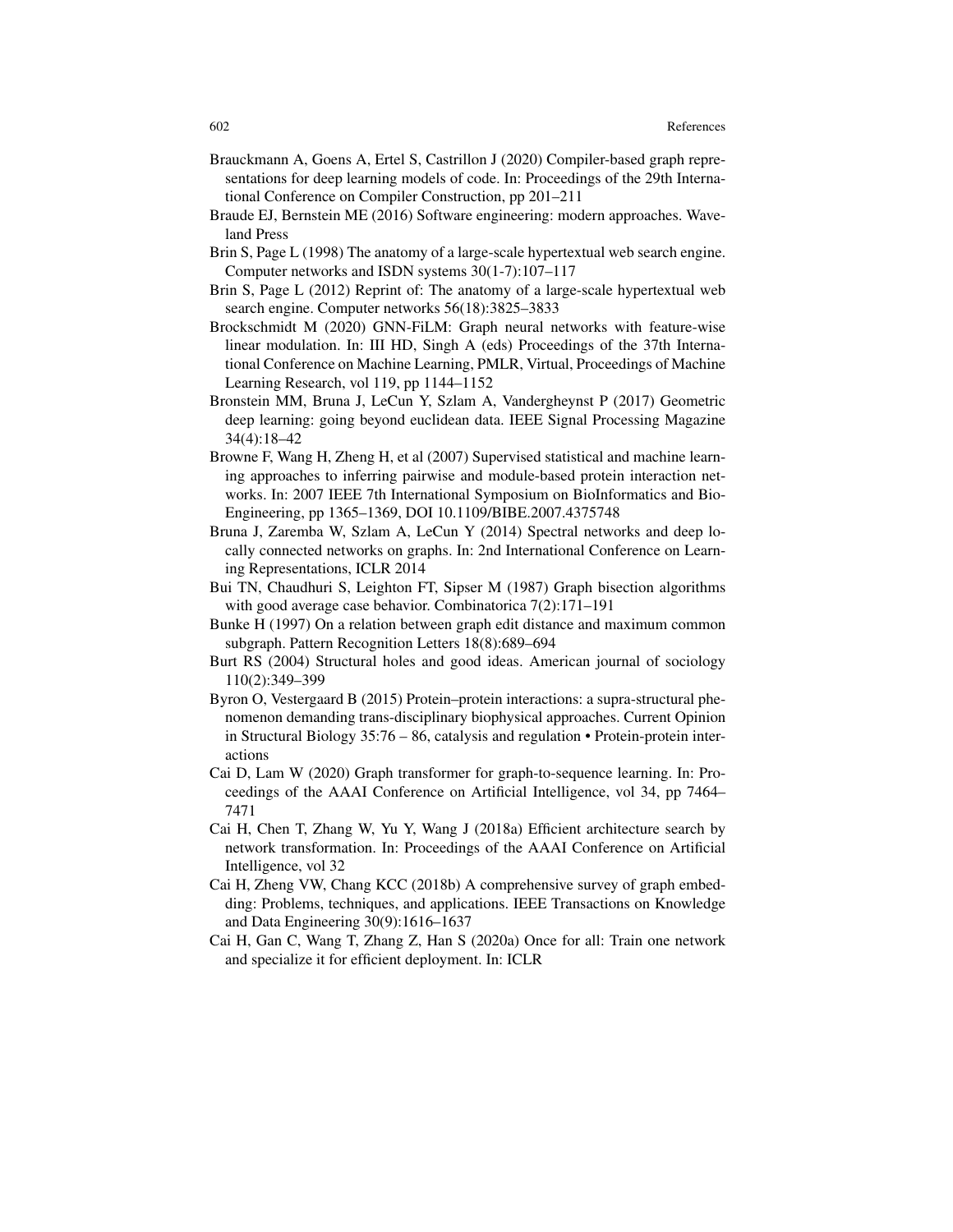Brauckmann A, Goens A, Ertel S, Castrillon J (2020) Compiler-based graph representations for deep learning models of code. In: Proceedings of the 29th International Conference on Compiler Construction, pp 201–211

Braude EJ, Bernstein ME (2016) Software engineering: modern approaches. Waveland Press

Brin S, Page L (1998) The anatomy of a large-scale hypertextual web search engine. Computer networks and ISDN systems 30(1-7):107–117

Brin S, Page L (2012) Reprint of: The anatomy of a large-scale hypertextual web search engine. Computer networks 56(18):3825–3833

Brockschmidt M (2020) GNN-FiLM: Graph neural networks with feature-wise linear modulation. In: III HD, Singh A (eds) Proceedings of the 37th International Conference on Machine Learning, PMLR, Virtual, Proceedings of Machine Learning Research, vol 119, pp 1144–1152

Bronstein MM, Bruna J, LeCun Y, Szlam A, Vandergheynst P (2017) Geometric deep learning: going beyond euclidean data. IEEE Signal Processing Magazine 34(4):18–42

Browne F, Wang H, Zheng H, et al (2007) Supervised statistical and machine learning approaches to inferring pairwise and module-based protein interaction networks. In: 2007 IEEE 7th International Symposium on BioInformatics and BioEngineering, pp 1365–1369, DOI 10.1109/BIBE.2007.4375748

Bruna J, Zaremba W, Szlam A, LeCun Y (2014) Spectral networks and deep locally connected networks on graphs. In: 2nd International Conference on Learning Representations, ICLR 2014

Bui TN, Chaudhuri S, Leighton FT, Sipser M (1987) Graph bisection algorithms with good average case behavior. Combinatorica 7(2):171–191

Bunke H (1997) On a relation between graph edit distance and maximum common subgraph. Pattern Recognition Letters 18(8):689–694

Burt RS (2004) Structural holes and good ideas. American journal of sociology 110(2):349–399

Byron O, Vestergaard B (2015) Protein–protein interactions: a supra-structural phenomenon demanding trans-disciplinary biophysical approaches. Current Opinion in Structural Biology 35:76 – 86, catalysis and regulation • Protein-protein interactions

Cai D, Lam W (2020) Graph transformer for graph-to-sequence learning. In: Proceedings of the AAAI Conference on Artificial Intelligence, vol 34, pp 7464–7471

Cai H, Chen T, Zhang W, Yu Y, Wang J (2018a) Efficient architecture search by network transformation. In: Proceedings of the AAAI Conference on Artificial Intelligence, vol 32

Cai H, Zheng VW, Chang KCC (2018b) A comprehensive survey of graph embedding: Problems, techniques, and applications. IEEE Transactions on Knowledge and Data Engineering 30(9):1616–1637

Cai H, Gan C, Wang T, Zhang Z, Han S (2020a) Once for all: Train one network and specialize it for efficient deployment. In: ICLR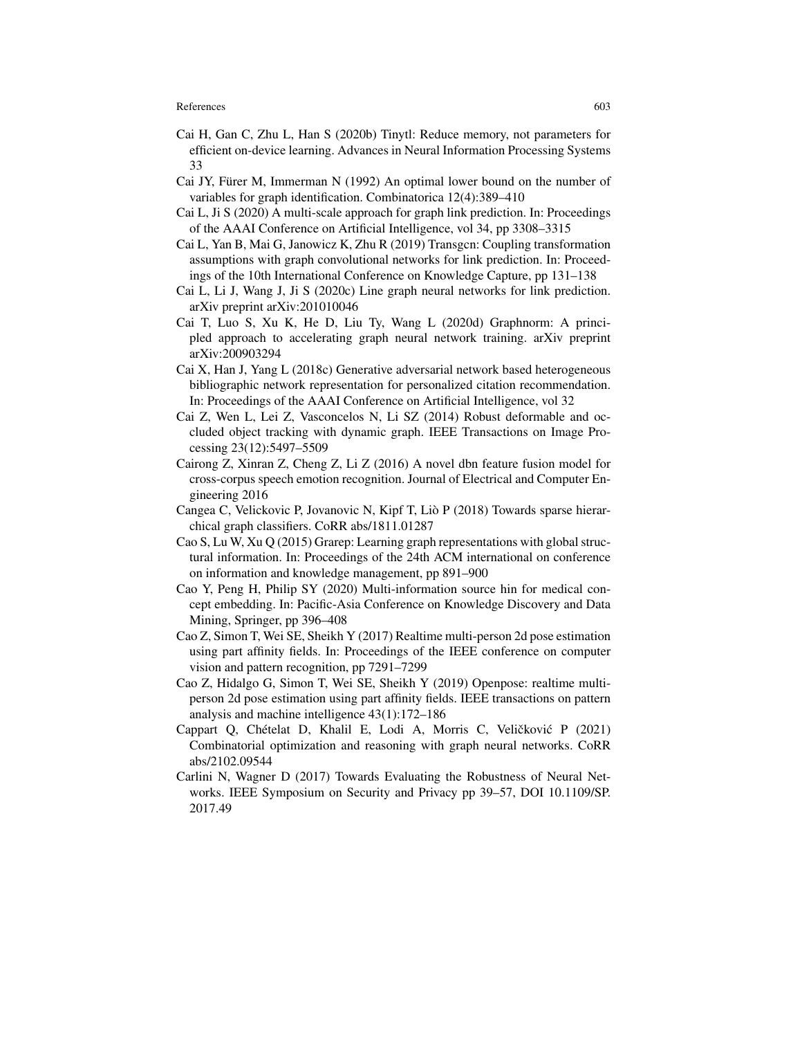Cai H, Gan C, Zhu L, Han S (2020b) Tinytl: Reduce memory, not parameters for efficient on-device learning. Advances in Neural Information Processing Systems 33

Cai JY, Fürer M, Immerman N (1992) An optimal lower bound on the number of variables for graph identification. Combinatorica 12(4):389–410

Cai L, Ji S (2020) A multi-scale approach for graph link prediction. In: Proceedings of the AAAI Conference on Artificial Intelligence, vol 34, pp 3308–3315

Cai L, Yan B, Mai G, Janowicz K, Zhu R (2019) Transgcn: Coupling transformation assumptions with graph convolutional networks for link prediction. In: Proceedings of the 10th International Conference on Knowledge Capture, pp 131–138

Cai L, Li J, Wang J, Ji S (2020c) Line graph neural networks for link prediction. arXiv preprint arXiv:201010046

Cai T, Luo S, Xu K, He D, Liu Ty, Wang L (2020d) Graphnorm: A principled approach to accelerating graph neural network training. arXiv preprint arXiv:200903294

Cai X, Han J, Yang L (2018c) Generative adversarial network based heterogeneous bibliographic network representation for personalized citation recommendation. In: Proceedings of the AAAI Conference on Artificial Intelligence, vol 32

Cai Z, Wen L, Lei Z, Vasconcelos N, Li SZ (2014) Robust deformable and occluded object tracking with dynamic graph. IEEE Transactions on Image Processing 23(12):5497–5509

Cairong Z, Xinran Z, Cheng Z, Li Z (2016) A novel dbn feature fusion model for cross-corpus speech emotion recognition. Journal of Electrical and Computer Engineering 2016

Cangea C, Velickovic P, Jovanovic N, Kipf T, Liò P (2018) Towards sparse hierarchical graph classifiers. CoRR abs/1811.01287

Cao S, Lu W, Xu Q (2015) Grarep: Learning graph representations with global structural information. In: Proceedings of the 24th ACM international on conference on information and knowledge management, pp 891–900

Cao Y, Peng H, Philip SY (2020) Multi-information source hin for medical concept embedding. In: Pacific-Asia Conference on Knowledge Discovery and Data Mining, Springer, pp 396–408

Cao Z, Simon T, Wei SE, Sheikh Y (2017) Realtime multi-person 2d pose estimation using part affinity fields. In: Proceedings of the IEEE conference on computer vision and pattern recognition, pp 7291–7299

Cao Z, Hidalgo G, Simon T, Wei SE, Sheikh Y (2019) Openpose: realtime multi-person 2d pose estimation using part affinity fields. IEEE transactions on pattern analysis and machine intelligence 43(1):172–186

Cappart Q, Chételat D, Khalil E, Lodi A, Morris C, Veličković P (2021) Combinatorial optimization and reasoning with graph neural networks. CoRR abs/2102.09544

Carlini N, Wagner D (2017) Towards Evaluating the Robustness of Neural Networks. IEEE Symposium on Security and Privacy pp 39–57, DOI 10.1109/SP.2017.49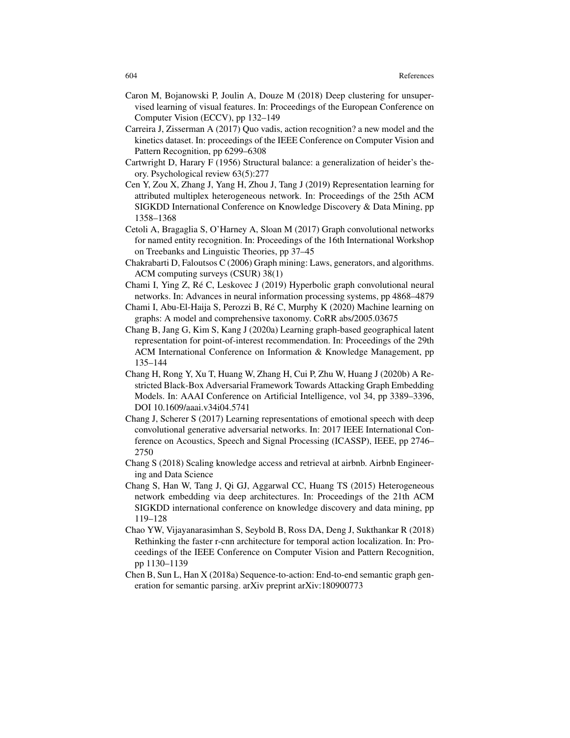Caron M, Bojanowski P, Joulin A, Douze M (2018) Deep clustering for unsupervised learning of visual features. In: Proceedings of the European Conference on Computer Vision (ECCV), pp 132–149

Carreira J, Zisserman A (2017) Quo vadis, action recognition? a new model and the kinetics dataset. In: proceedings of the IEEE Conference on Computer Vision and Pattern Recognition, pp 6299–6308

Cartwright D, Harary F (1956) Structural balance: a generalization of heider's theory. Psychological review 63(5):277

Cen Y, Zou X, Zhang J, Yang H, Zhou J, Tang J (2019) Representation learning for attributed multiplex heterogeneous network. In: Proceedings of the 25th ACM SIGKDD International Conference on Knowledge Discovery & Data Mining, pp 1358–1368

Cetoli A, Bragaglia S, O'Harney A, Sloan M (2017) Graph convolutional networks for named entity recognition. In: Proceedings of the 16th International Workshop on Treebanks and Linguistic Theories, pp 37–45

Chakrabarti D, Faloutsos C (2006) Graph mining: Laws, generators, and algorithms. ACM computing surveys (CSUR) 38(1)

Chami I, Ying Z, Ré C, Leskovec J (2019) Hyperbolic graph convolutional neural networks. In: Advances in neural information processing systems, pp 4868–4879

Chami I, Abu-El-Haija S, Perozzi B, Ré C, Murphy K (2020) Machine learning on graphs: A model and comprehensive taxonomy. CoRR abs/2005.03675

Chang B, Jang G, Kim S, Kang J (2020a) Learning graph-based geographical latent representation for point-of-interest recommendation. In: Proceedings of the 29th ACM International Conference on Information & Knowledge Management, pp 135–144

Chang H, Rong Y, Xu T, Huang W, Zhang H, Cui P, Zhu W, Huang J (2020b) A Restricted Black-Box Adversarial Framework Towards Attacking Graph Embedding Models. In: AAAI Conference on Artificial Intelligence, vol 34, pp 3389–3396, DOI 10.1609/aaai.v34i04.5741

Chang J, Scherer S (2017) Learning representations of emotional speech with deep convolutional generative adversarial networks. In: 2017 IEEE International Conference on Acoustics, Speech and Signal Processing (ICASSP), IEEE, pp 2746–2750

Chang S (2018) Scaling knowledge access and retrieval at airbnb. Airbnb Engineering and Data Science

Chang S, Han W, Tang J, Qi GJ, Aggarwal CC, Huang TS (2015) Heterogeneous network embedding via deep architectures. In: Proceedings of the 21th ACM SIGKDD international conference on knowledge discovery and data mining, pp 119–128

Chao YW, Vijayanarasimhan S, Seybold B, Ross DA, Deng J, Sukthankar R (2018) Rethinking the faster r-cnn architecture for temporal action localization. In: Proceedings of the IEEE Conference on Computer Vision and Pattern Recognition, pp 1130–1139

Chen B, Sun L, Han X (2018a) Sequence-to-action: End-to-end semantic graph generation for semantic parsing. arXiv preprint arXiv:180900773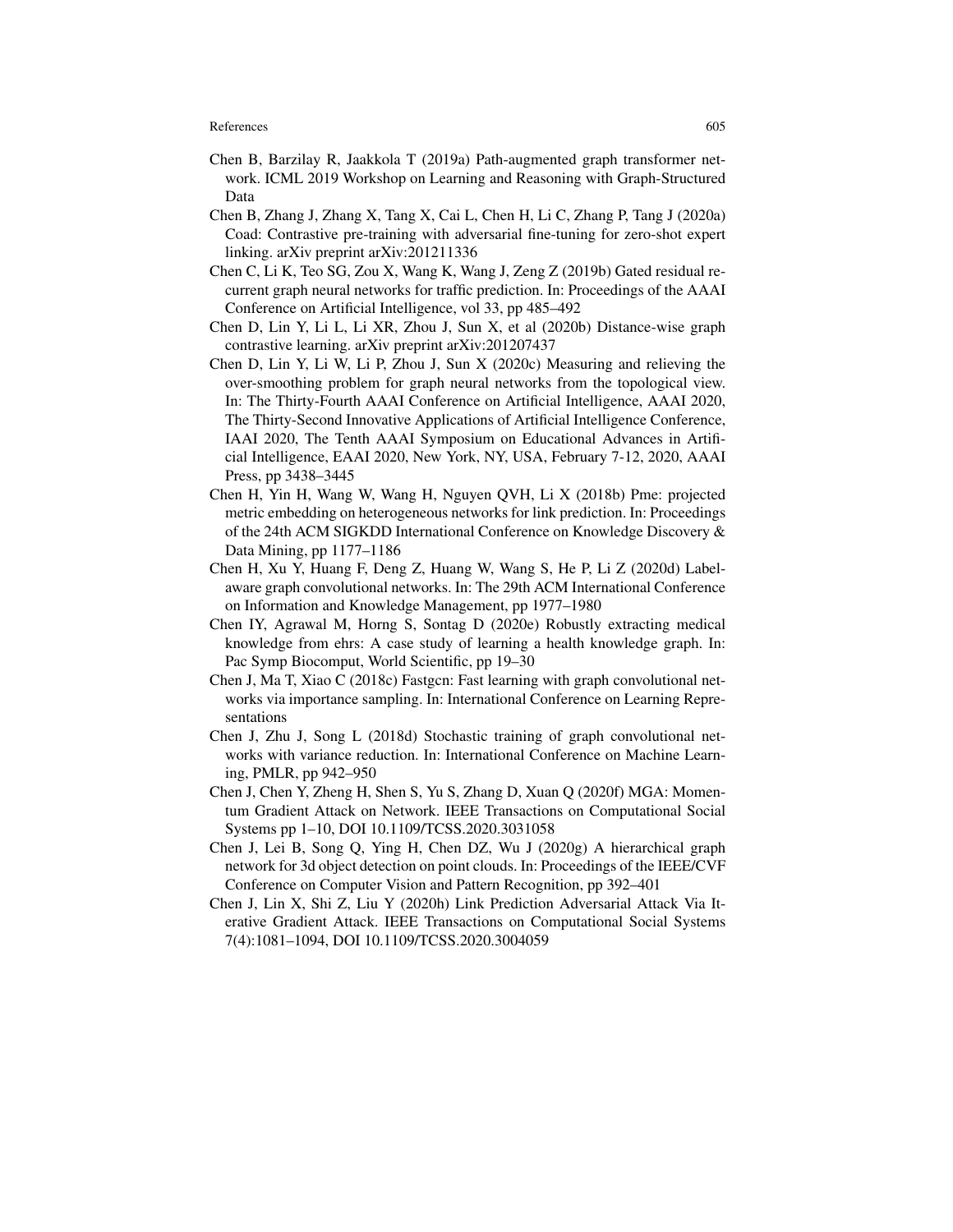Chen B, Barzilay R, Jaakkola T (2019a) Path-augmented graph transformer network. ICML 2019 Workshop on Learning and Reasoning with Graph-Structured Data

Chen B, Zhang J, Zhang X, Tang X, Cai L, Chen H, Li C, Zhang P, Tang J (2020a) Coad: Contrastive pre-training with adversarial fine-tuning for zero-shot expert linking. arXiv preprint arXiv:201211336

Chen C, Li K, Teo SG, Zou X, Wang K, Wang J, Zeng Z (2019b) Gated residual recurrent graph neural networks for traffic prediction. In: Proceedings of the AAAI Conference on Artificial Intelligence, vol 33, pp 485–492

Chen D, Lin Y, Li L, Li XR, Zhou J, Sun X, et al (2020b) Distance-wise graph contrastive learning. arXiv preprint arXiv:201207437

Chen D, Lin Y, Li W, Li P, Zhou J, Sun X (2020c) Measuring and relieving the over-smoothing problem for graph neural networks from the topological view. In: The Thirty-Fourth AAAI Conference on Artificial Intelligence, AAAI 2020, The Thirty-Second Innovative Applications of Artificial Intelligence Conference, IAAI 2020, The Tenth AAAI Symposium on Educational Advances in Artificial Intelligence, EAAI 2020, New York, NY, USA, February 7-12, 2020, AAAI Press, pp 3438–3445

Chen H, Yin H, Wang W, Wang H, Nguyen QVH, Li X (2018b) Pme: projected metric embedding on heterogeneous networks for link prediction. In: Proceedings of the 24th ACM SIGKDD International Conference on Knowledge Discovery & Data Mining, pp 1177–1186

Chen H, Xu Y, Huang F, Deng Z, Huang W, Wang S, He P, Li Z (2020d) Label-aware graph convolutional networks. In: The 29th ACM International Conference on Information and Knowledge Management, pp 1977–1980

Chen IY, Agrawal M, Horng S, Sontag D (2020e) Robustly extracting medical knowledge from ehrs: A case study of learning a health knowledge graph. In: Pac Symp Biocomput, World Scientific, pp 19–30

Chen J, Ma T, Xiao C (2018c) Fastgcn: Fast learning with graph convolutional networks via importance sampling. In: International Conference on Learning Representations

Chen J, Zhu J, Song L (2018d) Stochastic training of graph convolutional networks with variance reduction. In: International Conference on Machine Learning, PMLR, pp 942–950

Chen J, Chen Y, Zheng H, Shen S, Yu S, Zhang D, Xuan Q (2020f) MGA: Momentum Gradient Attack on Network. IEEE Transactions on Computational Social Systems pp 1–10, DOI 10.1109/TCSS.2020.3031058

Chen J, Lei B, Song Q, Ying H, Chen DZ, Wu J (2020g) A hierarchical graph network for 3d object detection on point clouds. In: Proceedings of the IEEE/CVF Conference on Computer Vision and Pattern Recognition, pp 392–401

Chen J, Lin X, Shi Z, Liu Y (2020h) Link Prediction Adversarial Attack Via Iterative Gradient Attack. IEEE Transactions on Computational Social Systems 7(4):1081–1094, DOI 10.1109/TCSS.2020.3004059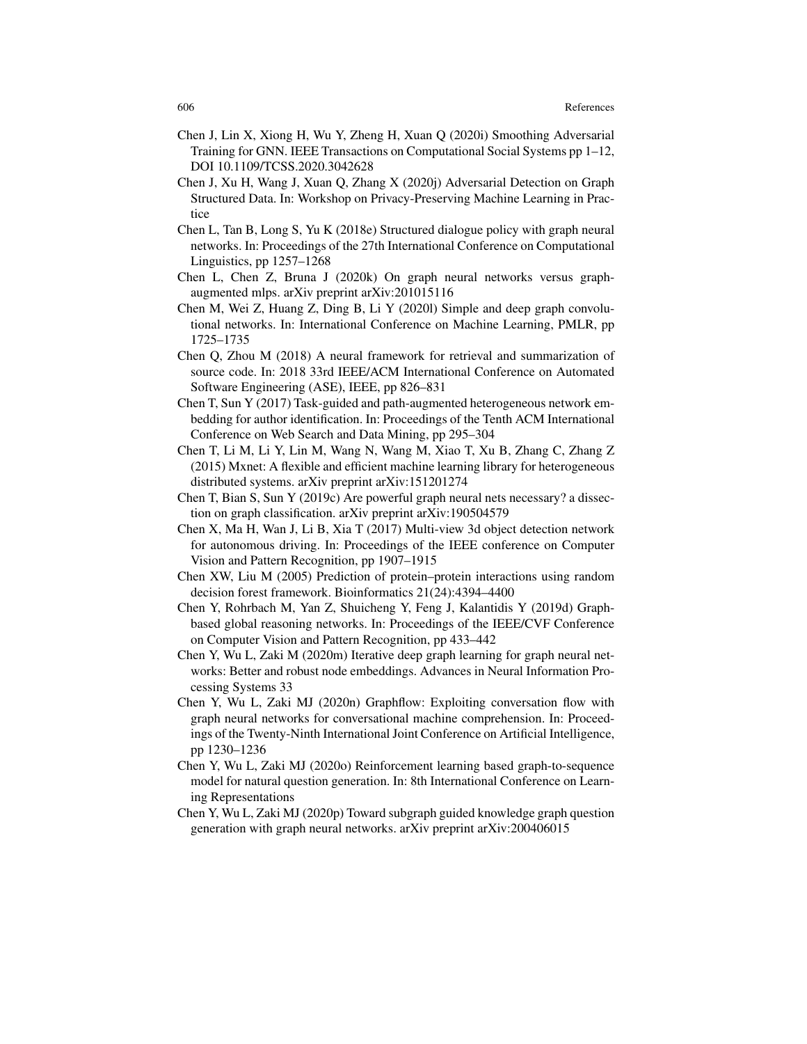Chen J, Lin X, Xiong H, Wu Y, Zheng H, Xuan Q (2020i) Smoothing Adversarial Training for GNN. IEEE Transactions on Computational Social Systems pp 1–12, DOI 10.1109/TCSS.2020.3042628

Chen J, Xu H, Wang J, Xuan Q, Zhang X (2020j) Adversarial Detection on Graph Structured Data. In: Workshop on Privacy-Preserving Machine Learning in Practice

Chen L, Tan B, Long S, Yu K (2018e) Structured dialogue policy with graph neural networks. In: Proceedings of the 27th International Conference on Computational Linguistics, pp 1257–1268

Chen L, Chen Z, Bruna J (2020k) On graph neural networks versus graph-augmented mlps. arXiv preprint arXiv:201015116

Chen M, Wei Z, Huang Z, Ding B, Li Y (2020l) Simple and deep graph convolutional networks. In: International Conference on Machine Learning, PMLR, pp 1725–1735

Chen Q, Zhou M (2018) A neural framework for retrieval and summarization of source code. In: 2018 33rd IEEE/ACM International Conference on Automated Software Engineering (ASE), IEEE, pp 826–831

Chen T, Sun Y (2017) Task-guided and path-augmented heterogeneous network embedding for author identification. In: Proceedings of the Tenth ACM International Conference on Web Search and Data Mining, pp 295–304

Chen T, Li M, Li Y, Lin M, Wang N, Wang M, Xiao T, Xu B, Zhang C, Zhang Z (2015) Mxnet: A flexible and efficient machine learning library for heterogeneous distributed systems. arXiv preprint arXiv:151201274

Chen T, Bian S, Sun Y (2019c) Are powerful graph neural nets necessary? a dissection on graph classification. arXiv preprint arXiv:190504579

Chen X, Ma H, Wan J, Li B, Xia T (2017) Multi-view 3d object detection network for autonomous driving. In: Proceedings of the IEEE conference on Computer Vision and Pattern Recognition, pp 1907–1915

Chen XW, Liu M (2005) Prediction of protein–protein interactions using random decision forest framework. Bioinformatics 21(24):4394–4400

Chen Y, Rohrbach M, Yan Z, Shuicheng Y, Feng J, Kalantidis Y (2019d) Graph-based global reasoning networks. In: Proceedings of the IEEE/CVF Conference on Computer Vision and Pattern Recognition, pp 433–442

Chen Y, Wu L, Zaki M (2020m) Iterative deep graph learning for graph neural networks: Better and robust node embeddings. Advances in Neural Information Processing Systems 33

Chen Y, Wu L, Zaki MJ (2020n) Graphflow: Exploiting conversation flow with graph neural networks for conversational machine comprehension. In: Proceedings of the Twenty-Ninth International Joint Conference on Artificial Intelligence, pp 1230–1236

Chen Y, Wu L, Zaki MJ (2020o) Reinforcement learning based graph-to-sequence model for natural question generation. In: 8th International Conference on Learning Representations

Chen Y, Wu L, Zaki MJ (2020p) Toward subgraph guided knowledge graph question generation with graph neural networks. arXiv preprint arXiv:200406015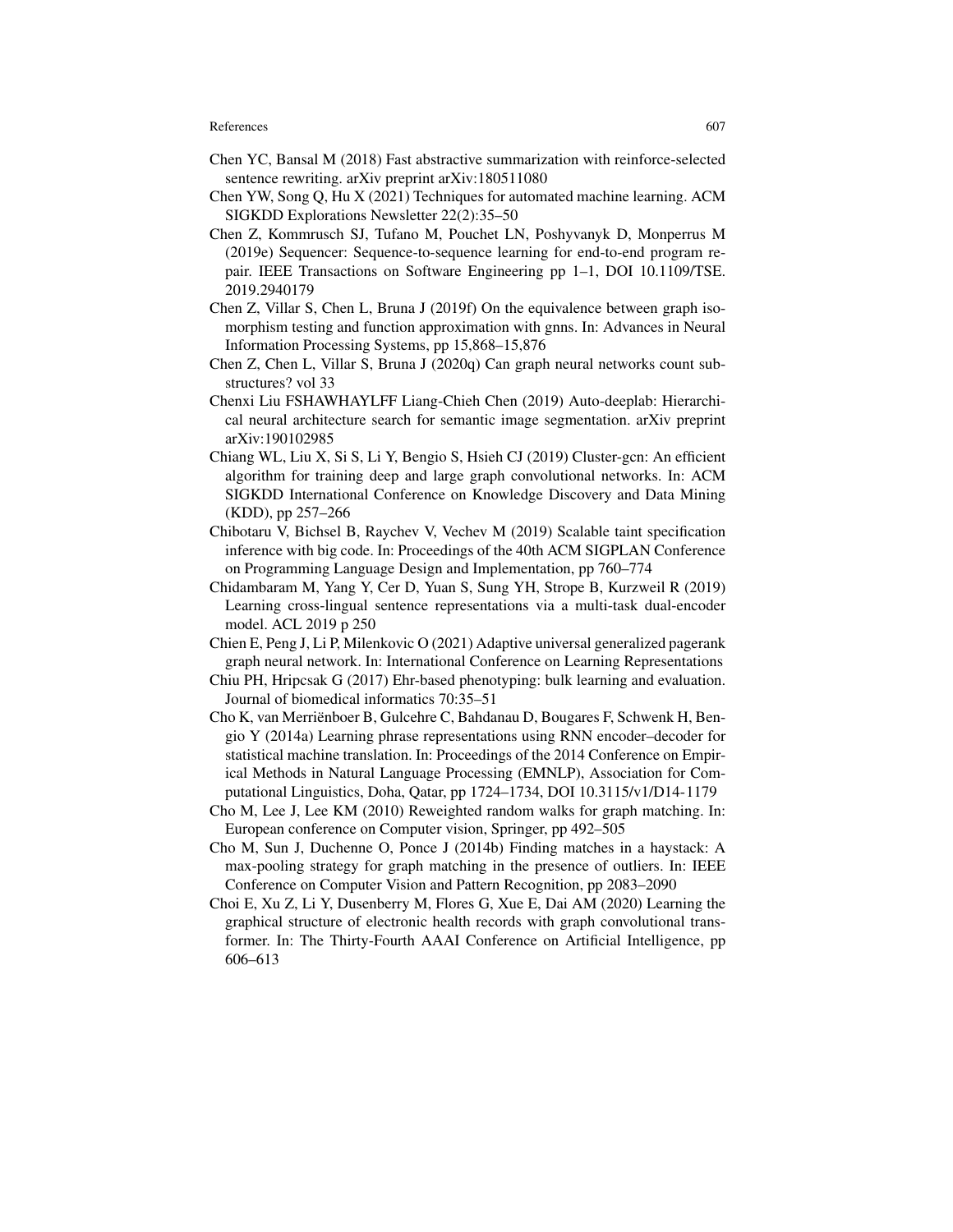Chen YC, Bansal M (2018) Fast abstractive summarization with reinforce-selected sentence rewriting. arXiv preprint arXiv:180511080

Chen YW, Song Q, Hu X (2021) Techniques for automated machine learning. ACM SIGKDD Explorations Newsletter 22(2):35–50

Chen Z, Kommrusch SJ, Tufano M, Pouchet LN, Poshyvanyk D, Monperrus M (2019e) Sequencer: Sequence-to-sequence learning for end-to-end program repair. IEEE Transactions on Software Engineering pp 1–1, DOI 10.1109/TSE.2019.2940179

Chen Z, Villar S, Chen L, Bruna J (2019f) On the equivalence between graph isomorphism testing and function approximation with gnns. In: Advances in Neural Information Processing Systems, pp 15,868–15,876

Chen Z, Chen L, Villar S, Bruna J (2020q) Can graph neural networks count substructures? vol 33

Chenxi Liu FSHAWHAYLFF Liang-Chieh Chen (2019) Auto-deeplab: Hierarchical neural architecture search for semantic image segmentation. arXiv preprint arXiv:190102985

Chiang WL, Liu X, Si S, Li Y, Bengio S, Hsieh CJ (2019) Cluster-gcn: An efficient algorithm for training deep and large graph convolutional networks. In: ACM SIGKDD International Conference on Knowledge Discovery and Data Mining (KDD), pp 257–266

Chibotaru V, Bichsel B, Raychev V, Vechev M (2019) Scalable taint specification inference with big code. In: Proceedings of the 40th ACM SIGPLAN Conference on Programming Language Design and Implementation, pp 760–774

Chidambaram M, Yang Y, Cer D, Yuan S, Sung YH, Strope B, Kurzweil R (2019) Learning cross-lingual sentence representations via a multi-task dual-encoder model. ACL 2019 p 250

Chien E, Peng J, Li P, Milenkovic O (2021) Adaptive universal generalized pagerank graph neural network. In: International Conference on Learning Representations

Chiu PH, Hripcsak G (2017) Ehr-based phenotyping: bulk learning and evaluation. Journal of biomedical informatics 70:35–51

Cho K, van Merriënboer B, Gulcehre C, Bahdanau D, Bougares F, Schwenk H, Bengio Y (2014a) Learning phrase representations using RNN encoder–decoder for statistical machine translation. In: Proceedings of the 2014 Conference on Empirical Methods in Natural Language Processing (EMNLP), Association for Computational Linguistics, Doha, Qatar, pp 1724–1734, DOI 10.3115/v1/D14-1179

Cho M, Lee J, Lee KM (2010) Reweighted random walks for graph matching. In: European conference on Computer vision, Springer, pp 492–505

Cho M, Sun J, Duchenne O, Ponce J (2014b) Finding matches in a haystack: A max-pooling strategy for graph matching in the presence of outliers. In: IEEE Conference on Computer Vision and Pattern Recognition, pp 2083–2090

Choi E, Xu Z, Li Y, Dusenberry M, Flores G, Xue E, Dai AM (2020) Learning the graphical structure of electronic health records with graph convolutional transformer. In: The Thirty-Fourth AAAI Conference on Artificial Intelligence, pp 606–613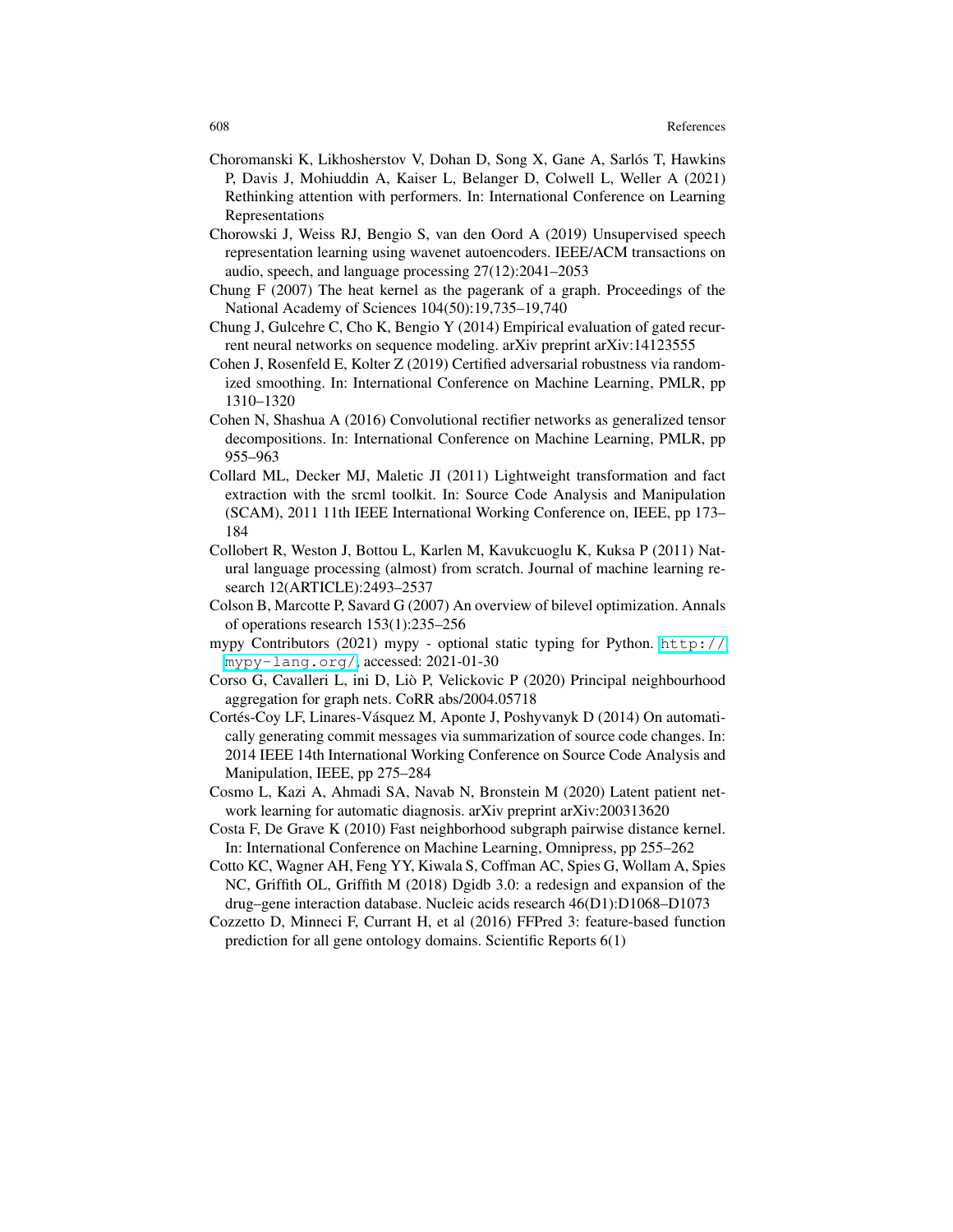Choromanski K, Likhosherstov V, Dohan D, Song X, Gane A, Sarlós T, Hawkins P, Davis J, Mohiuddin A, Kaiser L, Belanger D, Colwell L, Weller A (2021) Rethinking attention with performers. In: International Conference on Learning Representations

Chorowski J, Weiss RJ, Bengio S, van den Oord A (2019) Unsupervised speech representation learning using wavenet autoencoders. IEEE/ACM transactions on audio, speech, and language processing 27(12):2041–2053

Chung F (2007) The heat kernel as the pagerank of a graph. Proceedings of the National Academy of Sciences 104(50):19,735–19,740

Chung J, Gulcehre C, Cho K, Bengio Y (2014) Empirical evaluation of gated recurrent neural networks on sequence modeling. arXiv preprint arXiv:14123555

Cohen J, Rosenfeld E, Kolter Z (2019) Certified adversarial robustness via randomized smoothing. In: International Conference on Machine Learning, PMLR, pp 1310–1320

Cohen N, Shashua A (2016) Convolutional rectifier networks as generalized tensor decompositions. In: International Conference on Machine Learning, PMLR, pp 955–963

Collard ML, Decker MJ, Maletic JI (2011) Lightweight transformation and fact extraction with the srcml toolkit. In: Source Code Analysis and Manipulation (SCAM), 2011 11th IEEE International Working Conference on, IEEE, pp 173–184

Collobert R, Weston J, Bottou L, Karlen M, Kavukcuoglu K, Kuksa P (2011) Natural language processing (almost) from scratch. Journal of machine learning research 12(ARTICLE):2493–2537

Colson B, Marcotte P, Savard G (2007) An overview of bilevel optimization. Annals of operations research 153(1):235–256

mypy Contributors (2021) mypy - optional static typing for Python. http://mypy-lang.org/, accessed: 2021-01-30

Corso G, Cavalleri L, ini D, Liò P, Velickovic P (2020) Principal neighbourhood aggregation for graph nets. CoRR abs/2004.05718

Cortés-Coy LF, Linares-Vásquez M, Aponte J, Poshyvanyk D (2014) On automatically generating commit messages via summarization of source code changes. In: 2014 IEEE 14th International Working Conference on Source Code Analysis and Manipulation, IEEE, pp 275–284

Cosmo L, Kazi A, Ahmadi SA, Navab N, Bronstein M (2020) Latent patient network learning for automatic diagnosis. arXiv preprint arXiv:200313620

Costa F, De Grave K (2010) Fast neighborhood subgraph pairwise distance kernel. In: International Conference on Machine Learning, Omnipress, pp 255–262

Cotto KC, Wagner AH, Feng YY, Kiwala S, Coffman AC, Spies G, Wollam A, Spies NC, Griffith OL, Griffith M (2018) Dgidb 3.0: a redesign and expansion of the drug–gene interaction database. Nucleic acids research 46(D1):D1068–D1073

Cozzetto D, Minneci F, Currant H, et al (2016) FFPred 3: feature-based function prediction for all gene ontology domains. Scientific Reports 6(1)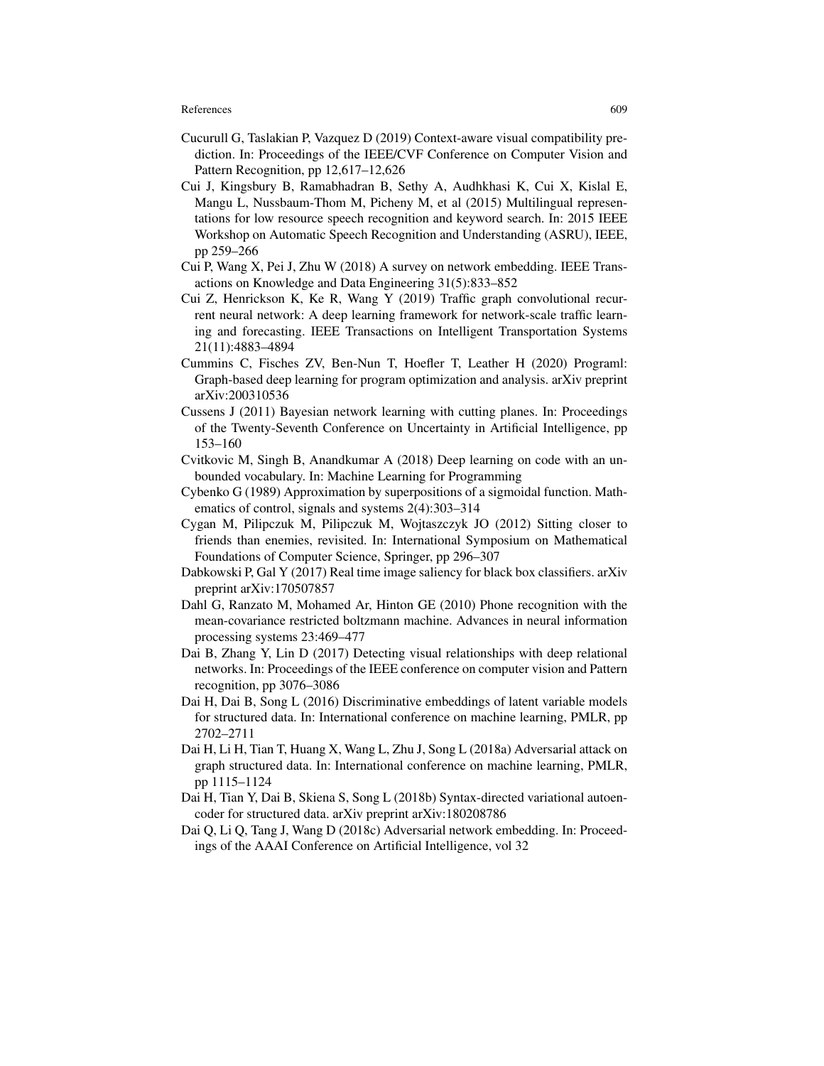Cucurull G, Taslakian P, Vazquez D (2019) Context-aware visual compatibility prediction. In: Proceedings of the IEEE/CVF Conference on Computer Vision and Pattern Recognition, pp 12,617–12,626

Cui J, Kingsbury B, Ramabhadran B, Sethy A, Audhkhasi K, Cui X, Kislal E, Mangu L, Nussbaum-Thom M, Picheny M, et al (2015) Multilingual representations for low resource speech recognition and keyword search. In: 2015 IEEE Workshop on Automatic Speech Recognition and Understanding (ASRU), IEEE, pp 259–266

Cui P, Wang X, Pei J, Zhu W (2018) A survey on network embedding. IEEE Transactions on Knowledge and Data Engineering 31(5):833–852

Cui Z, Henrickson K, Ke R, Wang Y (2019) Traffic graph convolutional recurrent neural network: A deep learning framework for network-scale traffic learning and forecasting. IEEE Transactions on Intelligent Transportation Systems 21(11):4883–4894

Cummins C, Fisches ZV, Ben-Nun T, Hoefler T, Leather H (2020) Programl: Graph-based deep learning for program optimization and analysis. arXiv preprint arXiv:200310536

Cussens J (2011) Bayesian network learning with cutting planes. In: Proceedings of the Twenty-Seventh Conference on Uncertainty in Artificial Intelligence, pp 153–160

Cvitkovic M, Singh B, Anandkumar A (2018) Deep learning on code with an unbounded vocabulary. In: Machine Learning for Programming

Cybenko G (1989) Approximation by superpositions of a sigmoidal function. Mathematics of control, signals and systems 2(4):303–314

Cygan M, Pilipczuk M, Pilipczuk M, Wojtaszczyk JO (2012) Sitting closer to friends than enemies, revisited. In: International Symposium on Mathematical Foundations of Computer Science, Springer, pp 296–307

Dabkowski P, Gal Y (2017) Real time image saliency for black box classifiers. arXiv preprint arXiv:170507857

Dahl G, Ranzato M, Mohamed Ar, Hinton GE (2010) Phone recognition with the mean-covariance restricted boltzmann machine. Advances in neural information processing systems 23:469–477

Dai B, Zhang Y, Lin D (2017) Detecting visual relationships with deep relational networks. In: Proceedings of the IEEE conference on computer vision and Pattern recognition, pp 3076–3086

Dai H, Dai B, Song L (2016) Discriminative embeddings of latent variable models for structured data. In: International conference on machine learning, PMLR, pp 2702–2711

Dai H, Li H, Tian T, Huang X, Wang L, Zhu J, Song L (2018a) Adversarial attack on graph structured data. In: International conference on machine learning, PMLR, pp 1115–1124

Dai H, Tian Y, Dai B, Skiena S, Song L (2018b) Syntax-directed variational autoencoder for structured data. arXiv preprint arXiv:180208786

Dai Q, Li Q, Tang J, Wang D (2018c) Adversarial network embedding. In: Proceedings of the AAAI Conference on Artificial Intelligence, vol 32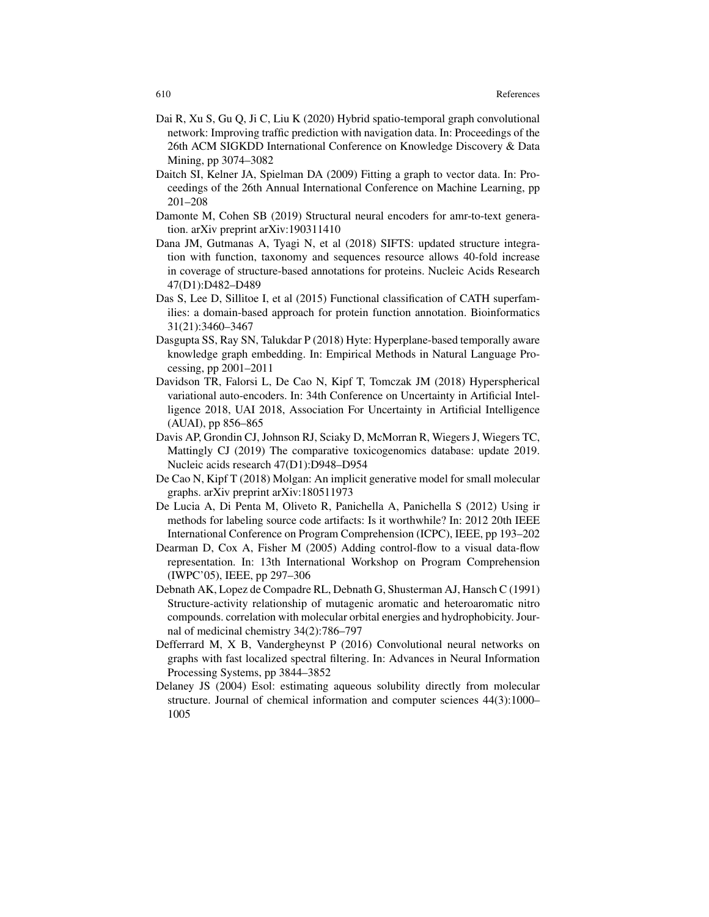Dai R, Xu S, Gu Q, Ji C, Liu K (2020) Hybrid spatio-temporal graph convolutional network: Improving traffic prediction with navigation data. In: Proceedings of the 26th ACM SIGKDD International Conference on Knowledge Discovery & Data Mining, pp 3074–3082

Daitch SI, Kelner JA, Spielman DA (2009) Fitting a graph to vector data. In: Proceedings of the 26th Annual International Conference on Machine Learning, pp 201–208

Damonte M, Cohen SB (2019) Structural neural encoders for amr-to-text generation. arXiv preprint arXiv:190311410

Dana JM, Gutmanas A, Tyagi N, et al (2018) SIFTS: updated structure integration with function, taxonomy and sequences resource allows 40-fold increase in coverage of structure-based annotations for proteins. Nucleic Acids Research 47(D1):D482–D489

Das S, Lee D, Sillitoe I, et al (2015) Functional classification of CATH superfamilies: a domain-based approach for protein function annotation. Bioinformatics 31(21):3460–3467

Dasgupta SS, Ray SN, Talukdar P (2018) Hyte: Hyperplane-based temporally aware knowledge graph embedding. In: Empirical Methods in Natural Language Processing, pp 2001–2011

Davidson TR, Falorsi L, De Cao N, Kipf T, Tomczak JM (2018) Hyperspherical variational auto-encoders. In: 34th Conference on Uncertainty in Artificial Intelligence 2018, UAI 2018, Association For Uncertainty in Artificial Intelligence (AUAI), pp 856–865

Davis AP, Grondin CJ, Johnson RJ, Sciaky D, McMorran R, Wiegers J, Wiegers TC, Mattingly CJ (2019) The comparative toxicogenomics database: update 2019. Nucleic acids research 47(D1):D948–D954

De Cao N, Kipf T (2018) Molgan: An implicit generative model for small molecular graphs. arXiv preprint arXiv:180511973

De Lucia A, Di Penta M, Oliveto R, Panichella A, Panichella S (2012) Using ir methods for labeling source code artifacts: Is it worthwhile? In: 2012 20th IEEE International Conference on Program Comprehension (ICPC), IEEE, pp 193–202

Dearman D, Cox A, Fisher M (2005) Adding control-flow to a visual data-flow representation. In: 13th International Workshop on Program Comprehension (IWPC'05), IEEE, pp 297–306

Debnath AK, Lopez de Compadre RL, Debnath G, Shusterman AJ, Hansch C (1991) Structure-activity relationship of mutagenic aromatic and heteroaromatic nitro compounds. correlation with molecular orbital energies and hydrophobicity. Journal of medicinal chemistry 34(2):786–797

Defferrard M, X B, Vandergheynst P (2016) Convolutional neural networks on graphs with fast localized spectral filtering. In: Advances in Neural Information Processing Systems, pp 3844–3852

Delaney JS (2004) Esol: estimating aqueous solubility directly from molecular structure. Journal of chemical information and computer sciences 44(3):1000–1005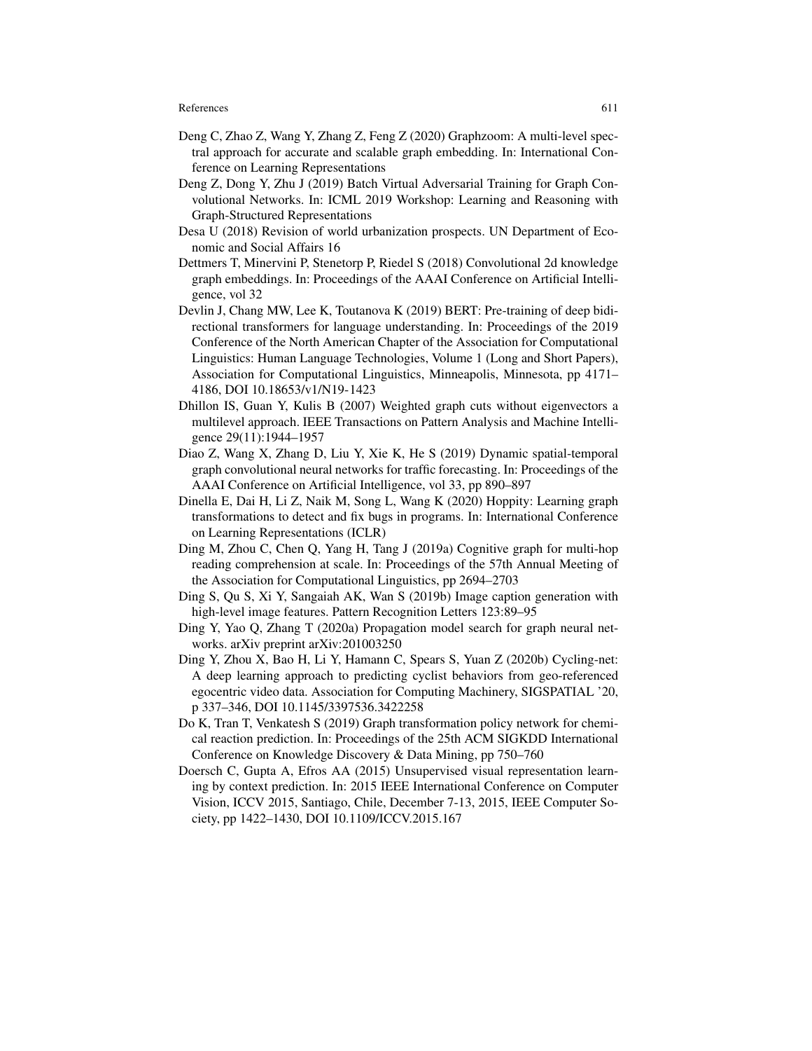Deng C, Zhao Z, Wang Y, Zhang Z, Feng Z (2020) Graphzoom: A multi-level spectral approach for accurate and scalable graph embedding. In: International Conference on Learning Representations

Deng Z, Dong Y, Zhu J (2019) Batch Virtual Adversarial Training for Graph Convolutional Networks. In: ICML 2019 Workshop: Learning and Reasoning with Graph-Structured Representations

Desa U (2018) Revision of world urbanization prospects. UN Department of Economic and Social Affairs 16

Dettmers T, Minervini P, Stenetorp P, Riedel S (2018) Convolutional 2d knowledge graph embeddings. In: Proceedings of the AAAI Conference on Artificial Intelligence, vol 32

Devlin J, Chang MW, Lee K, Toutanova K (2019) BERT: Pre-training of deep bidirectional transformers for language understanding. In: Proceedings of the 2019 Conference of the North American Chapter of the Association for Computational Linguistics: Human Language Technologies, Volume 1 (Long and Short Papers), Association for Computational Linguistics, Minneapolis, Minnesota, pp 4171–4186, DOI 10.18653/v1/N19-1423

Dhillon IS, Guan Y, Kulis B (2007) Weighted graph cuts without eigenvectors a multilevel approach. IEEE Transactions on Pattern Analysis and Machine Intelligence 29(11):1944–1957

Diao Z, Wang X, Zhang D, Liu Y, Xie K, He S (2019) Dynamic spatial-temporal graph convolutional neural networks for traffic forecasting. In: Proceedings of the AAAI Conference on Artificial Intelligence, vol 33, pp 890–897

Dinella E, Dai H, Li Z, Naik M, Song L, Wang K (2020) Hoppity: Learning graph transformations to detect and fix bugs in programs. In: International Conference on Learning Representations (ICLR)

Ding M, Zhou C, Chen Q, Yang H, Tang J (2019a) Cognitive graph for multi-hop reading comprehension at scale. In: Proceedings of the 57th Annual Meeting of the Association for Computational Linguistics, pp 2694–2703

Ding S, Qu S, Xi Y, Sangaiah AK, Wan S (2019b) Image caption generation with high-level image features. Pattern Recognition Letters 123:89–95

Ding Y, Yao Q, Zhang T (2020a) Propagation model search for graph neural networks. arXiv preprint arXiv:201003250

Ding Y, Zhou X, Bao H, Li Y, Hamann C, Spears S, Yuan Z (2020b) Cycling-net: A deep learning approach to predicting cyclist behaviors from geo-referenced egocentric video data. Association for Computing Machinery, SIGSPATIAL '20, p 337–346, DOI 10.1145/3397536.3422258

Do K, Tran T, Venkatesh S (2019) Graph transformation policy network for chemical reaction prediction. In: Proceedings of the 25th ACM SIGKDD International Conference on Knowledge Discovery & Data Mining, pp 750–760

Doersch C, Gupta A, Efros AA (2015) Unsupervised visual representation learning by context prediction. In: 2015 IEEE International Conference on Computer Vision, ICCV 2015, Santiago, Chile, December 7-13, 2015, IEEE Computer Society, pp 1422–1430, DOI 10.1109/ICCV.2015.167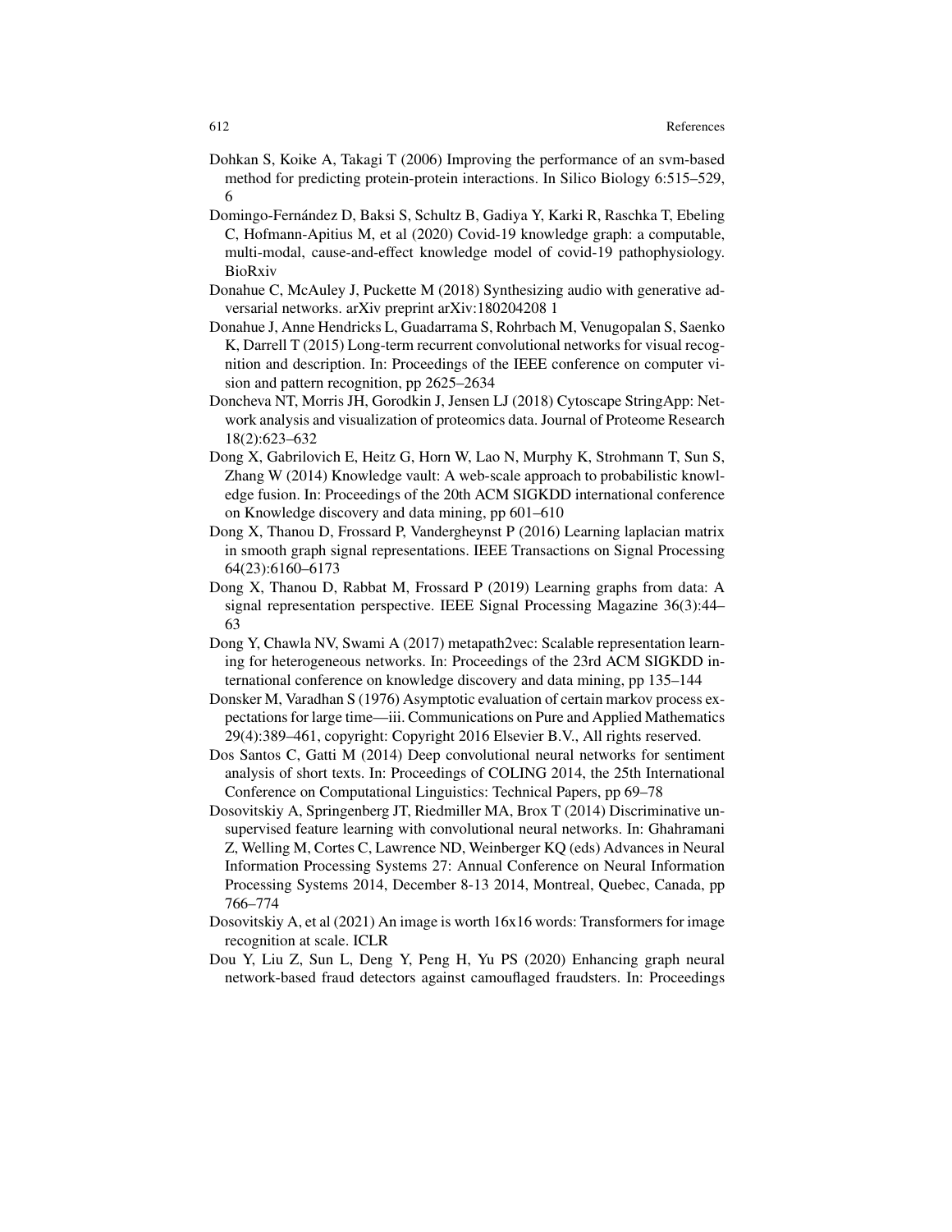Dohkan S, Koike A, Takagi T (2006) Improving the performance of an svm-based method for predicting protein-protein interactions. In Silico Biology 6:515–529, 6

Domingo-Fernández D, Baksi S, Schultz B, Gadiya Y, Karki R, Raschka T, Ebeling C, Hofmann-Apitius M, et al (2020) Covid-19 knowledge graph: a computable, multi-modal, cause-and-effect knowledge model of covid-19 pathophysiology. BioRxiv

Donahue C, McAuley J, Puckette M (2018) Synthesizing audio with generative adversarial networks. arXiv preprint arXiv:180204208 1

Donahue J, Anne Hendricks L, Guadarrama S, Rohrbach M, Venugopalan S, Saenko K, Darrell T (2015) Long-term recurrent convolutional networks for visual recognition and description. In: Proceedings of the IEEE conference on computer vision and pattern recognition, pp 2625–2634

Doncheva NT, Morris JH, Gorodkin J, Jensen LJ (2018) Cytoscape StringApp: Network analysis and visualization of proteomics data. Journal of Proteome Research 18(2):623–632

Dong X, Gabrilovich E, Heitz G, Horn W, Lao N, Murphy K, Strohmann T, Sun S, Zhang W (2014) Knowledge vault: A web-scale approach to probabilistic knowledge fusion. In: Proceedings of the 20th ACM SIGKDD international conference on Knowledge discovery and data mining, pp 601–610

Dong X, Thanou D, Frossard P, Vandergheynst P (2016) Learning laplacian matrix in smooth graph signal representations. IEEE Transactions on Signal Processing 64(23):6160–6173

Dong X, Thanou D, Rabbat M, Frossard P (2019) Learning graphs from data: A signal representation perspective. IEEE Signal Processing Magazine 36(3):44–63

Dong Y, Chawla NV, Swami A (2017) metapath2vec: Scalable representation learning for heterogeneous networks. In: Proceedings of the 23rd ACM SIGKDD international conference on knowledge discovery and data mining, pp 135–144

Donsker M, Varadhan S (1976) Asymptotic evaluation of certain markov process expectations for large time—iii. Communications on Pure and Applied Mathematics 29(4):389–461, copyright: Copyright 2016 Elsevier B.V., All rights reserved.

Dos Santos C, Gatti M (2014) Deep convolutional neural networks for sentiment analysis of short texts. In: Proceedings of COLING 2014, the 25th International Conference on Computational Linguistics: Technical Papers, pp 69–78

Dosovitskiy A, Springenberg JT, Riedmiller MA, Brox T (2014) Discriminative unsupervised feature learning with convolutional neural networks. In: Ghahramani Z, Welling M, Cortes C, Lawrence ND, Weinberger KQ (eds) Advances in Neural Information Processing Systems 27: Annual Conference on Neural Information Processing Systems 2014, December 8-13 2014, Montreal, Quebec, Canada, pp 766–774

Dosovitskiy A, et al (2021) An image is worth 16x16 words: Transformers for image recognition at scale. ICLR

Dou Y, Liu Z, Sun L, Deng Y, Peng H, Yu PS (2020) Enhancing graph neural network-based fraud detectors against camouflaged fraudsters. In: Proceedings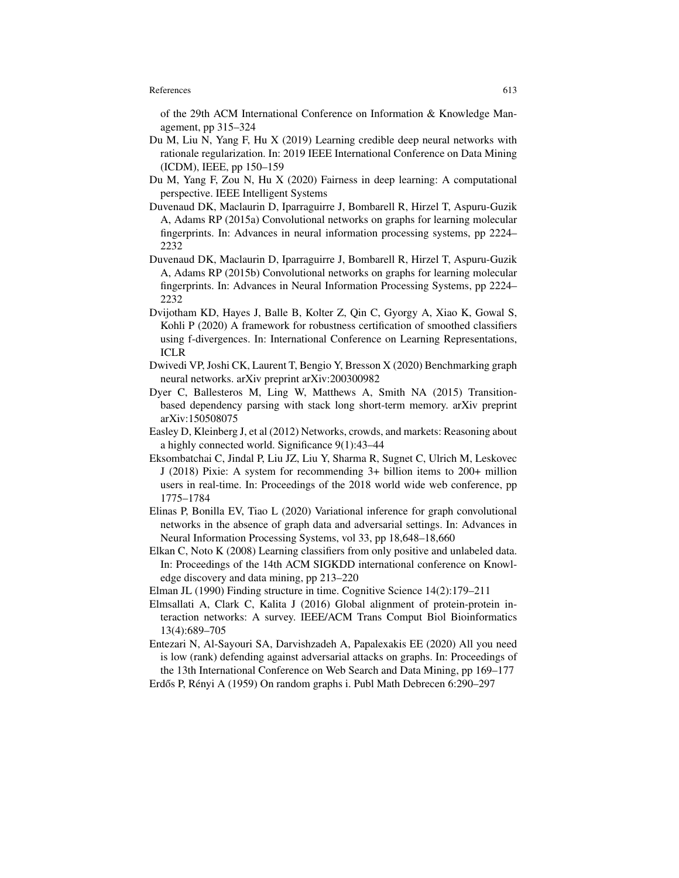of the 29th ACM International Conference on Information & Knowledge Management, pp 315–324

Du M, Liu N, Yang F, Hu X (2019) Learning credible deep neural networks with rationale regularization. In: 2019 IEEE International Conference on Data Mining (ICDM), IEEE, pp 150–159

Du M, Yang F, Zou N, Hu X (2020) Fairness in deep learning: A computational perspective. IEEE Intelligent Systems

Duvenaud DK, Maclaurin D, Iparraguirre J, Bombarell R, Hirzel T, Aspuru-Guzik A, Adams RP (2015a) Convolutional networks on graphs for learning molecular fingerprints. In: Advances in neural information processing systems, pp 2224–2232

Duvenaud DK, Maclaurin D, Iparraguirre J, Bombarell R, Hirzel T, Aspuru-Guzik A, Adams RP (2015b) Convolutional networks on graphs for learning molecular fingerprints. In: Advances in Neural Information Processing Systems, pp 2224–2232

Dvijotham KD, Hayes J, Balle B, Kolter Z, Qin C, Gyorgy A, Xiao K, Gowal S, Kohli P (2020) A framework for robustness certification of smoothed classifiers using f-divergences. In: International Conference on Learning Representations, ICLR

Dwivedi VP, Joshi CK, Laurent T, Bengio Y, Bresson X (2020) Benchmarking graph neural networks. arXiv preprint arXiv:200300982

Dyer C, Ballesteros M, Ling W, Matthews A, Smith NA (2015) Transition-based dependency parsing with stack long short-term memory. arXiv preprint arXiv:150508075

Easley D, Kleinberg J, et al (2012) Networks, crowds, and markets: Reasoning about a highly connected world. Significance 9(1):43–44

Eksombatchai C, Jindal P, Liu JZ, Liu Y, Sharma R, Sugnet C, Ulrich M, Leskovec J (2018) Pixie: A system for recommending 3+ billion items to 200+ million users in real-time. In: Proceedings of the 2018 world wide web conference, pp 1775–1784

Elinas P, Bonilla EV, Tiao L (2020) Variational inference for graph convolutional networks in the absence of graph data and adversarial settings. In: Advances in Neural Information Processing Systems, vol 33, pp 18,648–18,660

Elkan C, Noto K (2008) Learning classifiers from only positive and unlabeled data. In: Proceedings of the 14th ACM SIGKDD international conference on Knowledge discovery and data mining, pp 213–220

Elman JL (1990) Finding structure in time. Cognitive Science 14(2):179–211

Elmsallati A, Clark C, Kalita J (2016) Global alignment of protein-protein interaction networks: A survey. IEEE/ACM Trans Comput Biol Bioinformatics 13(4):689–705

Entezari N, Al-Sayouri SA, Darvishzadeh A, Papalexakis EE (2020) All you need is low (rank) defending against adversarial attacks on graphs. In: Proceedings of the 13th International Conference on Web Search and Data Mining, pp 169–177

Erdős P, Rényi A (1959) On random graphs i. Publ Math Debrecen 6:290–297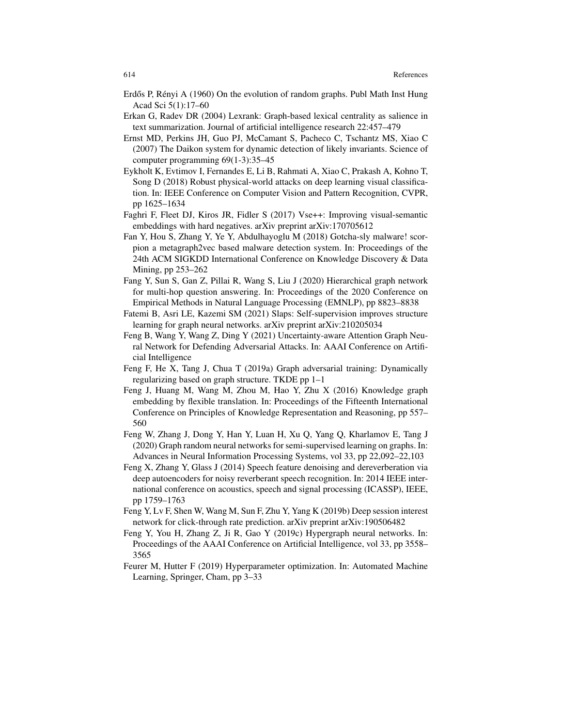Erdős P, Rényi A (1960) On the evolution of random graphs. Publ Math Inst Hung Acad Sci 5(1):17–60

Erkan G, Radev DR (2004) Lexrank: Graph-based lexical centrality as salience in text summarization. Journal of artificial intelligence research 22:457–479

Ernst MD, Perkins JH, Guo PJ, McCamant S, Pacheco C, Tschantz MS, Xiao C (2007) The Daikon system for dynamic detection of likely invariants. Science of computer programming 69(1-3):35–45

Eykholt K, Evtimov I, Fernandes E, Li B, Rahmati A, Xiao C, Prakash A, Kohno T, Song D (2018) Robust physical-world attacks on deep learning visual classification. In: IEEE Conference on Computer Vision and Pattern Recognition, CVPR, pp 1625–1634

Faghri F, Fleet DJ, Kiros JR, Fidler S (2017) Vse++: Improving visual-semantic embeddings with hard negatives. arXiv preprint arXiv:170705612

Fan Y, Hou S, Zhang Y, Ye Y, Abdulhayoglu M (2018) Gotcha-sly malware! scorpion a metagraph2vec based malware detection system. In: Proceedings of the 24th ACM SIGKDD International Conference on Knowledge Discovery & Data Mining, pp 253–262

Fang Y, Sun S, Gan Z, Pillai R, Wang S, Liu J (2020) Hierarchical graph network for multi-hop question answering. In: Proceedings of the 2020 Conference on Empirical Methods in Natural Language Processing (EMNLP), pp 8823–8838

Fatemi B, Asri LE, Kazemi SM (2021) Slaps: Self-supervision improves structure learning for graph neural networks. arXiv preprint arXiv:210205034

Feng B, Wang Y, Wang Z, Ding Y (2021) Uncertainty-aware Attention Graph Neural Network for Defending Adversarial Attacks. In: AAAI Conference on Artificial Intelligence

Feng F, He X, Tang J, Chua T (2019a) Graph adversarial training: Dynamically regularizing based on graph structure. TKDE pp 1–1

Feng J, Huang M, Wang M, Zhou M, Hao Y, Zhu X (2016) Knowledge graph embedding by flexible translation. In: Proceedings of the Fifteenth International Conference on Principles of Knowledge Representation and Reasoning, pp 557–560

Feng W, Zhang J, Dong Y, Han Y, Luan H, Xu Q, Yang Q, Kharlamov E, Tang J (2020) Graph random neural networks for semi-supervised learning on graphs. In: Advances in Neural Information Processing Systems, vol 33, pp 22,092–22,103

Feng X, Zhang Y, Glass J (2014) Speech feature denoising and dereverberation via deep autoencoders for noisy reverberant speech recognition. In: 2014 IEEE international conference on acoustics, speech and signal processing (ICASSP), IEEE, pp 1759–1763

Feng Y, Lv F, Shen W, Wang M, Sun F, Zhu Y, Yang K (2019b) Deep session interest network for click-through rate prediction. arXiv preprint arXiv:190506482

Feng Y, You H, Zhang Z, Ji R, Gao Y (2019c) Hypergraph neural networks. In: Proceedings of the AAAI Conference on Artificial Intelligence, vol 33, pp 3558–3565

Feurer M, Hutter F (2019) Hyperparameter optimization. In: Automated Machine Learning, Springer, Cham, pp 3–33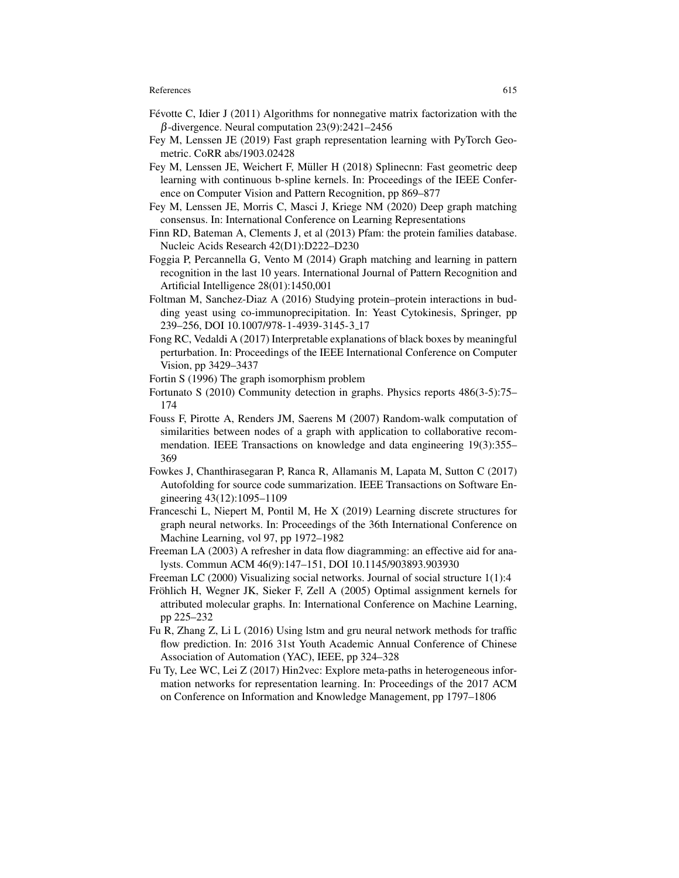Févotte C, Idier J (2011) Algorithms for nonnegative matrix factorization with the $\beta$-divergence. Neural computation 23(9):2421–2456

Fey M, Lenssen JE (2019) Fast graph representation learning with PyTorch Geometric. CoRR abs/1903.02428

Fey M, Lenssen JE, Weichert F, Müller H (2018) Splinecnn: Fast geometric deep learning with continuous b-spline kernels. In: Proceedings of the IEEE Conference on Computer Vision and Pattern Recognition, pp 869–877

Fey M, Lenssen JE, Morris C, Masci J, Kriege NM (2020) Deep graph matching consensus. In: International Conference on Learning Representations

Finn RD, Bateman A, Clements J, et al (2013) Pfam: the protein families database. Nucleic Acids Research 42(D1):D222–D230

Foggia P, Percannella G, Vento M (2014) Graph matching and learning in pattern recognition in the last 10 years. International Journal of Pattern Recognition and Artificial Intelligence 28(01):1450,001

Foltman M, Sanchez-Diaz A (2016) Studying protein–protein interactions in budding yeast using co-immunoprecipitation. In: Yeast Cytokinesis, Springer, pp 239–256, DOI 10.1007/978-1-4939-3145-3_17

Fong RC, Vedaldi A (2017) Interpretable explanations of black boxes by meaningful perturbation. In: Proceedings of the IEEE International Conference on Computer Vision, pp 3429–3437

Fortin S (1996) The graph isomorphism problem

Fortunato S (2010) Community detection in graphs. Physics reports 486(3-5):75–174

Fouss F, Pirotte A, Renders JM, Saerens M (2007) Random-walk computation of similarities between nodes of a graph with application to collaborative recommendation. IEEE Transactions on knowledge and data engineering 19(3):355–369

Fowkes J, Chanthirasegaran P, Ranca R, Allamanis M, Lapata M, Sutton C (2017) Autofolding for source code summarization. IEEE Transactions on Software Engineering 43(12):1095–1109

Franceschi L, Niepert M, Pontil M, He X (2019) Learning discrete structures for graph neural networks. In: Proceedings of the 36th International Conference on Machine Learning, vol 97, pp 1972–1982

Freeman LA (2003) A refresher in data flow diagramming: an effective aid for analysts. Commun ACM 46(9):147–151, DOI 10.1145/903893.903930

Freeman LC (2000) Visualizing social networks. Journal of social structure 1(1):4

Fröhlich H, Wegner JK, Sieker F, Zell A (2005) Optimal assignment kernels for attributed molecular graphs. In: International Conference on Machine Learning, pp 225–232

Fu R, Zhang Z, Li L (2016) Using lstm and gru neural network methods for traffic flow prediction. In: 2016 31st Youth Academic Annual Conference of Chinese Association of Automation (YAC), IEEE, pp 324–328

Fu Ty, Lee WC, Lei Z (2017) Hin2vec: Explore meta-paths in heterogeneous information networks for representation learning. In: Proceedings of the 2017 ACM on Conference on Information and Knowledge Management, pp 1797–1806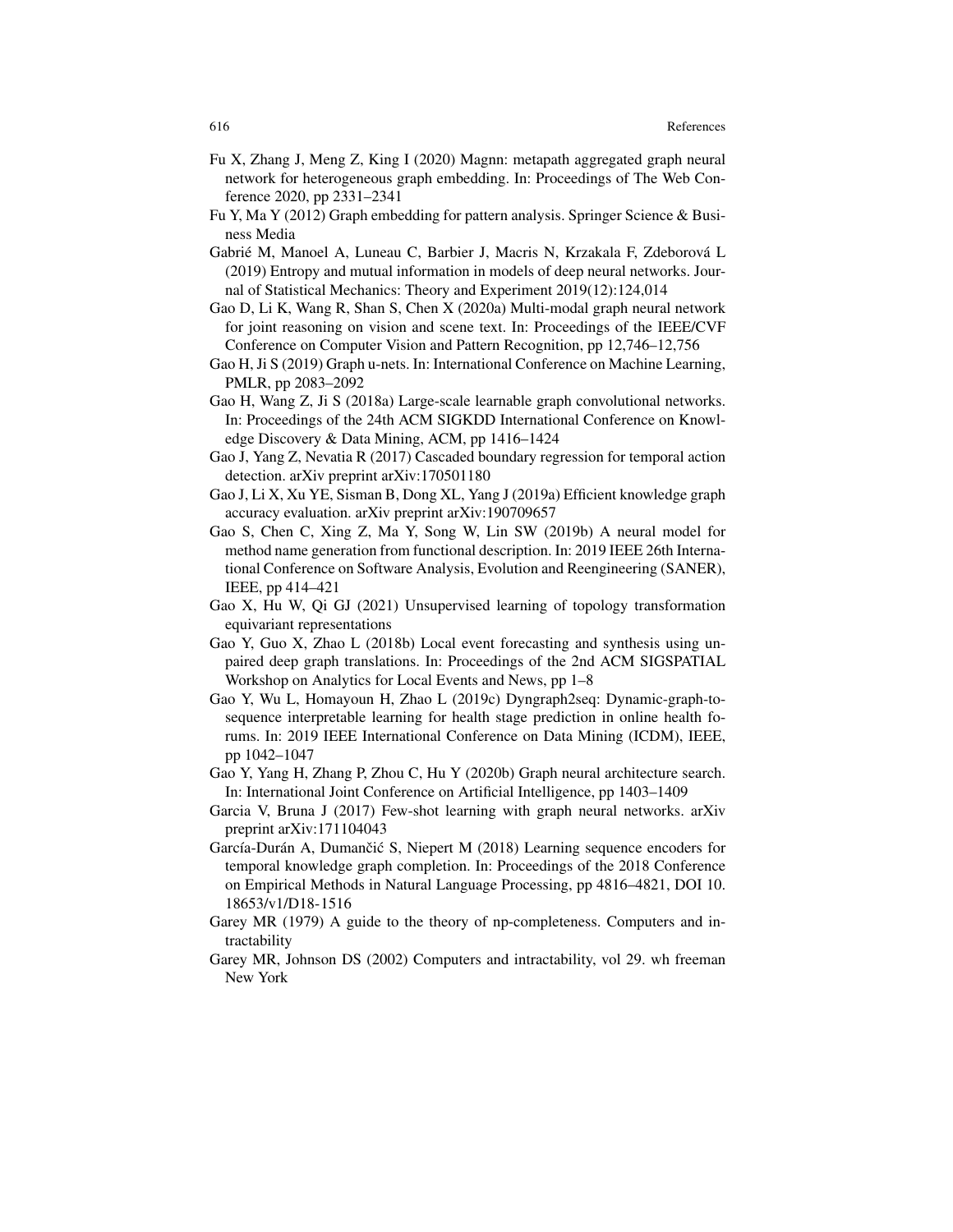Fu X, Zhang J, Meng Z, King I (2020) Magnn: metapath aggregated graph neural network for heterogeneous graph embedding. In: Proceedings of The Web Conference 2020, pp 2331–2341

Fu Y, Ma Y (2012) Graph embedding for pattern analysis. Springer Science & Business Media

Gabrié M, Manoel A, Luneau C, Barbier J, Macris N, Krzakala F, Zdeborová L (2019) Entropy and mutual information in models of deep neural networks. Journal of Statistical Mechanics: Theory and Experiment 2019(12):124,014

Gao D, Li K, Wang R, Shan S, Chen X (2020a) Multi-modal graph neural network for joint reasoning on vision and scene text. In: Proceedings of the IEEE/CVF Conference on Computer Vision and Pattern Recognition, pp 12,746–12,756

Gao H, Ji S (2019) Graph u-nets. In: International Conference on Machine Learning, PMLR, pp 2083–2092

Gao H, Wang Z, Ji S (2018a) Large-scale learnable graph convolutional networks. In: Proceedings of the 24th ACM SIGKDD International Conference on Knowledge Discovery & Data Mining, ACM, pp 1416–1424

Gao J, Yang Z, Nevatia R (2017) Cascaded boundary regression for temporal action detection. arXiv preprint arXiv:170501180

Gao J, Li X, Xu YE, Sisman B, Dong XL, Yang J (2019a) Efficient knowledge graph accuracy evaluation. arXiv preprint arXiv:190709657

Gao S, Chen C, Xing Z, Ma Y, Song W, Lin SW (2019b) A neural model for method name generation from functional description. In: 2019 IEEE 26th International Conference on Software Analysis, Evolution and Reengineering (SANER), IEEE, pp 414–421

Gao X, Hu W, Qi GJ (2021) Unsupervised learning of topology transformation equivariant representations

Gao Y, Guo X, Zhao L (2018b) Local event forecasting and synthesis using unpaired deep graph translations. In: Proceedings of the 2nd ACM SIGSPATIAL Workshop on Analytics for Local Events and News, pp 1–8

Gao Y, Wu L, Homayoun H, Zhao L (2019c) Dyngraph2seq: Dynamic-graph-to-sequence interpretable learning for health stage prediction in online health forums. In: 2019 IEEE International Conference on Data Mining (ICDM), IEEE, pp 1042–1047

Gao Y, Yang H, Zhang P, Zhou C, Hu Y (2020b) Graph neural architecture search. In: International Joint Conference on Artificial Intelligence, pp 1403–1409

Garcia V, Bruna J (2017) Few-shot learning with graph neural networks. arXiv preprint arXiv:171104043

García-Durán A, Dumančić S, Niepert M (2018) Learning sequence encoders for temporal knowledge graph completion. In: Proceedings of the 2018 Conference on Empirical Methods in Natural Language Processing, pp 4816–4821, DOI 10.18653/v1/D18-1516

Garey MR (1979) A guide to the theory of np-completeness. Computers and intractability

Garey MR, Johnson DS (2002) Computers and intractability, vol 29. wh freeman New York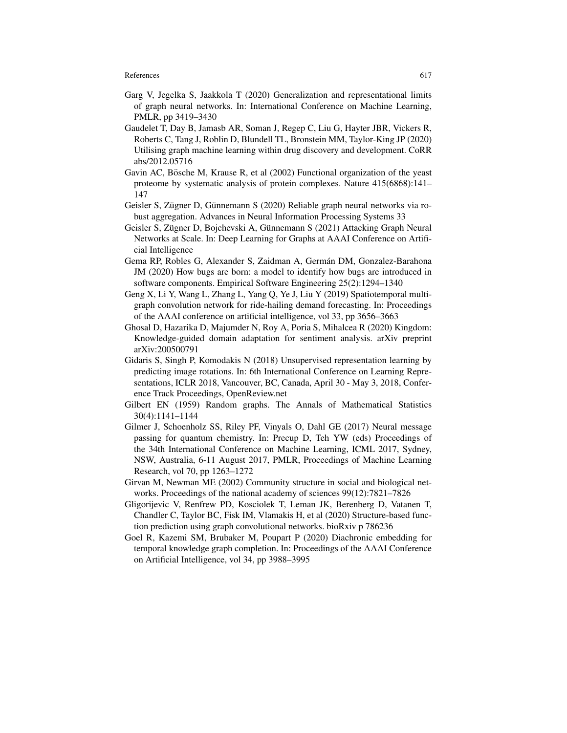Garg V, Jegelka S, Jaakkola T (2020) Generalization and representational limits of graph neural networks. In: International Conference on Machine Learning, PMLR, pp 3419–3430

Gaudelet T, Day B, Jamasb AR, Soman J, Regep C, Liu G, Hayter JBR, Vickers R, Roberts C, Tang J, Roblin D, Blundell TL, Bronstein MM, Taylor-King JP (2020) Utilising graph machine learning within drug discovery and development. CoRR abs/2012.05716

Gavin AC, Bösche M, Krause R, et al (2002) Functional organization of the yeast proteome by systematic analysis of protein complexes. Nature 415(6868):141–147

Geisler S, Zügner D, Günnemann S (2020) Reliable graph neural networks via robust aggregation. Advances in Neural Information Processing Systems 33

Geisler S, Zügner D, Bojchevski A, Günnemann S (2021) Attacking Graph Neural Networks at Scale. In: Deep Learning for Graphs at AAAI Conference on Artificial Intelligence

Gema RP, Robles G, Alexander S, Zaidman A, Germán DM, Gonzalez-Barahona JM (2020) How bugs are born: a model to identify how bugs are introduced in software components. Empirical Software Engineering 25(2):1294–1340

Geng X, Li Y, Wang L, Zhang L, Yang Q, Ye J, Liu Y (2019) Spatiotemporal multi-graph convolution network for ride-hailing demand forecasting. In: Proceedings of the AAAI conference on artificial intelligence, vol 33, pp 3656–3663

Ghosal D, Hazarika D, Majumder N, Roy A, Poria S, Mihalcea R (2020) Kingdom: Knowledge-guided domain adaptation for sentiment analysis. arXiv preprint arXiv:200500791

Gidaris S, Singh P, Komodakis N (2018) Unsupervised representation learning by predicting image rotations. In: 6th International Conference on Learning Representations, ICLR 2018, Vancouver, BC, Canada, April 30 - May 3, 2018, Conference Track Proceedings, OpenReview.net

Gilbert EN (1959) Random graphs. The Annals of Mathematical Statistics 30(4):1141–1144

Gilmer J, Schoenholz SS, Riley PF, Vinyals O, Dahl GE (2017) Neural message passing for quantum chemistry. In: Precup D, Teh YW (eds) Proceedings of the 34th International Conference on Machine Learning, ICML 2017, Sydney, NSW, Australia, 6-11 August 2017, PMLR, Proceedings of Machine Learning Research, vol 70, pp 1263–1272

Girvan M, Newman ME (2002) Community structure in social and biological networks. Proceedings of the national academy of sciences 99(12):7821–7826

Gligorijevic V, Renfrew PD, Kosciolek T, Leman JK, Berenberg D, Vatanen T, Chandler C, Taylor BC, Fisk IM, Vlamakis H, et al (2020) Structure-based function prediction using graph convolutional networks. bioRxiv p 786236

Goel R, Kazemi SM, Brubaker M, Poupart P (2020) Diachronic embedding for temporal knowledge graph completion. In: Proceedings of the AAAI Conference on Artificial Intelligence, vol 34, pp 3988–3995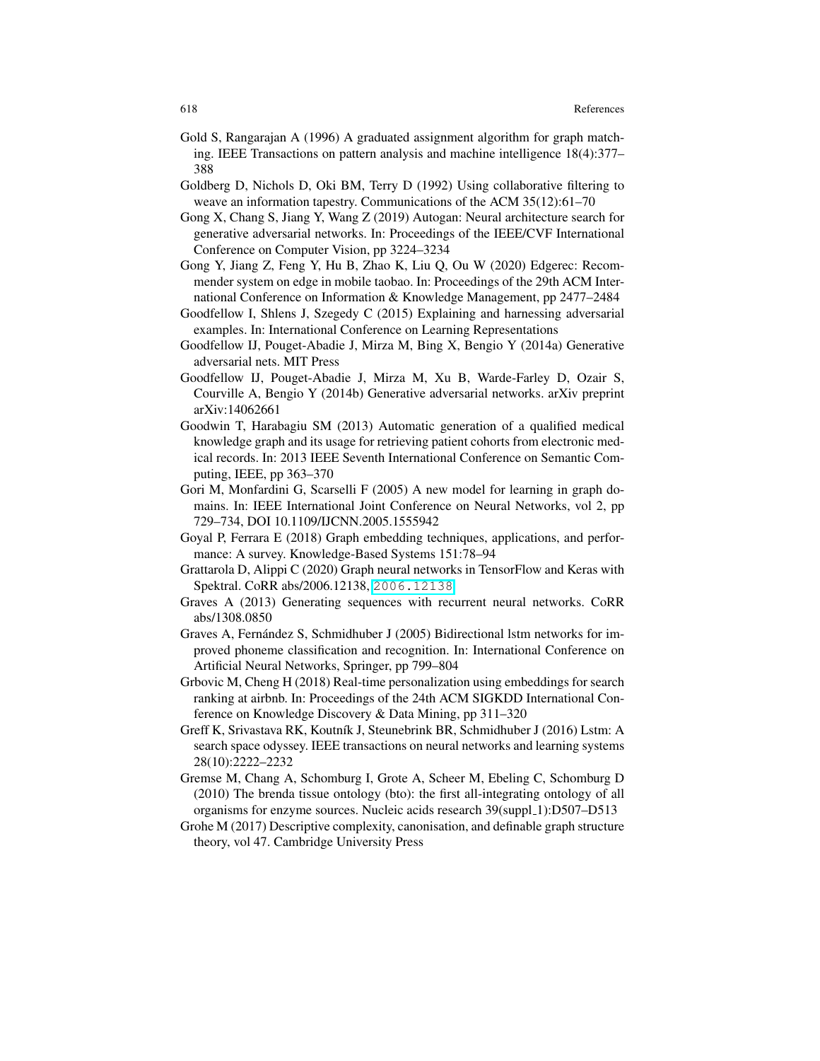Gold S, Rangarajan A (1996) A graduated assignment algorithm for graph matching. IEEE Transactions on pattern analysis and machine intelligence 18(4):377–388

Goldberg D, Nichols D, Oki BM, Terry D (1992) Using collaborative filtering to weave an information tapestry. Communications of the ACM 35(12):61–70

Gong X, Chang S, Jiang Y, Wang Z (2019) Autogan: Neural architecture search for generative adversarial networks. In: Proceedings of the IEEE/CVF International Conference on Computer Vision, pp 3224–3234

Gong Y, Jiang Z, Feng Y, Hu B, Zhao K, Liu Q, Ou W (2020) Edgerec: Recommender system on edge in mobile taobao. In: Proceedings of the 29th ACM International Conference on Information & Knowledge Management, pp 2477–2484

Goodfellow I, Shlens J, Szegedy C (2015) Explaining and harnessing adversarial examples. In: International Conference on Learning Representations

Goodfellow IJ, Pouget-Abadie J, Mirza M, Bing X, Bengio Y (2014a) Generative adversarial nets. MIT Press

Goodfellow IJ, Pouget-Abadie J, Mirza M, Xu B, Warde-Farley D, Ozair S, Courville A, Bengio Y (2014b) Generative adversarial networks. arXiv preprint arXiv:14062661

Goodwin T, Harabagiu SM (2013) Automatic generation of a qualified medical knowledge graph and its usage for retrieving patient cohorts from electronic medical records. In: 2013 IEEE Seventh International Conference on Semantic Computing, IEEE, pp 363–370

Gori M, Monfardini G, Scarselli F (2005) A new model for learning in graph domains. In: IEEE International Joint Conference on Neural Networks, vol 2, pp 729–734, DOI 10.1109/IJCNN.2005.1555942

Goyal P, Ferrara E (2018) Graph embedding techniques, applications, and performance: A survey. Knowledge-Based Systems 151:78–94

Grattarola D, Alippi C (2020) Graph neural networks in TensorFlow and Keras with Spektral. CoRR abs/2006.12138, 2006.12138

Graves A (2013) Generating sequences with recurrent neural networks. CoRR abs/1308.0850

Graves A, Fernández S, Schmidhuber J (2005) Bidirectional lstm networks for improved phoneme classification and recognition. In: International Conference on Artificial Neural Networks, Springer, pp 799–804

Grbovic M, Cheng H (2018) Real-time personalization using embeddings for search ranking at airbnb. In: Proceedings of the 24th ACM SIGKDD International Conference on Knowledge Discovery & Data Mining, pp 311–320

Greff K, Srivastava RK, Koutník J, Steunebrink BR, Schmidhuber J (2016) Lstm: A search space odyssey. IEEE transactions on neural networks and learning systems 28(10):2222–2232

Gremse M, Chang A, Schomburg I, Grote A, Scheer M, Ebeling C, Schomburg D (2010) The brenda tissue ontology (bto): the first all-integrating ontology of all organisms for enzyme sources. Nucleic acids research 39(suppl_1):D507–D513

Grohe M (2017) Descriptive complexity, canonisation, and definable graph structure theory, vol 47. Cambridge University Press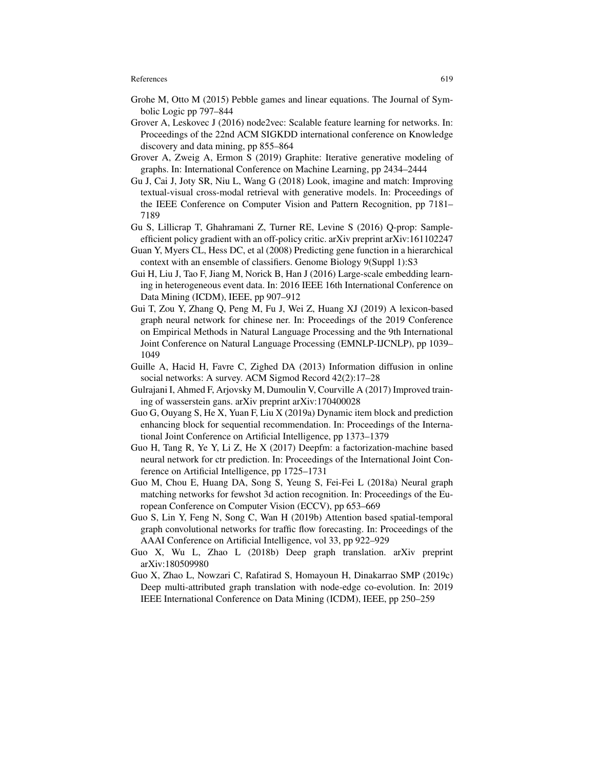Grohe M, Otto M (2015) Pebble games and linear equations. The Journal of Symbolic Logic pp 797–844

Grover A, Leskovec J (2016) node2vec: Scalable feature learning for networks. In: Proceedings of the 22nd ACM SIGKDD international conference on Knowledge discovery and data mining, pp 855–864

Grover A, Zweig A, Ermon S (2019) Graphite: Iterative generative modeling of graphs. In: International Conference on Machine Learning, pp 2434–2444

Gu J, Cai J, Joty SR, Niu L, Wang G (2018) Look, imagine and match: Improving textual-visual cross-modal retrieval with generative models. In: Proceedings of the IEEE Conference on Computer Vision and Pattern Recognition, pp 7181–7189

Gu S, Lillicrap T, Ghahramani Z, Turner RE, Levine S (2016) Q-prop: Sample-efficient policy gradient with an off-policy critic. arXiv preprint arXiv:161102247

Guan Y, Myers CL, Hess DC, et al (2008) Predicting gene function in a hierarchical context with an ensemble of classifiers. Genome Biology 9(Suppl 1):S3

Gui H, Liu J, Tao F, Jiang M, Norick B, Han J (2016) Large-scale embedding learning in heterogeneous event data. In: 2016 IEEE 16th International Conference on Data Mining (ICDM), IEEE, pp 907–912

Gui T, Zou Y, Zhang Q, Peng M, Fu J, Wei Z, Huang XJ (2019) A lexicon-based graph neural network for chinese ner. In: Proceedings of the 2019 Conference on Empirical Methods in Natural Language Processing and the 9th International Joint Conference on Natural Language Processing (EMNLP-IJCNLP), pp 1039–1049

Guille A, Hacid H, Favre C, Zighed DA (2013) Information diffusion in online social networks: A survey. ACM Sigmod Record 42(2):17–28

Gulrajani I, Ahmed F, Arjovsky M, Dumoulin V, Courville A (2017) Improved training of wasserstein gans. arXiv preprint arXiv:170400028

Guo G, Ouyang S, He X, Yuan F, Liu X (2019a) Dynamic item block and prediction enhancing block for sequential recommendation. In: Proceedings of the International Joint Conference on Artificial Intelligence, pp 1373–1379

Guo H, Tang R, Ye Y, Li Z, He X (2017) Deepfm: a factorization-machine based neural network for ctr prediction. In: Proceedings of the International Joint Conference on Artificial Intelligence, pp 1725–1731

Guo M, Chou E, Huang DA, Song S, Yeung S, Fei-Fei L (2018a) Neural graph matching networks for fewshot 3d action recognition. In: Proceedings of the European Conference on Computer Vision (ECCV), pp 653–669

Guo S, Lin Y, Feng N, Song C, Wan H (2019b) Attention based spatial-temporal graph convolutional networks for traffic flow forecasting. In: Proceedings of the AAAI Conference on Artificial Intelligence, vol 33, pp 922–929

Guo X, Wu L, Zhao L (2018b) Deep graph translation. arXiv preprint arXiv:180509980

Guo X, Zhao L, Nowzari C, Rafatirad S, Homayoun H, Dinakarrao SMP (2019c) Deep multi-attributed graph translation with node-edge co-evolution. In: 2019 IEEE International Conference on Data Mining (ICDM), IEEE, pp 250–259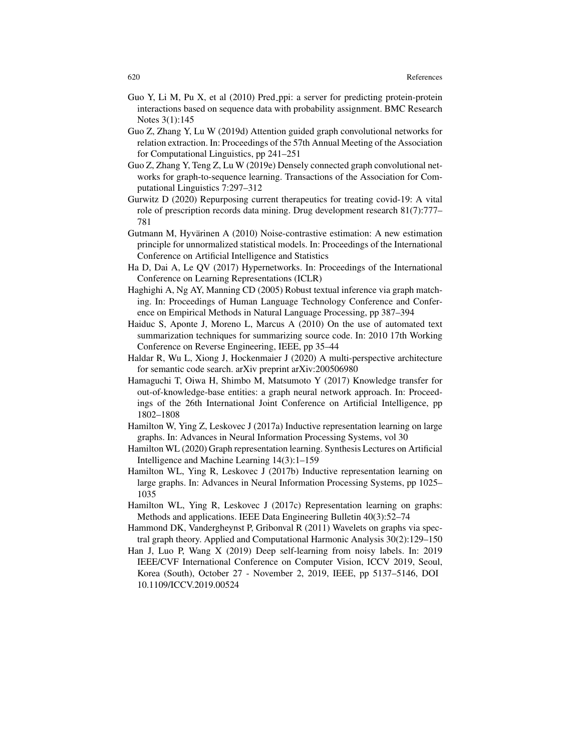Guo Y, Li M, Pu X, et al (2010) Pred_ppi: a server for predicting protein-protein interactions based on sequence data with probability assignment. BMC Research Notes 3(1):145

Guo Z, Zhang Y, Lu W (2019d) Attention guided graph convolutional networks for relation extraction. In: Proceedings of the 57th Annual Meeting of the Association for Computational Linguistics, pp 241–251

Guo Z, Zhang Y, Teng Z, Lu W (2019e) Densely connected graph convolutional networks for graph-to-sequence learning. Transactions of the Association for Computational Linguistics 7:297–312

Gurwitz D (2020) Repurposing current therapeutics for treating covid-19: A vital role of prescription records data mining. Drug development research 81(7):777–781

Gutmann M, Hyvärinen A (2010) Noise-contrastive estimation: A new estimation principle for unnormalized statistical models. In: Proceedings of the International Conference on Artificial Intelligence and Statistics

Ha D, Dai A, Le QV (2017) Hypernetworks. In: Proceedings of the International Conference on Learning Representations (ICLR)

Haghighi A, Ng AY, Manning CD (2005) Robust textual inference via graph matching. In: Proceedings of Human Language Technology Conference and Conference on Empirical Methods in Natural Language Processing, pp 387–394

Haiduc S, Aponte J, Moreno L, Marcus A (2010) On the use of automated text summarization techniques for summarizing source code. In: 2010 17th Working Conference on Reverse Engineering, IEEE, pp 35–44

Haldar R, Wu L, Xiong J, Hockenmaier J (2020) A multi-perspective architecture for semantic code search. arXiv preprint arXiv:200506980

Hamaguchi T, Oiwa H, Shimbo M, Matsumoto Y (2017) Knowledge transfer for out-of-knowledge-base entities: a graph neural network approach. In: Proceedings of the 26th International Joint Conference on Artificial Intelligence, pp 1802–1808

Hamilton W, Ying Z, Leskovec J (2017a) Inductive representation learning on large graphs. In: Advances in Neural Information Processing Systems, vol 30

Hamilton WL (2020) Graph representation learning. Synthesis Lectures on Artificial Intelligence and Machine Learning 14(3):1–159

Hamilton WL, Ying R, Leskovec J (2017b) Inductive representation learning on large graphs. In: Advances in Neural Information Processing Systems, pp 1025–1035

Hamilton WL, Ying R, Leskovec J (2017c) Representation learning on graphs: Methods and applications. IEEE Data Engineering Bulletin 40(3):52–74

Hammond DK, Vandergheynst P, Gribonval R (2011) Wavelets on graphs via spectral graph theory. Applied and Computational Harmonic Analysis 30(2):129–150

Han J, Luo P, Wang X (2019) Deep self-learning from noisy labels. In: 2019 IEEE/CVF International Conference on Computer Vision, ICCV 2019, Seoul, Korea (South), October 27 - November 2, 2019, IEEE, pp 5137–5146, DOI 10.1109/ICCV.2019.00524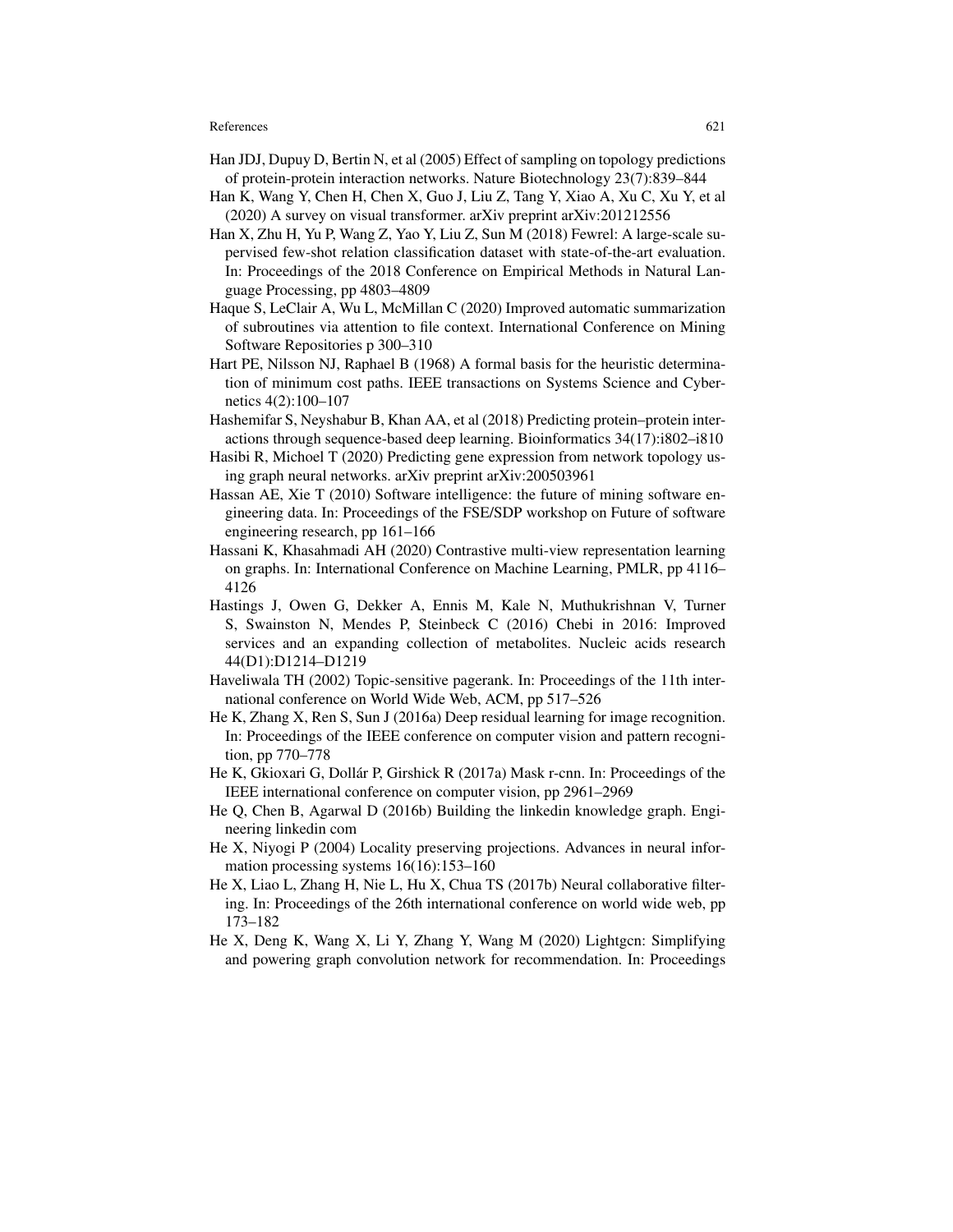Han JDJ, Dupuy D, Bertin N, et al (2005) Effect of sampling on topology predictions of protein-protein interaction networks. Nature Biotechnology 23(7):839–844

Han K, Wang Y, Chen H, Chen X, Guo J, Liu Z, Tang Y, Xiao A, Xu C, Xu Y, et al (2020) A survey on visual transformer. arXiv preprint arXiv:201212556

Han X, Zhu H, Yu P, Wang Z, Yao Y, Liu Z, Sun M (2018) Fewrel: A large-scale supervised few-shot relation classification dataset with state-of-the-art evaluation. In: Proceedings of the 2018 Conference on Empirical Methods in Natural Language Processing, pp 4803–4809

Haque S, LeClair A, Wu L, McMillan C (2020) Improved automatic summarization of subroutines via attention to file context. International Conference on Mining Software Repositories p 300–310

Hart PE, Nilsson NJ, Raphael B (1968) A formal basis for the heuristic determination of minimum cost paths. IEEE transactions on Systems Science and Cybernetics 4(2):100–107

Hashemifar S, Neyshabur B, Khan AA, et al (2018) Predicting protein–protein interactions through sequence-based deep learning. Bioinformatics 34(17):i802–i810

Hasibi R, Michoel T (2020) Predicting gene expression from network topology using graph neural networks. arXiv preprint arXiv:200503961

Hassan AE, Xie T (2010) Software intelligence: the future of mining software engineering data. In: Proceedings of the FSE/SDP workshop on Future of software engineering research, pp 161–166

Hassani K, Khasahmadi AH (2020) Contrastive multi-view representation learning on graphs. In: International Conference on Machine Learning, PMLR, pp 4116–4126

Hastings J, Owen G, Dekker A, Ennis M, Kale N, Muthukrishnan V, Turner S, Swainston N, Mendes P, Steinbeck C (2016) Chebi in 2016: Improved services and an expanding collection of metabolites. Nucleic acids research 44(D1):D1214–D1219

Haveliwala TH (2002) Topic-sensitive pagerank. In: Proceedings of the 11th international conference on World Wide Web, ACM, pp 517–526

He K, Zhang X, Ren S, Sun J (2016a) Deep residual learning for image recognition. In: Proceedings of the IEEE conference on computer vision and pattern recognition, pp 770–778

He K, Gkioxari G, Dollár P, Girshick R (2017a) Mask r-cnn. In: Proceedings of the IEEE international conference on computer vision, pp 2961–2969

He Q, Chen B, Agarwal D (2016b) Building the linkedin knowledge graph. Engineering linkedin com

He X, Niyogi P (2004) Locality preserving projections. Advances in neural information processing systems 16(16):153–160

He X, Liao L, Zhang H, Nie L, Hu X, Chua TS (2017b) Neural collaborative filtering. In: Proceedings of the 26th international conference on world wide web, pp 173–182

He X, Deng K, Wang X, Li Y, Zhang Y, Wang M (2020) Lightgcn: Simplifying and powering graph convolution network for recommendation. In: Proceedings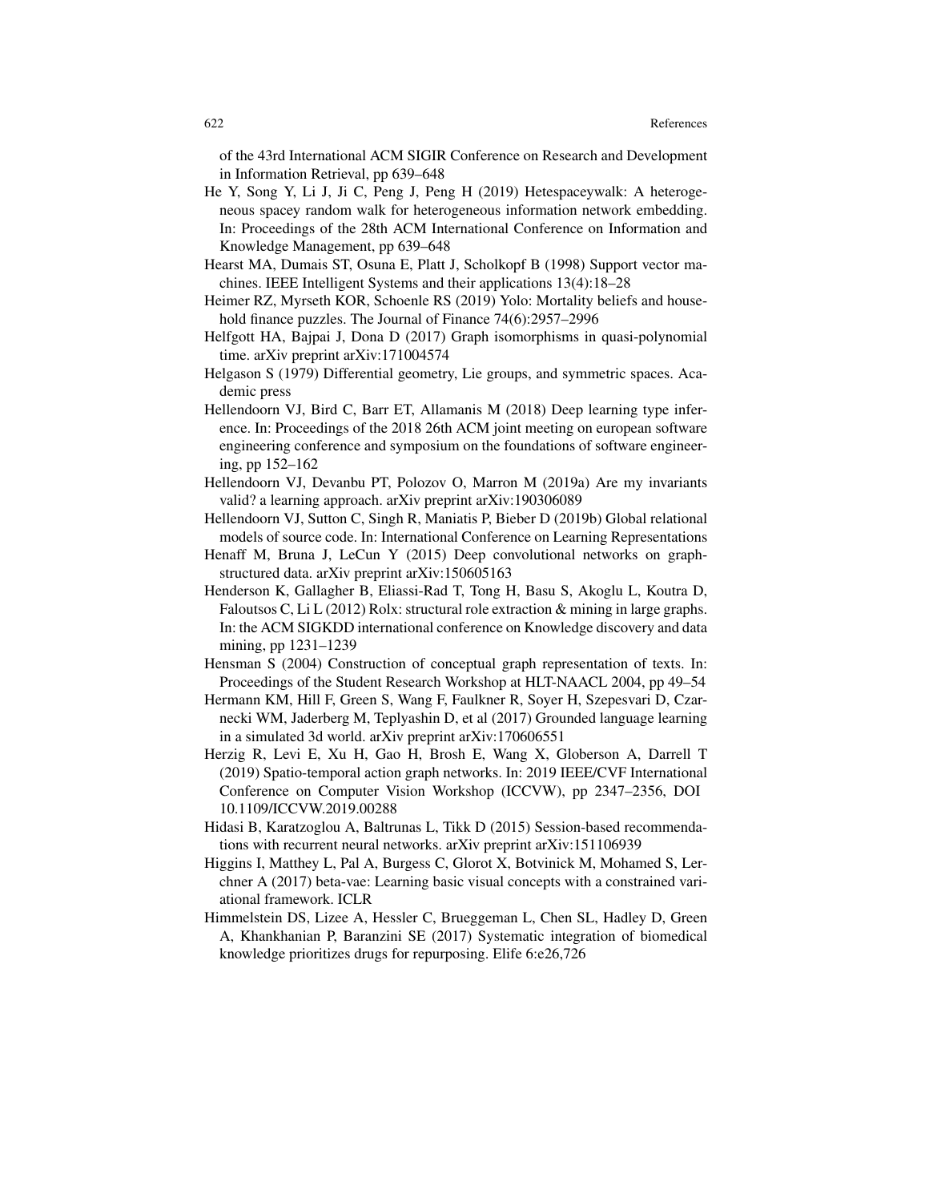of the 43rd International ACM SIGIR Conference on Research and Development in Information Retrieval, pp 639–648

He Y, Song Y, Li J, Ji C, Peng J, Peng H (2019) Hetespaceywalk: A heterogeneous spacey random walk for heterogeneous information network embedding. In: Proceedings of the 28th ACM International Conference on Information and Knowledge Management, pp 639–648

Hearst MA, Dumais ST, Osuna E, Platt J, Scholkopf B (1998) Support vector machines. IEEE Intelligent Systems and their applications 13(4):18–28

Heimer RZ, Myrseth KOR, Schoenle RS (2019) Yolo: Mortality beliefs and household finance puzzles. The Journal of Finance 74(6):2957–2996

Helfgott HA, Bajpai J, Dona D (2017) Graph isomorphisms in quasi-polynomial time. arXiv preprint arXiv:171004574

Helgason S (1979) Differential geometry, Lie groups, and symmetric spaces. Academic press

Hellendoorn VJ, Bird C, Barr ET, Allamanis M (2018) Deep learning type inference. In: Proceedings of the 2018 26th ACM joint meeting on european software engineering conference and symposium on the foundations of software engineering, pp 152–162

Hellendoorn VJ, Devanbu PT, Polozov O, Marron M (2019a) Are my invariants valid? a learning approach. arXiv preprint arXiv:190306089

Hellendoorn VJ, Sutton C, Singh R, Maniatis P, Bieber D (2019b) Global relational models of source code. In: International Conference on Learning Representations

Henaff M, Bruna J, LeCun Y (2015) Deep convolutional networks on graph-structured data. arXiv preprint arXiv:150605163

Henderson K, Gallagher B, Eliassi-Rad T, Tong H, Basu S, Akoglu L, Koutra D, Faloutsos C, Li L (2012) Rolx: structural role extraction & mining in large graphs. In: the ACM SIGKDD international conference on Knowledge discovery and data mining, pp 1231–1239

Hensman S (2004) Construction of conceptual graph representation of texts. In: Proceedings of the Student Research Workshop at HLT-NAACL 2004, pp 49–54

Hermann KM, Hill F, Green S, Wang F, Faulkner R, Soyer H, Szepesvari D, Czarnecki WM, Jaderberg M, Teplyashin D, et al (2017) Grounded language learning in a simulated 3d world. arXiv preprint arXiv:170606551

Herzig R, Levi E, Xu H, Gao H, Brosh E, Wang X, Globerson A, Darrell T (2019) Spatio-temporal action graph networks. In: 2019 IEEE/CVF International Conference on Computer Vision Workshop (ICCVW), pp 2347–2356, DOI 10.1109/ICCVW.2019.00288

Hidasi B, Karatzoglou A, Baltrunas L, Tikk D (2015) Session-based recommendations with recurrent neural networks. arXiv preprint arXiv:151106939

Higgins I, Matthey L, Pal A, Burgess C, Glorot X, Botvinick M, Mohamed S, Lerchner A (2017) beta-vae: Learning basic visual concepts with a constrained variational framework. ICLR

Himmelstein DS, Lizee A, Hessler C, Brueggeman L, Chen SL, Hadley D, Green A, Khankhanian P, Baranzini SE (2017) Systematic integration of biomedical knowledge prioritizes drugs for repurposing. Elife 6:e26,726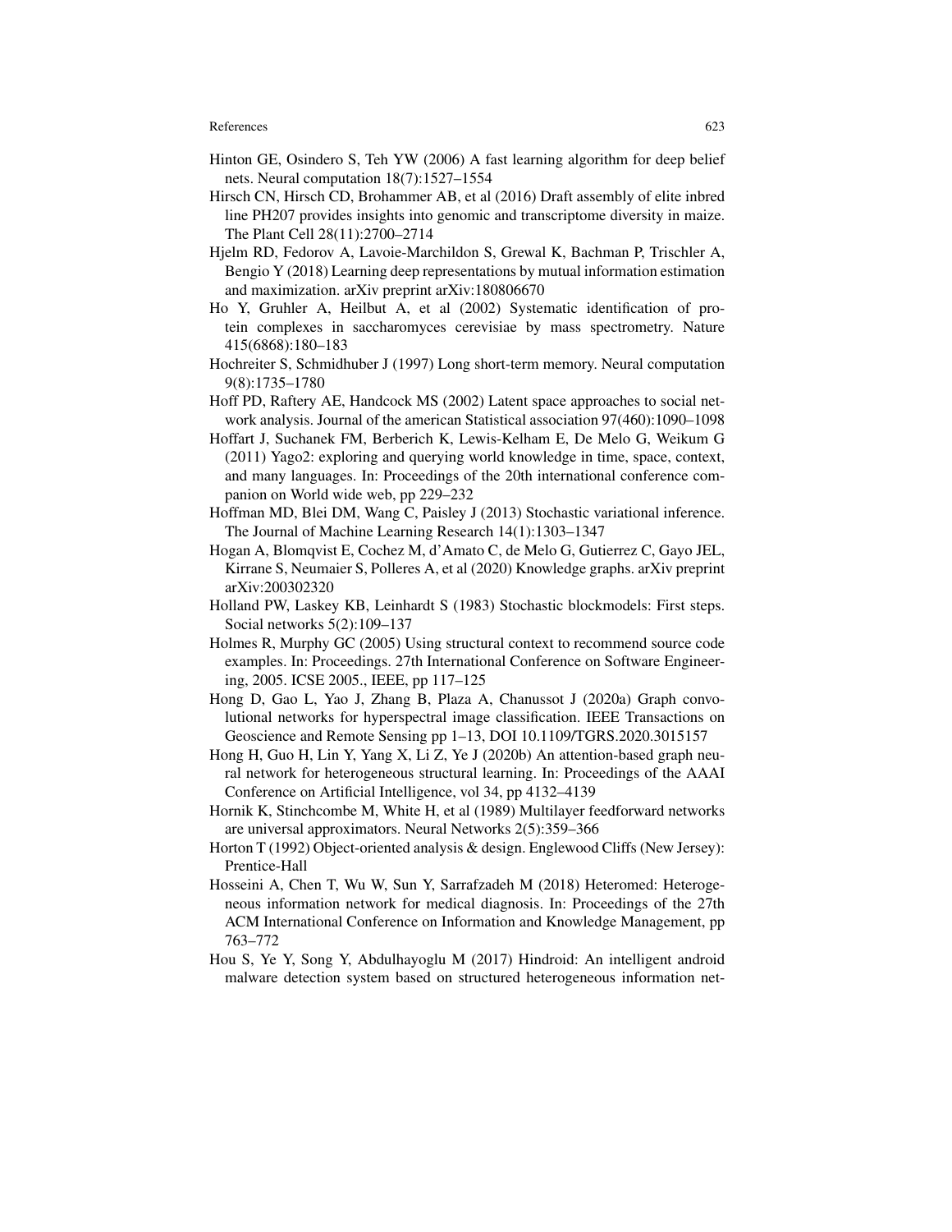Hinton GE, Osindero S, Teh YW (2006) A fast learning algorithm for deep belief nets. Neural computation 18(7):1527–1554

Hirsch CN, Hirsch CD, Brohammer AB, et al (2016) Draft assembly of elite inbred line PH207 provides insights into genomic and transcriptome diversity in maize. The Plant Cell 28(11):2700–2714

Hjelm RD, Fedorov A, Lavoie-Marchildon S, Grewal K, Bachman P, Trischler A, Bengio Y (2018) Learning deep representations by mutual information estimation and maximization. arXiv preprint arXiv:180806670

Ho Y, Gruhler A, Heilbut A, et al (2002) Systematic identification of protein complexes in saccharomyces cerevisiae by mass spectrometry. Nature 415(6868):180–183

Hochreiter S, Schmidhuber J (1997) Long short-term memory. Neural computation 9(8):1735–1780

Hoff PD, Raftery AE, Handcock MS (2002) Latent space approaches to social network analysis. Journal of the american Statistical association 97(460):1090–1098

Hoffart J, Suchanek FM, Berberich K, Lewis-Kelham E, De Melo G, Weikum G (2011) Yago2: exploring and querying world knowledge in time, space, context, and many languages. In: Proceedings of the 20th international conference companion on World wide web, pp 229–232

Hoffman MD, Blei DM, Wang C, Paisley J (2013) Stochastic variational inference. The Journal of Machine Learning Research 14(1):1303–1347

Hogan A, Blomqvist E, Cochez M, d'Amato C, de Melo G, Gutierrez C, Gayo JEL, Kirrane S, Neumaier S, Polleres A, et al (2020) Knowledge graphs. arXiv preprint arXiv:200302320

Holland PW, Laskey KB, Leinhardt S (1983) Stochastic blockmodels: First steps. Social networks 5(2):109–137

Holmes R, Murphy GC (2005) Using structural context to recommend source code examples. In: Proceedings. 27th International Conference on Software Engineering, 2005. ICSE 2005., IEEE, pp 117–125

Hong D, Gao L, Yao J, Zhang B, Plaza A, Chanussot J (2020a) Graph convolutional networks for hyperspectral image classification. IEEE Transactions on Geoscience and Remote Sensing pp 1–13, DOI 10.1109/TGRS.2020.3015157

Hong H, Guo H, Lin Y, Yang X, Li Z, Ye J (2020b) An attention-based graph neural network for heterogeneous structural learning. In: Proceedings of the AAAI Conference on Artificial Intelligence, vol 34, pp 4132–4139

Hornik K, Stinchcombe M, White H, et al (1989) Multilayer feedforward networks are universal approximators. Neural Networks 2(5):359–366

Horton T (1992) Object-oriented analysis & design. Englewood Cliffs (New Jersey): Prentice-Hall

Hosseini A, Chen T, Wu W, Sun Y, Sarrafzadeh M (2018) Heteromed: Heterogeneous information network for medical diagnosis. In: Proceedings of the 27th ACM International Conference on Information and Knowledge Management, pp 763–772

Hou S, Ye Y, Song Y, Abdulhayoglu M (2017) Hindroid: An intelligent android malware detection system based on structured heterogeneous information net-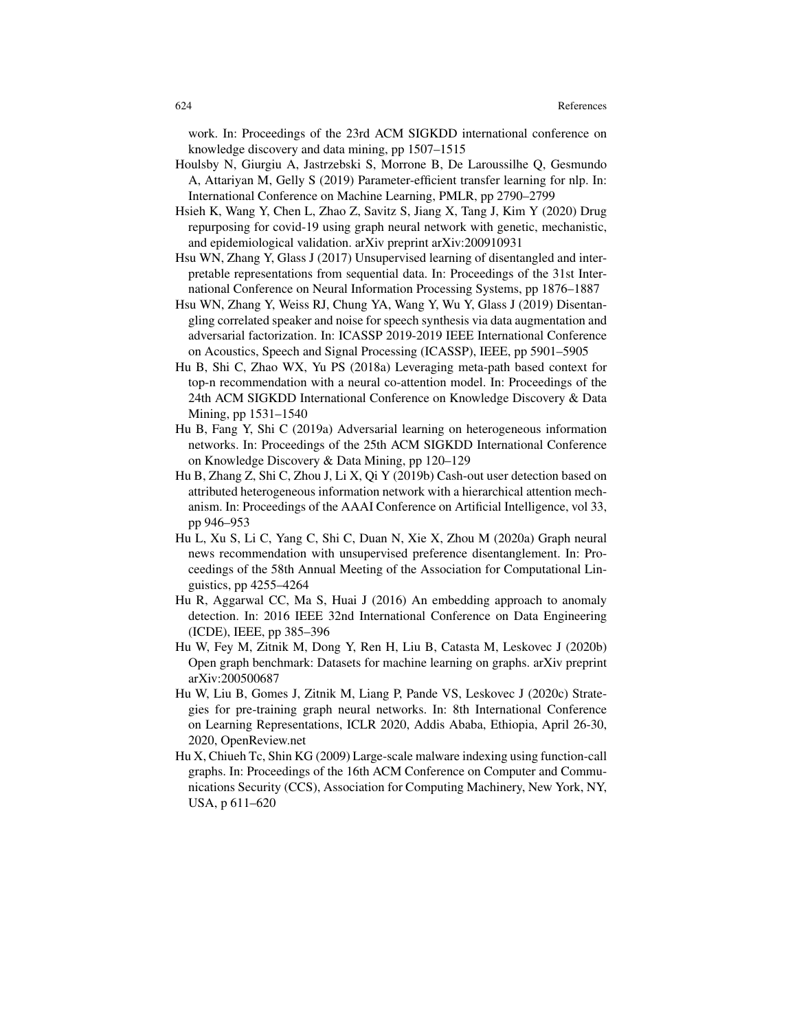work. In: Proceedings of the 23rd ACM SIGKDD international conference on knowledge discovery and data mining, pp 1507–1515

Houlsby N, Giurgiu A, Jastrzebski S, Morrone B, De Laroussilhe Q, Gesmundo A, Attariyan M, Gelly S (2019) Parameter-efficient transfer learning for nlp. In: International Conference on Machine Learning, PMLR, pp 2790–2799

Hsieh K, Wang Y, Chen L, Zhao Z, Savitz S, Jiang X, Tang J, Kim Y (2020) Drug repurposing for covid-19 using graph neural network with genetic, mechanistic, and epidemiological validation. arXiv preprint arXiv:200910931

Hsu WN, Zhang Y, Glass J (2017) Unsupervised learning of disentangled and interpretable representations from sequential data. In: Proceedings of the 31st International Conference on Neural Information Processing Systems, pp 1876–1887

Hsu WN, Zhang Y, Weiss RJ, Chung YA, Wang Y, Wu Y, Glass J (2019) Disentangling correlated speaker and noise for speech synthesis via data augmentation and adversarial factorization. In: ICASSP 2019-2019 IEEE International Conference on Acoustics, Speech and Signal Processing (ICASSP), IEEE, pp 5901–5905

Hu B, Shi C, Zhao WX, Yu PS (2018a) Leveraging meta-path based context for top-n recommendation with a neural co-attention model. In: Proceedings of the 24th ACM SIGKDD International Conference on Knowledge Discovery & Data Mining, pp 1531–1540

Hu B, Fang Y, Shi C (2019a) Adversarial learning on heterogeneous information networks. In: Proceedings of the 25th ACM SIGKDD International Conference on Knowledge Discovery & Data Mining, pp 120–129

Hu B, Zhang Z, Shi C, Zhou J, Li X, Qi Y (2019b) Cash-out user detection based on attributed heterogeneous information network with a hierarchical attention mechanism. In: Proceedings of the AAAI Conference on Artificial Intelligence, vol 33, pp 946–953

Hu L, Xu S, Li C, Yang C, Shi C, Duan N, Xie X, Zhou M (2020a) Graph neural news recommendation with unsupervised preference disentanglement. In: Proceedings of the 58th Annual Meeting of the Association for Computational Linguistics, pp 4255–4264

Hu R, Aggarwal CC, Ma S, Huai J (2016) An embedding approach to anomaly detection. In: 2016 IEEE 32nd International Conference on Data Engineering (ICDE), IEEE, pp 385–396

Hu W, Fey M, Zitnik M, Dong Y, Ren H, Liu B, Catasta M, Leskovec J (2020b) Open graph benchmark: Datasets for machine learning on graphs. arXiv preprint arXiv:200500687

Hu W, Liu B, Gomes J, Zitnik M, Liang P, Pande VS, Leskovec J (2020c) Strategies for pre-training graph neural networks. In: 8th International Conference on Learning Representations, ICLR 2020, Addis Ababa, Ethiopia, April 26-30, 2020, OpenReview.net

Hu X, Chiueh Tc, Shin KG (2009) Large-scale malware indexing using function-call graphs. In: Proceedings of the 16th ACM Conference on Computer and Communications Security (CCS), Association for Computing Machinery, New York, NY, USA, p 611–620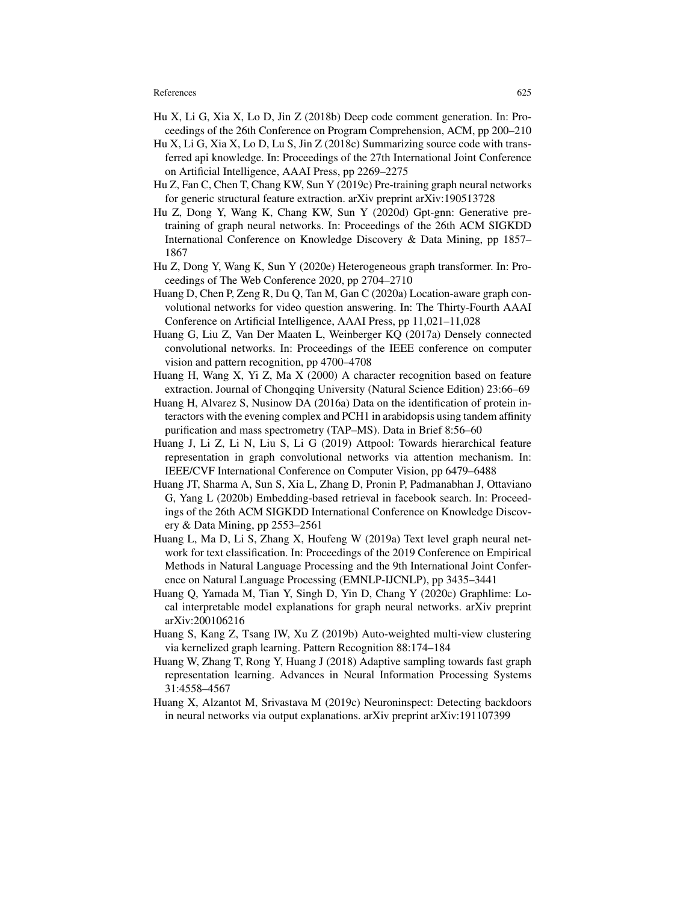Hu X, Li G, Xia X, Lo D, Jin Z (2018b) Deep code comment generation. In: Proceedings of the 26th Conference on Program Comprehension, ACM, pp 200–210

Hu X, Li G, Xia X, Lo D, Lu S, Jin Z (2018c) Summarizing source code with transferred api knowledge. In: Proceedings of the 27th International Joint Conference on Artificial Intelligence, AAAI Press, pp 2269–2275

Hu Z, Fan C, Chen T, Chang KW, Sun Y (2019c) Pre-training graph neural networks for generic structural feature extraction. arXiv preprint arXiv:190513728

Hu Z, Dong Y, Wang K, Chang KW, Sun Y (2020d) Gpt-gnn: Generative pre-training of graph neural networks. In: Proceedings of the 26th ACM SIGKDD International Conference on Knowledge Discovery & Data Mining, pp 1857–1867

Hu Z, Dong Y, Wang K, Sun Y (2020e) Heterogeneous graph transformer. In: Proceedings of The Web Conference 2020, pp 2704–2710

Huang D, Chen P, Zeng R, Du Q, Tan M, Gan C (2020a) Location-aware graph convolutional networks for video question answering. In: The Thirty-Fourth AAAI Conference on Artificial Intelligence, AAAI Press, pp 11,021–11,028

Huang G, Liu Z, Van Der Maaten L, Weinberger KQ (2017a) Densely connected convolutional networks. In: Proceedings of the IEEE conference on computer vision and pattern recognition, pp 4700–4708

Huang H, Wang X, Yi Z, Ma X (2000) A character recognition based on feature extraction. Journal of Chongqing University (Natural Science Edition) 23:66–69

Huang H, Alvarez S, Nusinow DA (2016a) Data on the identification of protein interactors with the evening complex and PCH1 in arabidopsis using tandem affinity purification and mass spectrometry (TAP–MS). Data in Brief 8:56–60

Huang J, Li Z, Li N, Liu S, Li G (2019) Attpool: Towards hierarchical feature representation in graph convolutional networks via attention mechanism. In: IEEE/CVF International Conference on Computer Vision, pp 6479–6488

Huang JT, Sharma A, Sun S, Xia L, Zhang D, Pronin P, Padmanabhan J, Ottaviano G, Yang L (2020b) Embedding-based retrieval in facebook search. In: Proceedings of the 26th ACM SIGKDD International Conference on Knowledge Discovery & Data Mining, pp 2553–2561

Huang L, Ma D, Li S, Zhang X, Houfeng W (2019a) Text level graph neural network for text classification. In: Proceedings of the 2019 Conference on Empirical Methods in Natural Language Processing and the 9th International Joint Conference on Natural Language Processing (EMNLP-IJCNLP), pp 3435–3441

Huang Q, Yamada M, Tian Y, Singh D, Yin D, Chang Y (2020c) Graphlime: Local interpretable model explanations for graph neural networks. arXiv preprint arXiv:200106216

Huang S, Kang Z, Tsang IW, Xu Z (2019b) Auto-weighted multi-view clustering via kernelized graph learning. Pattern Recognition 88:174–184

Huang W, Zhang T, Rong Y, Huang J (2018) Adaptive sampling towards fast graph representation learning. Advances in Neural Information Processing Systems 31:4558–4567

Huang X, Alzantot M, Srivastava M (2019c) Neuroninspect: Detecting backdoors in neural networks via output explanations. arXiv preprint arXiv:191107399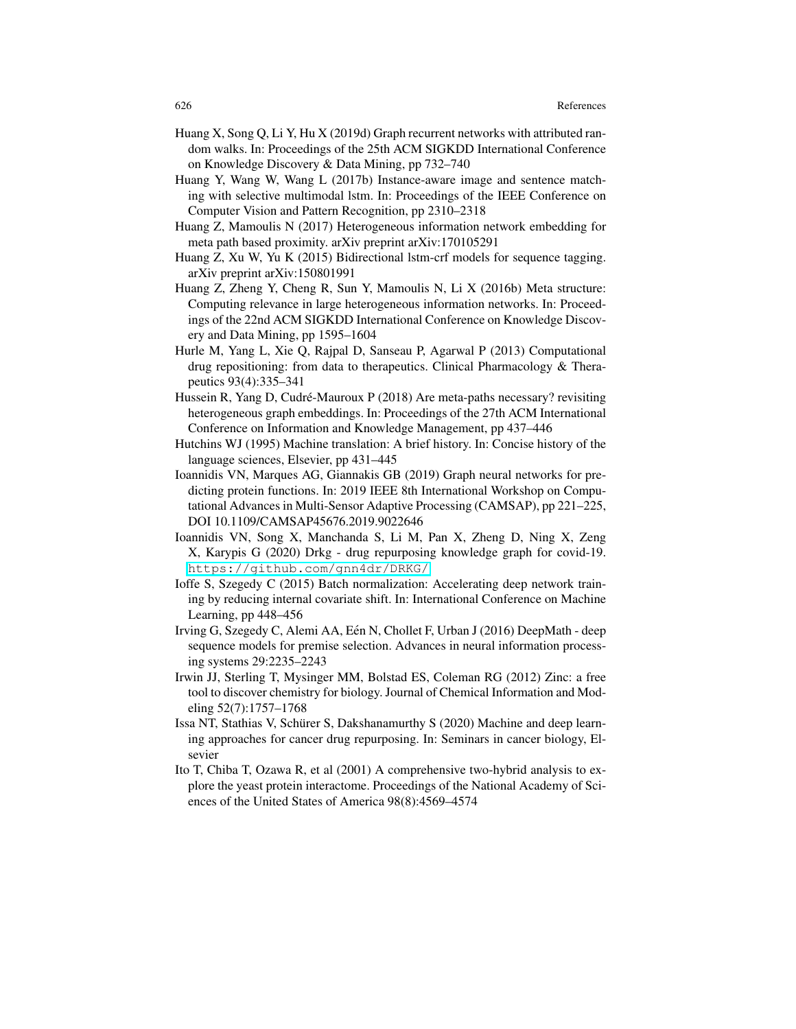Huang X, Song Q, Li Y, Hu X (2019d) Graph recurrent networks with attributed random walks. In: Proceedings of the 25th ACM SIGKDD International Conference on Knowledge Discovery & Data Mining, pp 732–740

Huang Y, Wang W, Wang L (2017b) Instance-aware image and sentence matching with selective multimodal lstm. In: Proceedings of the IEEE Conference on Computer Vision and Pattern Recognition, pp 2310–2318

Huang Z, Mamoulis N (2017) Heterogeneous information network embedding for meta path based proximity. arXiv preprint arXiv:170105291

Huang Z, Xu W, Yu K (2015) Bidirectional lstm-crf models for sequence tagging. arXiv preprint arXiv:150801991

Huang Z, Zheng Y, Cheng R, Sun Y, Mamoulis N, Li X (2016b) Meta structure: Computing relevance in large heterogeneous information networks. In: Proceedings of the 22nd ACM SIGKDD International Conference on Knowledge Discovery and Data Mining, pp 1595–1604

Hurle M, Yang L, Xie Q, Rajpal D, Sanseau P, Agarwal P (2013) Computational drug repositioning: from data to therapeutics. Clinical Pharmacology & Therapeutics 93(4):335–341

Hussein R, Yang D, Cudré-Mauroux P (2018) Are meta-paths necessary? revisiting heterogeneous graph embeddings. In: Proceedings of the 27th ACM International Conference on Information and Knowledge Management, pp 437–446

Hutchins WJ (1995) Machine translation: A brief history. In: Concise history of the language sciences, Elsevier, pp 431–445

Ioannidis VN, Marques AG, Giannakis GB (2019) Graph neural networks for predicting protein functions. In: 2019 IEEE 8th International Workshop on Computational Advances in Multi-Sensor Adaptive Processing (CAMSAP), pp 221–225, DOI 10.1109/CAMSAP45676.2019.9022646

Ioannidis VN, Song X, Manchanda S, Li M, Pan X, Zheng D, Ning X, Zeng X, Karypis G (2020) Drkg - drug repurposing knowledge graph for covid-19. https://github.com/gnn4dr/DRKG/

Ioffe S, Szegedy C (2015) Batch normalization: Accelerating deep network training by reducing internal covariate shift. In: International Conference on Machine Learning, pp 448–456

Irving G, Szegedy C, Alemi AA, Eén N, Chollet F, Urban J (2016) DeepMath - deep sequence models for premise selection. Advances in neural information processing systems 29:2235–2243

Irwin JJ, Sterling T, Mysinger MM, Bolstad ES, Coleman RG (2012) Zinc: a free tool to discover chemistry for biology. Journal of Chemical Information and Modeling 52(7):1757–1768

Issa NT, Stathias V, Schürer S, Dakshanamurthy S (2020) Machine and deep learning approaches for cancer drug repurposing. In: Seminars in cancer biology, Elsevier

Ito T, Chiba T, Ozawa R, et al (2001) A comprehensive two-hybrid analysis to explore the yeast protein interactome. Proceedings of the National Academy of Sciences of the United States of America 98(8):4569–4574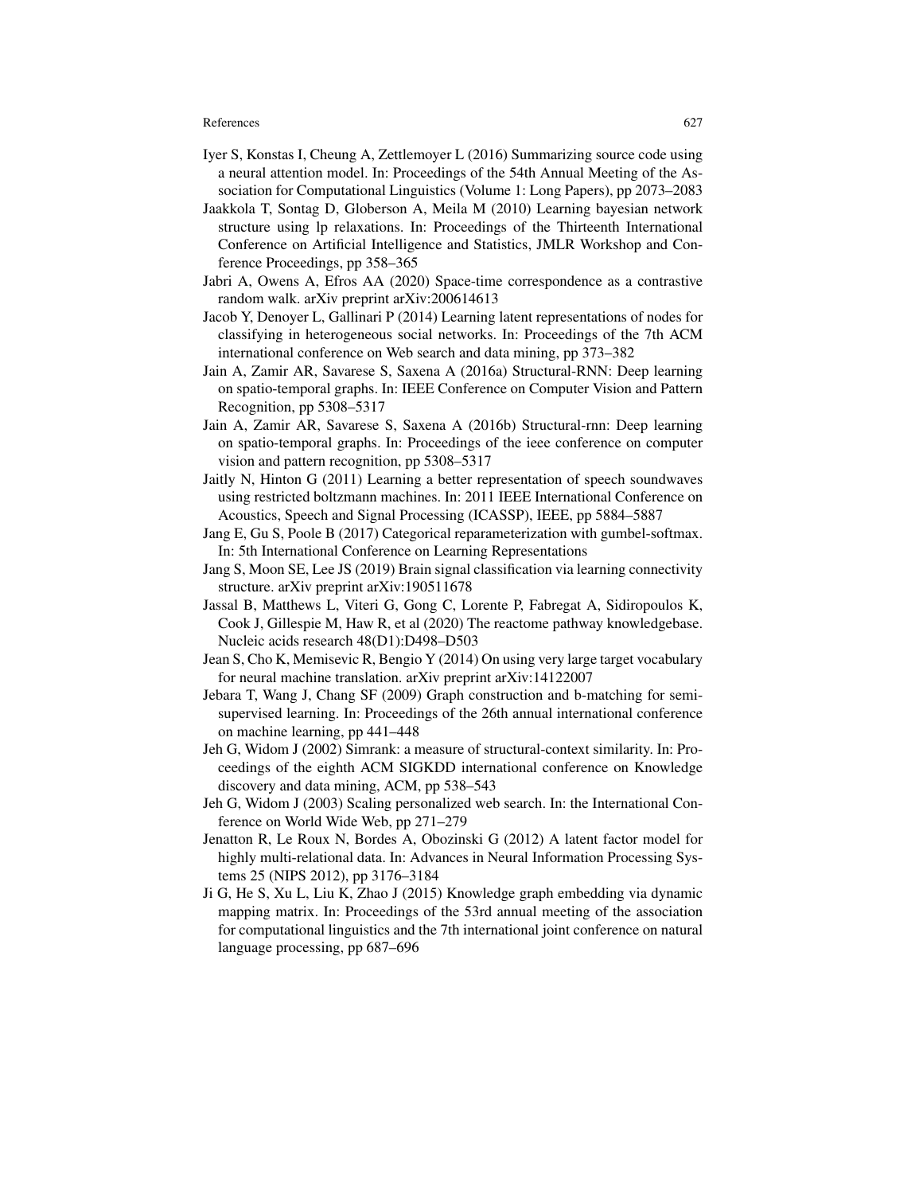Iyer S, Konstas I, Cheung A, Zettlemoyer L (2016) Summarizing source code using a neural attention model. In: Proceedings of the 54th Annual Meeting of the Association for Computational Linguistics (Volume 1: Long Papers), pp 2073–2083

Jaakkola T, Sontag D, Globerson A, Meila M (2010) Learning bayesian network structure using lp relaxations. In: Proceedings of the Thirteenth International Conference on Artificial Intelligence and Statistics, JMLR Workshop and Conference Proceedings, pp 358–365

Jabri A, Owens A, Efros AA (2020) Space-time correspondence as a contrastive random walk. arXiv preprint arXiv:200614613

Jacob Y, Denoyer L, Gallinari P (2014) Learning latent representations of nodes for classifying in heterogeneous social networks. In: Proceedings of the 7th ACM international conference on Web search and data mining, pp 373–382

Jain A, Zamir AR, Savarese S, Saxena A (2016a) Structural-RNN: Deep learning on spatio-temporal graphs. In: IEEE Conference on Computer Vision and Pattern Recognition, pp 5308–5317

Jain A, Zamir AR, Savarese S, Saxena A (2016b) Structural-rnn: Deep learning on spatio-temporal graphs. In: Proceedings of the ieee conference on computer vision and pattern recognition, pp 5308–5317

Jaitly N, Hinton G (2011) Learning a better representation of speech soundwaves using restricted boltzmann machines. In: 2011 IEEE International Conference on Acoustics, Speech and Signal Processing (ICASSP), IEEE, pp 5884–5887

Jang E, Gu S, Poole B (2017) Categorical reparameterization with gumbel-softmax. In: 5th International Conference on Learning Representations

Jang S, Moon SE, Lee JS (2019) Brain signal classification via learning connectivity structure. arXiv preprint arXiv:190511678

Jassal B, Matthews L, Viteri G, Gong C, Lorente P, Fabregat A, Sidiropoulos K, Cook J, Gillespie M, Haw R, et al (2020) The reactome pathway knowledgebase. Nucleic acids research 48(D1):D498–D503

Jean S, Cho K, Memisevic R, Bengio Y (2014) On using very large target vocabulary for neural machine translation. arXiv preprint arXiv:14122007

Jebara T, Wang J, Chang SF (2009) Graph construction and b-matching for semi-supervised learning. In: Proceedings of the 26th annual international conference on machine learning, pp 441–448

Jeh G, Widom J (2002) Simrank: a measure of structural-context similarity. In: Proceedings of the eighth ACM SIGKDD international conference on Knowledge discovery and data mining, ACM, pp 538–543

Jeh G, Widom J (2003) Scaling personalized web search. In: the International Conference on World Wide Web, pp 271–279

Jenatton R, Le Roux N, Bordes A, Obozinski G (2012) A latent factor model for highly multi-relational data. In: Advances in Neural Information Processing Systems 25 (NIPS 2012), pp 3176–3184

Ji G, He S, Xu L, Liu K, Zhao J (2015) Knowledge graph embedding via dynamic mapping matrix. In: Proceedings of the 53rd annual meeting of the association for computational linguistics and the 7th international joint conference on natural language processing, pp 687–696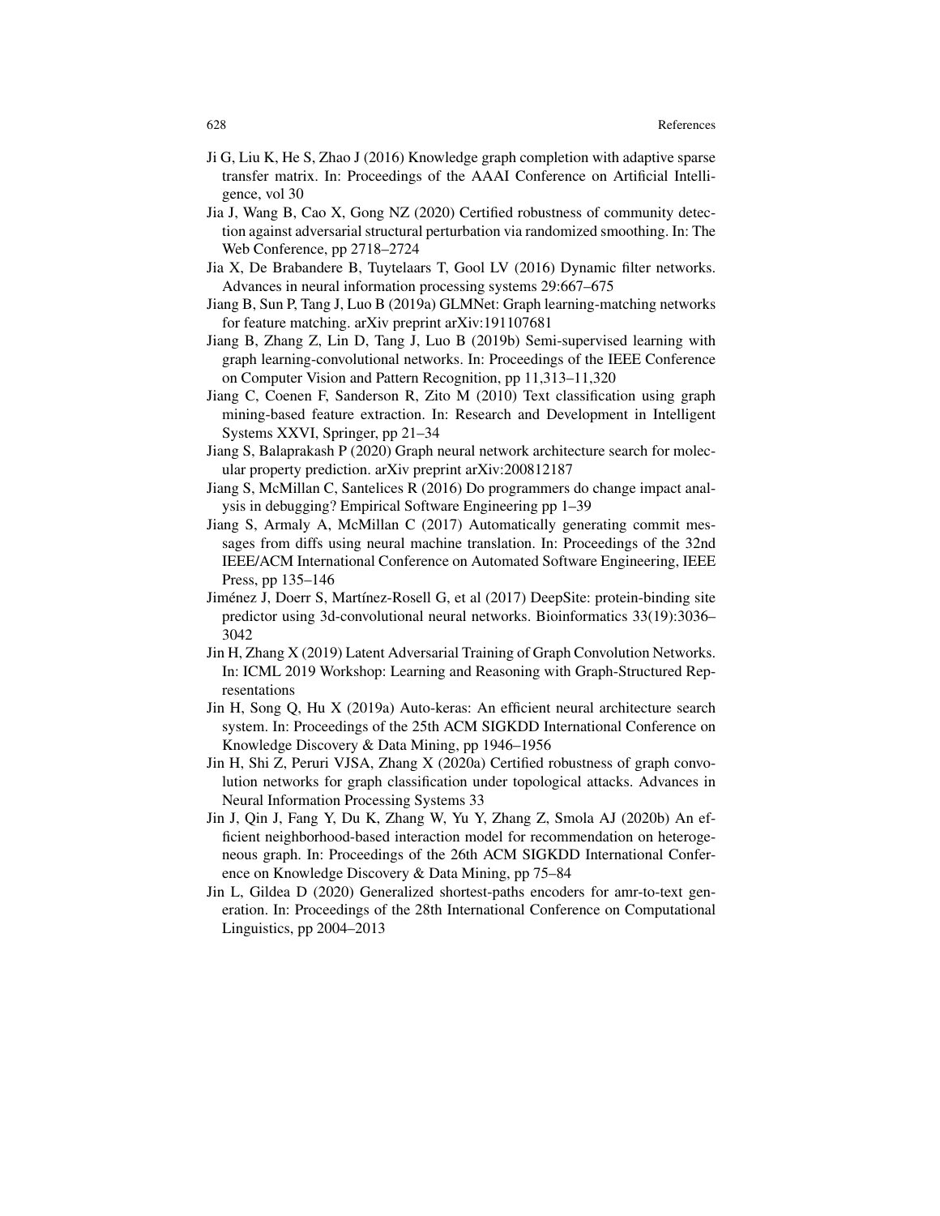Ji G, Liu K, He S, Zhao J (2016) Knowledge graph completion with adaptive sparse transfer matrix. In: Proceedings of the AAAI Conference on Artificial Intelligence, vol 30

Jia J, Wang B, Cao X, Gong NZ (2020) Certified robustness of community detection against adversarial structural perturbation via randomized smoothing. In: The Web Conference, pp 2718–2724

Jia X, De Brabandere B, Tuytelaars T, Gool LV (2016) Dynamic filter networks. Advances in neural information processing systems 29:667–675

Jiang B, Sun P, Tang J, Luo B (2019a) GLMNet: Graph learning-matching networks for feature matching. arXiv preprint arXiv:191107681

Jiang B, Zhang Z, Lin D, Tang J, Luo B (2019b) Semi-supervised learning with graph learning-convolutional networks. In: Proceedings of the IEEE Conference on Computer Vision and Pattern Recognition, pp 11,313–11,320

Jiang C, Coenen F, Sanderson R, Zito M (2010) Text classification using graph mining-based feature extraction. In: Research and Development in Intelligent Systems XXVI, Springer, pp 21–34

Jiang S, Balaprakash P (2020) Graph neural network architecture search for molecular property prediction. arXiv preprint arXiv:200812187

Jiang S, McMillan C, Santelices R (2016) Do programmers do change impact analysis in debugging? Empirical Software Engineering pp 1–39

Jiang S, Armaly A, McMillan C (2017) Automatically generating commit messages from diffs using neural machine translation. In: Proceedings of the 32nd IEEE/ACM International Conference on Automated Software Engineering, IEEE Press, pp 135–146

Jiménez J, Doerr S, Martínez-Rosell G, et al (2017) DeepSite: protein-binding site predictor using 3d-convolutional neural networks. Bioinformatics 33(19):3036–3042

Jin H, Zhang X (2019) Latent Adversarial Training of Graph Convolution Networks. In: ICML 2019 Workshop: Learning and Reasoning with Graph-Structured Representations

Jin H, Song Q, Hu X (2019a) Auto-keras: An efficient neural architecture search system. In: Proceedings of the 25th ACM SIGKDD International Conference on Knowledge Discovery & Data Mining, pp 1946–1956

Jin H, Shi Z, Peruri VJSA, Zhang X (2020a) Certified robustness of graph convolution networks for graph classification under topological attacks. Advances in Neural Information Processing Systems 33

Jin J, Qin J, Fang Y, Du K, Zhang W, Yu Y, Zhang Z, Smola AJ (2020b) An efficient neighborhood-based interaction model for recommendation on heterogeneous graph. In: Proceedings of the 26th ACM SIGKDD International Conference on Knowledge Discovery & Data Mining, pp 75–84

Jin L, Gildea D (2020) Generalized shortest-paths encoders for amr-to-text generation. In: Proceedings of the 28th International Conference on Computational Linguistics, pp 2004–2013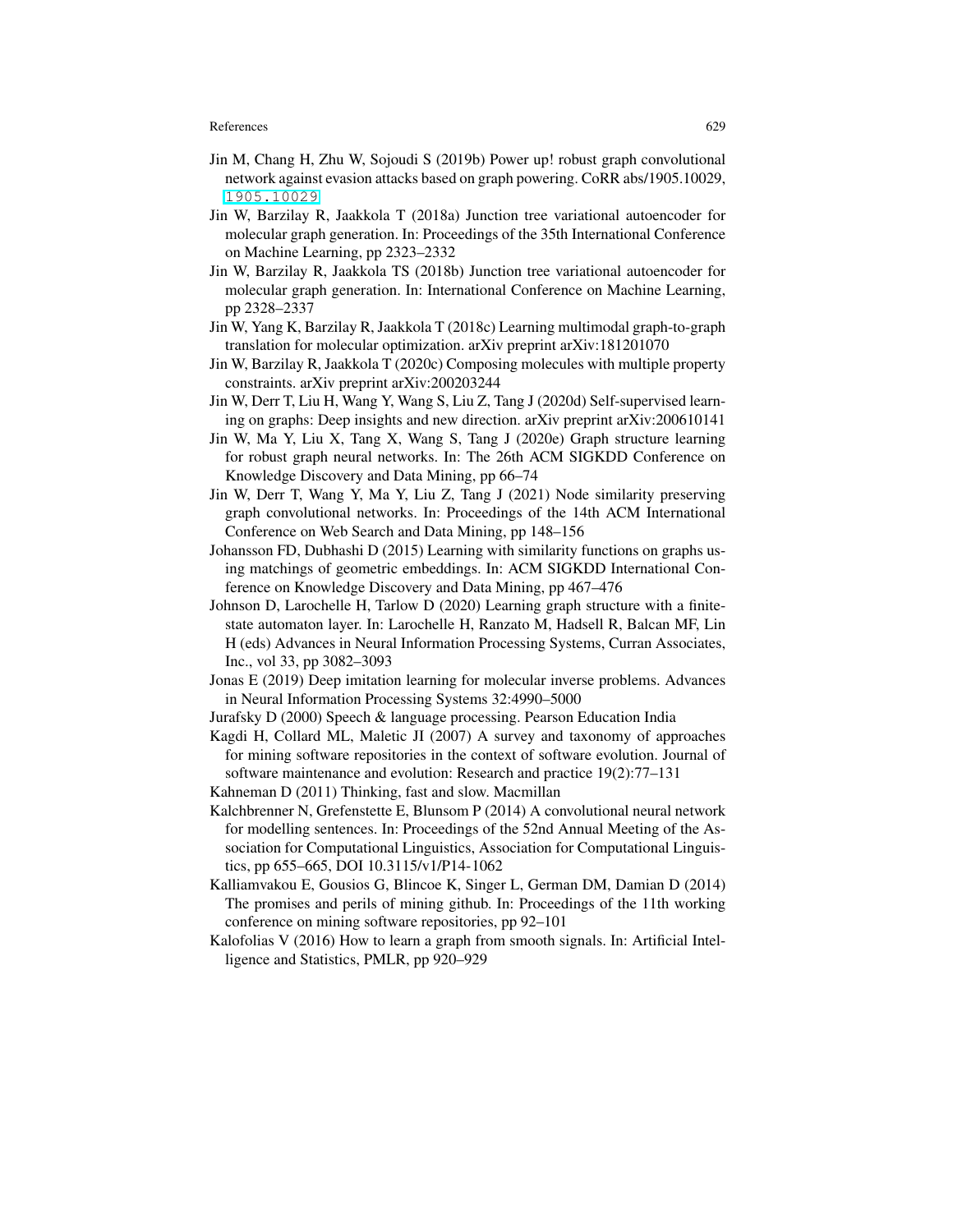Jin M, Chang H, Zhu W, Sojoudi S (2019b) Power up! robust graph convolutional network against evasion attacks based on graph powering. CoRR abs/1905.10029, 1905.10029

Jin W, Barzilay R, Jaakkola T (2018a) Junction tree variational autoencoder for molecular graph generation. In: Proceedings of the 35th International Conference on Machine Learning, pp 2323–2332

Jin W, Barzilay R, Jaakkola TS (2018b) Junction tree variational autoencoder for molecular graph generation. In: International Conference on Machine Learning, pp 2328–2337

Jin W, Yang K, Barzilay R, Jaakkola T (2018c) Learning multimodal graph-to-graph translation for molecular optimization. arXiv preprint arXiv:181201070

Jin W, Barzilay R, Jaakkola T (2020c) Composing molecules with multiple property constraints. arXiv preprint arXiv:200203244

Jin W, Derr T, Liu H, Wang Y, Wang S, Liu Z, Tang J (2020d) Self-supervised learning on graphs: Deep insights and new direction. arXiv preprint arXiv:200610141

Jin W, Ma Y, Liu X, Tang X, Wang S, Tang J (2020e) Graph structure learning for robust graph neural networks. In: The 26th ACM SIGKDD Conference on Knowledge Discovery and Data Mining, pp 66–74

Jin W, Derr T, Wang Y, Ma Y, Liu Z, Tang J (2021) Node similarity preserving graph convolutional networks. In: Proceedings of the 14th ACM International Conference on Web Search and Data Mining, pp 148–156

Johansson FD, Dubhashi D (2015) Learning with similarity functions on graphs using matchings of geometric embeddings. In: ACM SIGKDD International Conference on Knowledge Discovery and Data Mining, pp 467–476

Johnson D, Larochelle H, Tarlow D (2020) Learning graph structure with a finite-state automaton layer. In: Larochelle H, Ranzato M, Hadsell R, Balcan MF, Lin H (eds) Advances in Neural Information Processing Systems, Curran Associates, Inc., vol 33, pp 3082–3093

Jonas E (2019) Deep imitation learning for molecular inverse problems. Advances in Neural Information Processing Systems 32:4990–5000

Jurafsky D (2000) Speech & language processing. Pearson Education India

Kagdi H, Collard ML, Maletic JI (2007) A survey and taxonomy of approaches for mining software repositories in the context of software evolution. Journal of software maintenance and evolution: Research and practice 19(2):77–131

Kahneman D (2011) Thinking, fast and slow. Macmillan

Kalchbrenner N, Grefenstette E, Blunsom P (2014) A convolutional neural network for modelling sentences. In: Proceedings of the 52nd Annual Meeting of the Association for Computational Linguistics, Association for Computational Linguistics, pp 655–665, DOI 10.3115/v1/P14-1062

Kalliamvakou E, Gousios G, Blincoe K, Singer L, German DM, Damian D (2014) The promises and perils of mining github. In: Proceedings of the 11th working conference on mining software repositories, pp 92–101

Kalofolias V (2016) How to learn a graph from smooth signals. In: Artificial Intelligence and Statistics, PMLR, pp 920–929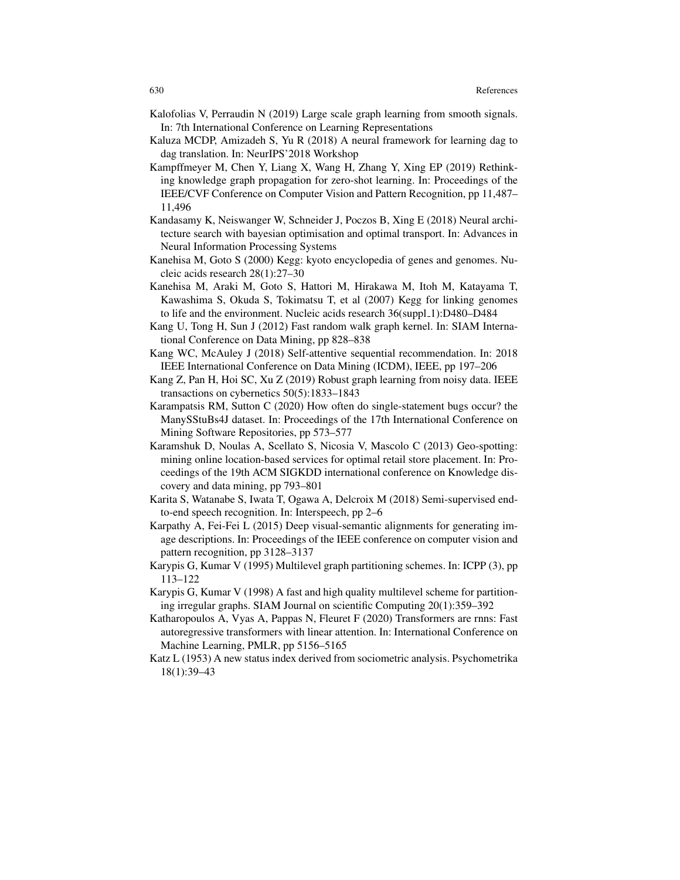Kalofolias V, Perraudin N (2019) Large scale graph learning from smooth signals. In: 7th International Conference on Learning Representations

Kaluza MCDP, Amizadeh S, Yu R (2018) A neural framework for learning dag to dag translation. In: NeurIPS'2018 Workshop

Kampffmeyer M, Chen Y, Liang X, Wang H, Zhang Y, Xing EP (2019) Rethinking knowledge graph propagation for zero-shot learning. In: Proceedings of the IEEE/CVF Conference on Computer Vision and Pattern Recognition, pp 11,487–11,496

Kandasamy K, Neiswanger W, Schneider J, Poczos B, Xing E (2018) Neural architecture search with bayesian optimisation and optimal transport. In: Advances in Neural Information Processing Systems

Kanehisa M, Goto S (2000) Kegg: kyoto encyclopedia of genes and genomes. Nucleic acids research 28(1):27–30

Kanehisa M, Araki M, Goto S, Hattori M, Hirakawa M, Itoh M, Katayama T, Kawashima S, Okuda S, Tokimatsu T, et al (2007) Kegg for linking genomes to life and the environment. Nucleic acids research 36(suppl_1):D480–D484

Kang U, Tong H, Sun J (2012) Fast random walk graph kernel. In: SIAM International Conference on Data Mining, pp 828–838

Kang WC, McAuley J (2018) Self-attentive sequential recommendation. In: 2018 IEEE International Conference on Data Mining (ICDM), IEEE, pp 197–206

Kang Z, Pan H, Hoi SC, Xu Z (2019) Robust graph learning from noisy data. IEEE transactions on cybernetics 50(5):1833–1843

Karampatsis RM, Sutton C (2020) How often do single-statement bugs occur? the ManySStuBs4J dataset. In: Proceedings of the 17th International Conference on Mining Software Repositories, pp 573–577

Karamshuk D, Noulas A, Scellato S, Nicosia V, Mascolo C (2013) Geo-spotting: mining online location-based services for optimal retail store placement. In: Proceedings of the 19th ACM SIGKDD international conference on Knowledge discovery and data mining, pp 793–801

Karita S, Watanabe S, Iwata T, Ogawa A, Delcroix M (2018) Semi-supervised end-to-end speech recognition. In: Interspeech, pp 2–6

Karpathy A, Fei-Fei L (2015) Deep visual-semantic alignments for generating image descriptions. In: Proceedings of the IEEE conference on computer vision and pattern recognition, pp 3128–3137

Karypis G, Kumar V (1995) Multilevel graph partitioning schemes. In: ICPP (3), pp 113–122

Karypis G, Kumar V (1998) A fast and high quality multilevel scheme for partitioning irregular graphs. SIAM Journal on scientific Computing 20(1):359–392

Katharopoulos A, Vyas A, Pappas N, Fleuret F (2020) Transformers are rnns: Fast autoregressive transformers with linear attention. In: International Conference on Machine Learning, PMLR, pp 5156–5165

Katz L (1953) A new status index derived from sociometric analysis. Psychometrika 18(1):39–43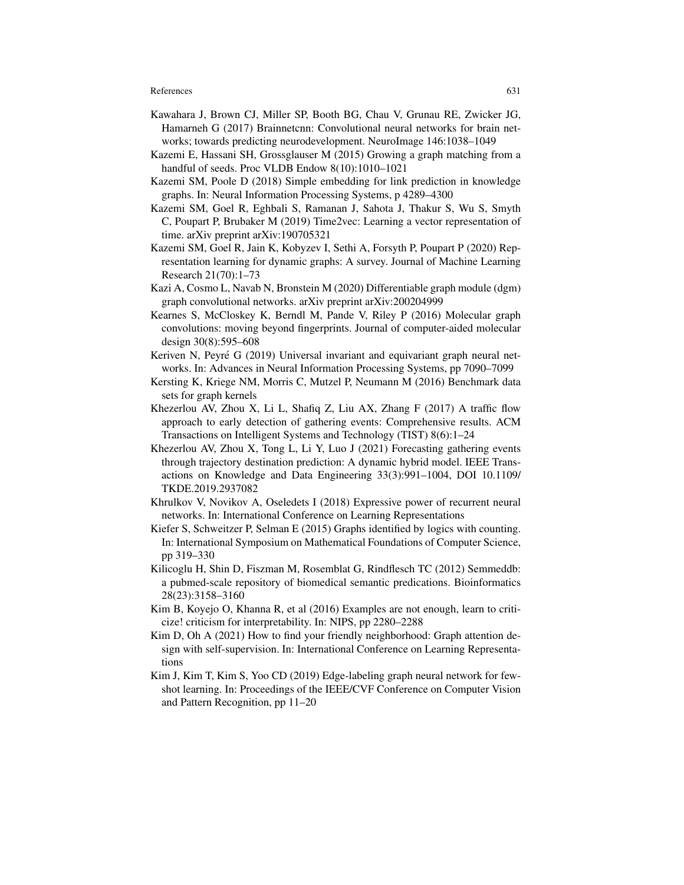Kawahara J, Brown CJ, Miller SP, Booth BG, Chau V, Grunau RE, Zwicker JG, Hamarneh G (2017) Brainnetcnn: Convolutional neural networks for brain networks; towards predicting neurodevelopment. NeuroImage 146:1038–1049

Kazemi E, Hassani SH, Grossglauser M (2015) Growing a graph matching from a handful of seeds. Proc VLDB Endow 8(10):1010–1021

Kazemi SM, Poole D (2018) Simple embedding for link prediction in knowledge graphs. In: Neural Information Processing Systems, p 4289–4300

Kazemi SM, Goel R, Eghbali S, Ramanan J, Sahota J, Thakur S, Wu S, Smyth C, Poupart P, Brubaker M (2019) Time2vec: Learning a vector representation of time. arXiv preprint arXiv:190705321

Kazemi SM, Goel R, Jain K, Kobyzev I, Sethi A, Forsyth P, Poupart P (2020) Representation learning for dynamic graphs: A survey. Journal of Machine Learning Research 21(70):1–73

Kazi A, Cosmo L, Navab N, Bronstein M (2020) Differentiable graph module (dgm) graph convolutional networks. arXiv preprint arXiv:200204999

Kearnes S, McCloskey K, Berndl M, Pande V, Riley P (2016) Molecular graph convolutions: moving beyond fingerprints. Journal of computer-aided molecular design 30(8):595–608

Keriven N, Peyré G (2019) Universal invariant and equivariant graph neural networks. In: Advances in Neural Information Processing Systems, pp 7090–7099

Kersting K, Kriege NM, Morris C, Mutzel P, Neumann M (2016) Benchmark data sets for graph kernels

Khezerlou AV, Zhou X, Li L, Shafiq Z, Liu AX, Zhang F (2017) A traffic flow approach to early detection of gathering events: Comprehensive results. ACM Transactions on Intelligent Systems and Technology (TIST) 8(6):1–24

Khezerlou AV, Zhou X, Tong L, Li Y, Luo J (2021) Forecasting gathering events through trajectory destination prediction: A dynamic hybrid model. IEEE Transactions on Knowledge and Data Engineering 33(3):991–1004, DOI 10.1109/TKDE.2019.2937082

Khrulkov V, Novikov A, Oseledets I (2018) Expressive power of recurrent neural networks. In: International Conference on Learning Representations

Kiefer S, Schweitzer P, Selman E (2015) Graphs identified by logics with counting. In: International Symposium on Mathematical Foundations of Computer Science, pp 319–330

Kilicoglu H, Shin D, Fiszman M, Rosemblat G, Rindflesch TC (2012) Semmeddb: a pubmed-scale repository of biomedical semantic predications. Bioinformatics 28(23):3158–3160

Kim B, Koyejo O, Khanna R, et al (2016) Examples are not enough, learn to criticize! criticism for interpretability. In: NIPS, pp 2280–2288

Kim D, Oh A (2021) How to find your friendly neighborhood: Graph attention design with self-supervision. In: International Conference on Learning Representations

Kim J, Kim T, Kim S, Yoo CD (2019) Edge-labeling graph neural network for few-shot learning. In: Proceedings of the IEEE/CVF Conference on Computer Vision and Pattern Recognition, pp 11–20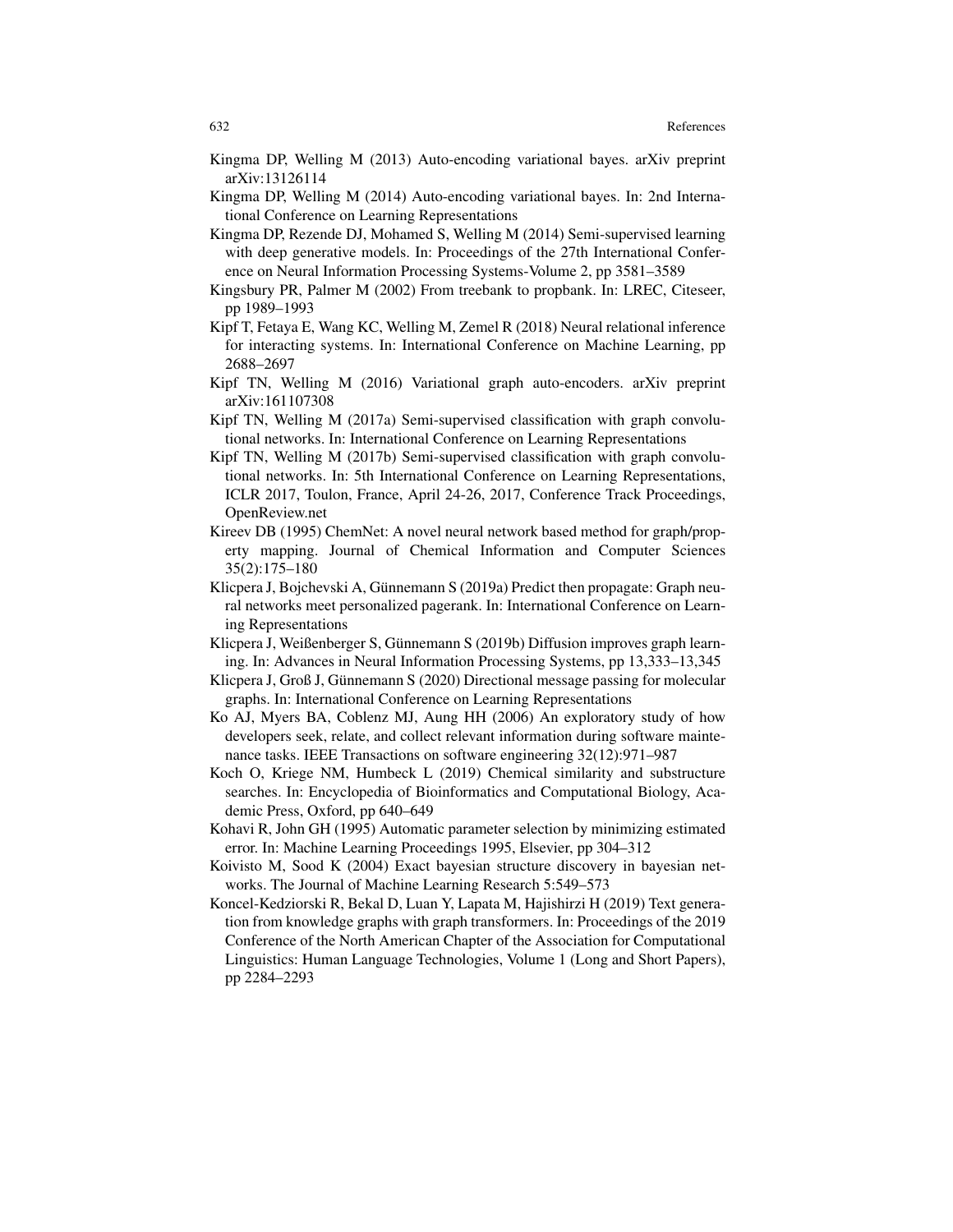Kingma DP, Welling M (2013) Auto-encoding variational bayes. arXiv preprint arXiv:13126114

Kingma DP, Welling M (2014) Auto-encoding variational bayes. In: 2nd International Conference on Learning Representations

Kingma DP, Rezende DJ, Mohamed S, Welling M (2014) Semi-supervised learning with deep generative models. In: Proceedings of the 27th International Conference on Neural Information Processing Systems-Volume 2, pp 3581–3589

Kingsbury PR, Palmer M (2002) From treebank to propbank. In: LREC, Citeseer, pp 1989–1993

Kipf T, Fetaya E, Wang KC, Welling M, Zemel R (2018) Neural relational inference for interacting systems. In: International Conference on Machine Learning, pp 2688–2697

Kipf TN, Welling M (2016) Variational graph auto-encoders. arXiv preprint arXiv:161107308

Kipf TN, Welling M (2017a) Semi-supervised classification with graph convolutional networks. In: International Conference on Learning Representations

Kipf TN, Welling M (2017b) Semi-supervised classification with graph convolutional networks. In: 5th International Conference on Learning Representations, ICLR 2017, Toulon, France, April 24-26, 2017, Conference Track Proceedings, OpenReview.net

Kireev DB (1995) ChemNet: A novel neural network based method for graph/property mapping. Journal of Chemical Information and Computer Sciences 35(2):175–180

Klicpera J, Bojchevski A, Günnemann S (2019a) Predict then propagate: Graph neural networks meet personalized pagerank. In: International Conference on Learning Representations

Klicpera J, Weißenberger S, Günnemann S (2019b) Diffusion improves graph learning. In: Advances in Neural Information Processing Systems, pp 13,333–13,345

Klicpera J, Groß J, Günnemann S (2020) Directional message passing for molecular graphs. In: International Conference on Learning Representations

Ko AJ, Myers BA, Coblenz MJ, Aung HH (2006) An exploratory study of how developers seek, relate, and collect relevant information during software maintenance tasks. IEEE Transactions on software engineering 32(12):971–987

Koch O, Kriege NM, Humbeck L (2019) Chemical similarity and substructure searches. In: Encyclopedia of Bioinformatics and Computational Biology, Academic Press, Oxford, pp 640–649

Kohavi R, John GH (1995) Automatic parameter selection by minimizing estimated error. In: Machine Learning Proceedings 1995, Elsevier, pp 304–312

Koivisto M, Sood K (2004) Exact bayesian structure discovery in bayesian networks. The Journal of Machine Learning Research 5:549–573

Koncel-Kedziorski R, Bekal D, Luan Y, Lapata M, Hajishirzi H (2019) Text generation from knowledge graphs with graph transformers. In: Proceedings of the 2019 Conference of the North American Chapter of the Association for Computational Linguistics: Human Language Technologies, Volume 1 (Long and Short Papers), pp 2284–2293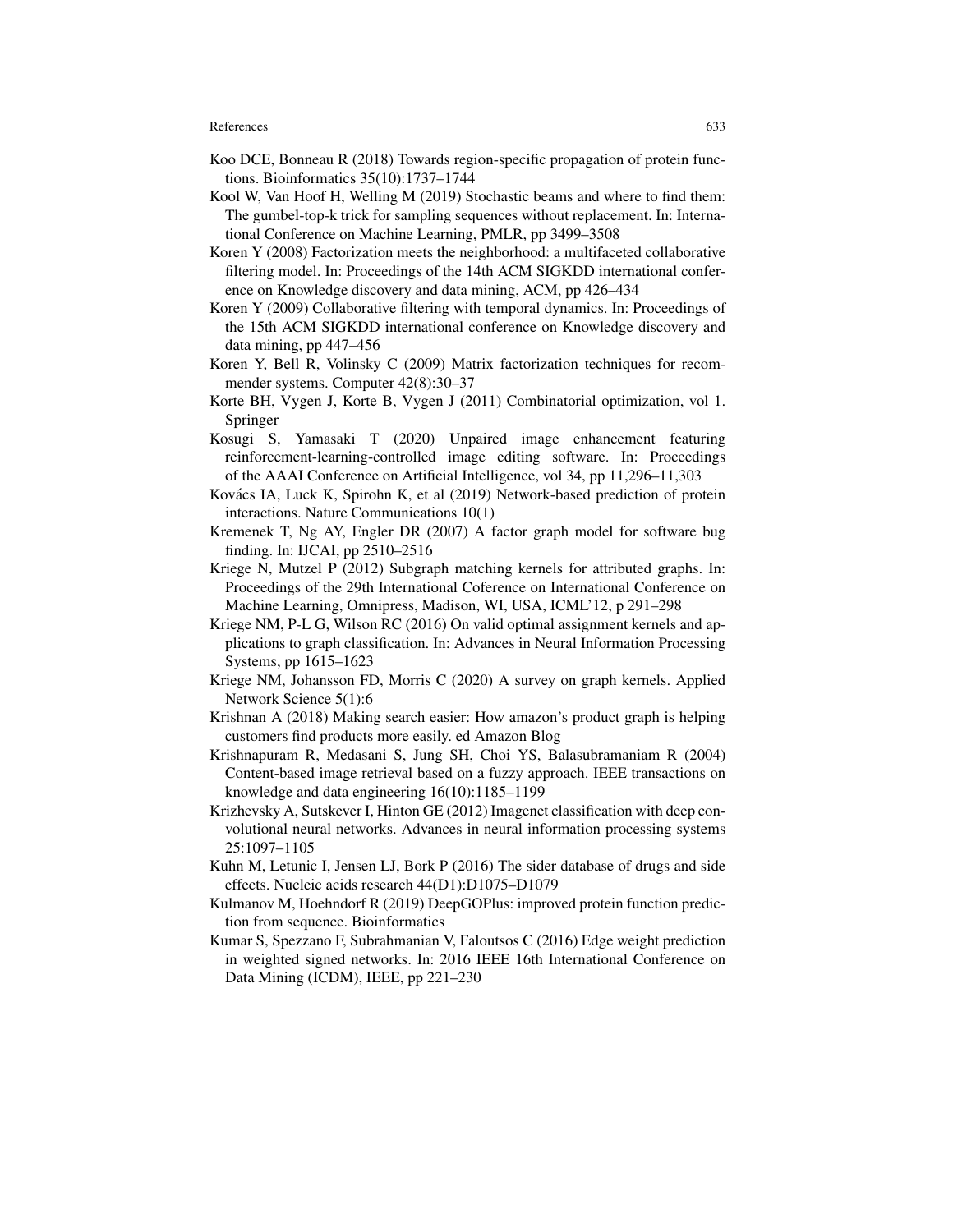Koo DCE, Bonneau R (2018) Towards region-specific propagation of protein functions. Bioinformatics 35(10):1737–1744

Kool W, Van Hoof H, Welling M (2019) Stochastic beams and where to find them: The gumbel-top-k trick for sampling sequences without replacement. In: International Conference on Machine Learning, PMLR, pp 3499–3508

Koren Y (2008) Factorization meets the neighborhood: a multifaceted collaborative filtering model. In: Proceedings of the 14th ACM SIGKDD international conference on Knowledge discovery and data mining, ACM, pp 426–434

Koren Y (2009) Collaborative filtering with temporal dynamics. In: Proceedings of the 15th ACM SIGKDD international conference on Knowledge discovery and data mining, pp 447–456

Koren Y, Bell R, Volinsky C (2009) Matrix factorization techniques for recommender systems. Computer 42(8):30–37

Korte BH, Vygen J, Korte B, Vygen J (2011) Combinatorial optimization, vol 1. Springer

Kosugi S, Yamasaki T (2020) Unpaired image enhancement featuring reinforcement-learning-controlled image editing software. In: Proceedings of the AAAI Conference on Artificial Intelligence, vol 34, pp 11,296–11,303

Kovács IA, Luck K, Spirohn K, et al (2019) Network-based prediction of protein interactions. Nature Communications 10(1)

Kremenek T, Ng AY, Engler DR (2007) A factor graph model for software bug finding. In: IJCAI, pp 2510–2516

Kriege N, Mutzel P (2012) Subgraph matching kernels for attributed graphs. In: Proceedings of the 29th International Coference on International Conference on Machine Learning, Omnipress, Madison, WI, USA, ICML'12, p 291–298

Kriege NM, P-L G, Wilson RC (2016) On valid optimal assignment kernels and applications to graph classification. In: Advances in Neural Information Processing Systems, pp 1615–1623

Kriege NM, Johansson FD, Morris C (2020) A survey on graph kernels. Applied Network Science 5(1):6

Krishnan A (2018) Making search easier: How amazon's product graph is helping customers find products more easily. ed Amazon Blog

Krishnapuram R, Medasani S, Jung SH, Choi YS, Balasubramaniam R (2004) Content-based image retrieval based on a fuzzy approach. IEEE transactions on knowledge and data engineering 16(10):1185–1199

Krizhevsky A, Sutskever I, Hinton GE (2012) Imagenet classification with deep convolutional neural networks. Advances in neural information processing systems 25:1097–1105

Kuhn M, Letunic I, Jensen LJ, Bork P (2016) The sider database of drugs and side effects. Nucleic acids research 44(D1):D1075–D1079

Kulmanov M, Hoehndorf R (2019) DeepGOPlus: improved protein function prediction from sequence. Bioinformatics

Kumar S, Spezzano F, Subrahmanian V, Faloutsos C (2016) Edge weight prediction in weighted signed networks. In: 2016 IEEE 16th International Conference on Data Mining (ICDM), IEEE, pp 221–230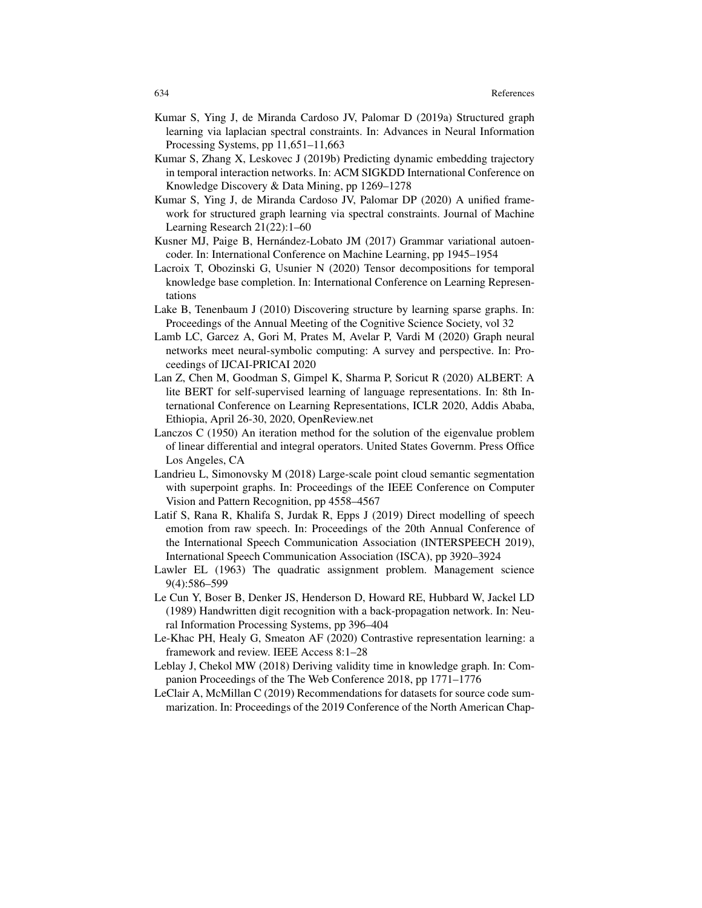Kumar S, Ying J, de Miranda Cardoso JV, Palomar D (2019a) Structured graph learning via laplacian spectral constraints. In: Advances in Neural Information Processing Systems, pp 11,651–11,663

Kumar S, Zhang X, Leskovec J (2019b) Predicting dynamic embedding trajectory in temporal interaction networks. In: ACM SIGKDD International Conference on Knowledge Discovery & Data Mining, pp 1269–1278

Kumar S, Ying J, de Miranda Cardoso JV, Palomar DP (2020) A unified framework for structured graph learning via spectral constraints. Journal of Machine Learning Research 21(22):1–60

Kusner MJ, Paige B, Hernández-Lobato JM (2017) Grammar variational autoencoder. In: International Conference on Machine Learning, pp 1945–1954

Lacroix T, Obozinski G, Usunier N (2020) Tensor decompositions for temporal knowledge base completion. In: International Conference on Learning Representations

Lake B, Tenenbaum J (2010) Discovering structure by learning sparse graphs. In: Proceedings of the Annual Meeting of the Cognitive Science Society, vol 32

Lamb LC, Garcez A, Gori M, Prates M, Avelar P, Vardi M (2020) Graph neural networks meet neural-symbolic computing: A survey and perspective. In: Proceedings of IJCAI-PRICAI 2020

Lan Z, Chen M, Goodman S, Gimpel K, Sharma P, Soricut R (2020) ALBERT: A lite BERT for self-supervised learning of language representations. In: 8th International Conference on Learning Representations, ICLR 2020, Addis Ababa, Ethiopia, April 26-30, 2020, OpenReview.net

Lanczos C (1950) An iteration method for the solution of the eigenvalue problem of linear differential and integral operators. United States Governm. Press Office Los Angeles, CA

Landrieu L, Simonovsky M (2018) Large-scale point cloud semantic segmentation with superpoint graphs. In: Proceedings of the IEEE Conference on Computer Vision and Pattern Recognition, pp 4558–4567

Latif S, Rana R, Khalifa S, Jurdak R, Epps J (2019) Direct modelling of speech emotion from raw speech. In: Proceedings of the 20th Annual Conference of the International Speech Communication Association (INTERSPEECH 2019), International Speech Communication Association (ISCA), pp 3920–3924

Lawler EL (1963) The quadratic assignment problem. Management science 9(4):586–599

Le Cun Y, Boser B, Denker JS, Henderson D, Howard RE, Hubbard W, Jackel LD (1989) Handwritten digit recognition with a back-propagation network. In: Neural Information Processing Systems, pp 396–404

Le-Khac PH, Healy G, Smeaton AF (2020) Contrastive representation learning: a framework and review. IEEE Access 8:1–28

Leblay J, Chekol MW (2018) Deriving validity time in knowledge graph. In: Companion Proceedings of the The Web Conference 2018, pp 1771–1776

LeClair A, McMillan C (2019) Recommendations for datasets for source code summarization. In: Proceedings of the 2019 Conference of the North American Chap-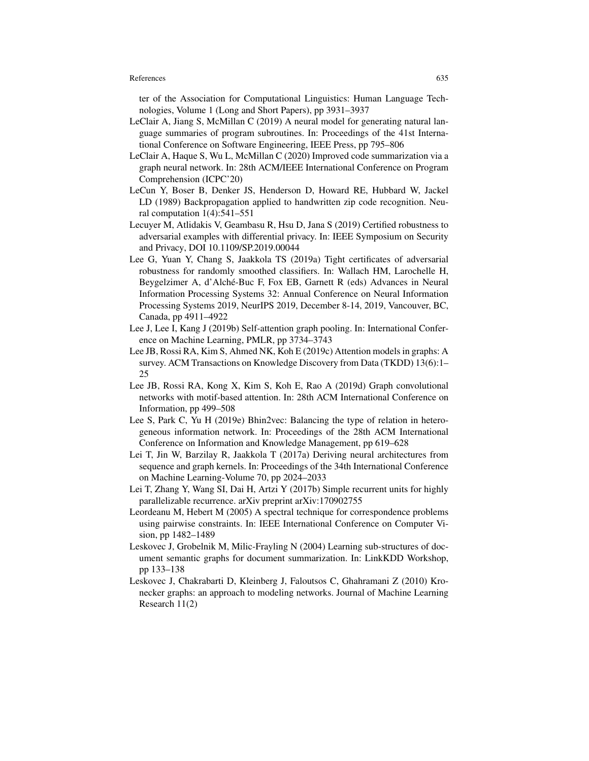ter of the Association for Computational Linguistics: Human Language Technologies, Volume 1 (Long and Short Papers), pp 3931–3937

LeClair A, Jiang S, McMillan C (2019) A neural model for generating natural language summaries of program subroutines. In: Proceedings of the 41st International Conference on Software Engineering, IEEE Press, pp 795–806

LeClair A, Haque S, Wu L, McMillan C (2020) Improved code summarization via a graph neural network. In: 28th ACM/IEEE International Conference on Program Comprehension (ICPC'20)

LeCun Y, Boser B, Denker JS, Henderson D, Howard RE, Hubbard W, Jackel LD (1989) Backpropagation applied to handwritten zip code recognition. Neural computation 1(4):541–551

Lecuyer M, Atlidakis V, Geambasu R, Hsu D, Jana S (2019) Certified robustness to adversarial examples with differential privacy. In: IEEE Symposium on Security and Privacy, DOI 10.1109/SP.2019.00044

Lee G, Yuan Y, Chang S, Jaakkola TS (2019a) Tight certificates of adversarial robustness for randomly smoothed classifiers. In: Wallach HM, Larochelle H, Beygelzimer A, d'Alché-Buc F, Fox EB, Garnett R (eds) Advances in Neural Information Processing Systems 32: Annual Conference on Neural Information Processing Systems 2019, NeurIPS 2019, December 8-14, 2019, Vancouver, BC, Canada, pp 4911–4922

Lee J, Lee I, Kang J (2019b) Self-attention graph pooling. In: International Conference on Machine Learning, PMLR, pp 3734–3743

Lee JB, Rossi RA, Kim S, Ahmed NK, Koh E (2019c) Attention models in graphs: A survey. ACM Transactions on Knowledge Discovery from Data (TKDD) 13(6):1–25

Lee JB, Rossi RA, Kong X, Kim S, Koh E, Rao A (2019d) Graph convolutional networks with motif-based attention. In: 28th ACM International Conference on Information, pp 499–508

Lee S, Park C, Yu H (2019e) Bhin2vec: Balancing the type of relation in heterogeneous information network. In: Proceedings of the 28th ACM International Conference on Information and Knowledge Management, pp 619–628

Lei T, Jin W, Barzilay R, Jaakkola T (2017a) Deriving neural architectures from sequence and graph kernels. In: Proceedings of the 34th International Conference on Machine Learning-Volume 70, pp 2024–2033

Lei T, Zhang Y, Wang SI, Dai H, Artzi Y (2017b) Simple recurrent units for highly parallelizable recurrence. arXiv preprint arXiv:170902755

Leordeanu M, Hebert M (2005) A spectral technique for correspondence problems using pairwise constraints. In: IEEE International Conference on Computer Vision, pp 1482–1489

Leskovec J, Grobelnik M, Milic-Frayling N (2004) Learning sub-structures of document semantic graphs for document summarization. In: LinkKDD Workshop, pp 133–138

Leskovec J, Chakrabarti D, Kleinberg J, Faloutsos C, Ghahramani Z (2010) Kronecker graphs: an approach to modeling networks. Journal of Machine Learning Research 11(2)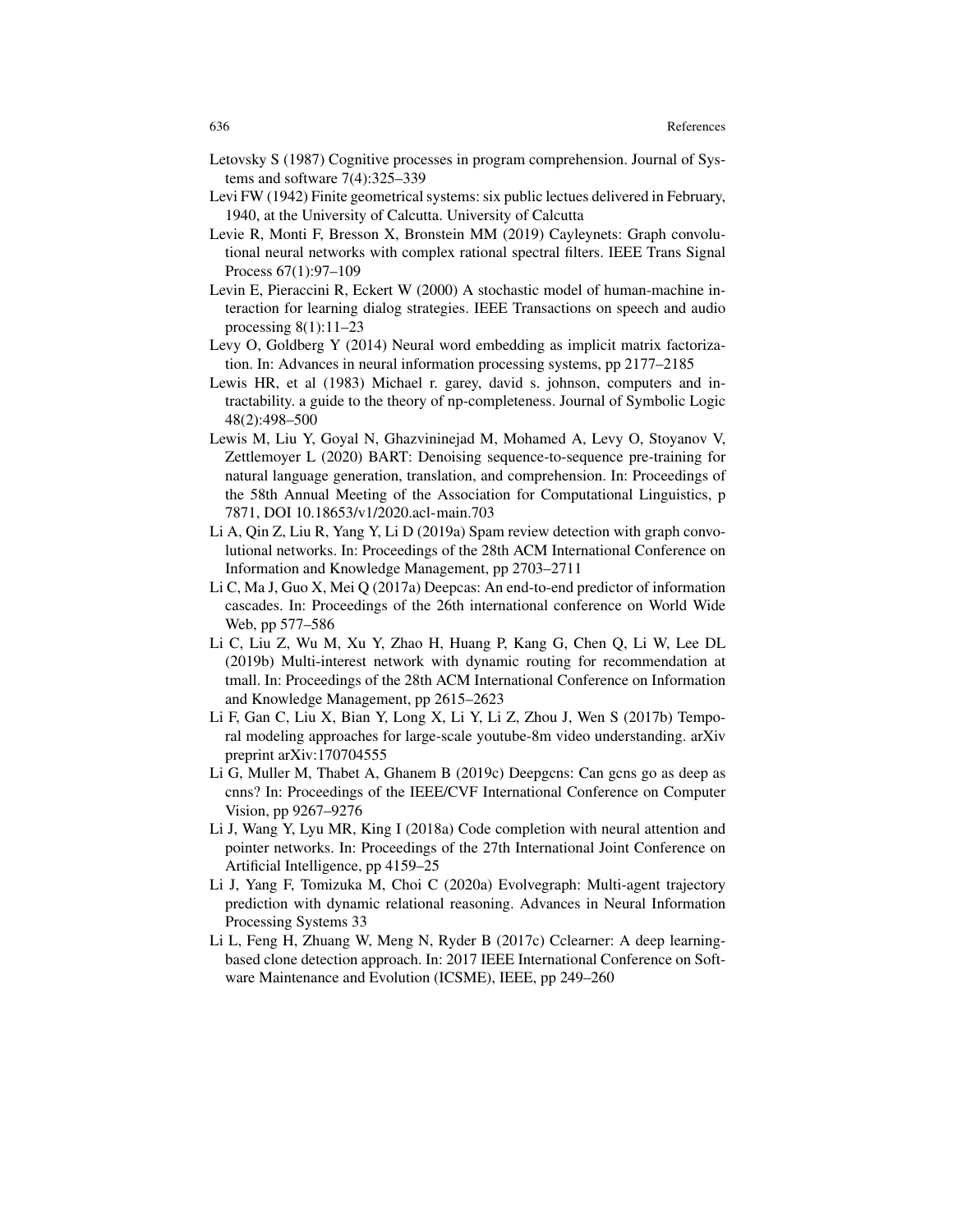Letovsky S (1987) Cognitive processes in program comprehension. Journal of Systems and software 7(4):325–339

Levi FW (1942) Finite geometrical systems: six public lectues delivered in February, 1940, at the University of Calcutta. University of Calcutta

Levie R, Monti F, Bresson X, Bronstein MM (2019) Cayleynets: Graph convolutional neural networks with complex rational spectral filters. IEEE Trans Signal Process 67(1):97–109

Levin E, Pieraccini R, Eckert W (2000) A stochastic model of human-machine interaction for learning dialog strategies. IEEE Transactions on speech and audio processing 8(1):11–23

Levy O, Goldberg Y (2014) Neural word embedding as implicit matrix factorization. In: Advances in neural information processing systems, pp 2177–2185

Lewis HR, et al (1983) Michael r. garey, david s. johnson, computers and intractability. a guide to the theory of np-completeness. Journal of Symbolic Logic 48(2):498–500

Lewis M, Liu Y, Goyal N, Ghazvininejad M, Mohamed A, Levy O, Stoyanov V, Zettlemoyer L (2020) BART: Denoising sequence-to-sequence pre-training for natural language generation, translation, and comprehension. In: Proceedings of the 58th Annual Meeting of the Association for Computational Linguistics, p 7871, DOI 10.18653/v1/2020.acl-main.703

Li A, Qin Z, Liu R, Yang Y, Li D (2019a) Spam review detection with graph convolutional networks. In: Proceedings of the 28th ACM International Conference on Information and Knowledge Management, pp 2703–2711

Li C, Ma J, Guo X, Mei Q (2017a) Deepcas: An end-to-end predictor of information cascades. In: Proceedings of the 26th international conference on World Wide Web, pp 577–586

Li C, Liu Z, Wu M, Xu Y, Zhao H, Huang P, Kang G, Chen Q, Li W, Lee DL (2019b) Multi-interest network with dynamic routing for recommendation at tmall. In: Proceedings of the 28th ACM International Conference on Information and Knowledge Management, pp 2615–2623

Li F, Gan C, Liu X, Bian Y, Long X, Li Y, Li Z, Zhou J, Wen S (2017b) Temporal modeling approaches for large-scale youtube-8m video understanding. arXiv preprint arXiv:170704555

Li G, Muller M, Thabet A, Ghanem B (2019c) Deepgcns: Can gcns go as deep as cnns? In: Proceedings of the IEEE/CVF International Conference on Computer Vision, pp 9267–9276

Li J, Wang Y, Lyu MR, King I (2018a) Code completion with neural attention and pointer networks. In: Proceedings of the 27th International Joint Conference on Artificial Intelligence, pp 4159–25

Li J, Yang F, Tomizuka M, Choi C (2020a) Evolvegraph: Multi-agent trajectory prediction with dynamic relational reasoning. Advances in Neural Information Processing Systems 33

Li L, Feng H, Zhuang W, Meng N, Ryder B (2017c) Cclearner: A deep learning-based clone detection approach. In: 2017 IEEE International Conference on Software Maintenance and Evolution (ICSME), IEEE, pp 249–260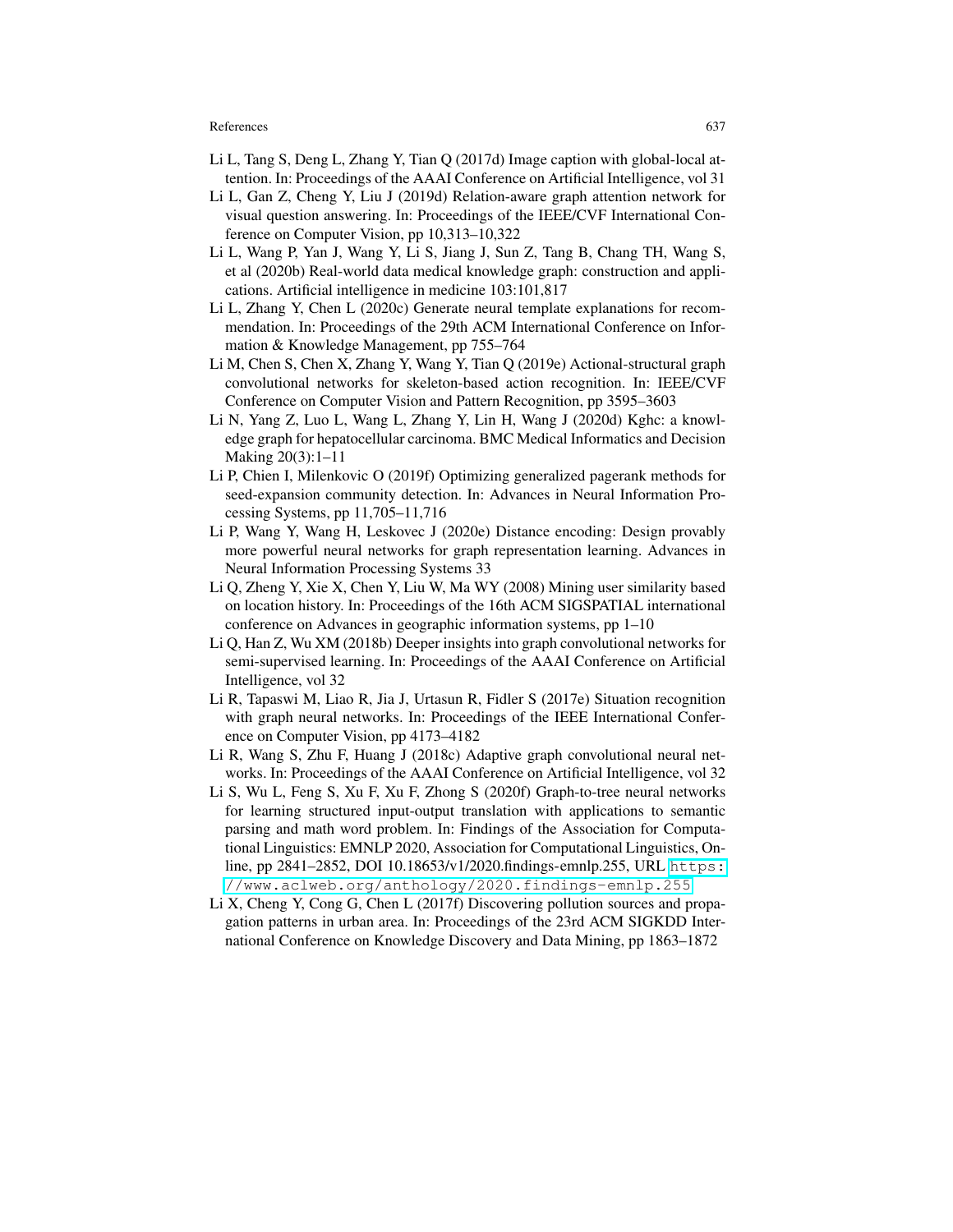Li L, Tang S, Deng L, Zhang Y, Tian Q (2017d) Image caption with global-local attention. In: Proceedings of the AAAI Conference on Artificial Intelligence, vol 31

Li L, Gan Z, Cheng Y, Liu J (2019d) Relation-aware graph attention network for visual question answering. In: Proceedings of the IEEE/CVF International Conference on Computer Vision, pp 10,313–10,322

Li L, Wang P, Yan J, Wang Y, Li S, Jiang J, Sun Z, Tang B, Chang TH, Wang S, et al (2020b) Real-world data medical knowledge graph: construction and applications. Artificial intelligence in medicine 103:101,817

Li L, Zhang Y, Chen L (2020c) Generate neural template explanations for recommendation. In: Proceedings of the 29th ACM International Conference on Information & Knowledge Management, pp 755–764

Li M, Chen S, Chen X, Zhang Y, Wang Y, Tian Q (2019e) Actional-structural graph convolutional networks for skeleton-based action recognition. In: IEEE/CVF Conference on Computer Vision and Pattern Recognition, pp 3595–3603

Li N, Yang Z, Luo L, Wang L, Zhang Y, Lin H, Wang J (2020d) Kghc: a knowledge graph for hepatocellular carcinoma. BMC Medical Informatics and Decision Making 20(3):1–11

Li P, Chien I, Milenkovic O (2019f) Optimizing generalized pagerank methods for seed-expansion community detection. In: Advances in Neural Information Processing Systems, pp 11,705–11,716

Li P, Wang Y, Wang H, Leskovec J (2020e) Distance encoding: Design provably more powerful neural networks for graph representation learning. Advances in Neural Information Processing Systems 33

Li Q, Zheng Y, Xie X, Chen Y, Liu W, Ma WY (2008) Mining user similarity based on location history. In: Proceedings of the 16th ACM SIGSPATIAL international conference on Advances in geographic information systems, pp 1–10

Li Q, Han Z, Wu XM (2018b) Deeper insights into graph convolutional networks for semi-supervised learning. In: Proceedings of the AAAI Conference on Artificial Intelligence, vol 32

Li R, Tapaswi M, Liao R, Jia J, Urtasun R, Fidler S (2017e) Situation recognition with graph neural networks. In: Proceedings of the IEEE International Conference on Computer Vision, pp 4173–4182

Li R, Wang S, Zhu F, Huang J (2018c) Adaptive graph convolutional neural networks. In: Proceedings of the AAAI Conference on Artificial Intelligence, vol 32

Li S, Wu L, Feng S, Xu F, Xu F, Zhong S (2020f) Graph-to-tree neural networks for learning structured input-output translation with applications to semantic parsing and math word problem. In: Findings of the Association for Computational Linguistics: EMNLP 2020, Association for Computational Linguistics, Online, pp 2841–2852, DOI 10.18653/v1/2020.findings-emnlp.255, URL https://www.aclweb.org/anthology/2020.findings-emnlp.255

Li X, Cheng Y, Cong G, Chen L (2017f) Discovering pollution sources and propagation patterns in urban area. In: Proceedings of the 23rd ACM SIGKDD International Conference on Knowledge Discovery and Data Mining, pp 1863–1872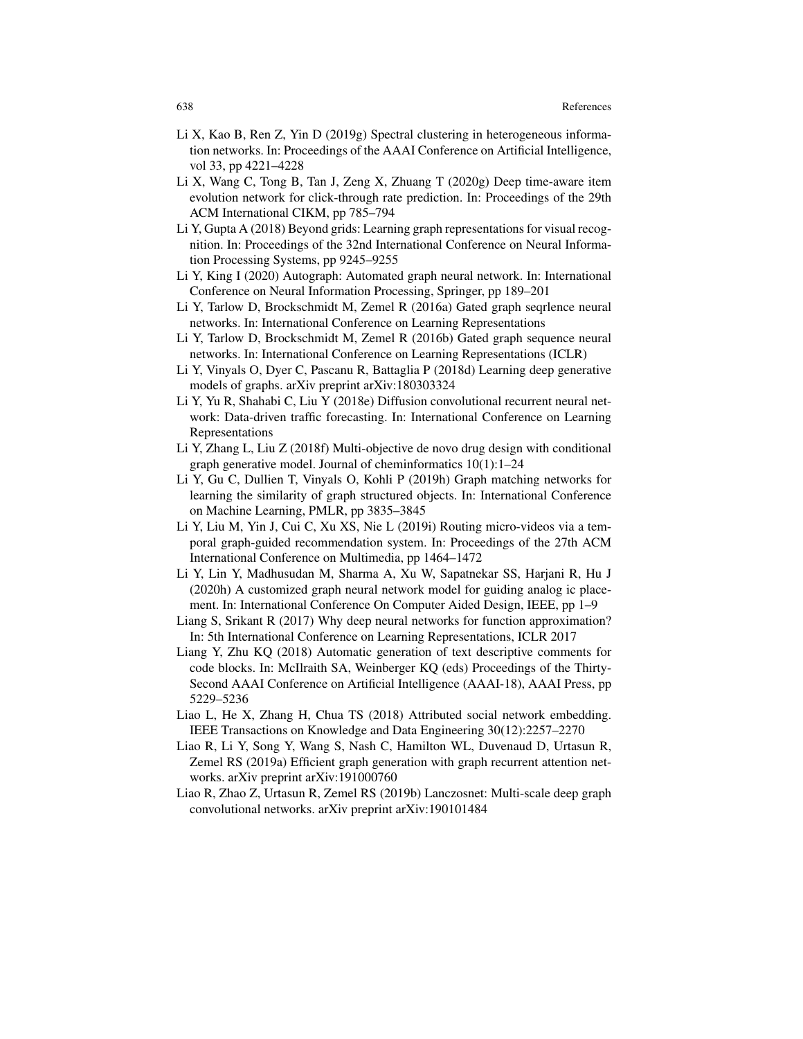Li X, Kao B, Ren Z, Yin D (2019g) Spectral clustering in heterogeneous information networks. In: Proceedings of the AAAI Conference on Artificial Intelligence, vol 33, pp 4221–4228

Li X, Wang C, Tong B, Tan J, Zeng X, Zhuang T (2020g) Deep time-aware item evolution network for click-through rate prediction. In: Proceedings of the 29th ACM International CIKM, pp 785–794

Li Y, Gupta A (2018) Beyond grids: Learning graph representations for visual recognition. In: Proceedings of the 32nd International Conference on Neural Information Processing Systems, pp 9245–9255

Li Y, King I (2020) Autograph: Automated graph neural network. In: International Conference on Neural Information Processing, Springer, pp 189–201

Li Y, Tarlow D, Brockschmidt M, Zemel R (2016a) Gated graph seqrlence neural networks. In: International Conference on Learning Representations

Li Y, Tarlow D, Brockschmidt M, Zemel R (2016b) Gated graph sequence neural networks. In: International Conference on Learning Representations (ICLR)

Li Y, Vinyals O, Dyer C, Pascanu R, Battaglia P (2018d) Learning deep generative models of graphs. arXiv preprint arXiv:180303324

Li Y, Yu R, Shahabi C, Liu Y (2018e) Diffusion convolutional recurrent neural network: Data-driven traffic forecasting. In: International Conference on Learning Representations

Li Y, Zhang L, Liu Z (2018f) Multi-objective de novo drug design with conditional graph generative model. Journal of cheminformatics 10(1):1–24

Li Y, Gu C, Dullien T, Vinyals O, Kohli P (2019h) Graph matching networks for learning the similarity of graph structured objects. In: International Conference on Machine Learning, PMLR, pp 3835–3845

Li Y, Liu M, Yin J, Cui C, Xu XS, Nie L (2019i) Routing micro-videos via a temporal graph-guided recommendation system. In: Proceedings of the 27th ACM International Conference on Multimedia, pp 1464–1472

Li Y, Lin Y, Madhusudan M, Sharma A, Xu W, Sapatnekar SS, Harjani R, Hu J (2020h) A customized graph neural network model for guiding analog ic placement. In: International Conference On Computer Aided Design, IEEE, pp 1–9

Liang S, Srikant R (2017) Why deep neural networks for function approximation? In: 5th International Conference on Learning Representations, ICLR 2017

Liang Y, Zhu KQ (2018) Automatic generation of text descriptive comments for code blocks. In: McIlraith SA, Weinberger KQ (eds) Proceedings of the Thirty-Second AAAI Conference on Artificial Intelligence (AAAI-18), AAAI Press, pp 5229–5236

Liao L, He X, Zhang H, Chua TS (2018) Attributed social network embedding. IEEE Transactions on Knowledge and Data Engineering 30(12):2257–2270

Liao R, Li Y, Song Y, Wang S, Nash C, Hamilton WL, Duvenaud D, Urtasun R, Zemel RS (2019a) Efficient graph generation with graph recurrent attention networks. arXiv preprint arXiv:191000760

Liao R, Zhao Z, Urtasun R, Zemel RS (2019b) Lanczosnet: Multi-scale deep graph convolutional networks. arXiv preprint arXiv:190101484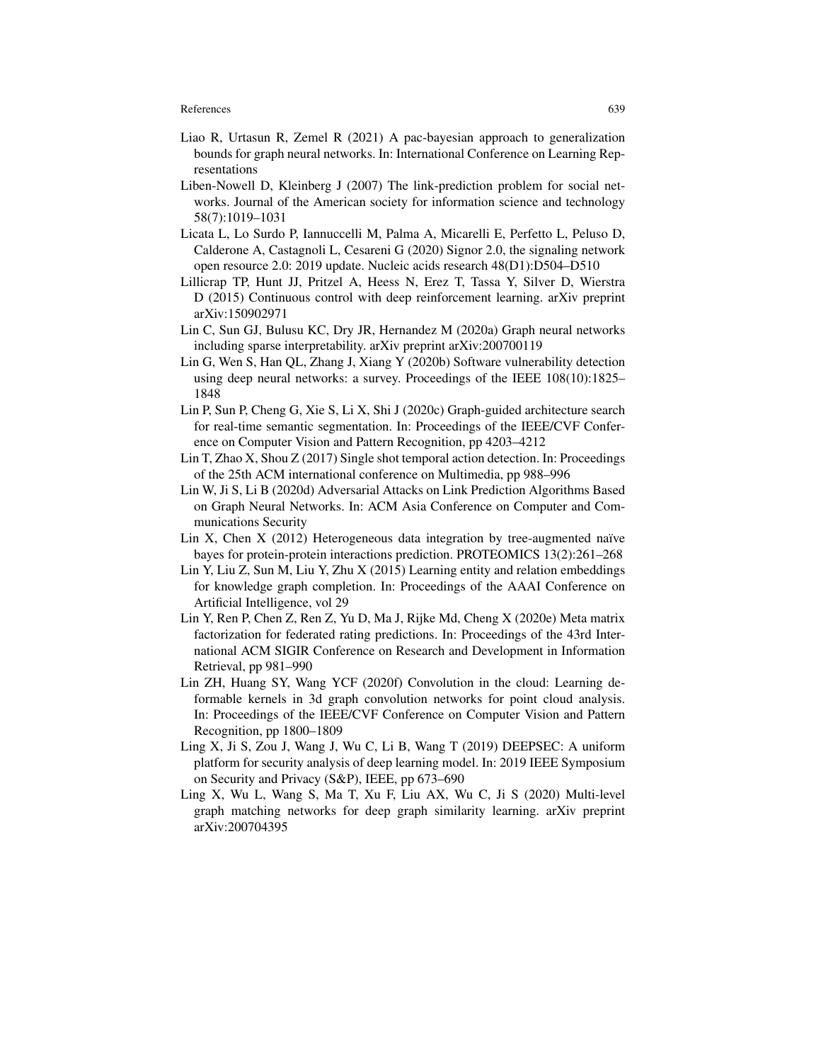Liao R, Urtasun R, Zemel R (2021) A pac-bayesian approach to generalization bounds for graph neural networks. In: International Conference on Learning Representations

Liben-Nowell D, Kleinberg J (2007) The link-prediction problem for social networks. Journal of the American society for information science and technology 58(7):1019–1031

Licata L, Lo Surdo P, Iannuccelli M, Palma A, Micarelli E, Perfetto L, Peluso D, Calderone A, Castagnoli L, Cesareni G (2020) Signor 2.0, the signaling network open resource 2.0: 2019 update. Nucleic acids research 48(D1):D504–D510

Lillicrap TP, Hunt JJ, Pritzel A, Heess N, Erez T, Tassa Y, Silver D, Wierstra D (2015) Continuous control with deep reinforcement learning. arXiv preprint arXiv:150902971

Lin C, Sun GJ, Bulusu KC, Dry JR, Hernandez M (2020a) Graph neural networks including sparse interpretability. arXiv preprint arXiv:200700119

Lin G, Wen S, Han QL, Zhang J, Xiang Y (2020b) Software vulnerability detection using deep neural networks: a survey. Proceedings of the IEEE 108(10):1825–1848

Lin P, Sun P, Cheng G, Xie S, Li X, Shi J (2020c) Graph-guided architecture search for real-time semantic segmentation. In: Proceedings of the IEEE/CVF Conference on Computer Vision and Pattern Recognition, pp 4203–4212

Lin T, Zhao X, Shou Z (2017) Single shot temporal action detection. In: Proceedings of the 25th ACM international conference on Multimedia, pp 988–996

Lin W, Ji S, Li B (2020d) Adversarial Attacks on Link Prediction Algorithms Based on Graph Neural Networks. In: ACM Asia Conference on Computer and Communications Security

Lin X, Chen X (2012) Heterogeneous data integration by tree-augmented naïve bayes for protein-protein interactions prediction. PROTEOMICS 13(2):261–268

Lin Y, Liu Z, Sun M, Liu Y, Zhu X (2015) Learning entity and relation embeddings for knowledge graph completion. In: Proceedings of the AAAI Conference on Artificial Intelligence, vol 29

Lin Y, Ren P, Chen Z, Ren Z, Yu D, Ma J, Rijke Md, Cheng X (2020e) Meta matrix factorization for federated rating predictions. In: Proceedings of the 43rd International ACM SIGIR Conference on Research and Development in Information Retrieval, pp 981–990

Lin ZH, Huang SY, Wang YCF (2020f) Convolution in the cloud: Learning deformable kernels in 3d graph convolution networks for point cloud analysis. In: Proceedings of the IEEE/CVF Conference on Computer Vision and Pattern Recognition, pp 1800–1809

Ling X, Ji S, Zou J, Wang J, Wu C, Li B, Wang T (2019) DEEPSEC: A uniform platform for security analysis of deep learning model. In: 2019 IEEE Symposium on Security and Privacy (S&P), IEEE, pp 673–690

Ling X, Wu L, Wang S, Ma T, Xu F, Liu AX, Wu C, Ji S (2020) Multi-level graph matching networks for deep graph similarity learning. arXiv preprint arXiv:200704395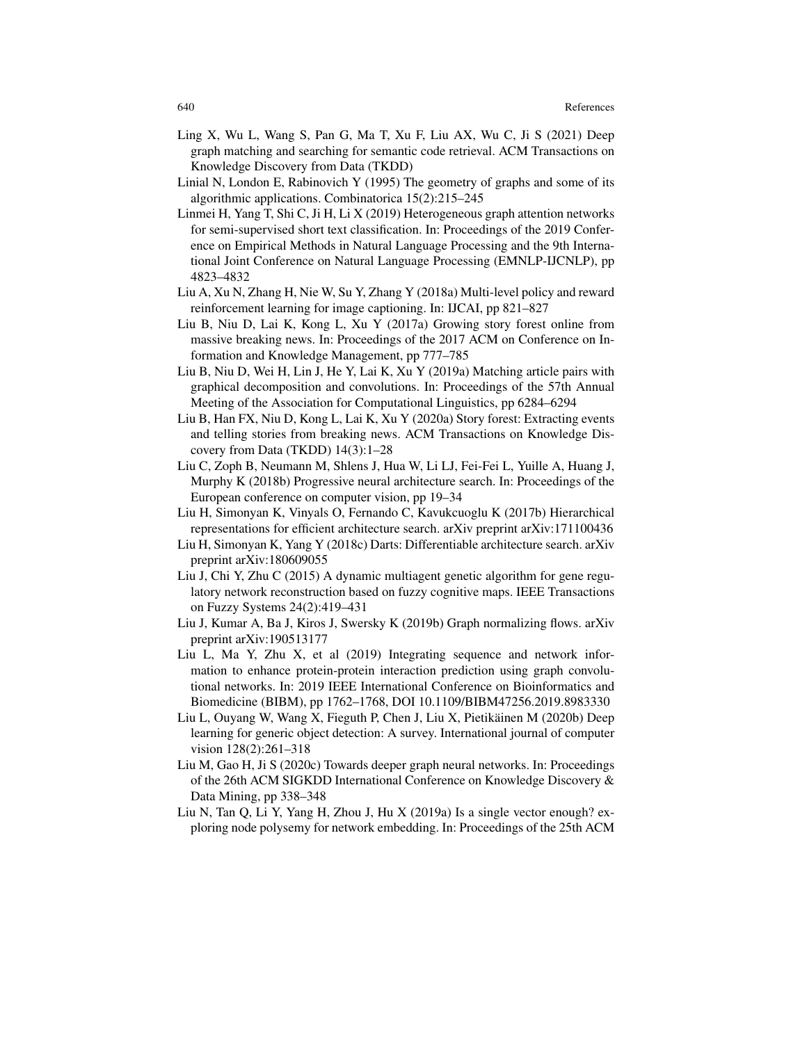Ling X, Wu L, Wang S, Pan G, Ma T, Xu F, Liu AX, Wu C, Ji S (2021) Deep graph matching and searching for semantic code retrieval. ACM Transactions on Knowledge Discovery from Data (TKDD)

Linial N, London E, Rabinovich Y (1995) The geometry of graphs and some of its algorithmic applications. Combinatorica 15(2):215–245

Linmei H, Yang T, Shi C, Ji H, Li X (2019) Heterogeneous graph attention networks for semi-supervised short text classification. In: Proceedings of the 2019 Conference on Empirical Methods in Natural Language Processing and the 9th International Joint Conference on Natural Language Processing (EMNLP-IJCNLP), pp 4823–4832

Liu A, Xu N, Zhang H, Nie W, Su Y, Zhang Y (2018a) Multi-level policy and reward reinforcement learning for image captioning. In: IJCAI, pp 821–827

Liu B, Niu D, Lai K, Kong L, Xu Y (2017a) Growing story forest online from massive breaking news. In: Proceedings of the 2017 ACM on Conference on Information and Knowledge Management, pp 777–785

Liu B, Niu D, Wei H, Lin J, He Y, Lai K, Xu Y (2019a) Matching article pairs with graphical decomposition and convolutions. In: Proceedings of the 57th Annual Meeting of the Association for Computational Linguistics, pp 6284–6294

Liu B, Han FX, Niu D, Kong L, Lai K, Xu Y (2020a) Story forest: Extracting events and telling stories from breaking news. ACM Transactions on Knowledge Discovery from Data (TKDD) 14(3):1–28

Liu C, Zoph B, Neumann M, Shlens J, Hua W, Li LJ, Fei-Fei L, Yuille A, Huang J, Murphy K (2018b) Progressive neural architecture search. In: Proceedings of the European conference on computer vision, pp 19–34

Liu H, Simonyan K, Vinyals O, Fernando C, Kavukcuoglu K (2017b) Hierarchical representations for efficient architecture search. arXiv preprint arXiv:171100436

Liu H, Simonyan K, Yang Y (2018c) Darts: Differentiable architecture search. arXiv preprint arXiv:180609055

Liu J, Chi Y, Zhu C (2015) A dynamic multiagent genetic algorithm for gene regulatory network reconstruction based on fuzzy cognitive maps. IEEE Transactions on Fuzzy Systems 24(2):419–431

Liu J, Kumar A, Ba J, Kiros J, Swersky K (2019b) Graph normalizing flows. arXiv preprint arXiv:190513177

Liu L, Ma Y, Zhu X, et al (2019) Integrating sequence and network information to enhance protein-protein interaction prediction using graph convolutional networks. In: 2019 IEEE International Conference on Bioinformatics and Biomedicine (BIBM), pp 1762–1768, DOI 10.1109/BIBM47256.2019.8983330

Liu L, Ouyang W, Wang X, Fieguth P, Chen J, Liu X, Pietikäinen M (2020b) Deep learning for generic object detection: A survey. International journal of computer vision 128(2):261–318

Liu M, Gao H, Ji S (2020c) Towards deeper graph neural networks. In: Proceedings of the 26th ACM SIGKDD International Conference on Knowledge Discovery & Data Mining, pp 338–348

Liu N, Tan Q, Li Y, Yang H, Zhou J, Hu X (2019a) Is a single vector enough? exploring node polysemy for network embedding. In: Proceedings of the 25th ACM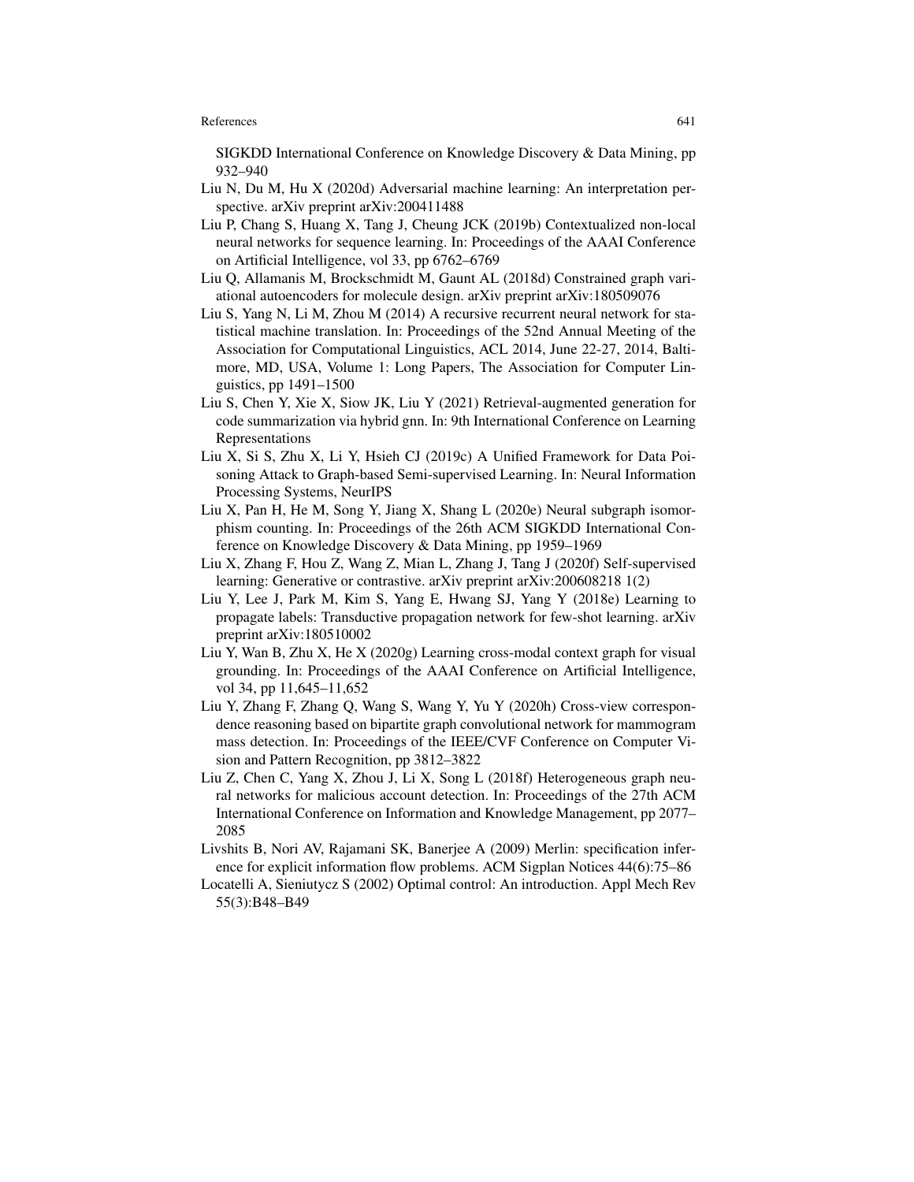SIGKDD International Conference on Knowledge Discovery & Data Mining, pp 932–940

Liu N, Du M, Hu X (2020d) Adversarial machine learning: An interpretation perspective. arXiv preprint arXiv:200411488

Liu P, Chang S, Huang X, Tang J, Cheung JCK (2019b) Contextualized non-local neural networks for sequence learning. In: Proceedings of the AAAI Conference on Artificial Intelligence, vol 33, pp 6762–6769

Liu Q, Allamanis M, Brockschmidt M, Gaunt AL (2018d) Constrained graph variational autoencoders for molecule design. arXiv preprint arXiv:180509076

Liu S, Yang N, Li M, Zhou M (2014) A recursive recurrent neural network for statistical machine translation. In: Proceedings of the 52nd Annual Meeting of the Association for Computational Linguistics, ACL 2014, June 22-27, 2014, Baltimore, MD, USA, Volume 1: Long Papers, The Association for Computer Linguistics, pp 1491–1500

Liu S, Chen Y, Xie X, Siow JK, Liu Y (2021) Retrieval-augmented generation for code summarization via hybrid gnn. In: 9th International Conference on Learning Representations

Liu X, Si S, Zhu X, Li Y, Hsieh CJ (2019c) A Unified Framework for Data Poisoning Attack to Graph-based Semi-supervised Learning. In: Neural Information Processing Systems, NeurIPS

Liu X, Pan H, He M, Song Y, Jiang X, Shang L (2020e) Neural subgraph isomorphism counting. In: Proceedings of the 26th ACM SIGKDD International Conference on Knowledge Discovery & Data Mining, pp 1959–1969

Liu X, Zhang F, Hou Z, Wang Z, Mian L, Zhang J, Tang J (2020f) Self-supervised learning: Generative or contrastive. arXiv preprint arXiv:200608218 1(2)

Liu Y, Lee J, Park M, Kim S, Yang E, Hwang SJ, Yang Y (2018e) Learning to propagate labels: Transductive propagation network for few-shot learning. arXiv preprint arXiv:180510002

Liu Y, Wan B, Zhu X, He X (2020g) Learning cross-modal context graph for visual grounding. In: Proceedings of the AAAI Conference on Artificial Intelligence, vol 34, pp 11,645–11,652

Liu Y, Zhang F, Zhang Q, Wang S, Wang Y, Yu Y (2020h) Cross-view correspondence reasoning based on bipartite graph convolutional network for mammogram mass detection. In: Proceedings of the IEEE/CVF Conference on Computer Vision and Pattern Recognition, pp 3812–3822

Liu Z, Chen C, Yang X, Zhou J, Li X, Song L (2018f) Heterogeneous graph neural networks for malicious account detection. In: Proceedings of the 27th ACM International Conference on Information and Knowledge Management, pp 2077–2085

Livshits B, Nori AV, Rajamani SK, Banerjee A (2009) Merlin: specification inference for explicit information flow problems. ACM Sigplan Notices 44(6):75–86

Locatelli A, Sieniutycz S (2002) Optimal control: An introduction. Appl Mech Rev 55(3):B48–B49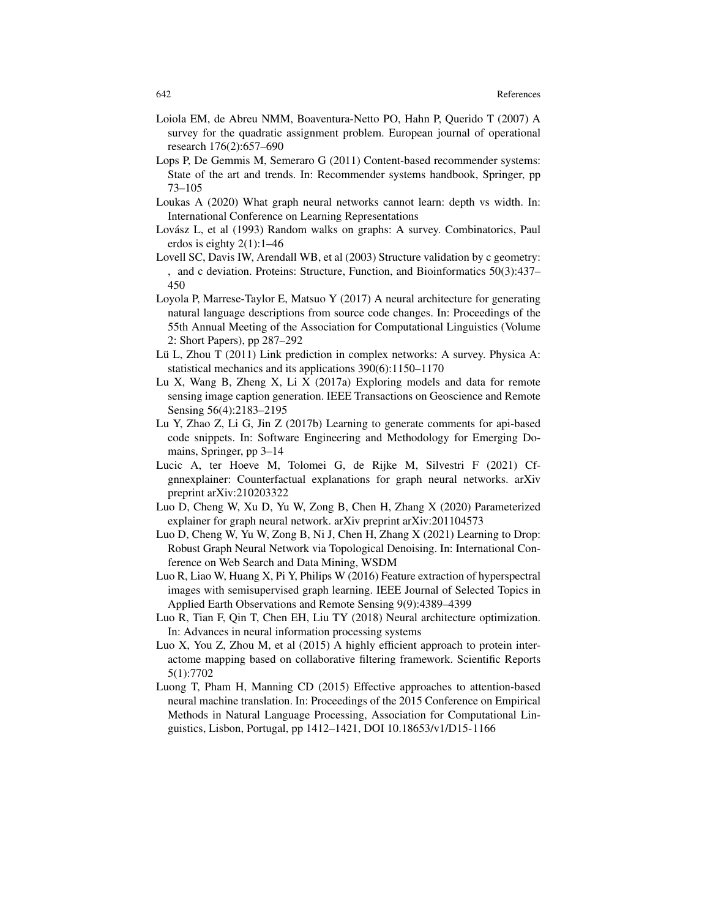Loiola EM, de Abreu NMM, Boaventura-Netto PO, Hahn P, Querido T (2007) A survey for the quadratic assignment problem. European journal of operational research 176(2):657–690

Lops P, De Gemmis M, Semeraro G (2011) Content-based recommender systems: State of the art and trends. In: Recommender systems handbook, Springer, pp 73–105

Loukas A (2020) What graph neural networks cannot learn: depth vs width. In: International Conference on Learning Representations

Lovász L, et al (1993) Random walks on graphs: A survey. Combinatorics, Paul erdos is eighty 2(1):1–46

Lovell SC, Davis IW, Arendall WB, et al (2003) Structure validation by c geometry: , and c deviation. Proteins: Structure, Function, and Bioinformatics 50(3):437–450

Loyola P, Marrese-Taylor E, Matsuo Y (2017) A neural architecture for generating natural language descriptions from source code changes. In: Proceedings of the 55th Annual Meeting of the Association for Computational Linguistics (Volume 2: Short Papers), pp 287–292

Lü L, Zhou T (2011) Link prediction in complex networks: A survey. Physica A: statistical mechanics and its applications 390(6):1150–1170

Lu X, Wang B, Zheng X, Li X (2017a) Exploring models and data for remote sensing image caption generation. IEEE Transactions on Geoscience and Remote Sensing 56(4):2183–2195

Lu Y, Zhao Z, Li G, Jin Z (2017b) Learning to generate comments for api-based code snippets. In: Software Engineering and Methodology for Emerging Domains, Springer, pp 3–14

Lucic A, ter Hoeve M, Tolomei G, de Rijke M, Silvestri F (2021) Cf-gnnexplainer: Counterfactual explanations for graph neural networks. arXiv preprint arXiv:210203322

Luo D, Cheng W, Xu D, Yu W, Zong B, Chen H, Zhang X (2020) Parameterized explainer for graph neural network. arXiv preprint arXiv:201104573

Luo D, Cheng W, Yu W, Zong B, Ni J, Chen H, Zhang X (2021) Learning to Drop: Robust Graph Neural Network via Topological Denoising. In: International Conference on Web Search and Data Mining, WSDM

Luo R, Liao W, Huang X, Pi Y, Philips W (2016) Feature extraction of hyperspectral images with semisupervised graph learning. IEEE Journal of Selected Topics in Applied Earth Observations and Remote Sensing 9(9):4389–4399

Luo R, Tian F, Qin T, Chen EH, Liu TY (2018) Neural architecture optimization. In: Advances in neural information processing systems

Luo X, You Z, Zhou M, et al (2015) A highly efficient approach to protein interactome mapping based on collaborative filtering framework. Scientific Reports 5(1):7702

Luong T, Pham H, Manning CD (2015) Effective approaches to attention-based neural machine translation. In: Proceedings of the 2015 Conference on Empirical Methods in Natural Language Processing, Association for Computational Linguistics, Lisbon, Portugal, pp 1412–1421, DOI 10.18653/v1/D15-1166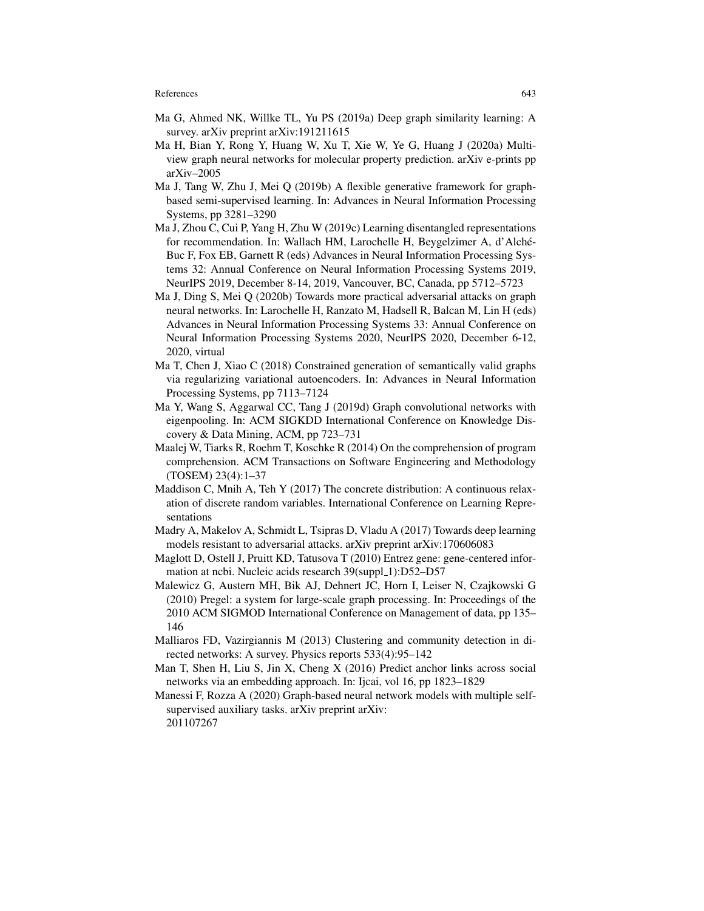Ma G, Ahmed NK, Willke TL, Yu PS (2019a) Deep graph similarity learning: A survey. arXiv preprint arXiv:191211615

Ma H, Bian Y, Rong Y, Huang W, Xu T, Xie W, Ye G, Huang J (2020a) Multi-view graph neural networks for molecular property prediction. arXiv e-prints pp arXiv–2005

Ma J, Tang W, Zhu J, Mei Q (2019b) A flexible generative framework for graph-based semi-supervised learning. In: Advances in Neural Information Processing Systems, pp 3281–3290

Ma J, Zhou C, Cui P, Yang H, Zhu W (2019c) Learning disentangled representations for recommendation. In: Wallach HM, Larochelle H, Beygelzimer A, d'Alché-Buc F, Fox EB, Garnett R (eds) Advances in Neural Information Processing Systems 32: Annual Conference on Neural Information Processing Systems 2019, NeurIPS 2019, December 8-14, 2019, Vancouver, BC, Canada, pp 5712–5723

Ma J, Ding S, Mei Q (2020b) Towards more practical adversarial attacks on graph neural networks. In: Larochelle H, Ranzato M, Hadsell R, Balcan M, Lin H (eds) Advances in Neural Information Processing Systems 33: Annual Conference on Neural Information Processing Systems 2020, NeurIPS 2020, December 6-12, 2020, virtual

Ma T, Chen J, Xiao C (2018) Constrained generation of semantically valid graphs via regularizing variational autoencoders. In: Advances in Neural Information Processing Systems, pp 7113–7124

Ma Y, Wang S, Aggarwal CC, Tang J (2019d) Graph convolutional networks with eigenpooling. In: ACM SIGKDD International Conference on Knowledge Discovery & Data Mining, ACM, pp 723–731

Maalej W, Tiarks R, Roehm T, Koschke R (2014) On the comprehension of program comprehension. ACM Transactions on Software Engineering and Methodology (TOSEM) 23(4):1–37

Maddison C, Mnih A, Teh Y (2017) The concrete distribution: A continuous relaxation of discrete random variables. International Conference on Learning Representations

Madry A, Makelov A, Schmidt L, Tsipras D, Vladu A (2017) Towards deep learning models resistant to adversarial attacks. arXiv preprint arXiv:170606083

Maglott D, Ostell J, Pruitt KD, Tatusova T (2010) Entrez gene: gene-centered information at ncbi. Nucleic acids research 39(suppl_1):D52–D57

Malewicz G, Austern MH, Bik AJ, Dehnert JC, Horn I, Leiser N, Czajkowski G (2010) Pregel: a system for large-scale graph processing. In: Proceedings of the 2010 ACM SIGMOD International Conference on Management of data, pp 135–146

Malliaros FD, Vazirgiannis M (2013) Clustering and community detection in directed networks: A survey. Physics reports 533(4):95–142

Man T, Shen H, Liu S, Jin X, Cheng X (2016) Predict anchor links across social networks via an embedding approach. In: Ijcai, vol 16, pp 1823–1829

Manessi F, Rozza A (2020) Graph-based neural network models with multiple self-supervised auxiliary tasks. arXiv preprint arXiv: 201107267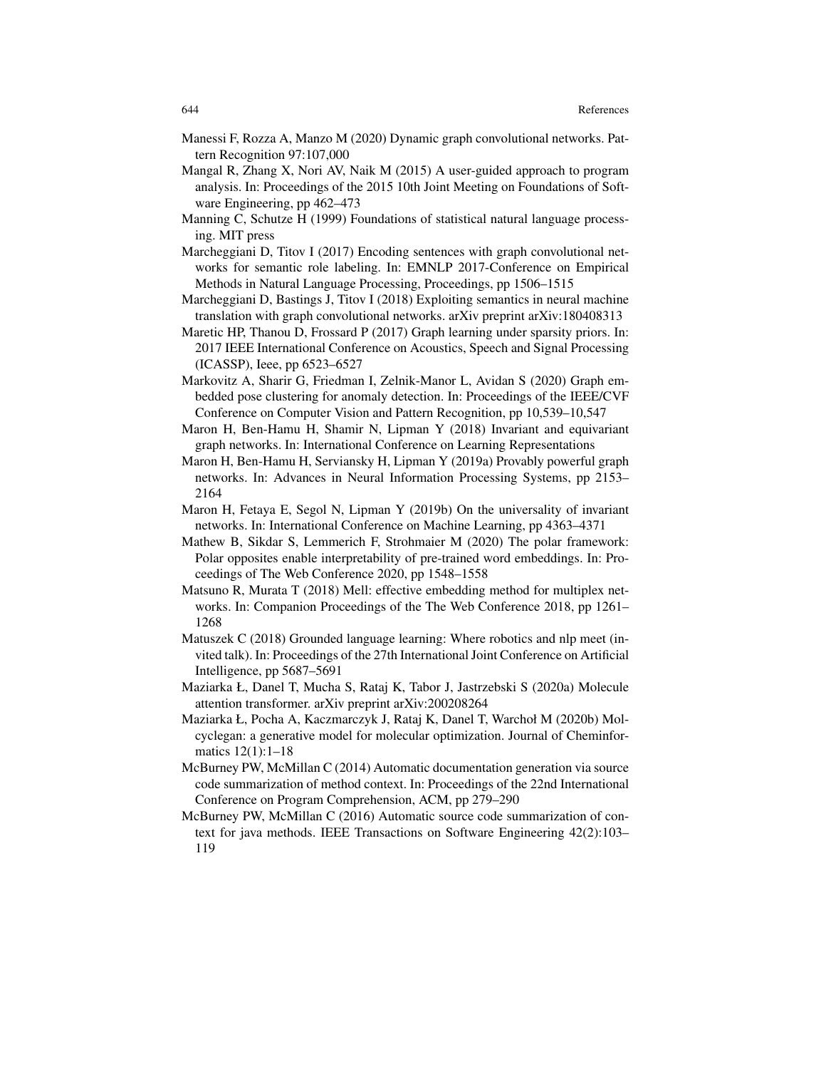Manessi F, Rozza A, Manzo M (2020) Dynamic graph convolutional networks. Pattern Recognition 97:107,000

Mangal R, Zhang X, Nori AV, Naik M (2015) A user-guided approach to program analysis. In: Proceedings of the 2015 10th Joint Meeting on Foundations of Software Engineering, pp 462–473

Manning C, Schutze H (1999) Foundations of statistical natural language processing. MIT press

Marcheggiani D, Titov I (2017) Encoding sentences with graph convolutional networks for semantic role labeling. In: EMNLP 2017-Conference on Empirical Methods in Natural Language Processing, Proceedings, pp 1506–1515

Marcheggiani D, Bastings J, Titov I (2018) Exploiting semantics in neural machine translation with graph convolutional networks. arXiv preprint arXiv:180408313

Maretic HP, Thanou D, Frossard P (2017) Graph learning under sparsity priors. In: 2017 IEEE International Conference on Acoustics, Speech and Signal Processing (ICASSP), Ieee, pp 6523–6527

Markovitz A, Sharir G, Friedman I, Zelnik-Manor L, Avidan S (2020) Graph embedded pose clustering for anomaly detection. In: Proceedings of the IEEE/CVF Conference on Computer Vision and Pattern Recognition, pp 10,539–10,547

Maron H, Ben-Hamu H, Shamir N, Lipman Y (2018) Invariant and equivariant graph networks. In: International Conference on Learning Representations

Maron H, Ben-Hamu H, Serviansky H, Lipman Y (2019a) Provably powerful graph networks. In: Advances in Neural Information Processing Systems, pp 2153–2164

Maron H, Fetaya E, Segol N, Lipman Y (2019b) On the universality of invariant networks. In: International Conference on Machine Learning, pp 4363–4371

Mathew B, Sikdar S, Lemmerich F, Strohmaier M (2020) The polar framework: Polar opposites enable interpretability of pre-trained word embeddings. In: Proceedings of The Web Conference 2020, pp 1548–1558

Matsuno R, Murata T (2018) Mell: effective embedding method for multiplex networks. In: Companion Proceedings of the The Web Conference 2018, pp 1261–1268

Matuszek C (2018) Grounded language learning: Where robotics and nlp meet (invited talk). In: Proceedings of the 27th International Joint Conference on Artificial Intelligence, pp 5687–5691

Maziarka Ł, Danel T, Mucha S, Rataj K, Tabor J, Jastrzebski S (2020a) Molecule attention transformer. arXiv preprint arXiv:200208264

Maziarka Ł, Pocha A, Kaczmarczyk J, Rataj K, Danel T, Warchoł M (2020b) Mol-cyclegan: a generative model for molecular optimization. Journal of Cheminformatics 12(1):1–18

McBurney PW, McMillan C (2014) Automatic documentation generation via source code summarization of method context. In: Proceedings of the 22nd International Conference on Program Comprehension, ACM, pp 279–290

McBurney PW, McMillan C (2016) Automatic source code summarization of context for java methods. IEEE Transactions on Software Engineering 42(2):103–119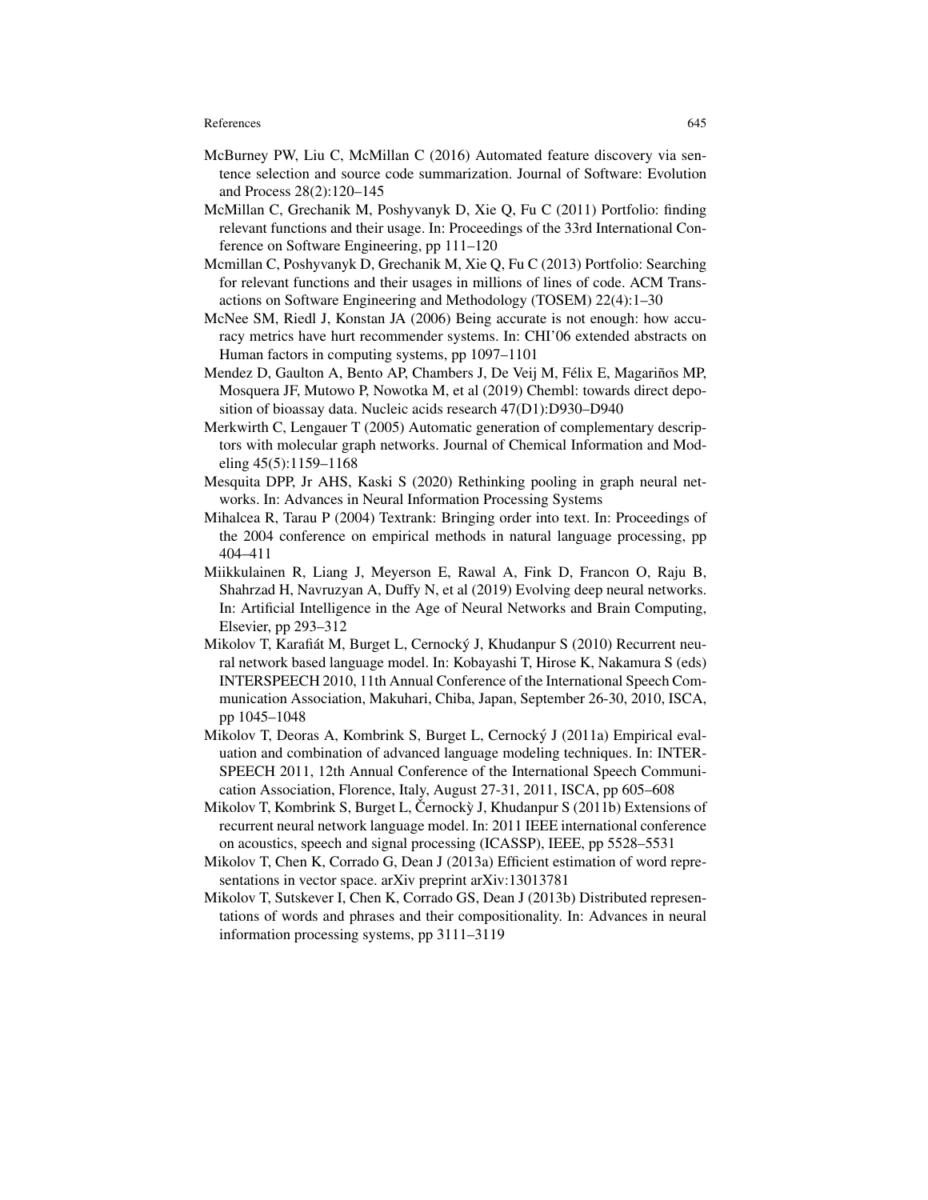McBurney PW, Liu C, McMillan C (2016) Automated feature discovery via sentence selection and source code summarization. Journal of Software: Evolution and Process 28(2):120–145

McMillan C, Grechanik M, Poshyvanyk D, Xie Q, Fu C (2011) Portfolio: finding relevant functions and their usage. In: Proceedings of the 33rd International Conference on Software Engineering, pp 111–120

Mcmillan C, Poshyvanyk D, Grechanik M, Xie Q, Fu C (2013) Portfolio: Searching for relevant functions and their usages in millions of lines of code. ACM Transactions on Software Engineering and Methodology (TOSEM) 22(4):1–30

McNee SM, Riedl J, Konstan JA (2006) Being accurate is not enough: how accuracy metrics have hurt recommender systems. In: CHI'06 extended abstracts on Human factors in computing systems, pp 1097–1101

Mendez D, Gaulton A, Bento AP, Chambers J, De Veij M, Félix E, Magariños MP, Mosquera JF, Mutowo P, Nowotka M, et al (2019) Chembl: towards direct deposition of bioassay data. Nucleic acids research 47(D1):D930–D940

Merkwirth C, Lengauer T (2005) Automatic generation of complementary descriptors with molecular graph networks. Journal of Chemical Information and Modeling 45(5):1159–1168

Mesquita DPP, Jr AHS, Kaski S (2020) Rethinking pooling in graph neural networks. In: Advances in Neural Information Processing Systems

Mihalcea R, Tarau P (2004) Textrank: Bringing order into text. In: Proceedings of the 2004 conference on empirical methods in natural language processing, pp 404–411

Miikkulainen R, Liang J, Meyerson E, Rawal A, Fink D, Francon O, Raju B, Shahrzad H, Navruzyan A, Duffy N, et al (2019) Evolving deep neural networks. In: Artificial Intelligence in the Age of Neural Networks and Brain Computing, Elsevier, pp 293–312

Mikolov T, Karafiát M, Burget L, Cernocký J, Khudanpur S (2010) Recurrent neural network based language model. In: Kobayashi T, Hirose K, Nakamura S (eds) INTERSPEECH 2010, 11th Annual Conference of the International Speech Communication Association, Makuhari, Chiba, Japan, September 26-30, 2010, ISCA, pp 1045–1048

Mikolov T, Deoras A, Kombrink S, Burget L, Cernocký J (2011a) Empirical evaluation and combination of advanced language modeling techniques. In: INTERSPEECH 2011, 12th Annual Conference of the International Speech Communication Association, Florence, Italy, August 27-31, 2011, ISCA, pp 605–608

Mikolov T, Kombrink S, Burget L, Černockỳ J, Khudanpur S (2011b) Extensions of recurrent neural network language model. In: 2011 IEEE international conference on acoustics, speech and signal processing (ICASSP), IEEE, pp 5528–5531

Mikolov T, Chen K, Corrado G, Dean J (2013a) Efficient estimation of word representations in vector space. arXiv preprint arXiv:13013781

Mikolov T, Sutskever I, Chen K, Corrado GS, Dean J (2013b) Distributed representations of words and phrases and their compositionality. In: Advances in neural information processing systems, pp 3111–3119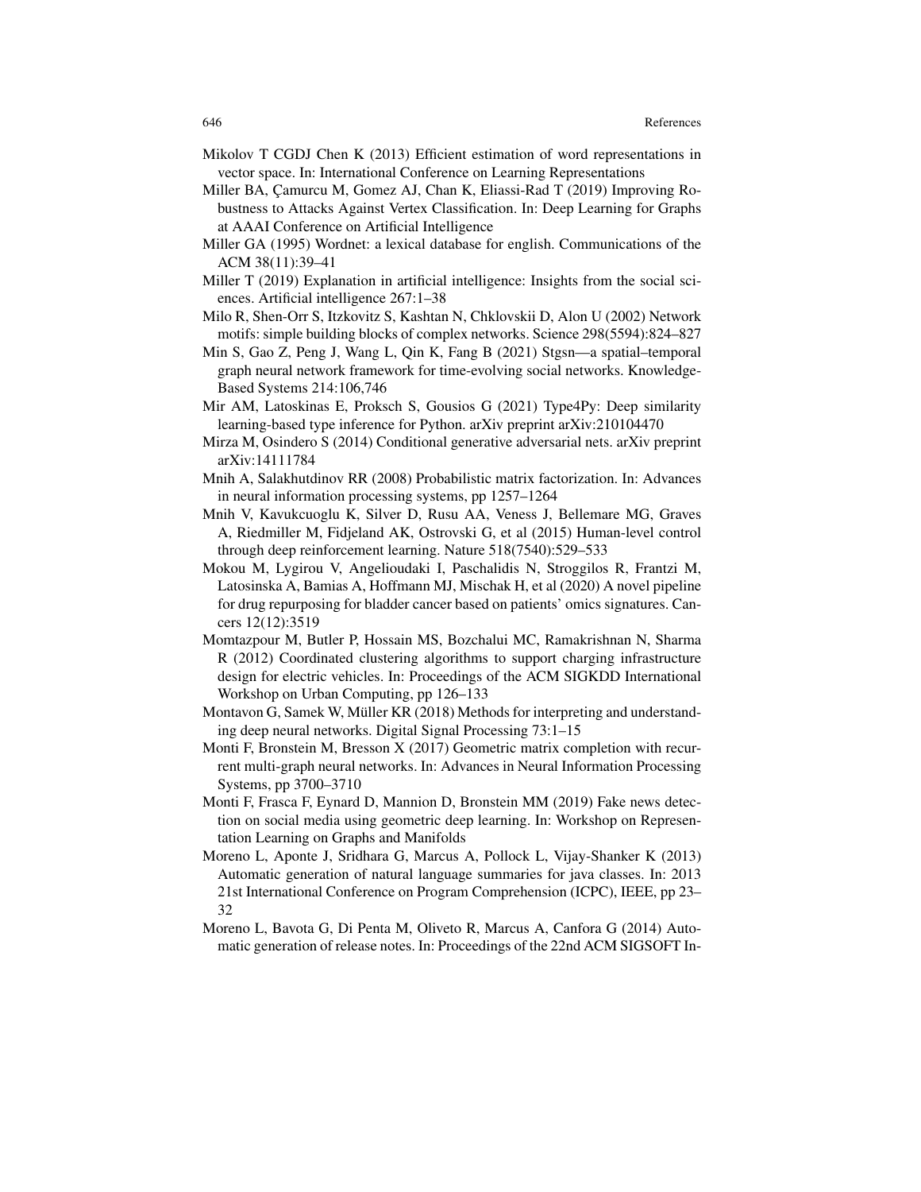Mikolov T CGDJ Chen K (2013) Efficient estimation of word representations in vector space. In: International Conference on Learning Representations

Miller BA, Çamurcu M, Gomez AJ, Chan K, Eliassi-Rad T (2019) Improving Robustness to Attacks Against Vertex Classification. In: Deep Learning for Graphs at AAAI Conference on Artificial Intelligence

Miller GA (1995) Wordnet: a lexical database for english. Communications of the ACM 38(11):39–41

Miller T (2019) Explanation in artificial intelligence: Insights from the social sciences. Artificial intelligence 267:1–38

Milo R, Shen-Orr S, Itzkovitz S, Kashtan N, Chklovskii D, Alon U (2002) Network motifs: simple building blocks of complex networks. Science 298(5594):824–827

Min S, Gao Z, Peng J, Wang L, Qin K, Fang B (2021) Stgsn—a spatial–temporal graph neural network framework for time-evolving social networks. Knowledge-Based Systems 214:106,746

Mir AM, Latoskinas E, Proksch S, Gousios G (2021) Type4Py: Deep similarity learning-based type inference for Python. arXiv preprint arXiv:210104470

Mirza M, Osindero S (2014) Conditional generative adversarial nets. arXiv preprint arXiv:14111784

Mnih A, Salakhutdinov RR (2008) Probabilistic matrix factorization. In: Advances in neural information processing systems, pp 1257–1264

Mnih V, Kavukcuoglu K, Silver D, Rusu AA, Veness J, Bellemare MG, Graves A, Riedmiller M, Fidjeland AK, Ostrovski G, et al (2015) Human-level control through deep reinforcement learning. Nature 518(7540):529–533

Mokou M, Lygirou V, Angelioudaki I, Paschalidis N, Stroggilos R, Frantzi M, Latosinska A, Bamias A, Hoffmann MJ, Mischak H, et al (2020) A novel pipeline for drug repurposing for bladder cancer based on patients' omics signatures. Cancers 12(12):3519

Momtazpour M, Butler P, Hossain MS, Bozchalui MC, Ramakrishnan N, Sharma R (2012) Coordinated clustering algorithms to support charging infrastructure design for electric vehicles. In: Proceedings of the ACM SIGKDD International Workshop on Urban Computing, pp 126–133

Montavon G, Samek W, Müller KR (2018) Methods for interpreting and understanding deep neural networks. Digital Signal Processing 73:1–15

Monti F, Bronstein M, Bresson X (2017) Geometric matrix completion with recurrent multi-graph neural networks. In: Advances in Neural Information Processing Systems, pp 3700–3710

Monti F, Frasca F, Eynard D, Mannion D, Bronstein MM (2019) Fake news detection on social media using geometric deep learning. In: Workshop on Representation Learning on Graphs and Manifolds

Moreno L, Aponte J, Sridhara G, Marcus A, Pollock L, Vijay-Shanker K (2013) Automatic generation of natural language summaries for java classes. In: 2013 21st International Conference on Program Comprehension (ICPC), IEEE, pp 23–32

Moreno L, Bavota G, Di Penta M, Oliveto R, Marcus A, Canfora G (2014) Automatic generation of release notes. In: Proceedings of the 22nd ACM SIGSOFT In-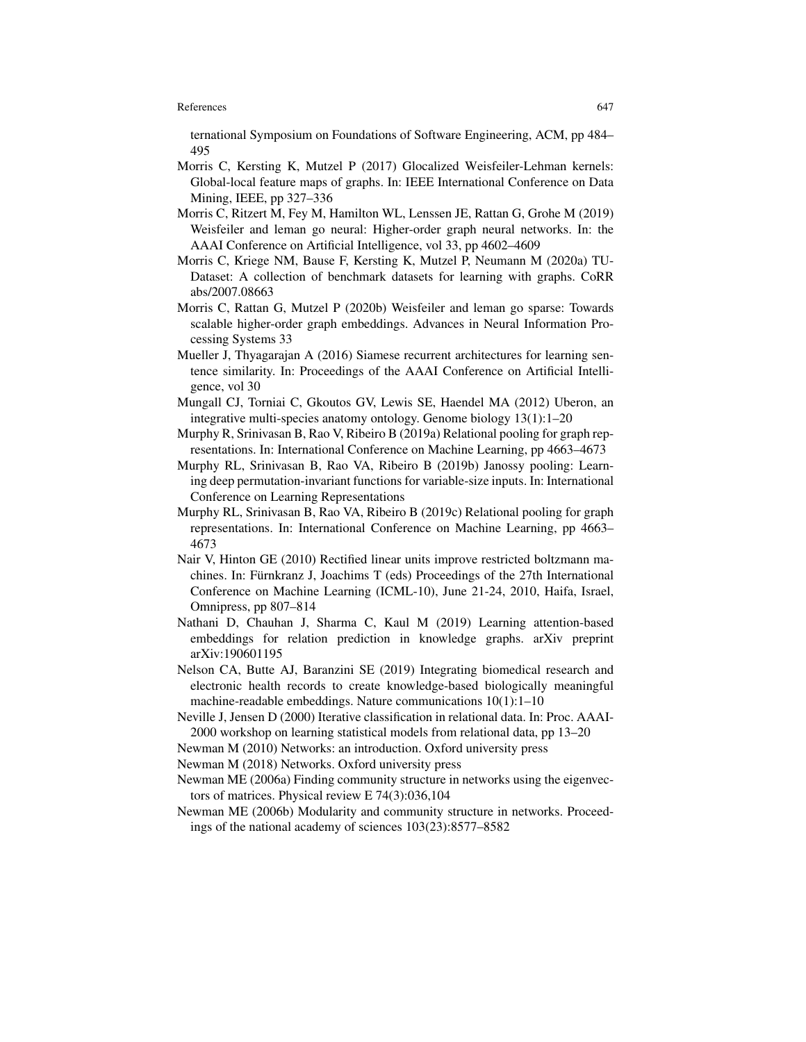ternational Symposium on Foundations of Software Engineering, ACM, pp 484–495

Morris C, Kersting K, Mutzel P (2017) Glocalized Weisfeiler-Lehman kernels: Global-local feature maps of graphs. In: IEEE International Conference on Data Mining, IEEE, pp 327–336

Morris C, Ritzert M, Fey M, Hamilton WL, Lenssen JE, Rattan G, Grohe M (2019) Weisfeiler and leman go neural: Higher-order graph neural networks. In: the AAAI Conference on Artificial Intelligence, vol 33, pp 4602–4609

Morris C, Kriege NM, Bause F, Kersting K, Mutzel P, Neumann M (2020a) TU-Dataset: A collection of benchmark datasets for learning with graphs. CoRR abs/2007.08663

Morris C, Rattan G, Mutzel P (2020b) Weisfeiler and leman go sparse: Towards scalable higher-order graph embeddings. Advances in Neural Information Processing Systems 33

Mueller J, Thyagarajan A (2016) Siamese recurrent architectures for learning sentence similarity. In: Proceedings of the AAAI Conference on Artificial Intelligence, vol 30

Mungall CJ, Torniai C, Gkoutos GV, Lewis SE, Haendel MA (2012) Uberon, an integrative multi-species anatomy ontology. Genome biology 13(1):1–20

Murphy R, Srinivasan B, Rao V, Ribeiro B (2019a) Relational pooling for graph representations. In: International Conference on Machine Learning, pp 4663–4673

Murphy RL, Srinivasan B, Rao VA, Ribeiro B (2019b) Janossy pooling: Learning deep permutation-invariant functions for variable-size inputs. In: International Conference on Learning Representations

Murphy RL, Srinivasan B, Rao VA, Ribeiro B (2019c) Relational pooling for graph representations. In: International Conference on Machine Learning, pp 4663–4673

Nair V, Hinton GE (2010) Rectified linear units improve restricted boltzmann machines. In: Fürnkranz J, Joachims T (eds) Proceedings of the 27th International Conference on Machine Learning (ICML-10), June 21-24, 2010, Haifa, Israel, Omnipress, pp 807–814

Nathani D, Chauhan J, Sharma C, Kaul M (2019) Learning attention-based embeddings for relation prediction in knowledge graphs. arXiv preprint arXiv:190601195

Nelson CA, Butte AJ, Baranzini SE (2019) Integrating biomedical research and electronic health records to create knowledge-based biologically meaningful machine-readable embeddings. Nature communications 10(1):1–10

Neville J, Jensen D (2000) Iterative classification in relational data. In: Proc. AAAI-2000 workshop on learning statistical models from relational data, pp 13–20

Newman M (2010) Networks: an introduction. Oxford university press

Newman M (2018) Networks. Oxford university press

Newman ME (2006a) Finding community structure in networks using the eigenvectors of matrices. Physical review E 74(3):036,104

Newman ME (2006b) Modularity and community structure in networks. Proceedings of the national academy of sciences 103(23):8577–8582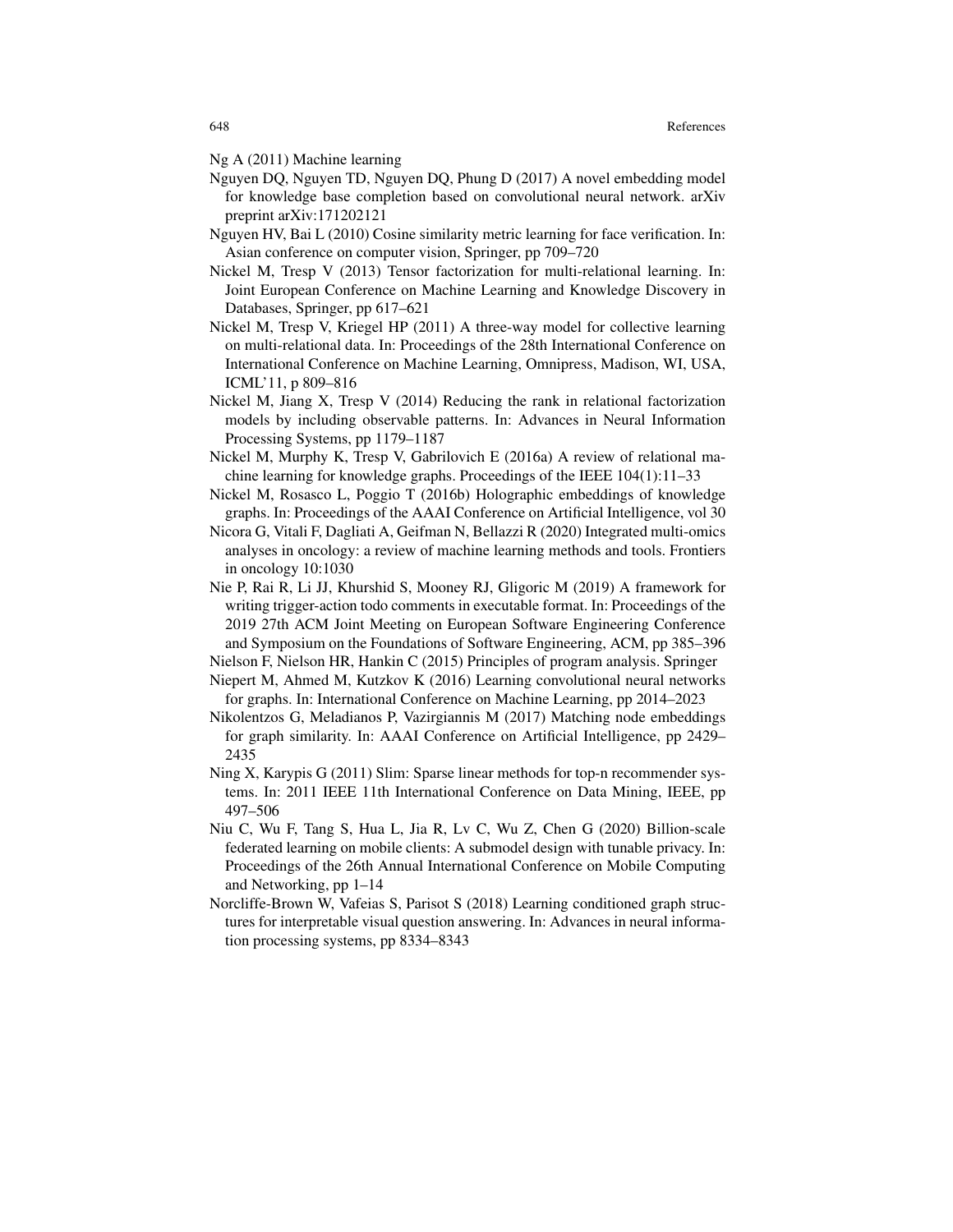Ng A (2011) Machine learning

Nguyen DQ, Nguyen TD, Nguyen DQ, Phung D (2017) A novel embedding model for knowledge base completion based on convolutional neural network. arXiv preprint arXiv:171202121

Nguyen HV, Bai L (2010) Cosine similarity metric learning for face verification. In: Asian conference on computer vision, Springer, pp 709–720

Nickel M, Tresp V (2013) Tensor factorization for multi-relational learning. In: Joint European Conference on Machine Learning and Knowledge Discovery in Databases, Springer, pp 617–621

Nickel M, Tresp V, Kriegel HP (2011) A three-way model for collective learning on multi-relational data. In: Proceedings of the 28th International Conference on International Conference on Machine Learning, Omnipress, Madison, WI, USA, ICML'11, p 809–816

Nickel M, Jiang X, Tresp V (2014) Reducing the rank in relational factorization models by including observable patterns. In: Advances in Neural Information Processing Systems, pp 1179–1187

Nickel M, Murphy K, Tresp V, Gabrilovich E (2016a) A review of relational machine learning for knowledge graphs. Proceedings of the IEEE 104(1):11–33

Nickel M, Rosasco L, Poggio T (2016b) Holographic embeddings of knowledge graphs. In: Proceedings of the AAAI Conference on Artificial Intelligence, vol 30

Nicora G, Vitali F, Dagliati A, Geifman N, Bellazzi R (2020) Integrated multi-omics analyses in oncology: a review of machine learning methods and tools. Frontiers in oncology 10:1030

Nie P, Rai R, Li JJ, Khurshid S, Mooney RJ, Gligoric M (2019) A framework for writing trigger-action todo comments in executable format. In: Proceedings of the 2019 27th ACM Joint Meeting on European Software Engineering Conference and Symposium on the Foundations of Software Engineering, ACM, pp 385–396

Nielson F, Nielson HR, Hankin C (2015) Principles of program analysis. Springer

Niepert M, Ahmed M, Kutzkov K (2016) Learning convolutional neural networks for graphs. In: International Conference on Machine Learning, pp 2014–2023

Nikolentzos G, Meladianos P, Vazirgiannis M (2017) Matching node embeddings for graph similarity. In: AAAI Conference on Artificial Intelligence, pp 2429–2435

Ning X, Karypis G (2011) Slim: Sparse linear methods for top-n recommender systems. In: 2011 IEEE 11th International Conference on Data Mining, IEEE, pp 497–506

Niu C, Wu F, Tang S, Hua L, Jia R, Lv C, Wu Z, Chen G (2020) Billion-scale federated learning on mobile clients: A submodel design with tunable privacy. In: Proceedings of the 26th Annual International Conference on Mobile Computing and Networking, pp 1–14

Norcliffe-Brown W, Vafeias S, Parisot S (2018) Learning conditioned graph structures for interpretable visual question answering. In: Advances in neural information processing systems, pp 8334–8343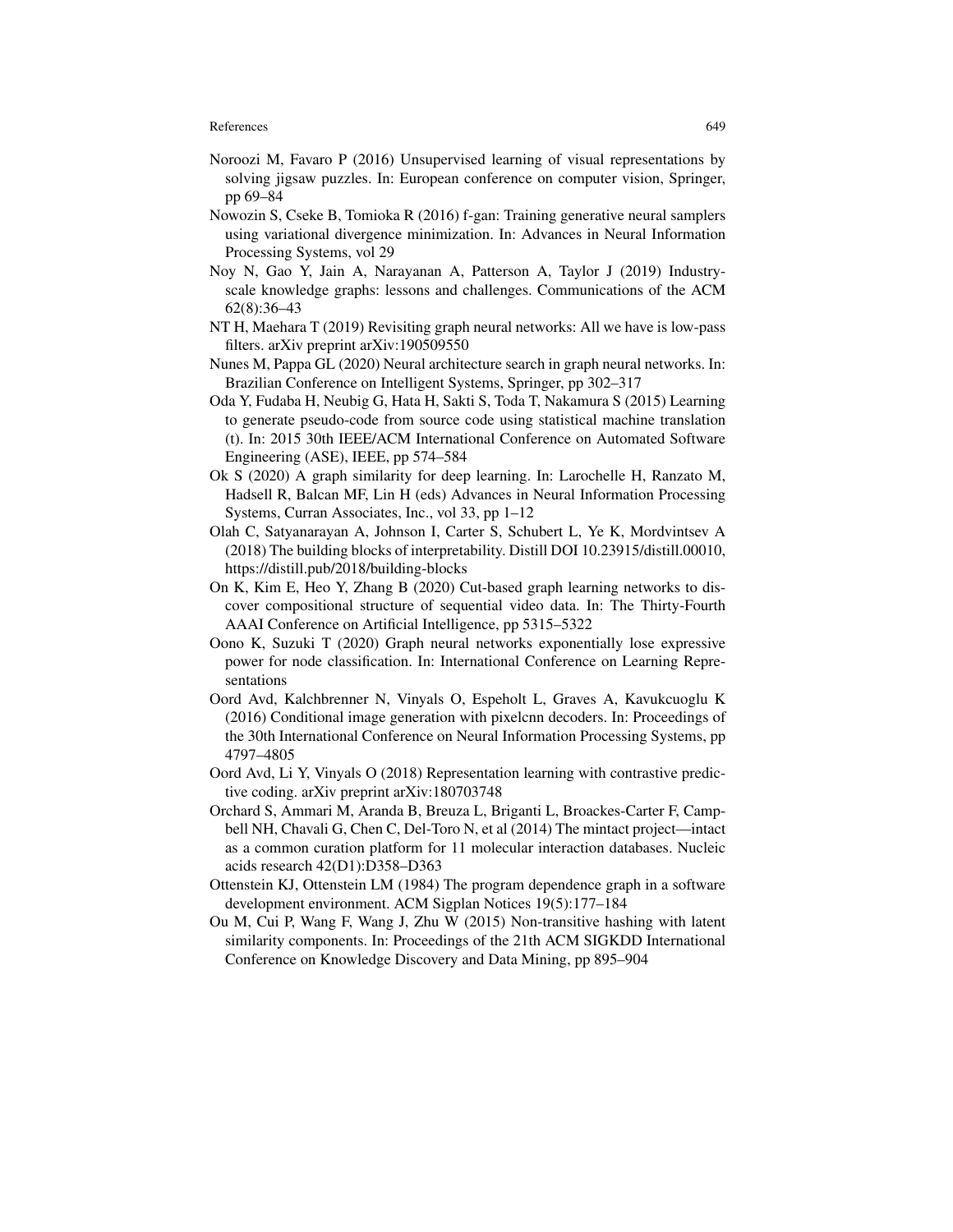Noroozi M, Favaro P (2016) Unsupervised learning of visual representations by solving jigsaw puzzles. In: European conference on computer vision, Springer, pp 69–84

Nowozin S, Cseke B, Tomioka R (2016) f-gan: Training generative neural samplers using variational divergence minimization. In: Advances in Neural Information Processing Systems, vol 29

Noy N, Gao Y, Jain A, Narayanan A, Patterson A, Taylor J (2019) Industry-scale knowledge graphs: lessons and challenges. Communications of the ACM 62(8):36–43

NT H, Maehara T (2019) Revisiting graph neural networks: All we have is low-pass filters. arXiv preprint arXiv:190509550

Nunes M, Pappa GL (2020) Neural architecture search in graph neural networks. In: Brazilian Conference on Intelligent Systems, Springer, pp 302–317

Oda Y, Fudaba H, Neubig G, Hata H, Sakti S, Toda T, Nakamura S (2015) Learning to generate pseudo-code from source code using statistical machine translation (t). In: 2015 30th IEEE/ACM International Conference on Automated Software Engineering (ASE), IEEE, pp 574–584

Ok S (2020) A graph similarity for deep learning. In: Larochelle H, Ranzato M, Hadsell R, Balcan MF, Lin H (eds) Advances in Neural Information Processing Systems, Curran Associates, Inc., vol 33, pp 1–12

Olah C, Satyanarayan A, Johnson I, Carter S, Schubert L, Ye K, Mordvintsev A (2018) The building blocks of interpretability. Distill DOI 10.23915/distill.00010, https://distill.pub/2018/building-blocks

On K, Kim E, Heo Y, Zhang B (2020) Cut-based graph learning networks to discover compositional structure of sequential video data. In: The Thirty-Fourth AAAI Conference on Artificial Intelligence, pp 5315–5322

Oono K, Suzuki T (2020) Graph neural networks exponentially lose expressive power for node classification. In: International Conference on Learning Representations

Oord Avd, Kalchbrenner N, Vinyals O, Espeholt L, Graves A, Kavukcuoglu K (2016) Conditional image generation with pixelcnn decoders. In: Proceedings of the 30th International Conference on Neural Information Processing Systems, pp 4797–4805

Oord Avd, Li Y, Vinyals O (2018) Representation learning with contrastive predictive coding. arXiv preprint arXiv:180703748

Orchard S, Ammari M, Aranda B, Breuza L, Briganti L, Broackes-Carter F, Campbell NH, Chavali G, Chen C, Del-Toro N, et al (2014) The mintact project—intact as a common curation platform for 11 molecular interaction databases. Nucleic acids research 42(D1):D358–D363

Ottenstein KJ, Ottenstein LM (1984) The program dependence graph in a software development environment. ACM Sigplan Notices 19(5):177–184

Ou M, Cui P, Wang F, Wang J, Zhu W (2015) Non-transitive hashing with latent similarity components. In: Proceedings of the 21th ACM SIGKDD International Conference on Knowledge Discovery and Data Mining, pp 895–904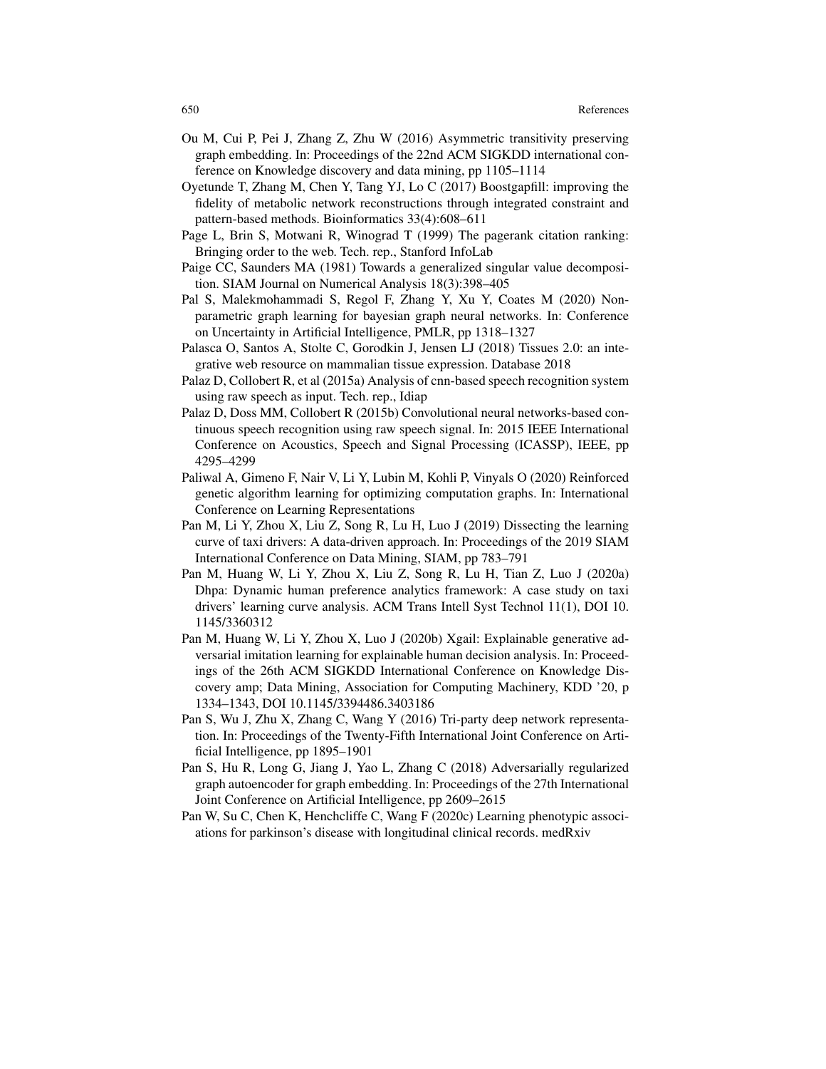Ou M, Cui P, Pei J, Zhang Z, Zhu W (2016) Asymmetric transitivity preserving graph embedding. In: Proceedings of the 22nd ACM SIGKDD international conference on Knowledge discovery and data mining, pp 1105–1114

Oyetunde T, Zhang M, Chen Y, Tang YJ, Lo C (2017) Boostgapfill: improving the fidelity of metabolic network reconstructions through integrated constraint and pattern-based methods. Bioinformatics 33(4):608–611

Page L, Brin S, Motwani R, Winograd T (1999) The pagerank citation ranking: Bringing order to the web. Tech. rep., Stanford InfoLab

Paige CC, Saunders MA (1981) Towards a generalized singular value decomposition. SIAM Journal on Numerical Analysis 18(3):398–405

Pal S, Malekmohammadi S, Regol F, Zhang Y, Xu Y, Coates M (2020) Non-parametric graph learning for bayesian graph neural networks. In: Conference on Uncertainty in Artificial Intelligence, PMLR, pp 1318–1327

Palasca O, Santos A, Stolte C, Gorodkin J, Jensen LJ (2018) Tissues 2.0: an integrative web resource on mammalian tissue expression. Database 2018

Palaz D, Collobert R, et al (2015a) Analysis of cnn-based speech recognition system using raw speech as input. Tech. rep., Idiap

Palaz D, Doss MM, Collobert R (2015b) Convolutional neural networks-based continuous speech recognition using raw speech signal. In: 2015 IEEE International Conference on Acoustics, Speech and Signal Processing (ICASSP), IEEE, pp 4295–4299

Paliwal A, Gimeno F, Nair V, Li Y, Lubin M, Kohli P, Vinyals O (2020) Reinforced genetic algorithm learning for optimizing computation graphs. In: International Conference on Learning Representations

Pan M, Li Y, Zhou X, Liu Z, Song R, Lu H, Luo J (2019) Dissecting the learning curve of taxi drivers: A data-driven approach. In: Proceedings of the 2019 SIAM International Conference on Data Mining, SIAM, pp 783–791

Pan M, Huang W, Li Y, Zhou X, Liu Z, Song R, Lu H, Tian Z, Luo J (2020a) Dhpa: Dynamic human preference analytics framework: A case study on taxi drivers' learning curve analysis. ACM Trans Intell Syst Technol 11(1), DOI 10.1145/3360312

Pan M, Huang W, Li Y, Zhou X, Luo J (2020b) Xgail: Explainable generative adversarial imitation learning for explainable human decision analysis. In: Proceedings of the 26th ACM SIGKDD International Conference on Knowledge Discovery amp; Data Mining, Association for Computing Machinery, KDD '20, p 1334–1343, DOI 10.1145/3394486.3403186

Pan S, Wu J, Zhu X, Zhang C, Wang Y (2016) Tri-party deep network representation. In: Proceedings of the Twenty-Fifth International Joint Conference on Artificial Intelligence, pp 1895–1901

Pan S, Hu R, Long G, Jiang J, Yao L, Zhang C (2018) Adversarially regularized graph autoencoder for graph embedding. In: Proceedings of the 27th International Joint Conference on Artificial Intelligence, pp 2609–2615

Pan W, Su C, Chen K, Henchcliffe C, Wang F (2020c) Learning phenotypic associations for parkinson's disease with longitudinal clinical records. medRxiv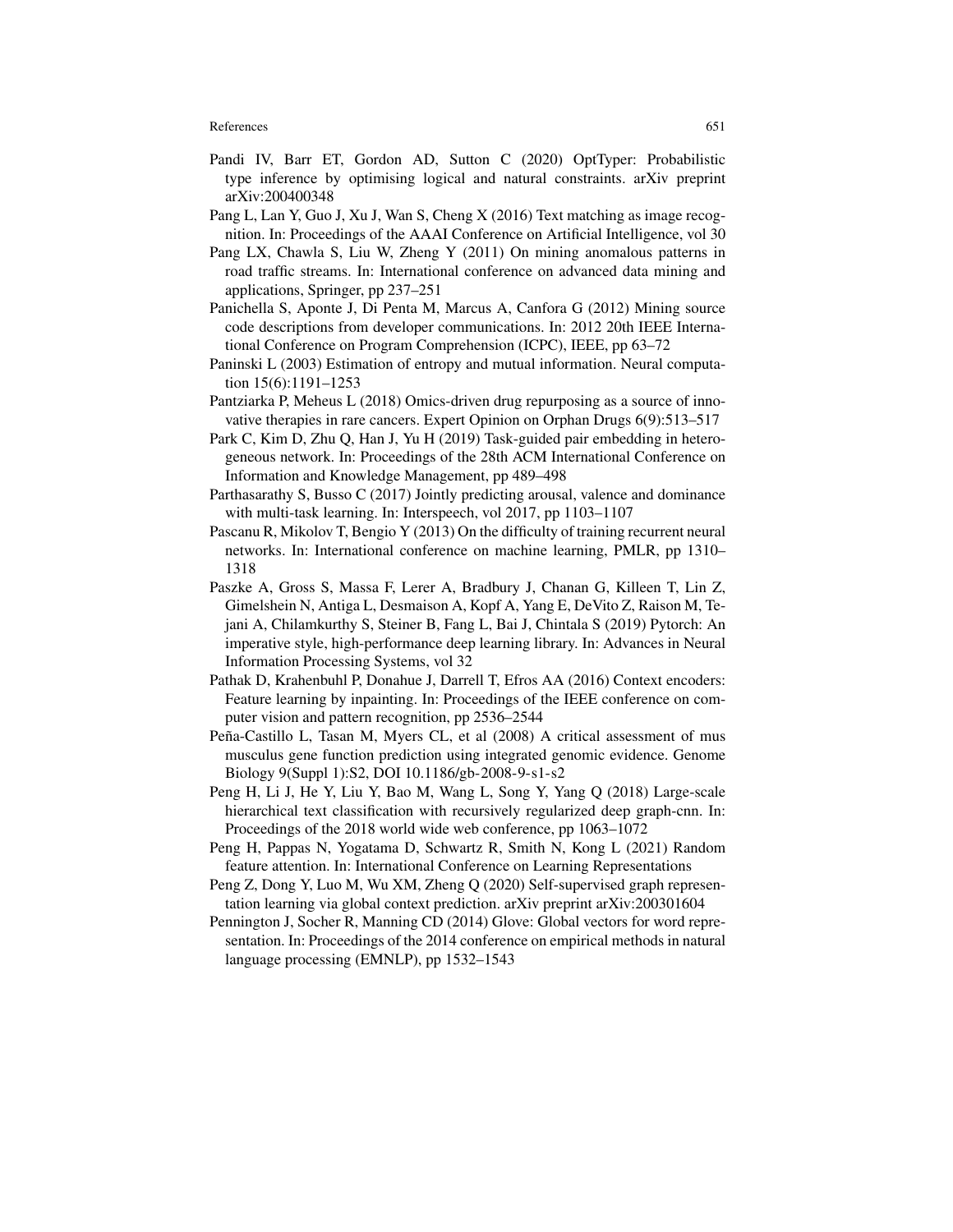Pandi IV, Barr ET, Gordon AD, Sutton C (2020) OptTyper: Probabilistic type inference by optimising logical and natural constraints. arXiv preprint arXiv:200400348

Pang L, Lan Y, Guo J, Xu J, Wan S, Cheng X (2016) Text matching as image recognition. In: Proceedings of the AAAI Conference on Artificial Intelligence, vol 30

Pang LX, Chawla S, Liu W, Zheng Y (2011) On mining anomalous patterns in road traffic streams. In: International conference on advanced data mining and applications, Springer, pp 237–251

Panichella S, Aponte J, Di Penta M, Marcus A, Canfora G (2012) Mining source code descriptions from developer communications. In: 2012 20th IEEE International Conference on Program Comprehension (ICPC), IEEE, pp 63–72

Paninski L (2003) Estimation of entropy and mutual information. Neural computation 15(6):1191–1253

Pantziarka P, Meheus L (2018) Omics-driven drug repurposing as a source of innovative therapies in rare cancers. Expert Opinion on Orphan Drugs 6(9):513–517

Park C, Kim D, Zhu Q, Han J, Yu H (2019) Task-guided pair embedding in heterogeneous network. In: Proceedings of the 28th ACM International Conference on Information and Knowledge Management, pp 489–498

Parthasarathy S, Busso C (2017) Jointly predicting arousal, valence and dominance with multi-task learning. In: Interspeech, vol 2017, pp 1103–1107

Pascanu R, Mikolov T, Bengio Y (2013) On the difficulty of training recurrent neural networks. In: International conference on machine learning, PMLR, pp 1310–1318

Paszke A, Gross S, Massa F, Lerer A, Bradbury J, Chanan G, Killeen T, Lin Z, Gimelshein N, Antiga L, Desmaison A, Kopf A, Yang E, DeVito Z, Raison M, Tejani A, Chilamkurthy S, Steiner B, Fang L, Bai J, Chintala S (2019) Pytorch: An imperative style, high-performance deep learning library. In: Advances in Neural Information Processing Systems, vol 32

Pathak D, Krahenbuhl P, Donahue J, Darrell T, Efros AA (2016) Context encoders: Feature learning by inpainting. In: Proceedings of the IEEE conference on computer vision and pattern recognition, pp 2536–2544

Peña-Castillo L, Tasan M, Myers CL, et al (2008) A critical assessment of mus musculus gene function prediction using integrated genomic evidence. Genome Biology 9(Suppl 1):S2, DOI 10.1186/gb-2008-9-s1-s2

Peng H, Li J, He Y, Liu Y, Bao M, Wang L, Song Y, Yang Q (2018) Large-scale hierarchical text classification with recursively regularized deep graph-cnn. In: Proceedings of the 2018 world wide web conference, pp 1063–1072

Peng H, Pappas N, Yogatama D, Schwartz R, Smith N, Kong L (2021) Random feature attention. In: International Conference on Learning Representations

Peng Z, Dong Y, Luo M, Wu XM, Zheng Q (2020) Self-supervised graph representation learning via global context prediction. arXiv preprint arXiv:200301604

Pennington J, Socher R, Manning CD (2014) Glove: Global vectors for word representation. In: Proceedings of the 2014 conference on empirical methods in natural language processing (EMNLP), pp 1532–1543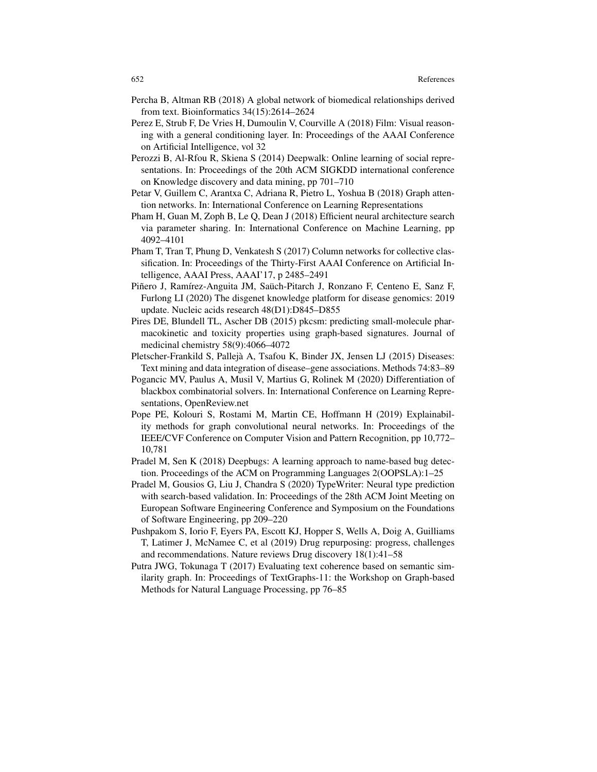Percha B, Altman RB (2018) A global network of biomedical relationships derived from text. Bioinformatics 34(15):2614–2624

Perez E, Strub F, De Vries H, Dumoulin V, Courville A (2018) Film: Visual reasoning with a general conditioning layer. In: Proceedings of the AAAI Conference on Artificial Intelligence, vol 32

Perozzi B, Al-Rfou R, Skiena S (2014) Deepwalk: Online learning of social representations. In: Proceedings of the 20th ACM SIGKDD international conference on Knowledge discovery and data mining, pp 701–710

Petar V, Guillem C, Arantxa C, Adriana R, Pietro L, Yoshua B (2018) Graph attention networks. In: International Conference on Learning Representations

Pham H, Guan M, Zoph B, Le Q, Dean J (2018) Efficient neural architecture search via parameter sharing. In: International Conference on Machine Learning, pp 4092–4101

Pham T, Tran T, Phung D, Venkatesh S (2017) Column networks for collective classification. In: Proceedings of the Thirty-First AAAI Conference on Artificial Intelligence, AAAI Press, AAAI'17, p 2485–2491

Piñero J, Ramírez-Anguita JM, Saüch-Pitarch J, Ronzano F, Centeno E, Sanz F, Furlong LI (2020) The disgenet knowledge platform for disease genomics: 2019 update. Nucleic acids research 48(D1):D845–D855

Pires DE, Blundell TL, Ascher DB (2015) pkcsm: predicting small-molecule pharmacokinetic and toxicity properties using graph-based signatures. Journal of medicinal chemistry 58(9):4066–4072

Pletscher-Frankild S, Pallejà A, Tsafou K, Binder JX, Jensen LJ (2015) Diseases: Text mining and data integration of disease–gene associations. Methods 74:83–89

Pogancic MV, Paulus A, Musil V, Martius G, Rolinek M (2020) Differentiation of blackbox combinatorial solvers. In: International Conference on Learning Representations, OpenReview.net

Pope PE, Kolouri S, Rostami M, Martin CE, Hoffmann H (2019) Explainability methods for graph convolutional neural networks. In: Proceedings of the IEEE/CVF Conference on Computer Vision and Pattern Recognition, pp 10,772–10,781

Pradel M, Sen K (2018) Deepbugs: A learning approach to name-based bug detection. Proceedings of the ACM on Programming Languages 2(OOPSLA):1–25

Pradel M, Gousios G, Liu J, Chandra S (2020) TypeWriter: Neural type prediction with search-based validation. In: Proceedings of the 28th ACM Joint Meeting on European Software Engineering Conference and Symposium on the Foundations of Software Engineering, pp 209–220

Pushpakom S, Iorio F, Eyers PA, Escott KJ, Hopper S, Wells A, Doig A, Guilliams T, Latimer J, McNamee C, et al (2019) Drug repurposing: progress, challenges and recommendations. Nature reviews Drug discovery 18(1):41–58

Putra JWG, Tokunaga T (2017) Evaluating text coherence based on semantic similarity graph. In: Proceedings of TextGraphs-11: the Workshop on Graph-based Methods for Natural Language Processing, pp 76–85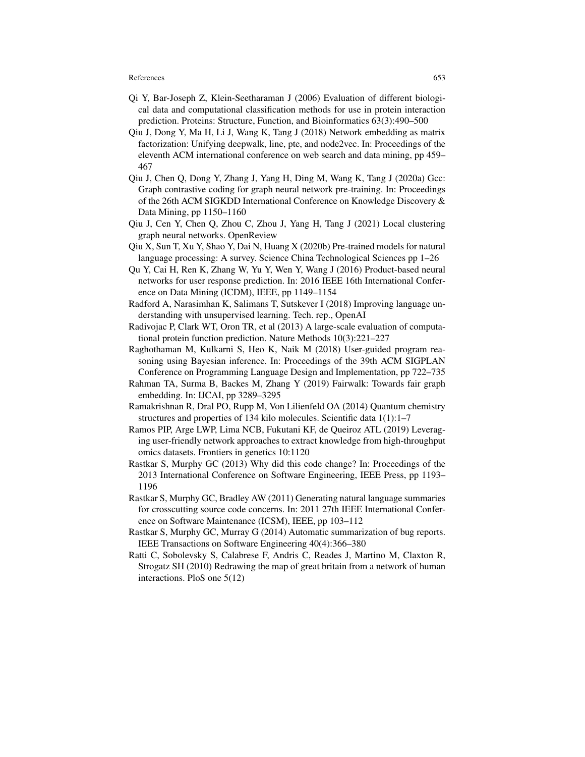Qi Y, Bar-Joseph Z, Klein-Seetharaman J (2006) Evaluation of different biological data and computational classification methods for use in protein interaction prediction. Proteins: Structure, Function, and Bioinformatics 63(3):490–500

Qiu J, Dong Y, Ma H, Li J, Wang K, Tang J (2018) Network embedding as matrix factorization: Unifying deepwalk, line, pte, and node2vec. In: Proceedings of the eleventh ACM international conference on web search and data mining, pp 459–467

Qiu J, Chen Q, Dong Y, Zhang J, Yang H, Ding M, Wang K, Tang J (2020a) Gcc: Graph contrastive coding for graph neural network pre-training. In: Proceedings of the 26th ACM SIGKDD International Conference on Knowledge Discovery & Data Mining, pp 1150–1160

Qiu J, Cen Y, Chen Q, Zhou C, Zhou J, Yang H, Tang J (2021) Local clustering graph neural networks. OpenReview

Qiu X, Sun T, Xu Y, Shao Y, Dai N, Huang X (2020b) Pre-trained models for natural language processing: A survey. Science China Technological Sciences pp 1–26

Qu Y, Cai H, Ren K, Zhang W, Yu Y, Wen Y, Wang J (2016) Product-based neural networks for user response prediction. In: 2016 IEEE 16th International Conference on Data Mining (ICDM), IEEE, pp 1149–1154

Radford A, Narasimhan K, Salimans T, Sutskever I (2018) Improving language understanding with unsupervised learning. Tech. rep., OpenAI

Radivojac P, Clark WT, Oron TR, et al (2013) A large-scale evaluation of computational protein function prediction. Nature Methods 10(3):221–227

Raghothaman M, Kulkarni S, Heo K, Naik M (2018) User-guided program reasoning using Bayesian inference. In: Proceedings of the 39th ACM SIGPLAN Conference on Programming Language Design and Implementation, pp 722–735

Rahman TA, Surma B, Backes M, Zhang Y (2019) Fairwalk: Towards fair graph embedding. In: IJCAI, pp 3289–3295

Ramakrishnan R, Dral PO, Rupp M, Von Lilienfeld OA (2014) Quantum chemistry structures and properties of 134 kilo molecules. Scientific data 1(1):1–7

Ramos PIP, Arge LWP, Lima NCB, Fukutani KF, de Queiroz ATL (2019) Leveraging user-friendly network approaches to extract knowledge from high-throughput omics datasets. Frontiers in genetics 10:1120

Rastkar S, Murphy GC (2013) Why did this code change? In: Proceedings of the 2013 International Conference on Software Engineering, IEEE Press, pp 1193–1196

Rastkar S, Murphy GC, Bradley AW (2011) Generating natural language summaries for crosscutting source code concerns. In: 2011 27th IEEE International Conference on Software Maintenance (ICSM), IEEE, pp 103–112

Rastkar S, Murphy GC, Murray G (2014) Automatic summarization of bug reports. IEEE Transactions on Software Engineering 40(4):366–380

Ratti C, Sobolevsky S, Calabrese F, Andris C, Reades J, Martino M, Claxton R, Strogatz SH (2010) Redrawing the map of great britain from a network of human interactions. PloS one 5(12)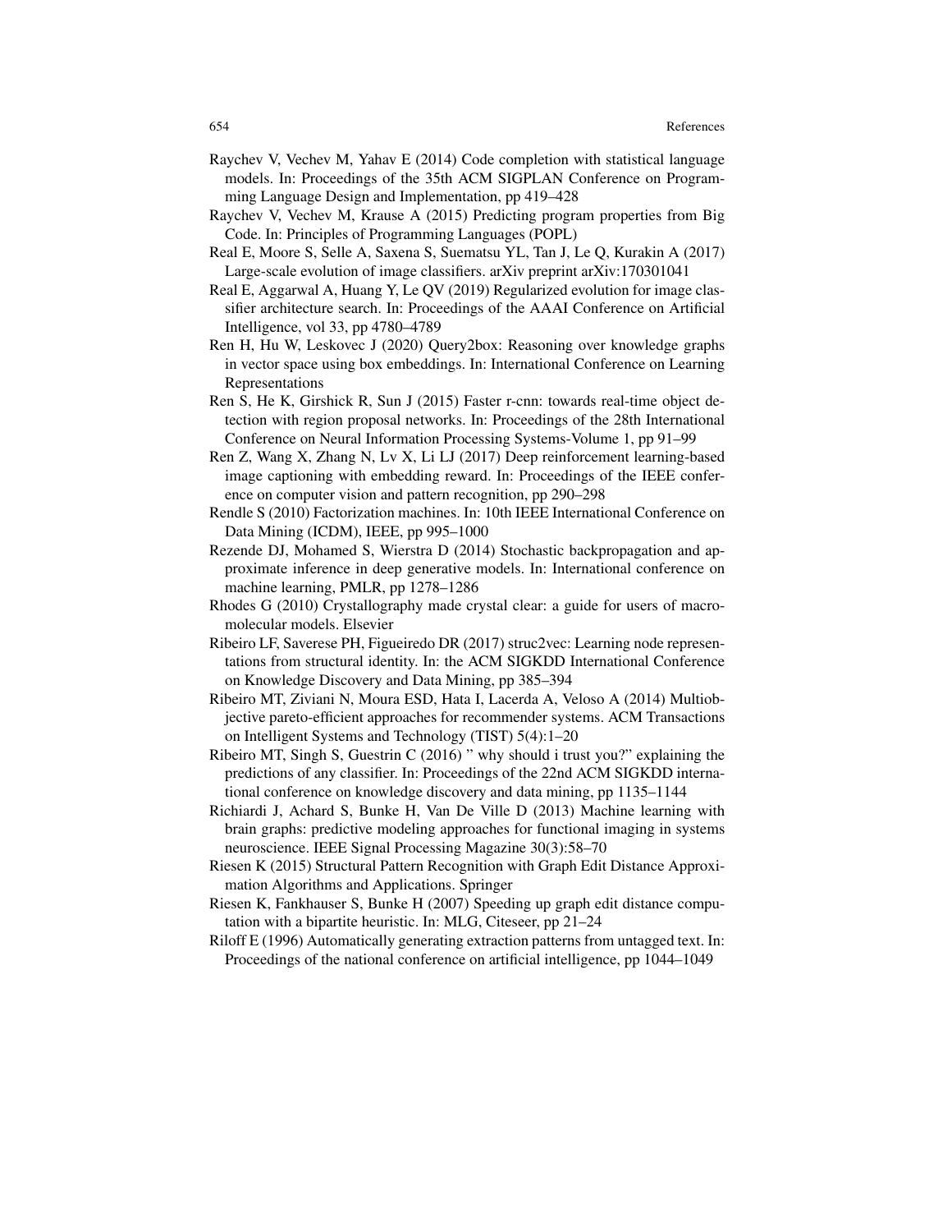Raychev V, Vechev M, Yahav E (2014) Code completion with statistical language models. In: Proceedings of the 35th ACM SIGPLAN Conference on Programming Language Design and Implementation, pp 419–428

Raychev V, Vechev M, Krause A (2015) Predicting program properties from Big Code. In: Principles of Programming Languages (POPL)

Real E, Moore S, Selle A, Saxena S, Suematsu YL, Tan J, Le Q, Kurakin A (2017) Large-scale evolution of image classifiers. arXiv preprint arXiv:170301041

Real E, Aggarwal A, Huang Y, Le QV (2019) Regularized evolution for image classifier architecture search. In: Proceedings of the AAAI Conference on Artificial Intelligence, vol 33, pp 4780–4789

Ren H, Hu W, Leskovec J (2020) Query2box: Reasoning over knowledge graphs in vector space using box embeddings. In: International Conference on Learning Representations

Ren S, He K, Girshick R, Sun J (2015) Faster r-cnn: towards real-time object detection with region proposal networks. In: Proceedings of the 28th International Conference on Neural Information Processing Systems-Volume 1, pp 91–99

Ren Z, Wang X, Zhang N, Lv X, Li LJ (2017) Deep reinforcement learning-based image captioning with embedding reward. In: Proceedings of the IEEE conference on computer vision and pattern recognition, pp 290–298

Rendle S (2010) Factorization machines. In: 10th IEEE International Conference on Data Mining (ICDM), IEEE, pp 995–1000

Rezende DJ, Mohamed S, Wierstra D (2014) Stochastic backpropagation and approximate inference in deep generative models. In: International conference on machine learning, PMLR, pp 1278–1286

Rhodes G (2010) Crystallography made crystal clear: a guide for users of macromolecular models. Elsevier

Ribeiro LF, Saverese PH, Figueiredo DR (2017) struc2vec: Learning node representations from structural identity. In: the ACM SIGKDD International Conference on Knowledge Discovery and Data Mining, pp 385–394

Ribeiro MT, Ziviani N, Moura ESD, Hata I, Lacerda A, Veloso A (2014) Multiobjective pareto-efficient approaches for recommender systems. ACM Transactions on Intelligent Systems and Technology (TIST) 5(4):1–20

Ribeiro MT, Singh S, Guestrin C (2016) " why should i trust you?" explaining the predictions of any classifier. In: Proceedings of the 22nd ACM SIGKDD international conference on knowledge discovery and data mining, pp 1135–1144

Richiardi J, Achard S, Bunke H, Van De Ville D (2013) Machine learning with brain graphs: predictive modeling approaches for functional imaging in systems neuroscience. IEEE Signal Processing Magazine 30(3):58–70

Riesen K (2015) Structural Pattern Recognition with Graph Edit Distance Approximation Algorithms and Applications. Springer

Riesen K, Fankhauser S, Bunke H (2007) Speeding up graph edit distance computation with a bipartite heuristic. In: MLG, Citeseer, pp 21–24

Riloff E (1996) Automatically generating extraction patterns from untagged text. In: Proceedings of the national conference on artificial intelligence, pp 1044–1049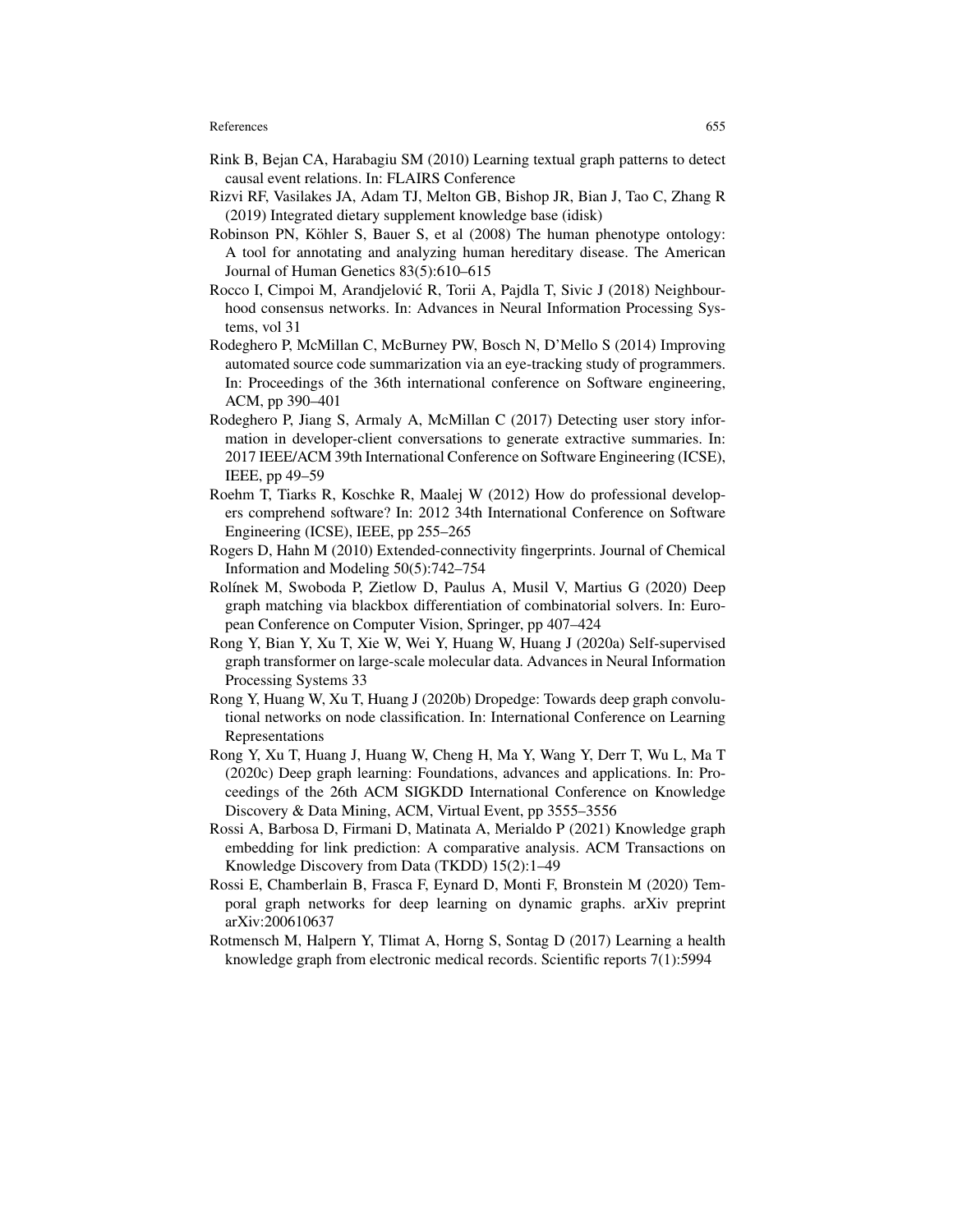Rink B, Bejan CA, Harabagiu SM (2010) Learning textual graph patterns to detect causal event relations. In: FLAIRS Conference

Rizvi RF, Vasilakes JA, Adam TJ, Melton GB, Bishop JR, Bian J, Tao C, Zhang R (2019) Integrated dietary supplement knowledge base (idisk)

Robinson PN, Köhler S, Bauer S, et al (2008) The human phenotype ontology: A tool for annotating and analyzing human hereditary disease. The American Journal of Human Genetics 83(5):610–615

Rocco I, Cimpoi M, Arandjelović R, Torii A, Pajdla T, Sivic J (2018) Neighbourhood consensus networks. In: Advances in Neural Information Processing Systems, vol 31

Rodeghero P, McMillan C, McBurney PW, Bosch N, D'Mello S (2014) Improving automated source code summarization via an eye-tracking study of programmers. In: Proceedings of the 36th international conference on Software engineering, ACM, pp 390–401

Rodeghero P, Jiang S, Armaly A, McMillan C (2017) Detecting user story information in developer-client conversations to generate extractive summaries. In: 2017 IEEE/ACM 39th International Conference on Software Engineering (ICSE), IEEE, pp 49–59

Roehm T, Tiarks R, Koschke R, Maalej W (2012) How do professional developers comprehend software? In: 2012 34th International Conference on Software Engineering (ICSE), IEEE, pp 255–265

Rogers D, Hahn M (2010) Extended-connectivity fingerprints. Journal of Chemical Information and Modeling 50(5):742–754

Rolínek M, Swoboda P, Zietlow D, Paulus A, Musil V, Martius G (2020) Deep graph matching via blackbox differentiation of combinatorial solvers. In: European Conference on Computer Vision, Springer, pp 407–424

Rong Y, Bian Y, Xu T, Xie W, Wei Y, Huang W, Huang J (2020a) Self-supervised graph transformer on large-scale molecular data. Advances in Neural Information Processing Systems 33

Rong Y, Huang W, Xu T, Huang J (2020b) Dropedge: Towards deep graph convolutional networks on node classification. In: International Conference on Learning Representations

Rong Y, Xu T, Huang J, Huang W, Cheng H, Ma Y, Wang Y, Derr T, Wu L, Ma T (2020c) Deep graph learning: Foundations, advances and applications. In: Proceedings of the 26th ACM SIGKDD International Conference on Knowledge Discovery & Data Mining, ACM, Virtual Event, pp 3555–3556

Rossi A, Barbosa D, Firmani D, Matinata A, Merialdo P (2021) Knowledge graph embedding for link prediction: A comparative analysis. ACM Transactions on Knowledge Discovery from Data (TKDD) 15(2):1–49

Rossi E, Chamberlain B, Frasca F, Eynard D, Monti F, Bronstein M (2020) Temporal graph networks for deep learning on dynamic graphs. arXiv preprint arXiv:200610637

Rotmensch M, Halpern Y, Tlimat A, Horng S, Sontag D (2017) Learning a health knowledge graph from electronic medical records. Scientific reports 7(1):5994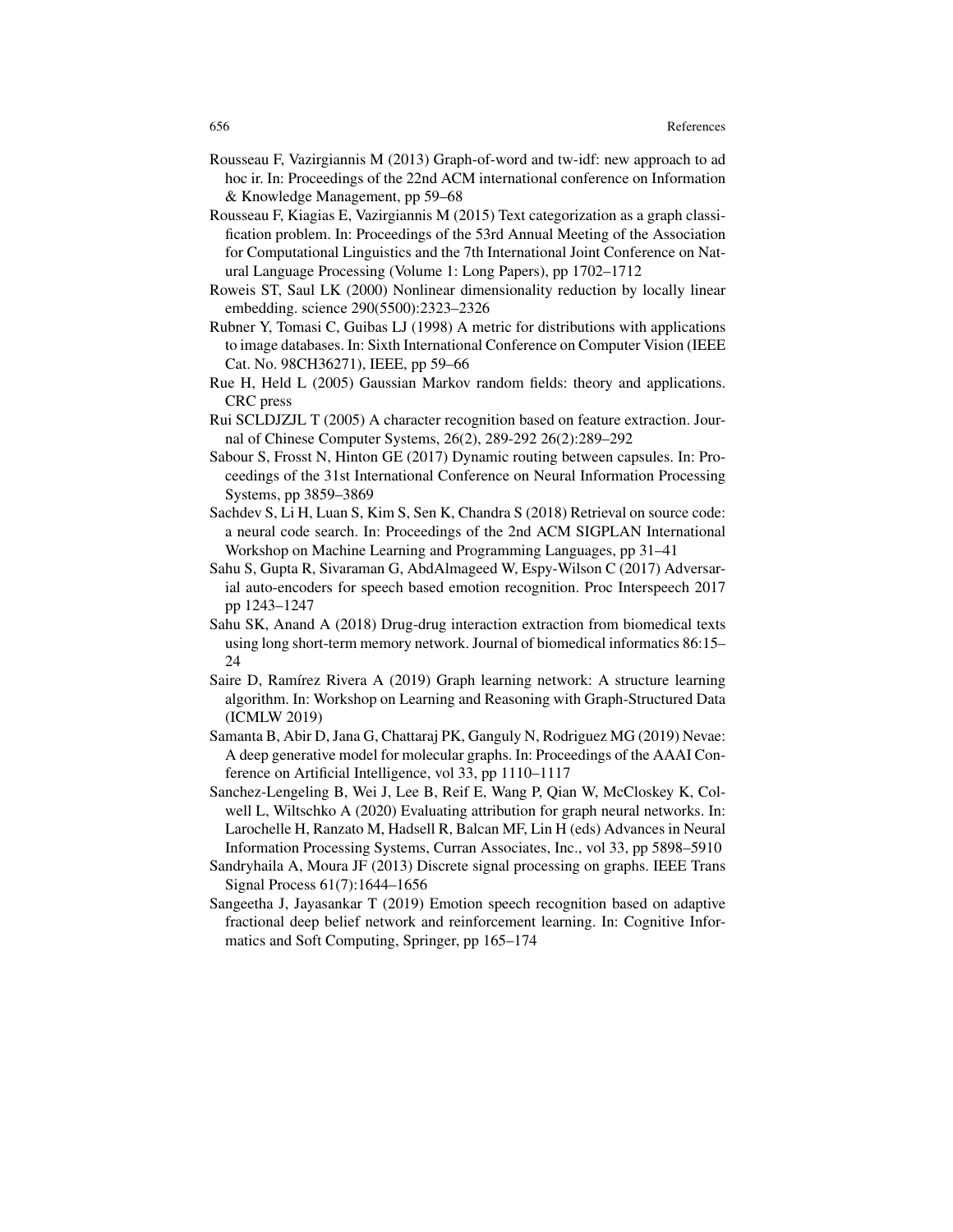Rousseau F, Vazirgiannis M (2013) Graph-of-word and tw-idf: new approach to ad hoc ir. In: Proceedings of the 22nd ACM international conference on Information & Knowledge Management, pp 59–68

Rousseau F, Kiagias E, Vazirgiannis M (2015) Text categorization as a graph classification problem. In: Proceedings of the 53rd Annual Meeting of the Association for Computational Linguistics and the 7th International Joint Conference on Natural Language Processing (Volume 1: Long Papers), pp 1702–1712

Roweis ST, Saul LK (2000) Nonlinear dimensionality reduction by locally linear embedding. science 290(5500):2323–2326

Rubner Y, Tomasi C, Guibas LJ (1998) A metric for distributions with applications to image databases. In: Sixth International Conference on Computer Vision (IEEE Cat. No. 98CH36271), IEEE, pp 59–66

Rue H, Held L (2005) Gaussian Markov random fields: theory and applications. CRC press

Rui SCLDJZJL T (2005) A character recognition based on feature extraction. Journal of Chinese Computer Systems, 26(2), 289-292 26(2):289–292

Sabour S, Frosst N, Hinton GE (2017) Dynamic routing between capsules. In: Proceedings of the 31st International Conference on Neural Information Processing Systems, pp 3859–3869

Sachdev S, Li H, Luan S, Kim S, Sen K, Chandra S (2018) Retrieval on source code: a neural code search. In: Proceedings of the 2nd ACM SIGPLAN International Workshop on Machine Learning and Programming Languages, pp 31–41

Sahu S, Gupta R, Sivaraman G, AbdAlmageed W, Espy-Wilson C (2017) Adversarial auto-encoders for speech based emotion recognition. Proc Interspeech 2017 pp 1243–1247

Sahu SK, Anand A (2018) Drug-drug interaction extraction from biomedical texts using long short-term memory network. Journal of biomedical informatics 86:15–24

Saire D, Ramírez Rivera A (2019) Graph learning network: A structure learning algorithm. In: Workshop on Learning and Reasoning with Graph-Structured Data (ICMLW 2019)

Samanta B, Abir D, Jana G, Chattaraj PK, Ganguly N, Rodriguez MG (2019) Nevae: A deep generative model for molecular graphs. In: Proceedings of the AAAI Conference on Artificial Intelligence, vol 33, pp 1110–1117

Sanchez-Lengeling B, Wei J, Lee B, Reif E, Wang P, Qian W, McCloskey K, Colwell L, Wiltschko A (2020) Evaluating attribution for graph neural networks. In: Larochelle H, Ranzato M, Hadsell R, Balcan MF, Lin H (eds) Advances in Neural Information Processing Systems, Curran Associates, Inc., vol 33, pp 5898–5910

Sandryhaila A, Moura JF (2013) Discrete signal processing on graphs. IEEE Trans Signal Process 61(7):1644–1656

Sangeetha J, Jayasankar T (2019) Emotion speech recognition based on adaptive fractional deep belief network and reinforcement learning. In: Cognitive Informatics and Soft Computing, Springer, pp 165–174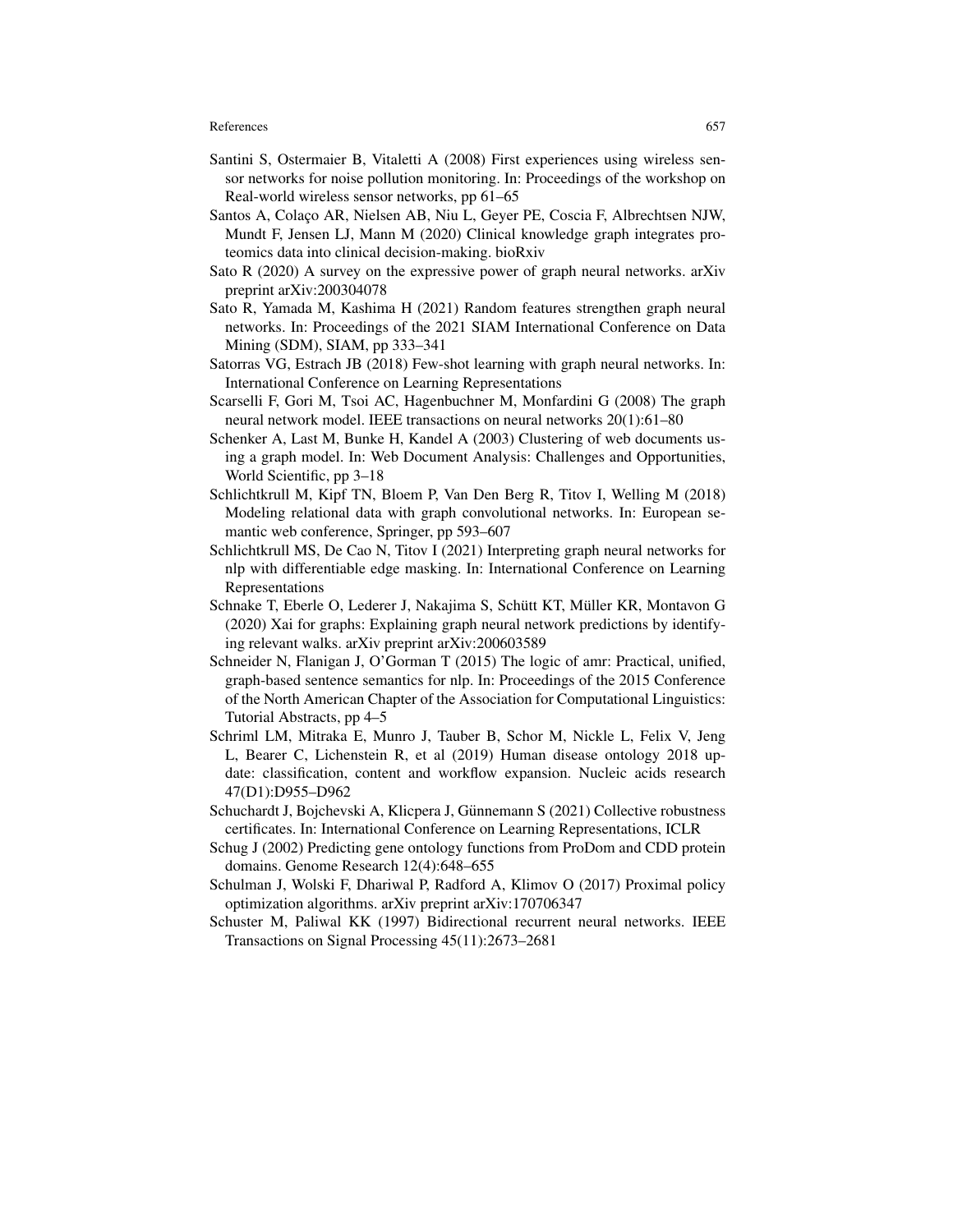Santini S, Ostermaier B, Vitaletti A (2008) First experiences using wireless sensor networks for noise pollution monitoring. In: Proceedings of the workshop on Real-world wireless sensor networks, pp 61–65

Santos A, Colaço AR, Nielsen AB, Niu L, Geyer PE, Coscia F, Albrechtsen NJW, Mundt F, Jensen LJ, Mann M (2020) Clinical knowledge graph integrates proteomics data into clinical decision-making. bioRxiv

Sato R (2020) A survey on the expressive power of graph neural networks. arXiv preprint arXiv:200304078

Sato R, Yamada M, Kashima H (2021) Random features strengthen graph neural networks. In: Proceedings of the 2021 SIAM International Conference on Data Mining (SDM), SIAM, pp 333–341

Satorras VG, Estrach JB (2018) Few-shot learning with graph neural networks. In: International Conference on Learning Representations

Scarselli F, Gori M, Tsoi AC, Hagenbuchner M, Monfardini G (2008) The graph neural network model. IEEE transactions on neural networks 20(1):61–80

Schenker A, Last M, Bunke H, Kandel A (2003) Clustering of web documents using a graph model. In: Web Document Analysis: Challenges and Opportunities, World Scientific, pp 3–18

Schlichtkrull M, Kipf TN, Bloem P, Van Den Berg R, Titov I, Welling M (2018) Modeling relational data with graph convolutional networks. In: European semantic web conference, Springer, pp 593–607

Schlichtkrull MS, De Cao N, Titov I (2021) Interpreting graph neural networks for nlp with differentiable edge masking. In: International Conference on Learning Representations

Schnake T, Eberle O, Lederer J, Nakajima S, Schütt KT, Müller KR, Montavon G (2020) Xai for graphs: Explaining graph neural network predictions by identifying relevant walks. arXiv preprint arXiv:200603589

Schneider N, Flanigan J, O'Gorman T (2015) The logic of amr: Practical, unified, graph-based sentence semantics for nlp. In: Proceedings of the 2015 Conference of the North American Chapter of the Association for Computational Linguistics: Tutorial Abstracts, pp 4–5

Schriml LM, Mitraka E, Munro J, Tauber B, Schor M, Nickle L, Felix V, Jeng L, Bearer C, Lichenstein R, et al (2019) Human disease ontology 2018 update: classification, content and workflow expansion. Nucleic acids research 47(D1):D955–D962

Schuchardt J, Bojchevski A, Klicpera J, Günnemann S (2021) Collective robustness certificates. In: International Conference on Learning Representations, ICLR

Schug J (2002) Predicting gene ontology functions from ProDom and CDD protein domains. Genome Research 12(4):648–655

Schulman J, Wolski F, Dhariwal P, Radford A, Klimov O (2017) Proximal policy optimization algorithms. arXiv preprint arXiv:170706347

Schuster M, Paliwal KK (1997) Bidirectional recurrent neural networks. IEEE Transactions on Signal Processing 45(11):2673–2681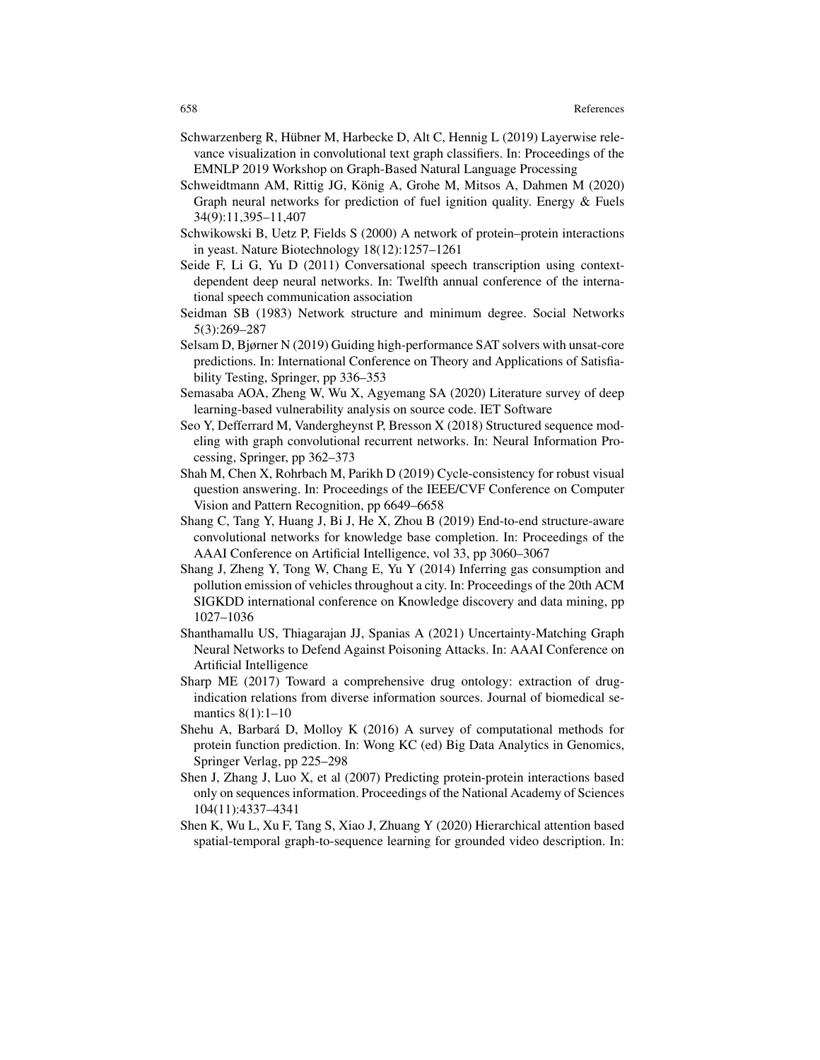Schwarzenberg R, Hübner M, Harbecke D, Alt C, Hennig L (2019) Layerwise relevance visualization in convolutional text graph classifiers. In: Proceedings of the EMNLP 2019 Workshop on Graph-Based Natural Language Processing

Schweidtmann AM, Rittig JG, König A, Grohe M, Mitsos A, Dahmen M (2020) Graph neural networks for prediction of fuel ignition quality. Energy & Fuels 34(9):11,395–11,407

Schwikowski B, Uetz P, Fields S (2000) A network of protein–protein interactions in yeast. Nature Biotechnology 18(12):1257–1261

Seide F, Li G, Yu D (2011) Conversational speech transcription using context-dependent deep neural networks. In: Twelfth annual conference of the international speech communication association

Seidman SB (1983) Network structure and minimum degree. Social Networks 5(3):269–287

Selsam D, Bjørner N (2019) Guiding high-performance SAT solvers with unsat-core predictions. In: International Conference on Theory and Applications of Satisfiability Testing, Springer, pp 336–353

Semasaba AOA, Zheng W, Wu X, Agyemang SA (2020) Literature survey of deep learning-based vulnerability analysis on source code. IET Software

Seo Y, Defferrard M, Vandergheynst P, Bresson X (2018) Structured sequence modeling with graph convolutional recurrent networks. In: Neural Information Processing, Springer, pp 362–373

Shah M, Chen X, Rohrbach M, Parikh D (2019) Cycle-consistency for robust visual question answering. In: Proceedings of the IEEE/CVF Conference on Computer Vision and Pattern Recognition, pp 6649–6658

Shang C, Tang Y, Huang J, Bi J, He X, Zhou B (2019) End-to-end structure-aware convolutional networks for knowledge base completion. In: Proceedings of the AAAI Conference on Artificial Intelligence, vol 33, pp 3060–3067

Shang J, Zheng Y, Tong W, Chang E, Yu Y (2014) Inferring gas consumption and pollution emission of vehicles throughout a city. In: Proceedings of the 20th ACM SIGKDD international conference on Knowledge discovery and data mining, pp 1027–1036

Shanthamallu US, Thiagarajan JJ, Spanias A (2021) Uncertainty-Matching Graph Neural Networks to Defend Against Poisoning Attacks. In: AAAI Conference on Artificial Intelligence

Sharp ME (2017) Toward a comprehensive drug ontology: extraction of drug-indication relations from diverse information sources. Journal of biomedical semantics 8(1):1–10

Shehu A, Barbará D, Molloy K (2016) A survey of computational methods for protein function prediction. In: Wong KC (ed) Big Data Analytics in Genomics, Springer Verlag, pp 225–298

Shen J, Zhang J, Luo X, et al (2007) Predicting protein-protein interactions based only on sequences information. Proceedings of the National Academy of Sciences 104(11):4337–4341

Shen K, Wu L, Xu F, Tang S, Xiao J, Zhuang Y (2020) Hierarchical attention based spatial-temporal graph-to-sequence learning for grounded video description. In: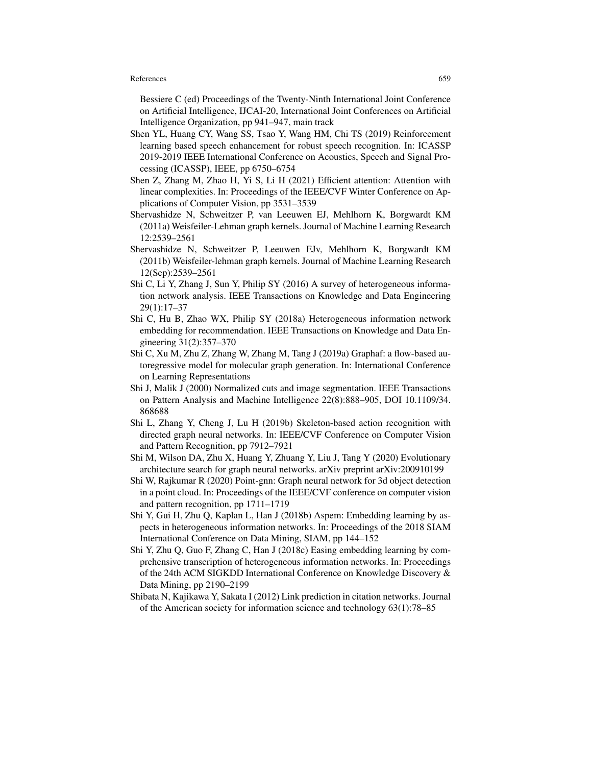Bessiere C (ed) Proceedings of the Twenty-Ninth International Joint Conference on Artificial Intelligence, IJCAI-20, International Joint Conferences on Artificial Intelligence Organization, pp 941–947, main track

Shen YL, Huang CY, Wang SS, Tsao Y, Wang HM, Chi TS (2019) Reinforcement learning based speech enhancement for robust speech recognition. In: ICASSP 2019-2019 IEEE International Conference on Acoustics, Speech and Signal Processing (ICASSP), IEEE, pp 6750–6754

Shen Z, Zhang M, Zhao H, Yi S, Li H (2021) Efficient attention: Attention with linear complexities. In: Proceedings of the IEEE/CVF Winter Conference on Applications of Computer Vision, pp 3531–3539

Shervashidze N, Schweitzer P, van Leeuwen EJ, Mehlhorn K, Borgwardt KM (2011a) Weisfeiler-Lehman graph kernels. Journal of Machine Learning Research 12:2539–2561

Shervashidze N, Schweitzer P, Leeuwen EJv, Mehlhorn K, Borgwardt KM (2011b) Weisfeiler-lehman graph kernels. Journal of Machine Learning Research 12(Sep):2539–2561

Shi C, Li Y, Zhang J, Sun Y, Philip SY (2016) A survey of heterogeneous information network analysis. IEEE Transactions on Knowledge and Data Engineering 29(1):17–37

Shi C, Hu B, Zhao WX, Philip SY (2018a) Heterogeneous information network embedding for recommendation. IEEE Transactions on Knowledge and Data Engineering 31(2):357–370

Shi C, Xu M, Zhu Z, Zhang W, Zhang M, Tang J (2019a) Graphaf: a flow-based autoregressive model for molecular graph generation. In: International Conference on Learning Representations

Shi J, Malik J (2000) Normalized cuts and image segmentation. IEEE Transactions on Pattern Analysis and Machine Intelligence 22(8):888–905, DOI 10.1109/34.868688

Shi L, Zhang Y, Cheng J, Lu H (2019b) Skeleton-based action recognition with directed graph neural networks. In: IEEE/CVF Conference on Computer Vision and Pattern Recognition, pp 7912–7921

Shi M, Wilson DA, Zhu X, Huang Y, Zhuang Y, Liu J, Tang Y (2020) Evolutionary architecture search for graph neural networks. arXiv preprint arXiv:200910199

Shi W, Rajkumar R (2020) Point-gnn: Graph neural network for 3d object detection in a point cloud. In: Proceedings of the IEEE/CVF conference on computer vision and pattern recognition, pp 1711–1719

Shi Y, Gui H, Zhu Q, Kaplan L, Han J (2018b) Aspem: Embedding learning by aspects in heterogeneous information networks. In: Proceedings of the 2018 SIAM International Conference on Data Mining, SIAM, pp 144–152

Shi Y, Zhu Q, Guo F, Zhang C, Han J (2018c) Easing embedding learning by comprehensive transcription of heterogeneous information networks. In: Proceedings of the 24th ACM SIGKDD International Conference on Knowledge Discovery & Data Mining, pp 2190–2199

Shibata N, Kajikawa Y, Sakata I (2012) Link prediction in citation networks. Journal of the American society for information science and technology 63(1):78–85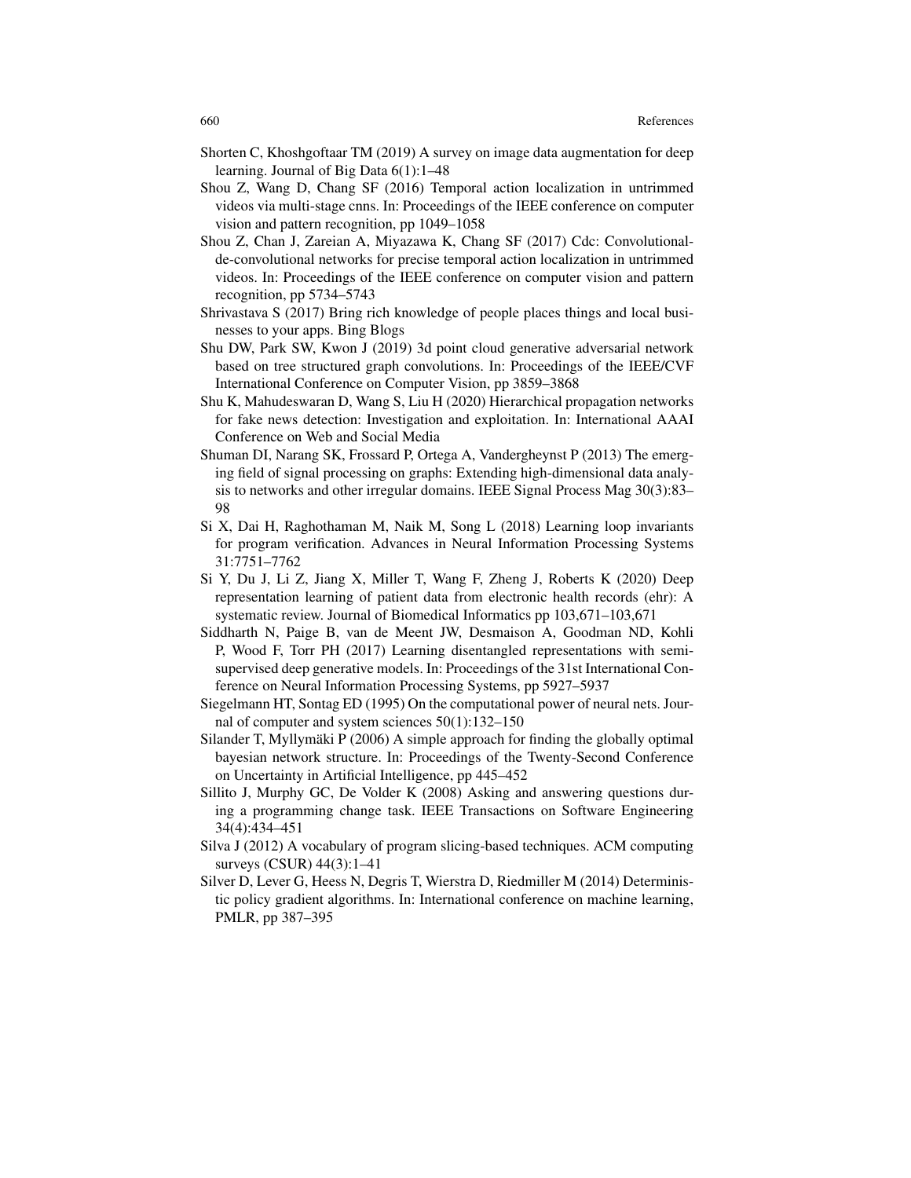Shorten C, Khoshgoftaar TM (2019) A survey on image data augmentation for deep learning. Journal of Big Data 6(1):1–48

Shou Z, Wang D, Chang SF (2016) Temporal action localization in untrimmed videos via multi-stage cnns. In: Proceedings of the IEEE conference on computer vision and pattern recognition, pp 1049–1058

Shou Z, Chan J, Zareian A, Miyazawa K, Chang SF (2017) Cdc: Convolutional-de-convolutional networks for precise temporal action localization in untrimmed videos. In: Proceedings of the IEEE conference on computer vision and pattern recognition, pp 5734–5743

Shrivastava S (2017) Bring rich knowledge of people places things and local businesses to your apps. Bing Blogs

Shu DW, Park SW, Kwon J (2019) 3d point cloud generative adversarial network based on tree structured graph convolutions. In: Proceedings of the IEEE/CVF International Conference on Computer Vision, pp 3859–3868

Shu K, Mahudeswaran D, Wang S, Liu H (2020) Hierarchical propagation networks for fake news detection: Investigation and exploitation. In: International AAAI Conference on Web and Social Media

Shuman DI, Narang SK, Frossard P, Ortega A, Vandergheynst P (2013) The emerging field of signal processing on graphs: Extending high-dimensional data analysis to networks and other irregular domains. IEEE Signal Process Mag 30(3):83–98

Si X, Dai H, Raghothaman M, Naik M, Song L (2018) Learning loop invariants for program verification. Advances in Neural Information Processing Systems 31:7751–7762

Si Y, Du J, Li Z, Jiang X, Miller T, Wang F, Zheng J, Roberts K (2020) Deep representation learning of patient data from electronic health records (ehr): A systematic review. Journal of Biomedical Informatics pp 103,671–103,671

Siddharth N, Paige B, van de Meent JW, Desmaison A, Goodman ND, Kohli P, Wood F, Torr PH (2017) Learning disentangled representations with semi-supervised deep generative models. In: Proceedings of the 31st International Conference on Neural Information Processing Systems, pp 5927–5937

Siegelmann HT, Sontag ED (1995) On the computational power of neural nets. Journal of computer and system sciences 50(1):132–150

Silander T, Myllymäki P (2006) A simple approach for finding the globally optimal bayesian network structure. In: Proceedings of the Twenty-Second Conference on Uncertainty in Artificial Intelligence, pp 445–452

Sillito J, Murphy GC, De Volder K (2008) Asking and answering questions during a programming change task. IEEE Transactions on Software Engineering 34(4):434–451

Silva J (2012) A vocabulary of program slicing-based techniques. ACM computing surveys (CSUR) 44(3):1–41

Silver D, Lever G, Heess N, Degris T, Wierstra D, Riedmiller M (2014) Deterministic policy gradient algorithms. In: International conference on machine learning, PMLR, pp 387–395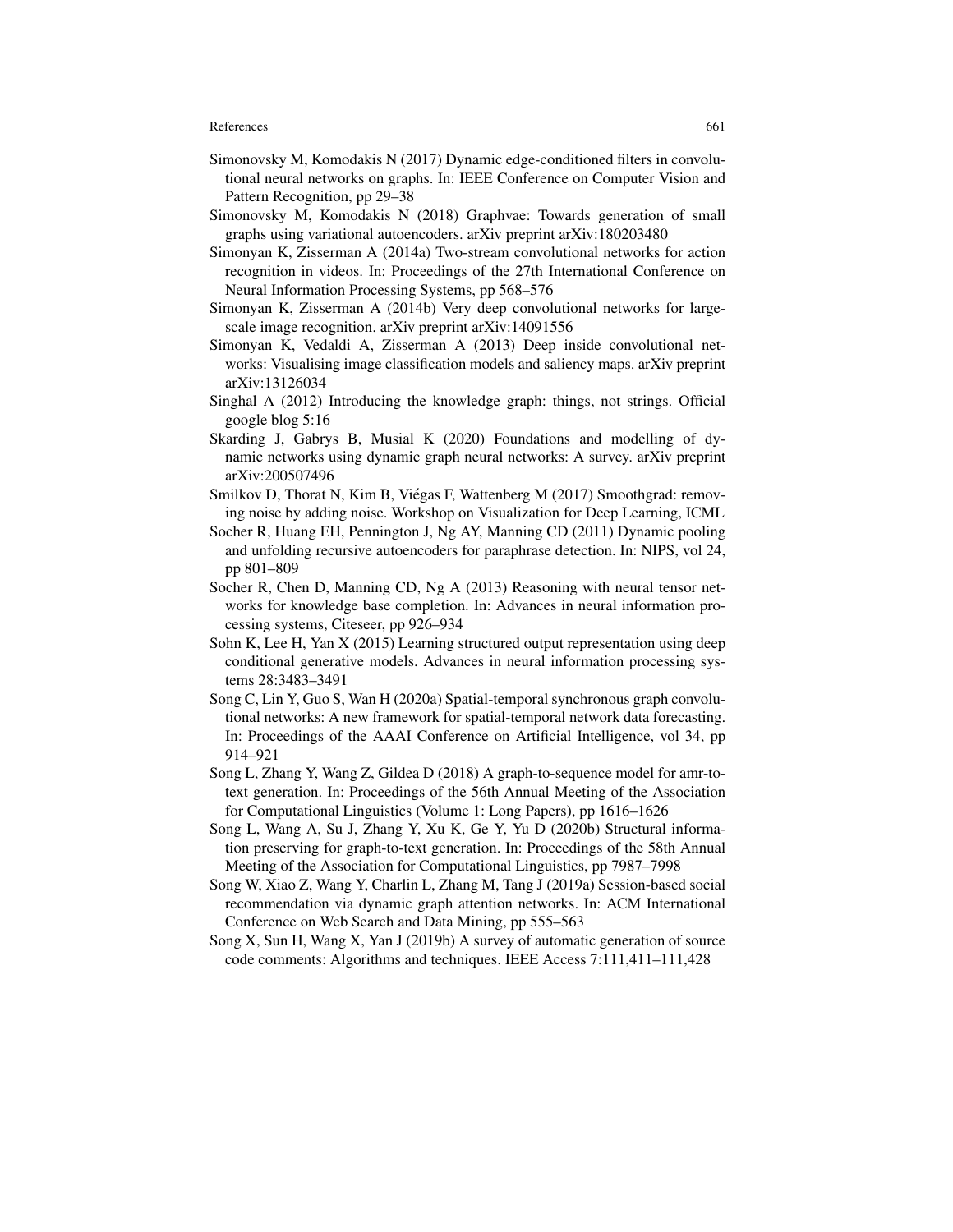Simonovsky M, Komodakis N (2017) Dynamic edge-conditioned filters in convolutional neural networks on graphs. In: IEEE Conference on Computer Vision and Pattern Recognition, pp 29–38

Simonovsky M, Komodakis N (2018) Graphvae: Towards generation of small graphs using variational autoencoders. arXiv preprint arXiv:180203480

Simonyan K, Zisserman A (2014a) Two-stream convolutional networks for action recognition in videos. In: Proceedings of the 27th International Conference on Neural Information Processing Systems, pp 568–576

Simonyan K, Zisserman A (2014b) Very deep convolutional networks for large-scale image recognition. arXiv preprint arXiv:14091556

Simonyan K, Vedaldi A, Zisserman A (2013) Deep inside convolutional networks: Visualising image classification models and saliency maps. arXiv preprint arXiv:13126034

Singhal A (2012) Introducing the knowledge graph: things, not strings. Official google blog 5:16

Skarding J, Gabrys B, Musial K (2020) Foundations and modelling of dynamic networks using dynamic graph neural networks: A survey. arXiv preprint arXiv:200507496

Smilkov D, Thorat N, Kim B, Viégas F, Wattenberg M (2017) Smoothgrad: removing noise by adding noise. Workshop on Visualization for Deep Learning, ICML

Socher R, Huang EH, Pennington J, Ng AY, Manning CD (2011) Dynamic pooling and unfolding recursive autoencoders for paraphrase detection. In: NIPS, vol 24, pp 801–809

Socher R, Chen D, Manning CD, Ng A (2013) Reasoning with neural tensor networks for knowledge base completion. In: Advances in neural information processing systems, Citeseer, pp 926–934

Sohn K, Lee H, Yan X (2015) Learning structured output representation using deep conditional generative models. Advances in neural information processing systems 28:3483–3491

Song C, Lin Y, Guo S, Wan H (2020a) Spatial-temporal synchronous graph convolutional networks: A new framework for spatial-temporal network data forecasting. In: Proceedings of the AAAI Conference on Artificial Intelligence, vol 34, pp 914–921

Song L, Zhang Y, Wang Z, Gildea D (2018) A graph-to-sequence model for amr-to-text generation. In: Proceedings of the 56th Annual Meeting of the Association for Computational Linguistics (Volume 1: Long Papers), pp 1616–1626

Song L, Wang A, Su J, Zhang Y, Xu K, Ge Y, Yu D (2020b) Structural information preserving for graph-to-text generation. In: Proceedings of the 58th Annual Meeting of the Association for Computational Linguistics, pp 7987–7998

Song W, Xiao Z, Wang Y, Charlin L, Zhang M, Tang J (2019a) Session-based social recommendation via dynamic graph attention networks. In: ACM International Conference on Web Search and Data Mining, pp 555–563

Song X, Sun H, Wang X, Yan J (2019b) A survey of automatic generation of source code comments: Algorithms and techniques. IEEE Access 7:111,411–111,428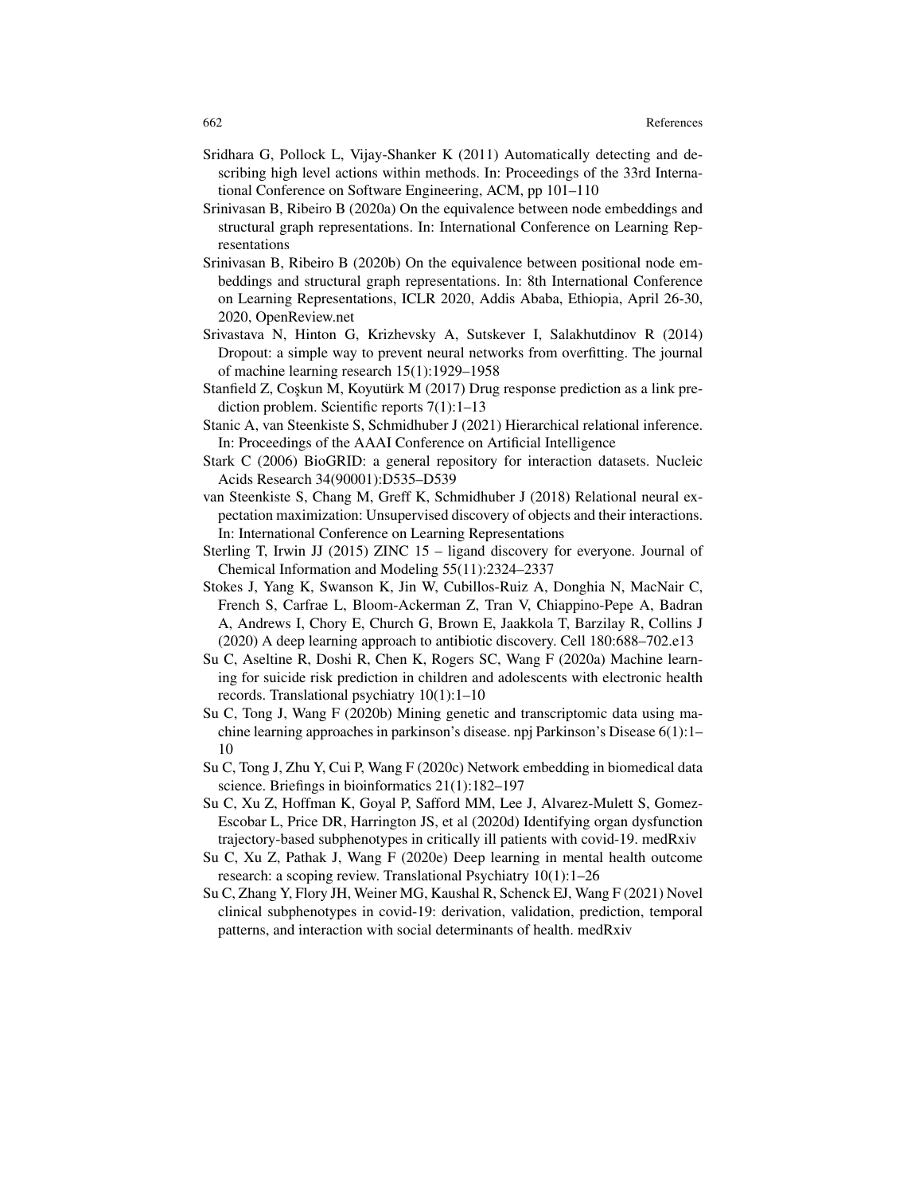Sridhara G, Pollock L, Vijay-Shanker K (2011) Automatically detecting and describing high level actions within methods. In: Proceedings of the 33rd International Conference on Software Engineering, ACM, pp 101–110

Srinivasan B, Ribeiro B (2020a) On the equivalence between node embeddings and structural graph representations. In: International Conference on Learning Representations

Srinivasan B, Ribeiro B (2020b) On the equivalence between positional node embeddings and structural graph representations. In: 8th International Conference on Learning Representations, ICLR 2020, Addis Ababa, Ethiopia, April 26-30, 2020, OpenReview.net

Srivastava N, Hinton G, Krizhevsky A, Sutskever I, Salakhutdinov R (2014) Dropout: a simple way to prevent neural networks from overfitting. The journal of machine learning research 15(1):1929–1958

Stanfield Z, Coşkun M, Koyutürk M (2017) Drug response prediction as a link prediction problem. Scientific reports 7(1):1–13

Stanic A, van Steenkiste S, Schmidhuber J (2021) Hierarchical relational inference. In: Proceedings of the AAAI Conference on Artificial Intelligence

Stark C (2006) BioGRID: a general repository for interaction datasets. Nucleic Acids Research 34(90001):D535–D539

van Steenkiste S, Chang M, Greff K, Schmidhuber J (2018) Relational neural expectation maximization: Unsupervised discovery of objects and their interactions. In: International Conference on Learning Representations

Sterling T, Irwin JJ (2015) ZINC 15 – ligand discovery for everyone. Journal of Chemical Information and Modeling 55(11):2324–2337

Stokes J, Yang K, Swanson K, Jin W, Cubillos-Ruiz A, Donghia N, MacNair C, French S, Carfrae L, Bloom-Ackerman Z, Tran V, Chiappino-Pepe A, Badran A, Andrews I, Chory E, Church G, Brown E, Jaakkola T, Barzilay R, Collins J (2020) A deep learning approach to antibiotic discovery. Cell 180:688–702.e13

Su C, Aseltine R, Doshi R, Chen K, Rogers SC, Wang F (2020a) Machine learning for suicide risk prediction in children and adolescents with electronic health records. Translational psychiatry 10(1):1–10

Su C, Tong J, Wang F (2020b) Mining genetic and transcriptomic data using machine learning approaches in parkinson's disease. npj Parkinson's Disease 6(1):1–10

Su C, Tong J, Zhu Y, Cui P, Wang F (2020c) Network embedding in biomedical data science. Briefings in bioinformatics 21(1):182–197

Su C, Xu Z, Hoffman K, Goyal P, Safford MM, Lee J, Alvarez-Mulett S, Gomez-Escobar L, Price DR, Harrington JS, et al (2020d) Identifying organ dysfunction trajectory-based subphenotypes in critically ill patients with covid-19. medRxiv

Su C, Xu Z, Pathak J, Wang F (2020e) Deep learning in mental health outcome research: a scoping review. Translational Psychiatry 10(1):1–26

Su C, Zhang Y, Flory JH, Weiner MG, Kaushal R, Schenck EJ, Wang F (2021) Novel clinical subphenotypes in covid-19: derivation, validation, prediction, temporal patterns, and interaction with social determinants of health. medRxiv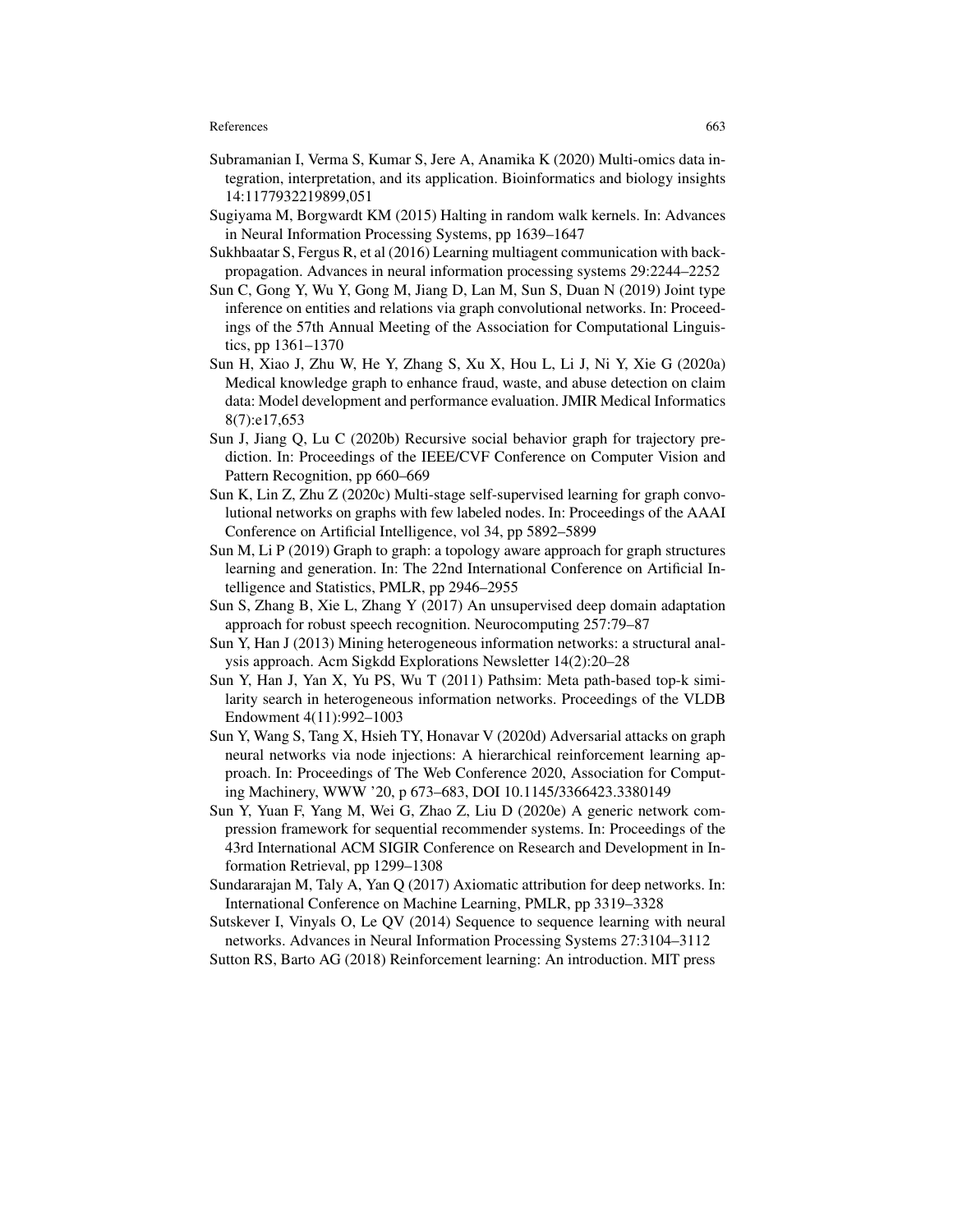Subramanian I, Verma S, Kumar S, Jere A, Anamika K (2020) Multi-omics data integration, interpretation, and its application. Bioinformatics and biology insights 14:1177932219899,051

Sugiyama M, Borgwardt KM (2015) Halting in random walk kernels. In: Advances in Neural Information Processing Systems, pp 1639–1647

Sukhbaatar S, Fergus R, et al (2016) Learning multiagent communication with backpropagation. Advances in neural information processing systems 29:2244–2252

Sun C, Gong Y, Wu Y, Gong M, Jiang D, Lan M, Sun S, Duan N (2019) Joint type inference on entities and relations via graph convolutional networks. In: Proceedings of the 57th Annual Meeting of the Association for Computational Linguistics, pp 1361–1370

Sun H, Xiao J, Zhu W, He Y, Zhang S, Xu X, Hou L, Li J, Ni Y, Xie G (2020a) Medical knowledge graph to enhance fraud, waste, and abuse detection on claim data: Model development and performance evaluation. JMIR Medical Informatics 8(7):e17,653

Sun J, Jiang Q, Lu C (2020b) Recursive social behavior graph for trajectory prediction. In: Proceedings of the IEEE/CVF Conference on Computer Vision and Pattern Recognition, pp 660–669

Sun K, Lin Z, Zhu Z (2020c) Multi-stage self-supervised learning for graph convolutional networks on graphs with few labeled nodes. In: Proceedings of the AAAI Conference on Artificial Intelligence, vol 34, pp 5892–5899

Sun M, Li P (2019) Graph to graph: a topology aware approach for graph structures learning and generation. In: The 22nd International Conference on Artificial Intelligence and Statistics, PMLR, pp 2946–2955

Sun S, Zhang B, Xie L, Zhang Y (2017) An unsupervised deep domain adaptation approach for robust speech recognition. Neurocomputing 257:79–87

Sun Y, Han J (2013) Mining heterogeneous information networks: a structural analysis approach. Acm Sigkdd Explorations Newsletter 14(2):20–28

Sun Y, Han J, Yan X, Yu PS, Wu T (2011) Pathsim: Meta path-based top-k similarity search in heterogeneous information networks. Proceedings of the VLDB Endowment 4(11):992–1003

Sun Y, Wang S, Tang X, Hsieh TY, Honavar V (2020d) Adversarial attacks on graph neural networks via node injections: A hierarchical reinforcement learning approach. In: Proceedings of The Web Conference 2020, Association for Computing Machinery, WWW '20, p 673–683, DOI 10.1145/3366423.3380149

Sun Y, Yuan F, Yang M, Wei G, Zhao Z, Liu D (2020e) A generic network compression framework for sequential recommender systems. In: Proceedings of the 43rd International ACM SIGIR Conference on Research and Development in Information Retrieval, pp 1299–1308

Sundararajan M, Taly A, Yan Q (2017) Axiomatic attribution for deep networks. In: International Conference on Machine Learning, PMLR, pp 3319–3328

Sutskever I, Vinyals O, Le QV (2014) Sequence to sequence learning with neural networks. Advances in Neural Information Processing Systems 27:3104–3112

Sutton RS, Barto AG (2018) Reinforcement learning: An introduction. MIT press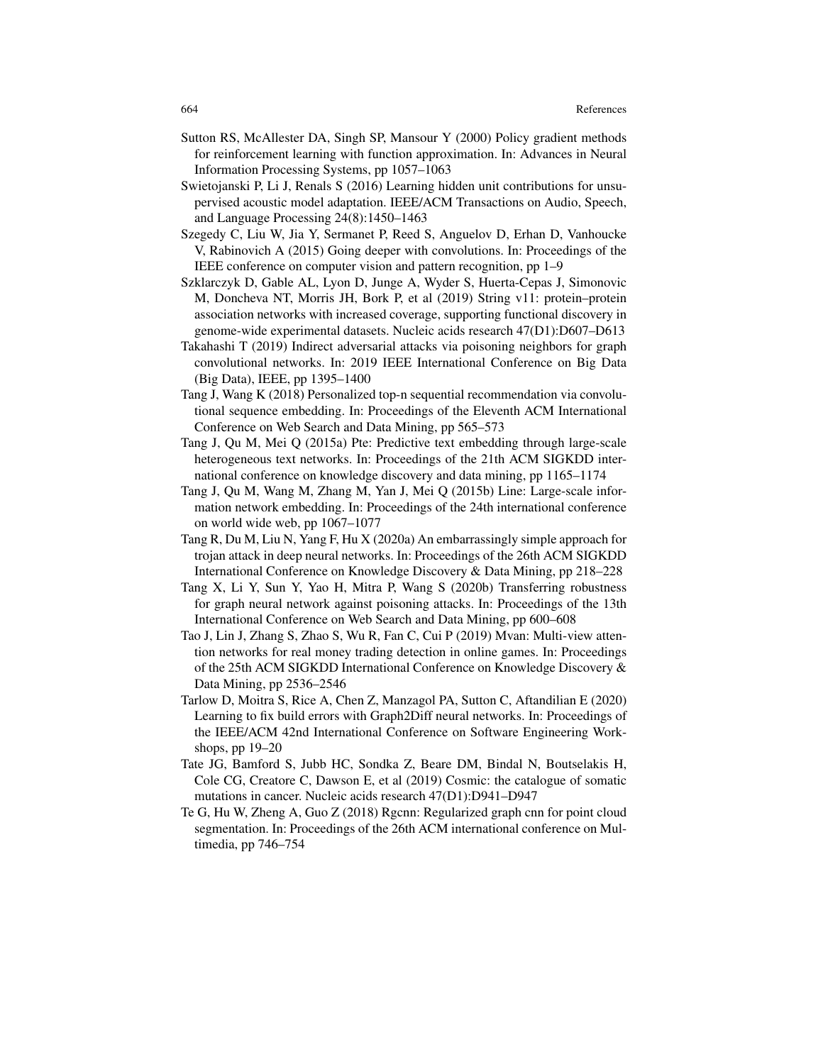Sutton RS, McAllester DA, Singh SP, Mansour Y (2000) Policy gradient methods for reinforcement learning with function approximation. In: Advances in Neural Information Processing Systems, pp 1057–1063

Swietojanski P, Li J, Renals S (2016) Learning hidden unit contributions for unsupervised acoustic model adaptation. IEEE/ACM Transactions on Audio, Speech, and Language Processing 24(8):1450–1463

Szegedy C, Liu W, Jia Y, Sermanet P, Reed S, Anguelov D, Erhan D, Vanhoucke V, Rabinovich A (2015) Going deeper with convolutions. In: Proceedings of the IEEE conference on computer vision and pattern recognition, pp 1–9

Szklarczyk D, Gable AL, Lyon D, Junge A, Wyder S, Huerta-Cepas J, Simonovic M, Doncheva NT, Morris JH, Bork P, et al (2019) String v11: protein–protein association networks with increased coverage, supporting functional discovery in genome-wide experimental datasets. Nucleic acids research 47(D1):D607–D613

Takahashi T (2019) Indirect adversarial attacks via poisoning neighbors for graph convolutional networks. In: 2019 IEEE International Conference on Big Data (Big Data), IEEE, pp 1395–1400

Tang J, Wang K (2018) Personalized top-n sequential recommendation via convolutional sequence embedding. In: Proceedings of the Eleventh ACM International Conference on Web Search and Data Mining, pp 565–573

Tang J, Qu M, Mei Q (2015a) Pte: Predictive text embedding through large-scale heterogeneous text networks. In: Proceedings of the 21th ACM SIGKDD international conference on knowledge discovery and data mining, pp 1165–1174

Tang J, Qu M, Wang M, Zhang M, Yan J, Mei Q (2015b) Line: Large-scale information network embedding. In: Proceedings of the 24th international conference on world wide web, pp 1067–1077

Tang R, Du M, Liu N, Yang F, Hu X (2020a) An embarrassingly simple approach for trojan attack in deep neural networks. In: Proceedings of the 26th ACM SIGKDD International Conference on Knowledge Discovery & Data Mining, pp 218–228

Tang X, Li Y, Sun Y, Yao H, Mitra P, Wang S (2020b) Transferring robustness for graph neural network against poisoning attacks. In: Proceedings of the 13th International Conference on Web Search and Data Mining, pp 600–608

Tao J, Lin J, Zhang S, Zhao S, Wu R, Fan C, Cui P (2019) Mvan: Multi-view attention networks for real money trading detection in online games. In: Proceedings of the 25th ACM SIGKDD International Conference on Knowledge Discovery & Data Mining, pp 2536–2546

Tarlow D, Moitra S, Rice A, Chen Z, Manzagol PA, Sutton C, Aftandilian E (2020) Learning to fix build errors with Graph2Diff neural networks. In: Proceedings of the IEEE/ACM 42nd International Conference on Software Engineering Workshops, pp 19–20

Tate JG, Bamford S, Jubb HC, Sondka Z, Beare DM, Bindal N, Boutselakis H, Cole CG, Creatore C, Dawson E, et al (2019) Cosmic: the catalogue of somatic mutations in cancer. Nucleic acids research 47(D1):D941–D947

Te G, Hu W, Zheng A, Guo Z (2018) Rgcnn: Regularized graph cnn for point cloud segmentation. In: Proceedings of the 26th ACM international conference on Multimedia, pp 746–754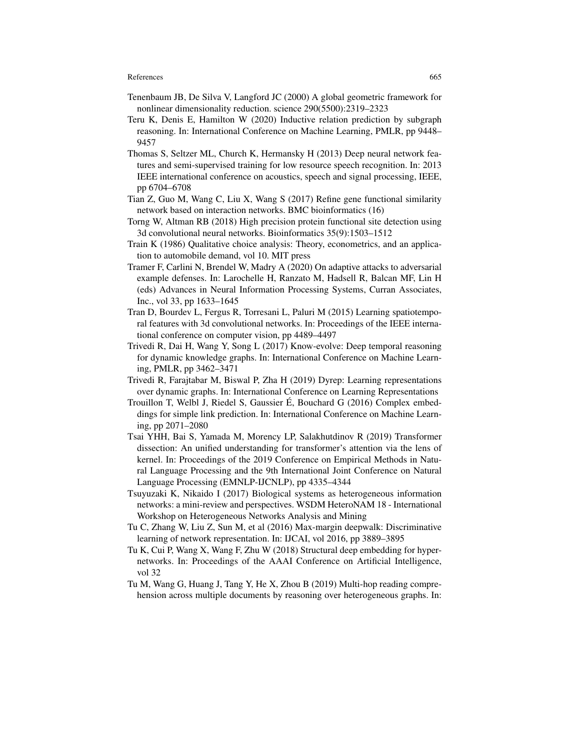Tenenbaum JB, De Silva V, Langford JC (2000) A global geometric framework for nonlinear dimensionality reduction. science 290(5500):2319–2323

Teru K, Denis E, Hamilton W (2020) Inductive relation prediction by subgraph reasoning. In: International Conference on Machine Learning, PMLR, pp 9448–9457

Thomas S, Seltzer ML, Church K, Hermansky H (2013) Deep neural network features and semi-supervised training for low resource speech recognition. In: 2013 IEEE international conference on acoustics, speech and signal processing, IEEE, pp 6704–6708

Tian Z, Guo M, Wang C, Liu X, Wang S (2017) Refine gene functional similarity network based on interaction networks. BMC bioinformatics (16)

Torng W, Altman RB (2018) High precision protein functional site detection using 3d convolutional neural networks. Bioinformatics 35(9):1503–1512

Train K (1986) Qualitative choice analysis: Theory, econometrics, and an application to automobile demand, vol 10. MIT press

Tramer F, Carlini N, Brendel W, Madry A (2020) On adaptive attacks to adversarial example defenses. In: Larochelle H, Ranzato M, Hadsell R, Balcan MF, Lin H (eds) Advances in Neural Information Processing Systems, Curran Associates, Inc., vol 33, pp 1633–1645

Tran D, Bourdev L, Fergus R, Torresani L, Paluri M (2015) Learning spatiotemporal features with 3d convolutional networks. In: Proceedings of the IEEE international conference on computer vision, pp 4489–4497

Trivedi R, Dai H, Wang Y, Song L (2017) Know-evolve: Deep temporal reasoning for dynamic knowledge graphs. In: International Conference on Machine Learning, PMLR, pp 3462–3471

Trivedi R, Farajtabar M, Biswal P, Zha H (2019) Dyrep: Learning representations over dynamic graphs. In: International Conference on Learning Representations

Trouillon T, Welbl J, Riedel S, Gaussier É, Bouchard G (2016) Complex embeddings for simple link prediction. In: International Conference on Machine Learning, pp 2071–2080

Tsai YHH, Bai S, Yamada M, Morency LP, Salakhutdinov R (2019) Transformer dissection: An unified understanding for transformer's attention via the lens of kernel. In: Proceedings of the 2019 Conference on Empirical Methods in Natural Language Processing and the 9th International Joint Conference on Natural Language Processing (EMNLP-IJCNLP), pp 4335–4344

Tsuyuzaki K, Nikaido I (2017) Biological systems as heterogeneous information networks: a mini-review and perspectives. WSDM HeteroNAM 18 - International Workshop on Heterogeneous Networks Analysis and Mining

Tu C, Zhang W, Liu Z, Sun M, et al (2016) Max-margin deepwalk: Discriminative learning of network representation. In: IJCAI, vol 2016, pp 3889–3895

Tu K, Cui P, Wang X, Wang F, Zhu W (2018) Structural deep embedding for hypernetworks. In: Proceedings of the AAAI Conference on Artificial Intelligence, vol 32

Tu M, Wang G, Huang J, Tang Y, He X, Zhou B (2019) Multi-hop reading comprehension across multiple documents by reasoning over heterogeneous graphs. In: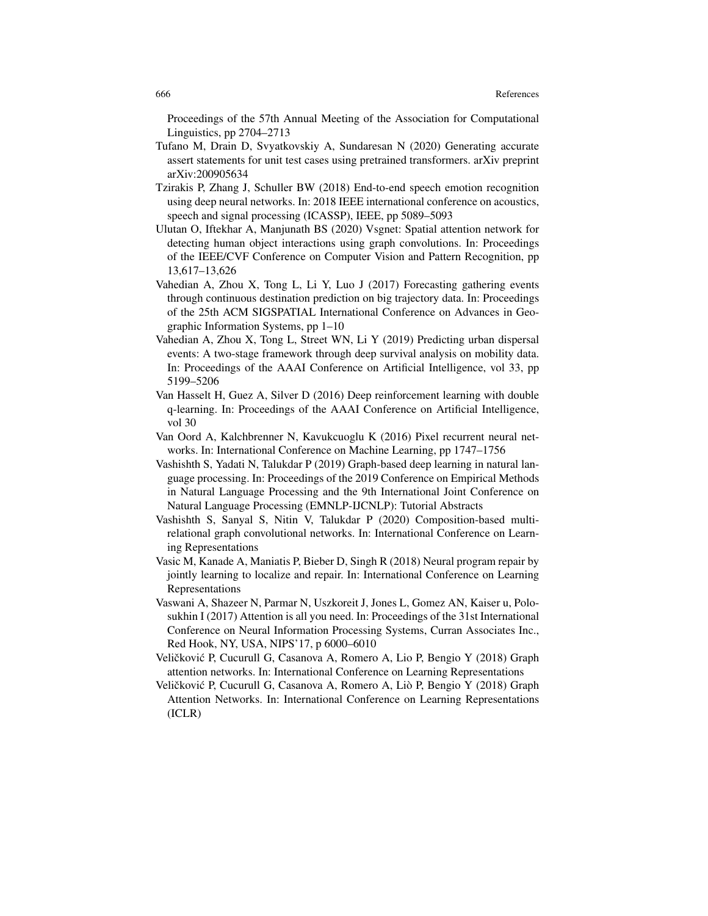Proceedings of the 57th Annual Meeting of the Association for Computational Linguistics, pp 2704–2713

Tufano M, Drain D, Svyatkovskiy A, Sundaresan N (2020) Generating accurate assert statements for unit test cases using pretrained transformers. arXiv preprint arXiv:200905634

Tzirakis P, Zhang J, Schuller BW (2018) End-to-end speech emotion recognition using deep neural networks. In: 2018 IEEE international conference on acoustics, speech and signal processing (ICASSP), IEEE, pp 5089–5093

Ulutan O, Iftekhar A, Manjunath BS (2020) Vsgnet: Spatial attention network for detecting human object interactions using graph convolutions. In: Proceedings of the IEEE/CVF Conference on Computer Vision and Pattern Recognition, pp 13,617–13,626

Vahedian A, Zhou X, Tong L, Li Y, Luo J (2017) Forecasting gathering events through continuous destination prediction on big trajectory data. In: Proceedings of the 25th ACM SIGSPATIAL International Conference on Advances in Geographic Information Systems, pp 1–10

Vahedian A, Zhou X, Tong L, Street WN, Li Y (2019) Predicting urban dispersal events: A two-stage framework through deep survival analysis on mobility data. In: Proceedings of the AAAI Conference on Artificial Intelligence, vol 33, pp 5199–5206

Van Hasselt H, Guez A, Silver D (2016) Deep reinforcement learning with double q-learning. In: Proceedings of the AAAI Conference on Artificial Intelligence, vol 30

Van Oord A, Kalchbrenner N, Kavukcuoglu K (2016) Pixel recurrent neural networks. In: International Conference on Machine Learning, pp 1747–1756

Vashishth S, Yadati N, Talukdar P (2019) Graph-based deep learning in natural language processing. In: Proceedings of the 2019 Conference on Empirical Methods in Natural Language Processing and the 9th International Joint Conference on Natural Language Processing (EMNLP-IJCNLP): Tutorial Abstracts

Vashishth S, Sanyal S, Nitin V, Talukdar P (2020) Composition-based multi-relational graph convolutional networks. In: International Conference on Learning Representations

Vasic M, Kanade A, Maniatis P, Bieber D, Singh R (2018) Neural program repair by jointly learning to localize and repair. In: International Conference on Learning Representations

Vaswani A, Shazeer N, Parmar N, Uszkoreit J, Jones L, Gomez AN, Kaiser u, Polosukhin I (2017) Attention is all you need. In: Proceedings of the 31st International Conference on Neural Information Processing Systems, Curran Associates Inc., Red Hook, NY, USA, NIPS'17, p 6000–6010

Veličković P, Cucurull G, Casanova A, Romero A, Lio P, Bengio Y (2018) Graph attention networks. In: International Conference on Learning Representations

Veličković P, Cucurull G, Casanova A, Romero A, Liò P, Bengio Y (2018) Graph Attention Networks. In: International Conference on Learning Representations (ICLR)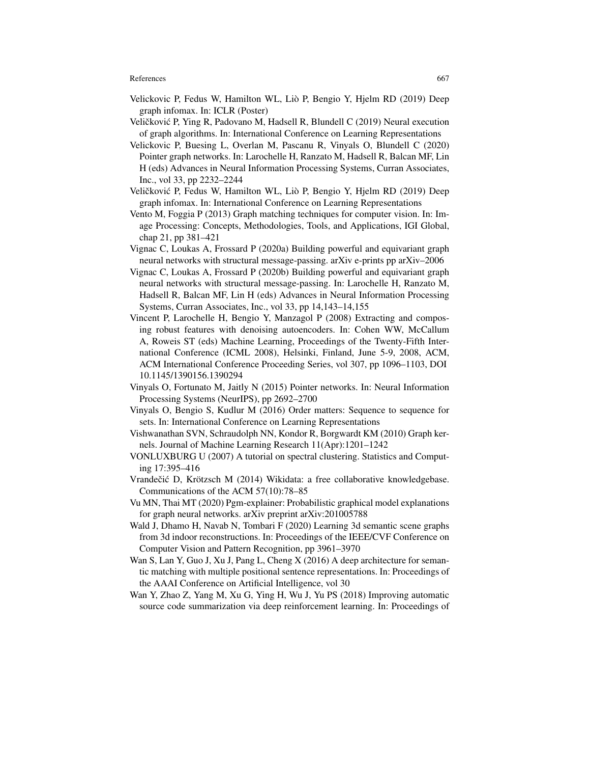Velickovic P, Fedus W, Hamilton WL, Liò P, Bengio Y, Hjelm RD (2019) Deep graph infomax. In: ICLR (Poster)

Veličković P, Ying R, Padovano M, Hadsell R, Blundell C (2019) Neural execution of graph algorithms. In: International Conference on Learning Representations

Velickovic P, Buesing L, Overlan M, Pascanu R, Vinyals O, Blundell C (2020) Pointer graph networks. In: Larochelle H, Ranzato M, Hadsell R, Balcan MF, Lin H (eds) Advances in Neural Information Processing Systems, Curran Associates, Inc., vol 33, pp 2232–2244

Veličković P, Fedus W, Hamilton WL, Liò P, Bengio Y, Hjelm RD (2019) Deep graph infomax. In: International Conference on Learning Representations

Vento M, Foggia P (2013) Graph matching techniques for computer vision. In: Image Processing: Concepts, Methodologies, Tools, and Applications, IGI Global, chap 21, pp 381–421

Vignac C, Loukas A, Frossard P (2020a) Building powerful and equivariant graph neural networks with structural message-passing. arXiv e-prints pp arXiv–2006

Vignac C, Loukas A, Frossard P (2020b) Building powerful and equivariant graph neural networks with structural message-passing. In: Larochelle H, Ranzato M, Hadsell R, Balcan MF, Lin H (eds) Advances in Neural Information Processing Systems, Curran Associates, Inc., vol 33, pp 14,143–14,155

Vincent P, Larochelle H, Bengio Y, Manzagol P (2008) Extracting and composing robust features with denoising autoencoders. In: Cohen WW, McCallum A, Roweis ST (eds) Machine Learning, Proceedings of the Twenty-Fifth International Conference (ICML 2008), Helsinki, Finland, June 5-9, 2008, ACM, ACM International Conference Proceeding Series, vol 307, pp 1096–1103, DOI 10.1145/1390156.1390294

Vinyals O, Fortunato M, Jaitly N (2015) Pointer networks. In: Neural Information Processing Systems (NeurIPS), pp 2692–2700

Vinyals O, Bengio S, Kudlur M (2016) Order matters: Sequence to sequence for sets. In: International Conference on Learning Representations

Vishwanathan SVN, Schraudolph NN, Kondor R, Borgwardt KM (2010) Graph kernels. Journal of Machine Learning Research 11(Apr):1201–1242

VONLUXBURG U (2007) A tutorial on spectral clustering. Statistics and Computing 17:395–416

Vrandečić D, Krötzsch M (2014) Wikidata: a free collaborative knowledgebase. Communications of the ACM 57(10):78–85

Vu MN, Thai MT (2020) Pgm-explainer: Probabilistic graphical model explanations for graph neural networks. arXiv preprint arXiv:201005788

Wald J, Dhamo H, Navab N, Tombari F (2020) Learning 3d semantic scene graphs from 3d indoor reconstructions. In: Proceedings of the IEEE/CVF Conference on Computer Vision and Pattern Recognition, pp 3961–3970

Wan S, Lan Y, Guo J, Xu J, Pang L, Cheng X (2016) A deep architecture for semantic matching with multiple positional sentence representations. In: Proceedings of the AAAI Conference on Artificial Intelligence, vol 30

Wan Y, Zhao Z, Yang M, Xu G, Ying H, Wu J, Yu PS (2018) Improving automatic source code summarization via deep reinforcement learning. In: Proceedings of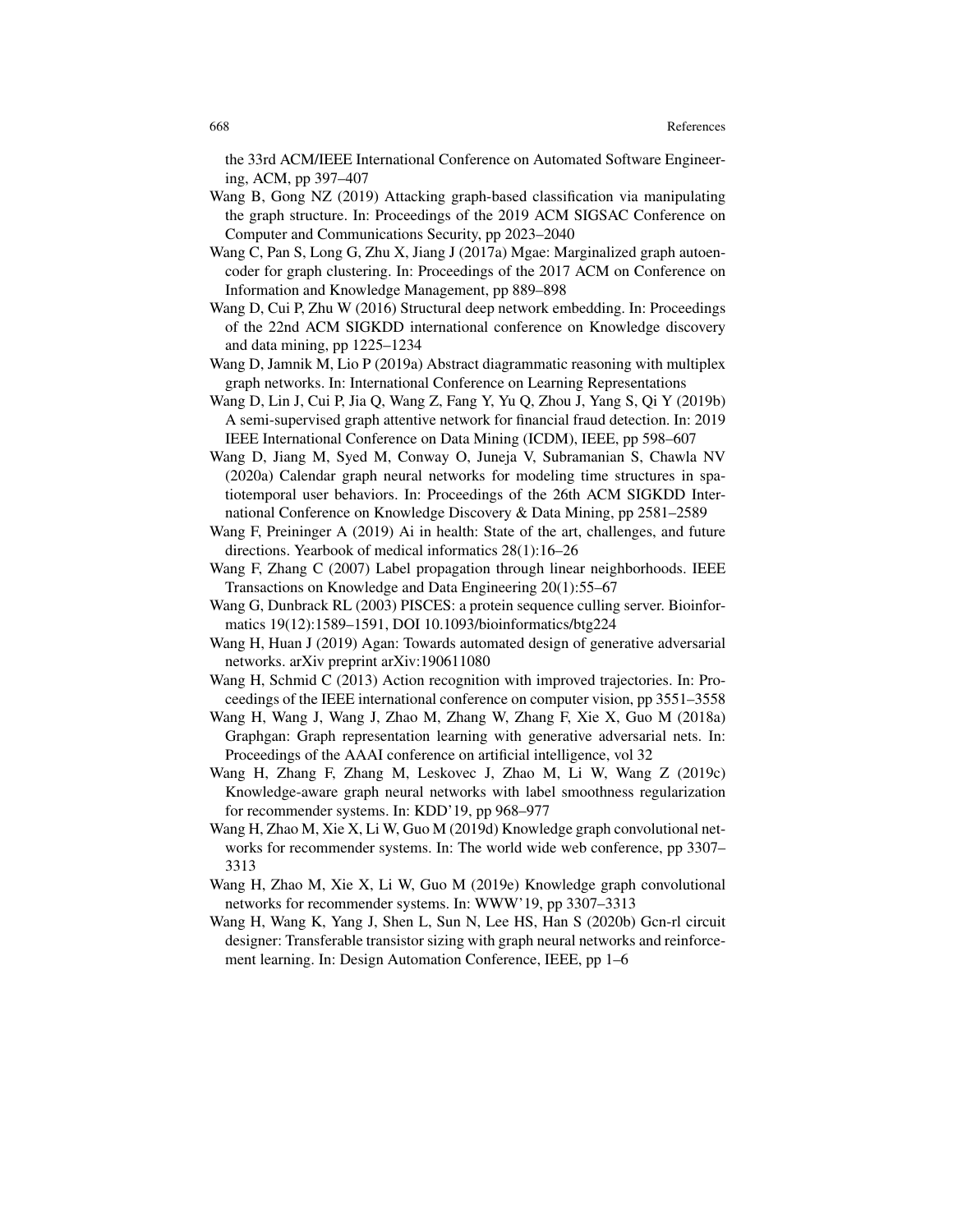the 33rd ACM/IEEE International Conference on Automated Software Engineering, ACM, pp 397–407

Wang B, Gong NZ (2019) Attacking graph-based classification via manipulating the graph structure. In: Proceedings of the 2019 ACM SIGSAC Conference on Computer and Communications Security, pp 2023–2040

Wang C, Pan S, Long G, Zhu X, Jiang J (2017a) Mgae: Marginalized graph autoencoder for graph clustering. In: Proceedings of the 2017 ACM on Conference on Information and Knowledge Management, pp 889–898

Wang D, Cui P, Zhu W (2016) Structural deep network embedding. In: Proceedings of the 22nd ACM SIGKDD international conference on Knowledge discovery and data mining, pp 1225–1234

Wang D, Jamnik M, Lio P (2019a) Abstract diagrammatic reasoning with multiplex graph networks. In: International Conference on Learning Representations

Wang D, Lin J, Cui P, Jia Q, Wang Z, Fang Y, Yu Q, Zhou J, Yang S, Qi Y (2019b) A semi-supervised graph attentive network for financial fraud detection. In: 2019 IEEE International Conference on Data Mining (ICDM), IEEE, pp 598–607

Wang D, Jiang M, Syed M, Conway O, Juneja V, Subramanian S, Chawla NV (2020a) Calendar graph neural networks for modeling time structures in spatiotemporal user behaviors. In: Proceedings of the 26th ACM SIGKDD International Conference on Knowledge Discovery & Data Mining, pp 2581–2589

Wang F, Preininger A (2019) Ai in health: State of the art, challenges, and future directions. Yearbook of medical informatics 28(1):16–26

Wang F, Zhang C (2007) Label propagation through linear neighborhoods. IEEE Transactions on Knowledge and Data Engineering 20(1):55–67

Wang G, Dunbrack RL (2003) PISCES: a protein sequence culling server. Bioinformatics 19(12):1589–1591, DOI 10.1093/bioinformatics/btg224

Wang H, Huan J (2019) Agan: Towards automated design of generative adversarial networks. arXiv preprint arXiv:190611080

Wang H, Schmid C (2013) Action recognition with improved trajectories. In: Proceedings of the IEEE international conference on computer vision, pp 3551–3558

Wang H, Wang J, Wang J, Zhao M, Zhang W, Zhang F, Xie X, Guo M (2018a) Graphgan: Graph representation learning with generative adversarial nets. In: Proceedings of the AAAI conference on artificial intelligence, vol 32

Wang H, Zhang F, Zhang M, Leskovec J, Zhao M, Li W, Wang Z (2019c) Knowledge-aware graph neural networks with label smoothness regularization for recommender systems. In: KDD'19, pp 968–977

Wang H, Zhao M, Xie X, Li W, Guo M (2019d) Knowledge graph convolutional networks for recommender systems. In: The world wide web conference, pp 3307–3313

Wang H, Zhao M, Xie X, Li W, Guo M (2019e) Knowledge graph convolutional networks for recommender systems. In: WWW'19, pp 3307–3313

Wang H, Wang K, Yang J, Shen L, Sun N, Lee HS, Han S (2020b) Gcn-rl circuit designer: Transferable transistor sizing with graph neural networks and reinforcement learning. In: Design Automation Conference, IEEE, pp 1–6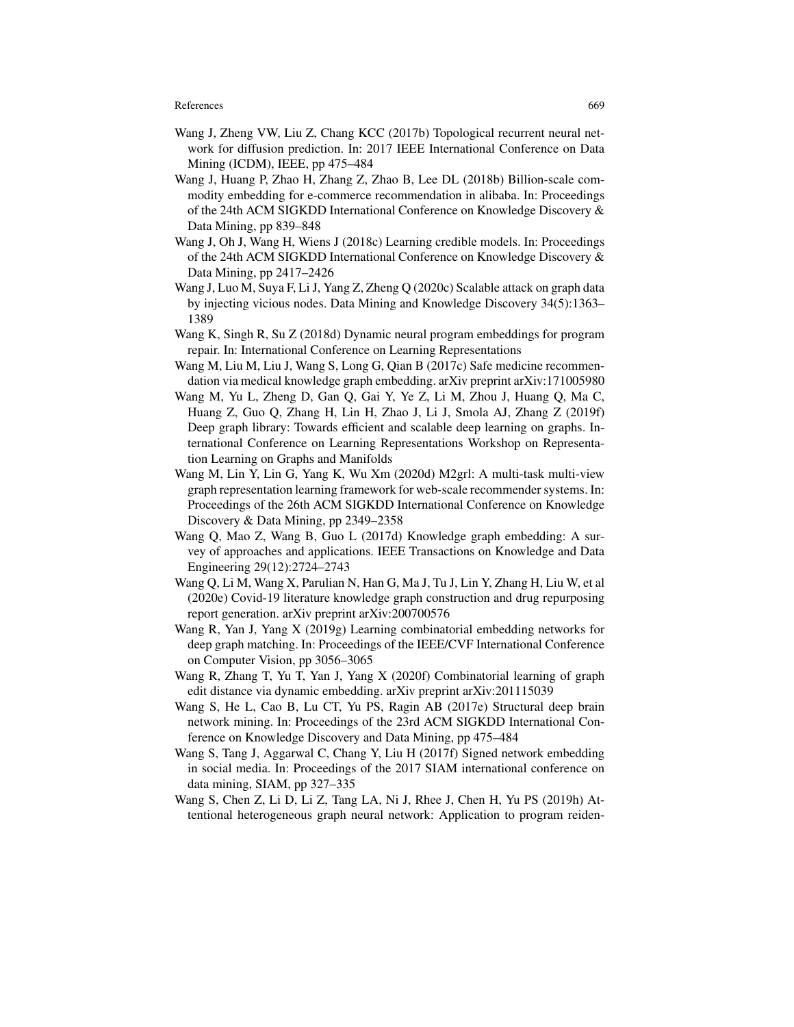Wang J, Zheng VW, Liu Z, Chang KCC (2017b) Topological recurrent neural network for diffusion prediction. In: 2017 IEEE International Conference on Data Mining (ICDM), IEEE, pp 475–484

Wang J, Huang P, Zhao H, Zhang Z, Zhao B, Lee DL (2018b) Billion-scale commodity embedding for e-commerce recommendation in alibaba. In: Proceedings of the 24th ACM SIGKDD International Conference on Knowledge Discovery & Data Mining, pp 839–848

Wang J, Oh J, Wang H, Wiens J (2018c) Learning credible models. In: Proceedings of the 24th ACM SIGKDD International Conference on Knowledge Discovery & Data Mining, pp 2417–2426

Wang J, Luo M, Suya F, Li J, Yang Z, Zheng Q (2020c) Scalable attack on graph data by injecting vicious nodes. Data Mining and Knowledge Discovery 34(5):1363–1389

Wang K, Singh R, Su Z (2018d) Dynamic neural program embeddings for program repair. In: International Conference on Learning Representations

Wang M, Liu M, Liu J, Wang S, Long G, Qian B (2017c) Safe medicine recommendation via medical knowledge graph embedding. arXiv preprint arXiv:171005980

Wang M, Yu L, Zheng D, Gan Q, Gai Y, Ye Z, Li M, Zhou J, Huang Q, Ma C, Huang Z, Guo Q, Zhang H, Lin H, Zhao J, Li J, Smola AJ, Zhang Z (2019f) Deep graph library: Towards efficient and scalable deep learning on graphs. International Conference on Learning Representations Workshop on Representation Learning on Graphs and Manifolds

Wang M, Lin Y, Lin G, Yang K, Wu Xm (2020d) M2grl: A multi-task multi-view graph representation learning framework for web-scale recommender systems. In: Proceedings of the 26th ACM SIGKDD International Conference on Knowledge Discovery & Data Mining, pp 2349–2358

Wang Q, Mao Z, Wang B, Guo L (2017d) Knowledge graph embedding: A survey of approaches and applications. IEEE Transactions on Knowledge and Data Engineering 29(12):2724–2743

Wang Q, Li M, Wang X, Parulian N, Han G, Ma J, Tu J, Lin Y, Zhang H, Liu W, et al (2020e) Covid-19 literature knowledge graph construction and drug repurposing report generation. arXiv preprint arXiv:200700576

Wang R, Yan J, Yang X (2019g) Learning combinatorial embedding networks for deep graph matching. In: Proceedings of the IEEE/CVF International Conference on Computer Vision, pp 3056–3065

Wang R, Zhang T, Yu T, Yan J, Yang X (2020f) Combinatorial learning of graph edit distance via dynamic embedding. arXiv preprint arXiv:201115039

Wang S, He L, Cao B, Lu CT, Yu PS, Ragin AB (2017e) Structural deep brain network mining. In: Proceedings of the 23rd ACM SIGKDD International Conference on Knowledge Discovery and Data Mining, pp 475–484

Wang S, Tang J, Aggarwal C, Chang Y, Liu H (2017f) Signed network embedding in social media. In: Proceedings of the 2017 SIAM international conference on data mining, SIAM, pp 327–335

Wang S, Chen Z, Li D, Li Z, Tang LA, Ni J, Rhee J, Chen H, Yu PS (2019h) Attentional heterogeneous graph neural network: Application to program reiden-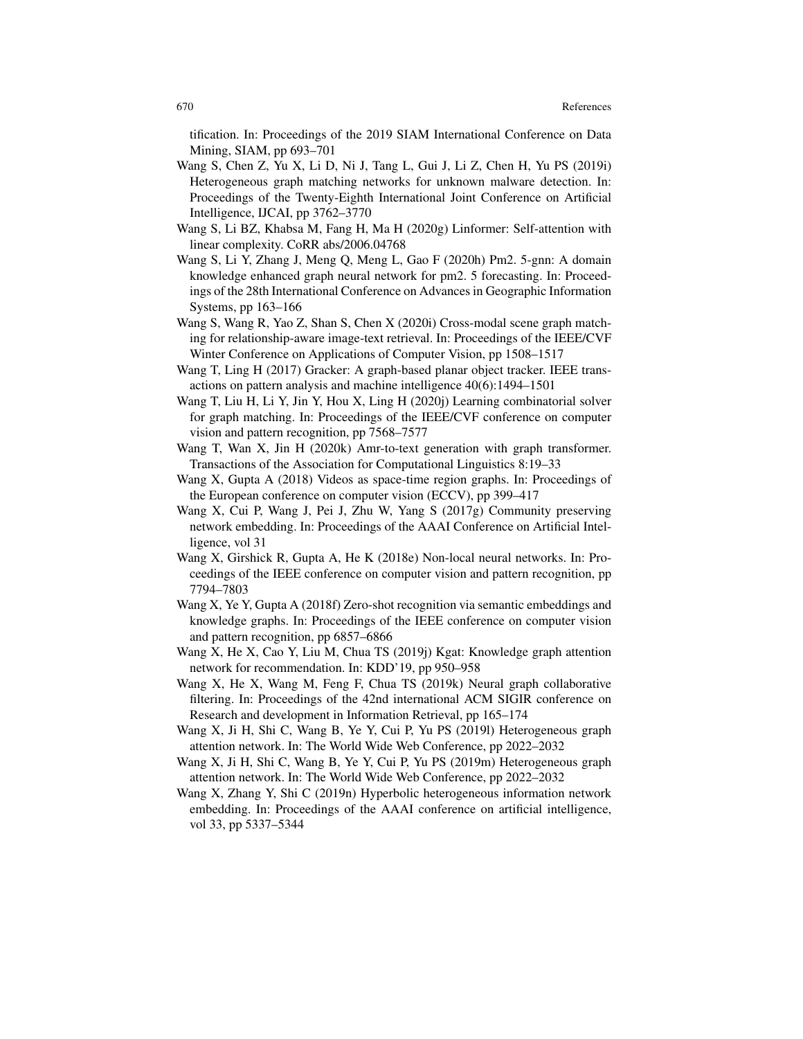tification. In: Proceedings of the 2019 SIAM International Conference on Data Mining, SIAM, pp 693–701

Wang S, Chen Z, Yu X, Li D, Ni J, Tang L, Gui J, Li Z, Chen H, Yu PS (2019i) Heterogeneous graph matching networks for unknown malware detection. In: Proceedings of the Twenty-Eighth International Joint Conference on Artificial Intelligence, IJCAI, pp 3762–3770

Wang S, Li BZ, Khabsa M, Fang H, Ma H (2020g) Linformer: Self-attention with linear complexity. CoRR abs/2006.04768

Wang S, Li Y, Zhang J, Meng Q, Meng L, Gao F (2020h) Pm2. 5-gnn: A domain knowledge enhanced graph neural network for pm2. 5 forecasting. In: Proceedings of the 28th International Conference on Advances in Geographic Information Systems, pp 163–166

Wang S, Wang R, Yao Z, Shan S, Chen X (2020i) Cross-modal scene graph matching for relationship-aware image-text retrieval. In: Proceedings of the IEEE/CVF Winter Conference on Applications of Computer Vision, pp 1508–1517

Wang T, Ling H (2017) Gracker: A graph-based planar object tracker. IEEE transactions on pattern analysis and machine intelligence 40(6):1494–1501

Wang T, Liu H, Li Y, Jin Y, Hou X, Ling H (2020j) Learning combinatorial solver for graph matching. In: Proceedings of the IEEE/CVF conference on computer vision and pattern recognition, pp 7568–7577

Wang T, Wan X, Jin H (2020k) Amr-to-text generation with graph transformer. Transactions of the Association for Computational Linguistics 8:19–33

Wang X, Gupta A (2018) Videos as space-time region graphs. In: Proceedings of the European conference on computer vision (ECCV), pp 399–417

Wang X, Cui P, Wang J, Pei J, Zhu W, Yang S (2017g) Community preserving network embedding. In: Proceedings of the AAAI Conference on Artificial Intelligence, vol 31

Wang X, Girshick R, Gupta A, He K (2018e) Non-local neural networks. In: Proceedings of the IEEE conference on computer vision and pattern recognition, pp 7794–7803

Wang X, Ye Y, Gupta A (2018f) Zero-shot recognition via semantic embeddings and knowledge graphs. In: Proceedings of the IEEE conference on computer vision and pattern recognition, pp 6857–6866

Wang X, He X, Cao Y, Liu M, Chua TS (2019j) Kgat: Knowledge graph attention network for recommendation. In: KDD'19, pp 950–958

Wang X, He X, Wang M, Feng F, Chua TS (2019k) Neural graph collaborative filtering. In: Proceedings of the 42nd international ACM SIGIR conference on Research and development in Information Retrieval, pp 165–174

Wang X, Ji H, Shi C, Wang B, Ye Y, Cui P, Yu PS (2019l) Heterogeneous graph attention network. In: The World Wide Web Conference, pp 2022–2032

Wang X, Ji H, Shi C, Wang B, Ye Y, Cui P, Yu PS (2019m) Heterogeneous graph attention network. In: The World Wide Web Conference, pp 2022–2032

Wang X, Zhang Y, Shi C (2019n) Hyperbolic heterogeneous information network embedding. In: Proceedings of the AAAI conference on artificial intelligence, vol 33, pp 5337–5344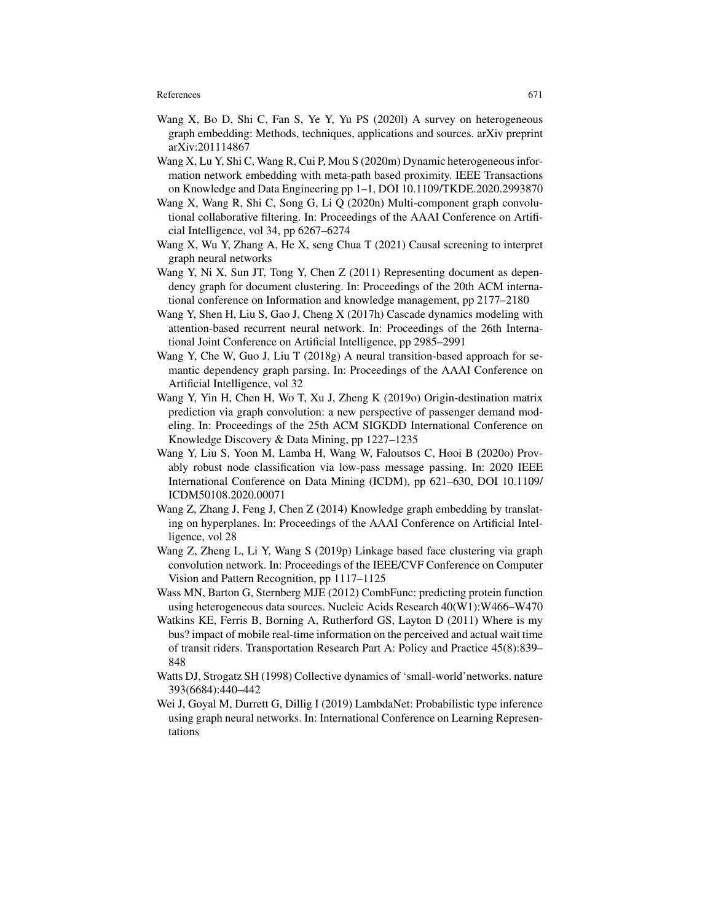Wang X, Bo D, Shi C, Fan S, Ye Y, Yu PS (2020l) A survey on heterogeneous graph embedding: Methods, techniques, applications and sources. arXiv preprint arXiv:201114867

Wang X, Lu Y, Shi C, Wang R, Cui P, Mou S (2020m) Dynamic heterogeneous information network embedding with meta-path based proximity. IEEE Transactions on Knowledge and Data Engineering pp 1–1, DOI 10.1109/TKDE.2020.2993870

Wang X, Wang R, Shi C, Song G, Li Q (2020n) Multi-component graph convolutional collaborative filtering. In: Proceedings of the AAAI Conference on Artificial Intelligence, vol 34, pp 6267–6274

Wang X, Wu Y, Zhang A, He X, seng Chua T (2021) Causal screening to interpret graph neural networks

Wang Y, Ni X, Sun JT, Tong Y, Chen Z (2011) Representing document as dependency graph for document clustering. In: Proceedings of the 20th ACM international conference on Information and knowledge management, pp 2177–2180

Wang Y, Shen H, Liu S, Gao J, Cheng X (2017h) Cascade dynamics modeling with attention-based recurrent neural network. In: Proceedings of the 26th International Joint Conference on Artificial Intelligence, pp 2985–2991

Wang Y, Che W, Guo J, Liu T (2018g) A neural transition-based approach for semantic dependency graph parsing. In: Proceedings of the AAAI Conference on Artificial Intelligence, vol 32

Wang Y, Yin H, Chen H, Wo T, Xu J, Zheng K (2019o) Origin-destination matrix prediction via graph convolution: a new perspective of passenger demand modeling. In: Proceedings of the 25th ACM SIGKDD International Conference on Knowledge Discovery & Data Mining, pp 1227–1235

Wang Y, Liu S, Yoon M, Lamba H, Wang W, Faloutsos C, Hooi B (2020o) Provably robust node classification via low-pass message passing. In: 2020 IEEE International Conference on Data Mining (ICDM), pp 621–630, DOI 10.1109/ICDM50108.2020.00071

Wang Z, Zhang J, Feng J, Chen Z (2014) Knowledge graph embedding by translating on hyperplanes. In: Proceedings of the AAAI Conference on Artificial Intelligence, vol 28

Wang Z, Zheng L, Li Y, Wang S (2019p) Linkage based face clustering via graph convolution network. In: Proceedings of the IEEE/CVF Conference on Computer Vision and Pattern Recognition, pp 1117–1125

Wass MN, Barton G, Sternberg MJE (2012) CombFunc: predicting protein function using heterogeneous data sources. Nucleic Acids Research 40(W1):W466–W470

Watkins KE, Ferris B, Borning A, Rutherford GS, Layton D (2011) Where is my bus? impact of mobile real-time information on the perceived and actual wait time of transit riders. Transportation Research Part A: Policy and Practice 45(8):839–848

Watts DJ, Strogatz SH (1998) Collective dynamics of 'small-world'networks. nature 393(6684):440–442

Wei J, Goyal M, Durrett G, Dillig I (2019) LambdaNet: Probabilistic type inference using graph neural networks. In: International Conference on Learning Representations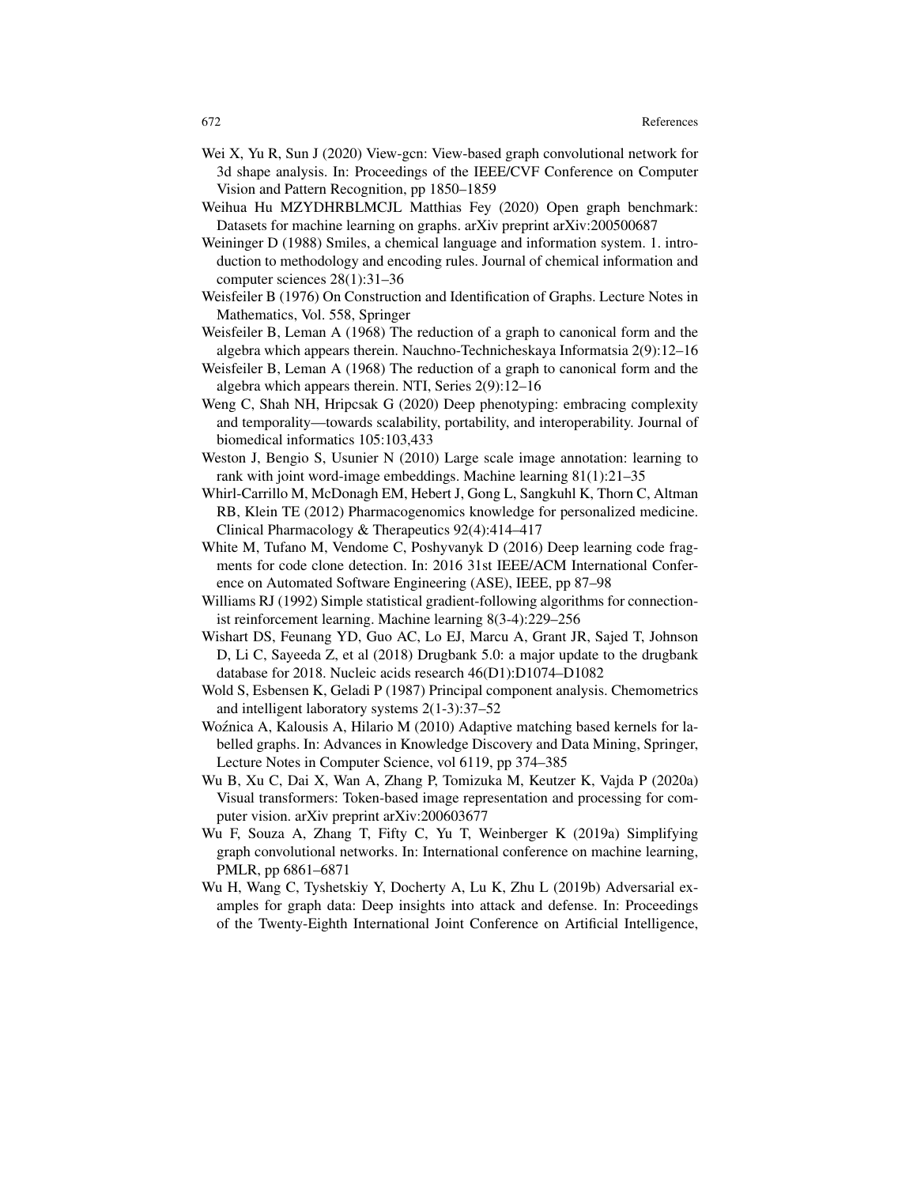Wei X, Yu R, Sun J (2020) View-gcn: View-based graph convolutional network for 3d shape analysis. In: Proceedings of the IEEE/CVF Conference on Computer Vision and Pattern Recognition, pp 1850–1859

Weihua Hu MZYDHRBLMCJL Matthias Fey (2020) Open graph benchmark: Datasets for machine learning on graphs. arXiv preprint arXiv:200500687

Weininger D (1988) Smiles, a chemical language and information system. 1. introduction to methodology and encoding rules. Journal of chemical information and computer sciences 28(1):31–36

Weisfeiler B (1976) On Construction and Identification of Graphs. Lecture Notes in Mathematics, Vol. 558, Springer

Weisfeiler B, Leman A (1968) The reduction of a graph to canonical form and the algebra which appears therein. Nauchno-Technicheskaya Informatsia 2(9):12–16

Weisfeiler B, Leman A (1968) The reduction of a graph to canonical form and the algebra which appears therein. NTI, Series 2(9):12–16

Weng C, Shah NH, Hripcsak G (2020) Deep phenotyping: embracing complexity and temporality—towards scalability, portability, and interoperability. Journal of biomedical informatics 105:103,433

Weston J, Bengio S, Usunier N (2010) Large scale image annotation: learning to rank with joint word-image embeddings. Machine learning 81(1):21–35

Whirl-Carrillo M, McDonagh EM, Hebert J, Gong L, Sangkuhl K, Thorn C, Altman RB, Klein TE (2012) Pharmacogenomics knowledge for personalized medicine. Clinical Pharmacology & Therapeutics 92(4):414–417

White M, Tufano M, Vendome C, Poshyvanyk D (2016) Deep learning code fragments for code clone detection. In: 2016 31st IEEE/ACM International Conference on Automated Software Engineering (ASE), IEEE, pp 87–98

Williams RJ (1992) Simple statistical gradient-following algorithms for connectionist reinforcement learning. Machine learning 8(3-4):229–256

Wishart DS, Feunang YD, Guo AC, Lo EJ, Marcu A, Grant JR, Sajed T, Johnson D, Li C, Sayeeda Z, et al (2018) Drugbank 5.0: a major update to the drugbank database for 2018. Nucleic acids research 46(D1):D1074–D1082

Wold S, Esbensen K, Geladi P (1987) Principal component analysis. Chemometrics and intelligent laboratory systems 2(1-3):37–52

Woźnica A, Kalousis A, Hilario M (2010) Adaptive matching based kernels for labelled graphs. In: Advances in Knowledge Discovery and Data Mining, Springer, Lecture Notes in Computer Science, vol 6119, pp 374–385

Wu B, Xu C, Dai X, Wan A, Zhang P, Tomizuka M, Keutzer K, Vajda P (2020a) Visual transformers: Token-based image representation and processing for computer vision. arXiv preprint arXiv:200603677

Wu F, Souza A, Zhang T, Fifty C, Yu T, Weinberger K (2019a) Simplifying graph convolutional networks. In: International conference on machine learning, PMLR, pp 6861–6871

Wu H, Wang C, Tyshetskiy Y, Docherty A, Lu K, Zhu L (2019b) Adversarial examples for graph data: Deep insights into attack and defense. In: Proceedings of the Twenty-Eighth International Joint Conference on Artificial Intelligence,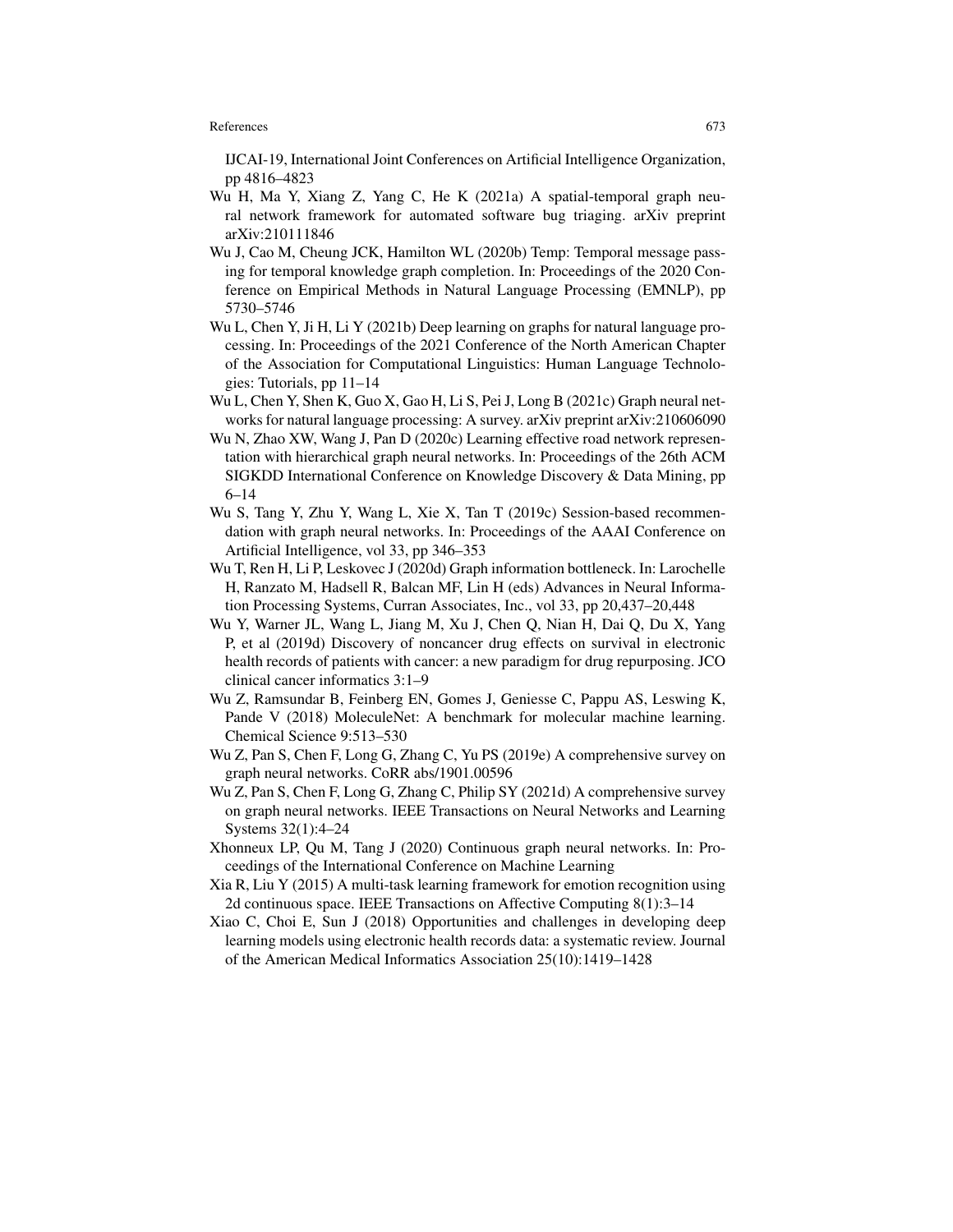IJCAI-19, International Joint Conferences on Artificial Intelligence Organization, pp 4816–4823

Wu H, Ma Y, Xiang Z, Yang C, He K (2021a) A spatial-temporal graph neural network framework for automated software bug triaging. arXiv preprint arXiv:210111846

Wu J, Cao M, Cheung JCK, Hamilton WL (2020b) Temp: Temporal message passing for temporal knowledge graph completion. In: Proceedings of the 2020 Conference on Empirical Methods in Natural Language Processing (EMNLP), pp 5730–5746

Wu L, Chen Y, Ji H, Li Y (2021b) Deep learning on graphs for natural language processing. In: Proceedings of the 2021 Conference of the North American Chapter of the Association for Computational Linguistics: Human Language Technologies: Tutorials, pp 11–14

Wu L, Chen Y, Shen K, Guo X, Gao H, Li S, Pei J, Long B (2021c) Graph neural networks for natural language processing: A survey. arXiv preprint arXiv:210606090

Wu N, Zhao XW, Wang J, Pan D (2020c) Learning effective road network representation with hierarchical graph neural networks. In: Proceedings of the 26th ACM SIGKDD International Conference on Knowledge Discovery & Data Mining, pp 6–14

Wu S, Tang Y, Zhu Y, Wang L, Xie X, Tan T (2019c) Session-based recommendation with graph neural networks. In: Proceedings of the AAAI Conference on Artificial Intelligence, vol 33, pp 346–353

Wu T, Ren H, Li P, Leskovec J (2020d) Graph information bottleneck. In: Larochelle H, Ranzato M, Hadsell R, Balcan MF, Lin H (eds) Advances in Neural Information Processing Systems, Curran Associates, Inc., vol 33, pp 20,437–20,448

Wu Y, Warner JL, Wang L, Jiang M, Xu J, Chen Q, Nian H, Dai Q, Du X, Yang P, et al (2019d) Discovery of noncancer drug effects on survival in electronic health records of patients with cancer: a new paradigm for drug repurposing. JCO clinical cancer informatics 3:1–9

Wu Z, Ramsundar B, Feinberg EN, Gomes J, Geniesse C, Pappu AS, Leswing K, Pande V (2018) MoleculeNet: A benchmark for molecular machine learning. Chemical Science 9:513–530

Wu Z, Pan S, Chen F, Long G, Zhang C, Yu PS (2019e) A comprehensive survey on graph neural networks. CoRR abs/1901.00596

Wu Z, Pan S, Chen F, Long G, Zhang C, Philip SY (2021d) A comprehensive survey on graph neural networks. IEEE Transactions on Neural Networks and Learning Systems 32(1):4–24

Xhonneux LP, Qu M, Tang J (2020) Continuous graph neural networks. In: Proceedings of the International Conference on Machine Learning

Xia R, Liu Y (2015) A multi-task learning framework for emotion recognition using 2d continuous space. IEEE Transactions on Affective Computing 8(1):3–14

Xiao C, Choi E, Sun J (2018) Opportunities and challenges in developing deep learning models using electronic health records data: a systematic review. Journal of the American Medical Informatics Association 25(10):1419–1428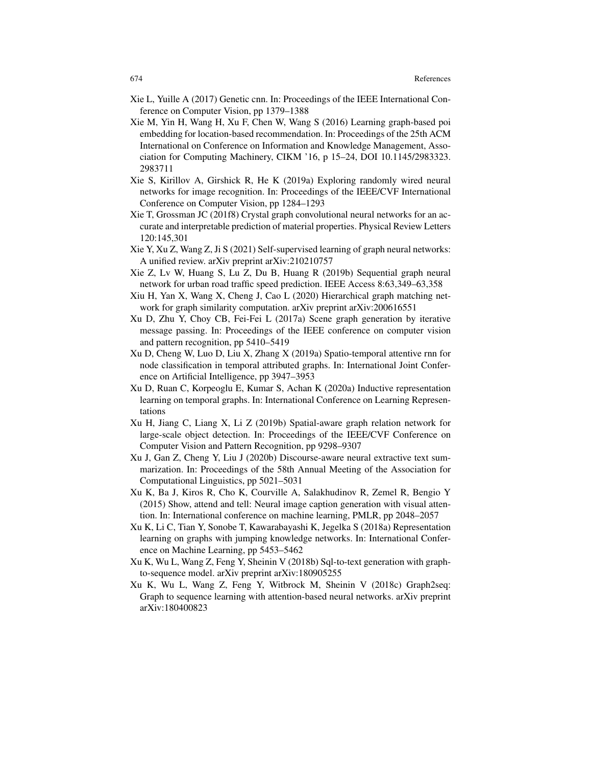Xie L, Yuille A (2017) Genetic cnn. In: Proceedings of the IEEE International Conference on Computer Vision, pp 1379–1388

Xie M, Yin H, Wang H, Xu F, Chen W, Wang S (2016) Learning graph-based poi embedding for location-based recommendation. In: Proceedings of the 25th ACM International on Conference on Information and Knowledge Management, Association for Computing Machinery, CIKM '16, p 15–24, DOI 10.1145/2983323.2983711

Xie S, Kirillov A, Girshick R, He K (2019a) Exploring randomly wired neural networks for image recognition. In: Proceedings of the IEEE/CVF International Conference on Computer Vision, pp 1284–1293

Xie T, Grossman JC (201f8) Crystal graph convolutional neural networks for an accurate and interpretable prediction of material properties. Physical Review Letters 120:145,301

Xie Y, Xu Z, Wang Z, Ji S (2021) Self-supervised learning of graph neural networks: A unified review. arXiv preprint arXiv:210210757

Xie Z, Lv W, Huang S, Lu Z, Du B, Huang R (2019b) Sequential graph neural network for urban road traffic speed prediction. IEEE Access 8:63,349–63,358

Xiu H, Yan X, Wang X, Cheng J, Cao L (2020) Hierarchical graph matching network for graph similarity computation. arXiv preprint arXiv:200616551

Xu D, Zhu Y, Choy CB, Fei-Fei L (2017a) Scene graph generation by iterative message passing. In: Proceedings of the IEEE conference on computer vision and pattern recognition, pp 5410–5419

Xu D, Cheng W, Luo D, Liu X, Zhang X (2019a) Spatio-temporal attentive rnn for node classification in temporal attributed graphs. In: International Joint Conference on Artificial Intelligence, pp 3947–3953

Xu D, Ruan C, Korpeoglu E, Kumar S, Achan K (2020a) Inductive representation learning on temporal graphs. In: International Conference on Learning Representations

Xu H, Jiang C, Liang X, Li Z (2019b) Spatial-aware graph relation network for large-scale object detection. In: Proceedings of the IEEE/CVF Conference on Computer Vision and Pattern Recognition, pp 9298–9307

Xu J, Gan Z, Cheng Y, Liu J (2020b) Discourse-aware neural extractive text summarization. In: Proceedings of the 58th Annual Meeting of the Association for Computational Linguistics, pp 5021–5031

Xu K, Ba J, Kiros R, Cho K, Courville A, Salakhudinov R, Zemel R, Bengio Y (2015) Show, attend and tell: Neural image caption generation with visual attention. In: International conference on machine learning, PMLR, pp 2048–2057

Xu K, Li C, Tian Y, Sonobe T, Kawarabayashi K, Jegelka S (2018a) Representation learning on graphs with jumping knowledge networks. In: International Conference on Machine Learning, pp 5453–5462

Xu K, Wu L, Wang Z, Feng Y, Sheinin V (2018b) Sql-to-text generation with graph-to-sequence model. arXiv preprint arXiv:180905255

Xu K, Wu L, Wang Z, Feng Y, Witbrock M, Sheinin V (2018c) Graph2seq: Graph to sequence learning with attention-based neural networks. arXiv preprint arXiv:180400823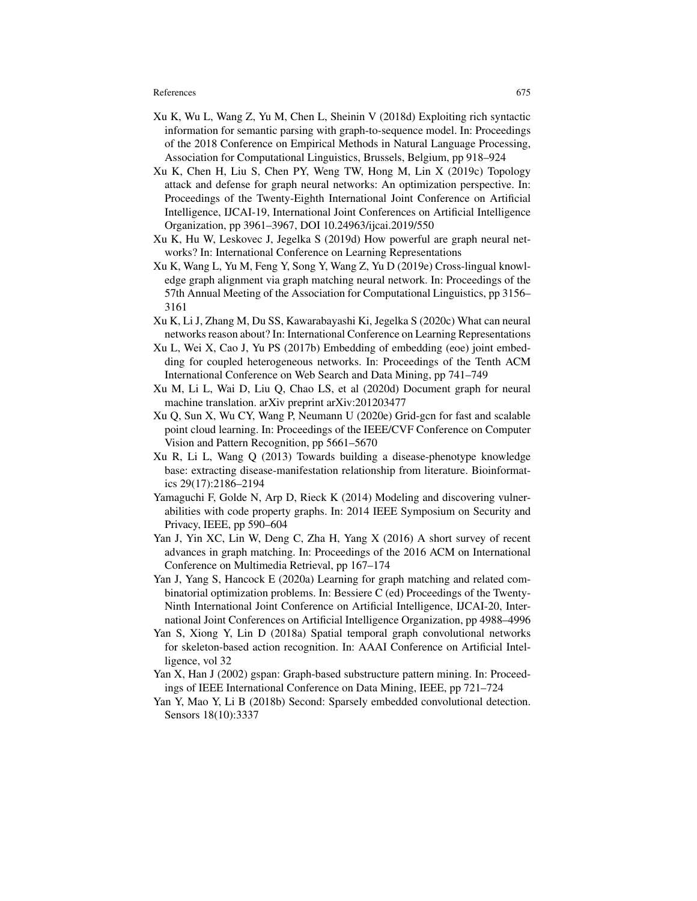Xu K, Wu L, Wang Z, Yu M, Chen L, Sheinin V (2018d) Exploiting rich syntactic information for semantic parsing with graph-to-sequence model. In: Proceedings of the 2018 Conference on Empirical Methods in Natural Language Processing, Association for Computational Linguistics, Brussels, Belgium, pp 918–924

Xu K, Chen H, Liu S, Chen PY, Weng TW, Hong M, Lin X (2019c) Topology attack and defense for graph neural networks: An optimization perspective. In: Proceedings of the Twenty-Eighth International Joint Conference on Artificial Intelligence, IJCAI-19, International Joint Conferences on Artificial Intelligence Organization, pp 3961–3967, DOI 10.24963/ijcai.2019/550

Xu K, Hu W, Leskovec J, Jegelka S (2019d) How powerful are graph neural networks? In: International Conference on Learning Representations

Xu K, Wang L, Yu M, Feng Y, Song Y, Wang Z, Yu D (2019e) Cross-lingual knowledge graph alignment via graph matching neural network. In: Proceedings of the 57th Annual Meeting of the Association for Computational Linguistics, pp 3156–3161

Xu K, Li J, Zhang M, Du SS, Kawarabayashi Ki, Jegelka S (2020c) What can neural networks reason about? In: International Conference on Learning Representations

Xu L, Wei X, Cao J, Yu PS (2017b) Embedding of embedding (eoe) joint embedding for coupled heterogeneous networks. In: Proceedings of the Tenth ACM International Conference on Web Search and Data Mining, pp 741–749

Xu M, Li L, Wai D, Liu Q, Chao LS, et al (2020d) Document graph for neural machine translation. arXiv preprint arXiv:201203477

Xu Q, Sun X, Wu CY, Wang P, Neumann U (2020e) Grid-gcn for fast and scalable point cloud learning. In: Proceedings of the IEEE/CVF Conference on Computer Vision and Pattern Recognition, pp 5661–5670

Xu R, Li L, Wang Q (2013) Towards building a disease-phenotype knowledge base: extracting disease-manifestation relationship from literature. Bioinformatics 29(17):2186–2194

Yamaguchi F, Golde N, Arp D, Rieck K (2014) Modeling and discovering vulnerabilities with code property graphs. In: 2014 IEEE Symposium on Security and Privacy, IEEE, pp 590–604

Yan J, Yin XC, Lin W, Deng C, Zha H, Yang X (2016) A short survey of recent advances in graph matching. In: Proceedings of the 2016 ACM on International Conference on Multimedia Retrieval, pp 167–174

Yan J, Yang S, Hancock E (2020a) Learning for graph matching and related combinatorial optimization problems. In: Bessiere C (ed) Proceedings of the Twenty-Ninth International Joint Conference on Artificial Intelligence, IJCAI-20, International Joint Conferences on Artificial Intelligence Organization, pp 4988–4996

Yan S, Xiong Y, Lin D (2018a) Spatial temporal graph convolutional networks for skeleton-based action recognition. In: AAAI Conference on Artificial Intelligence, vol 32

Yan X, Han J (2002) gspan: Graph-based substructure pattern mining. In: Proceedings of IEEE International Conference on Data Mining, IEEE, pp 721–724

Yan Y, Mao Y, Li B (2018b) Second: Sparsely embedded convolutional detection. Sensors 18(10):3337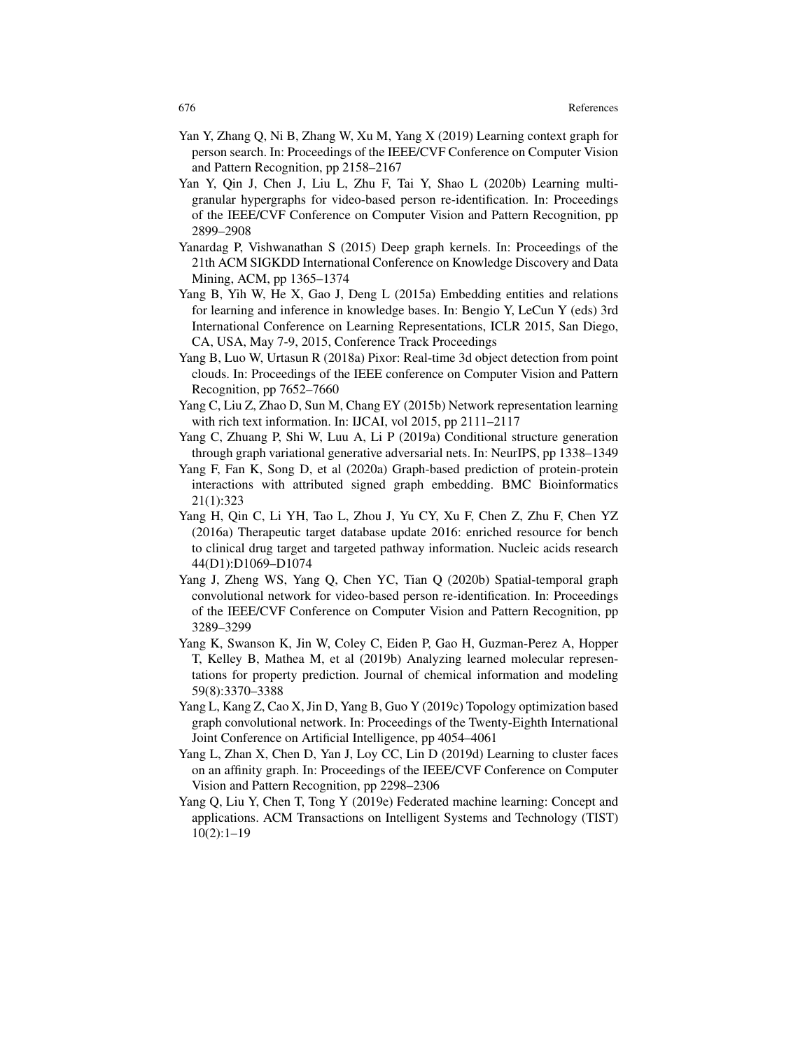Yan Y, Zhang Q, Ni B, Zhang W, Xu M, Yang X (2019) Learning context graph for person search. In: Proceedings of the IEEE/CVF Conference on Computer Vision and Pattern Recognition, pp 2158–2167

Yan Y, Qin J, Chen J, Liu L, Zhu F, Tai Y, Shao L (2020b) Learning multi-granular hypergraphs for video-based person re-identification. In: Proceedings of the IEEE/CVF Conference on Computer Vision and Pattern Recognition, pp 2899–2908

Yanardag P, Vishwanathan S (2015) Deep graph kernels. In: Proceedings of the 21th ACM SIGKDD International Conference on Knowledge Discovery and Data Mining, ACM, pp 1365–1374

Yang B, Yih W, He X, Gao J, Deng L (2015a) Embedding entities and relations for learning and inference in knowledge bases. In: Bengio Y, LeCun Y (eds) 3rd International Conference on Learning Representations, ICLR 2015, San Diego, CA, USA, May 7-9, 2015, Conference Track Proceedings

Yang B, Luo W, Urtasun R (2018a) Pixor: Real-time 3d object detection from point clouds. In: Proceedings of the IEEE conference on Computer Vision and Pattern Recognition, pp 7652–7660

Yang C, Liu Z, Zhao D, Sun M, Chang EY (2015b) Network representation learning with rich text information. In: IJCAI, vol 2015, pp 2111–2117

Yang C, Zhuang P, Shi W, Luu A, Li P (2019a) Conditional structure generation through graph variational generative adversarial nets. In: NeurIPS, pp 1338–1349

Yang F, Fan K, Song D, et al (2020a) Graph-based prediction of protein-protein interactions with attributed signed graph embedding. BMC Bioinformatics 21(1):323

Yang H, Qin C, Li YH, Tao L, Zhou J, Yu CY, Xu F, Chen Z, Zhu F, Chen YZ (2016a) Therapeutic target database update 2016: enriched resource for bench to clinical drug target and targeted pathway information. Nucleic acids research 44(D1):D1069–D1074

Yang J, Zheng WS, Yang Q, Chen YC, Tian Q (2020b) Spatial-temporal graph convolutional network for video-based person re-identification. In: Proceedings of the IEEE/CVF Conference on Computer Vision and Pattern Recognition, pp 3289–3299

Yang K, Swanson K, Jin W, Coley C, Eiden P, Gao H, Guzman-Perez A, Hopper T, Kelley B, Mathea M, et al (2019b) Analyzing learned molecular representations for property prediction. Journal of chemical information and modeling 59(8):3370–3388

Yang L, Kang Z, Cao X, Jin D, Yang B, Guo Y (2019c) Topology optimization based graph convolutional network. In: Proceedings of the Twenty-Eighth International Joint Conference on Artificial Intelligence, pp 4054–4061

Yang L, Zhan X, Chen D, Yan J, Loy CC, Lin D (2019d) Learning to cluster faces on an affinity graph. In: Proceedings of the IEEE/CVF Conference on Computer Vision and Pattern Recognition, pp 2298–2306

Yang Q, Liu Y, Chen T, Tong Y (2019e) Federated machine learning: Concept and applications. ACM Transactions on Intelligent Systems and Technology (TIST) 10(2):1–19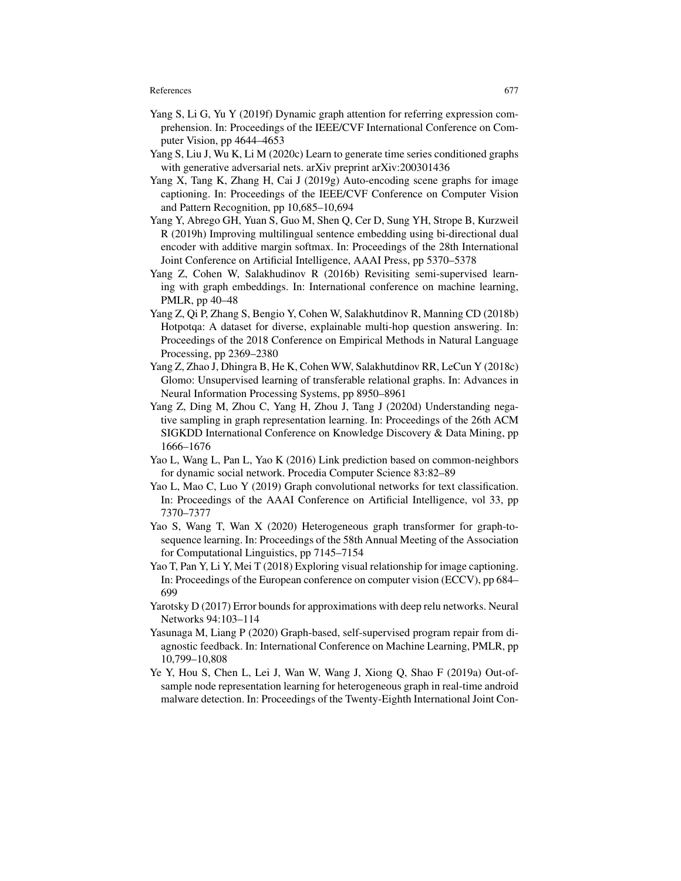Yang S, Li G, Yu Y (2019f) Dynamic graph attention for referring expression comprehension. In: Proceedings of the IEEE/CVF International Conference on Computer Vision, pp 4644–4653

Yang S, Liu J, Wu K, Li M (2020c) Learn to generate time series conditioned graphs with generative adversarial nets. arXiv preprint arXiv:200301436

Yang X, Tang K, Zhang H, Cai J (2019g) Auto-encoding scene graphs for image captioning. In: Proceedings of the IEEE/CVF Conference on Computer Vision and Pattern Recognition, pp 10,685–10,694

Yang Y, Abrego GH, Yuan S, Guo M, Shen Q, Cer D, Sung YH, Strope B, Kurzweil R (2019h) Improving multilingual sentence embedding using bi-directional dual encoder with additive margin softmax. In: Proceedings of the 28th International Joint Conference on Artificial Intelligence, AAAI Press, pp 5370–5378

Yang Z, Cohen W, Salakhudinov R (2016b) Revisiting semi-supervised learning with graph embeddings. In: International conference on machine learning, PMLR, pp 40–48

Yang Z, Qi P, Zhang S, Bengio Y, Cohen W, Salakhutdinov R, Manning CD (2018b) Hotpotqa: A dataset for diverse, explainable multi-hop question answering. In: Proceedings of the 2018 Conference on Empirical Methods in Natural Language Processing, pp 2369–2380

Yang Z, Zhao J, Dhingra B, He K, Cohen WW, Salakhutdinov RR, LeCun Y (2018c) Glomo: Unsupervised learning of transferable relational graphs. In: Advances in Neural Information Processing Systems, pp 8950–8961

Yang Z, Ding M, Zhou C, Yang H, Zhou J, Tang J (2020d) Understanding negative sampling in graph representation learning. In: Proceedings of the 26th ACM SIGKDD International Conference on Knowledge Discovery & Data Mining, pp 1666–1676

Yao L, Wang L, Pan L, Yao K (2016) Link prediction based on common-neighbors for dynamic social network. Procedia Computer Science 83:82–89

Yao L, Mao C, Luo Y (2019) Graph convolutional networks for text classification. In: Proceedings of the AAAI Conference on Artificial Intelligence, vol 33, pp 7370–7377

Yao S, Wang T, Wan X (2020) Heterogeneous graph transformer for graph-to-sequence learning. In: Proceedings of the 58th Annual Meeting of the Association for Computational Linguistics, pp 7145–7154

Yao T, Pan Y, Li Y, Mei T (2018) Exploring visual relationship for image captioning. In: Proceedings of the European conference on computer vision (ECCV), pp 684–699

Yarotsky D (2017) Error bounds for approximations with deep relu networks. Neural Networks 94:103–114

Yasunaga M, Liang P (2020) Graph-based, self-supervised program repair from diagnostic feedback. In: International Conference on Machine Learning, PMLR, pp 10,799–10,808

Ye Y, Hou S, Chen L, Lei J, Wan W, Wang J, Xiong Q, Shao F (2019a) Out-of-sample node representation learning for heterogeneous graph in real-time android malware detection. In: Proceedings of the Twenty-Eighth International Joint Con-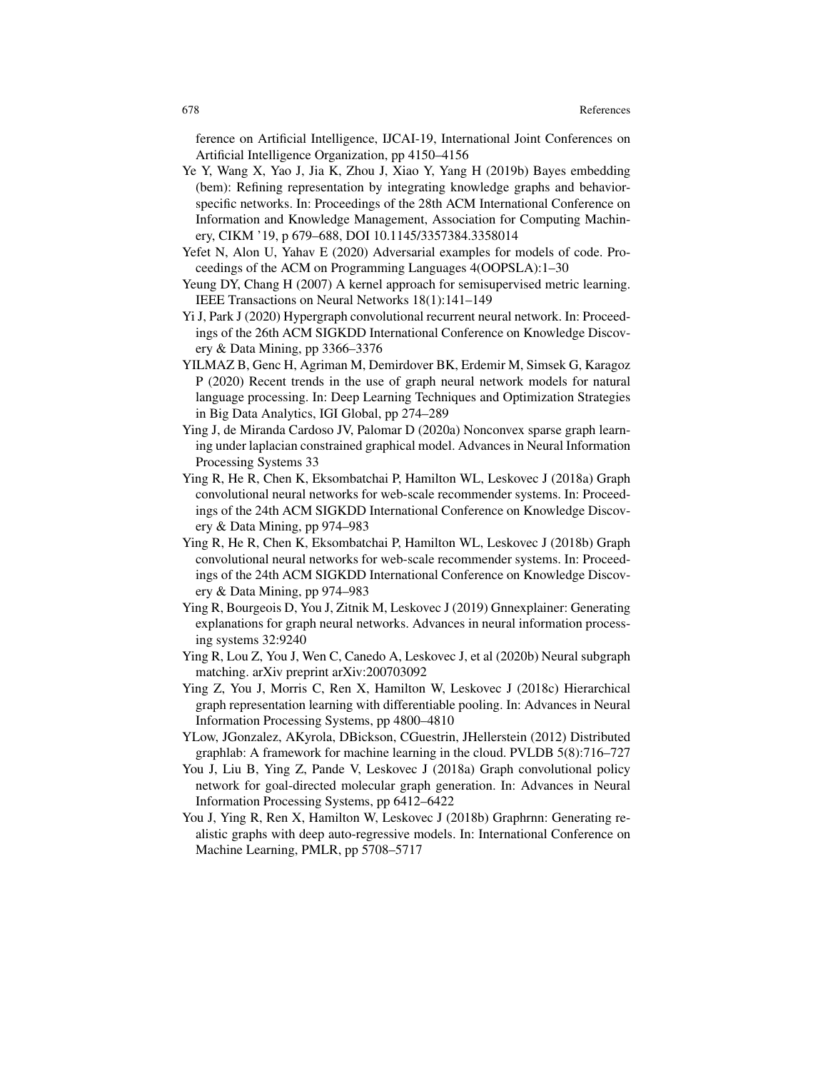ference on Artificial Intelligence, IJCAI-19, International Joint Conferences on Artificial Intelligence Organization, pp 4150–4156

Ye Y, Wang X, Yao J, Jia K, Zhou J, Xiao Y, Yang H (2019b) Bayes embedding (bem): Refining representation by integrating knowledge graphs and behavior-specific networks. In: Proceedings of the 28th ACM International Conference on Information and Knowledge Management, Association for Computing Machinery, CIKM '19, p 679–688, DOI 10.1145/3357384.3358014

Yefet N, Alon U, Yahav E (2020) Adversarial examples for models of code. Proceedings of the ACM on Programming Languages 4(OOPSLA):1–30

Yeung DY, Chang H (2007) A kernel approach for semisupervised metric learning. IEEE Transactions on Neural Networks 18(1):141–149

Yi J, Park J (2020) Hypergraph convolutional recurrent neural network. In: Proceedings of the 26th ACM SIGKDD International Conference on Knowledge Discovery & Data Mining, pp 3366–3376

YILMAZ B, Genc H, Agriman M, Demirdover BK, Erdemir M, Simsek G, Karagoz P (2020) Recent trends in the use of graph neural network models for natural language processing. In: Deep Learning Techniques and Optimization Strategies in Big Data Analytics, IGI Global, pp 274–289

Ying J, de Miranda Cardoso JV, Palomar D (2020a) Nonconvex sparse graph learning under laplacian constrained graphical model. Advances in Neural Information Processing Systems 33

Ying R, He R, Chen K, Eksombatchai P, Hamilton WL, Leskovec J (2018a) Graph convolutional neural networks for web-scale recommender systems. In: Proceedings of the 24th ACM SIGKDD International Conference on Knowledge Discovery & Data Mining, pp 974–983

Ying R, He R, Chen K, Eksombatchai P, Hamilton WL, Leskovec J (2018b) Graph convolutional neural networks for web-scale recommender systems. In: Proceedings of the 24th ACM SIGKDD International Conference on Knowledge Discovery & Data Mining, pp 974–983

Ying R, Bourgeois D, You J, Zitnik M, Leskovec J (2019) Gnnexplainer: Generating explanations for graph neural networks. Advances in neural information processing systems 32:9240

Ying R, Lou Z, You J, Wen C, Canedo A, Leskovec J, et al (2020b) Neural subgraph matching. arXiv preprint arXiv:200703092

Ying Z, You J, Morris C, Ren X, Hamilton W, Leskovec J (2018c) Hierarchical graph representation learning with differentiable pooling. In: Advances in Neural Information Processing Systems, pp 4800–4810

YLow, JGonzalez, AKyrola, DBickson, CGuestrin, JHellerstein (2012) Distributed graphlab: A framework for machine learning in the cloud. PVLDB 5(8):716–727

You J, Liu B, Ying Z, Pande V, Leskovec J (2018a) Graph convolutional policy network for goal-directed molecular graph generation. In: Advances in Neural Information Processing Systems, pp 6412–6422

You J, Ying R, Ren X, Hamilton W, Leskovec J (2018b) Graphrnn: Generating realistic graphs with deep auto-regressive models. In: International Conference on Machine Learning, PMLR, pp 5708–5717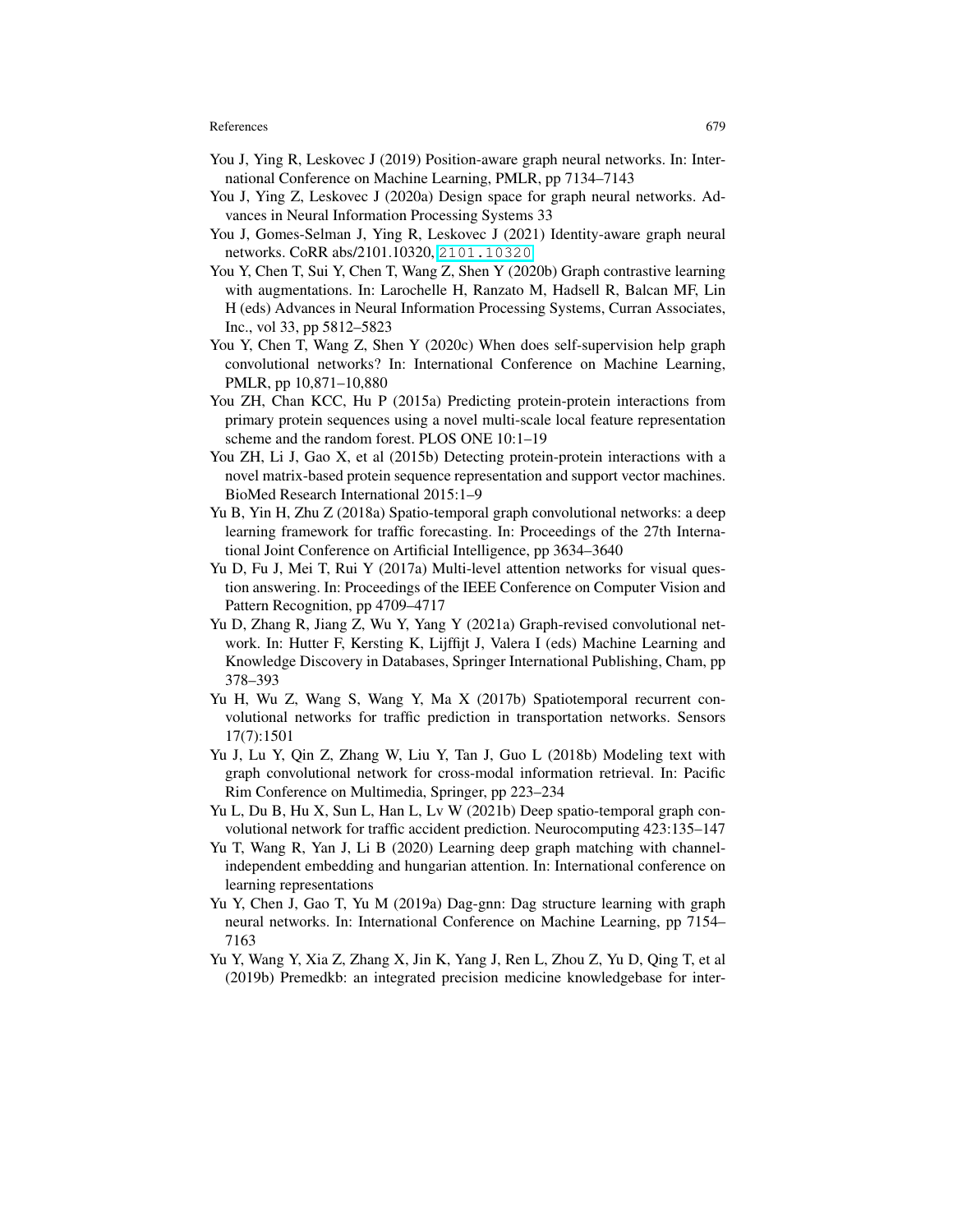You J, Ying R, Leskovec J (2019) Position-aware graph neural networks. In: International Conference on Machine Learning, PMLR, pp 7134–7143

You J, Ying Z, Leskovec J (2020a) Design space for graph neural networks. Advances in Neural Information Processing Systems 33

You J, Gomes-Selman J, Ying R, Leskovec J (2021) Identity-aware graph neural networks. CoRR abs/2101.10320, 2101.10320

You Y, Chen T, Sui Y, Chen T, Wang Z, Shen Y (2020b) Graph contrastive learning with augmentations. In: Larochelle H, Ranzato M, Hadsell R, Balcan MF, Lin H (eds) Advances in Neural Information Processing Systems, Curran Associates, Inc., vol 33, pp 5812–5823

You Y, Chen T, Wang Z, Shen Y (2020c) When does self-supervision help graph convolutional networks? In: International Conference on Machine Learning, PMLR, pp 10,871–10,880

You ZH, Chan KCC, Hu P (2015a) Predicting protein-protein interactions from primary protein sequences using a novel multi-scale local feature representation scheme and the random forest. PLOS ONE 10:1–19

You ZH, Li J, Gao X, et al (2015b) Detecting protein-protein interactions with a novel matrix-based protein sequence representation and support vector machines. BioMed Research International 2015:1–9

Yu B, Yin H, Zhu Z (2018a) Spatio-temporal graph convolutional networks: a deep learning framework for traffic forecasting. In: Proceedings of the 27th International Joint Conference on Artificial Intelligence, pp 3634–3640

Yu D, Fu J, Mei T, Rui Y (2017a) Multi-level attention networks for visual question answering. In: Proceedings of the IEEE Conference on Computer Vision and Pattern Recognition, pp 4709–4717

Yu D, Zhang R, Jiang Z, Wu Y, Yang Y (2021a) Graph-revised convolutional network. In: Hutter F, Kersting K, Lijffijt J, Valera I (eds) Machine Learning and Knowledge Discovery in Databases, Springer International Publishing, Cham, pp 378–393

Yu H, Wu Z, Wang S, Wang Y, Ma X (2017b) Spatiotemporal recurrent convolutional networks for traffic prediction in transportation networks. Sensors 17(7):1501

Yu J, Lu Y, Qin Z, Zhang W, Liu Y, Tan J, Guo L (2018b) Modeling text with graph convolutional network for cross-modal information retrieval. In: Pacific Rim Conference on Multimedia, Springer, pp 223–234

Yu L, Du B, Hu X, Sun L, Han L, Lv W (2021b) Deep spatio-temporal graph convolutional network for traffic accident prediction. Neurocomputing 423:135–147

Yu T, Wang R, Yan J, Li B (2020) Learning deep graph matching with channel-independent embedding and hungarian attention. In: International conference on learning representations

Yu Y, Chen J, Gao T, Yu M (2019a) Dag-gnn: Dag structure learning with graph neural networks. In: International Conference on Machine Learning, pp 7154–7163

Yu Y, Wang Y, Xia Z, Zhang X, Jin K, Yang J, Ren L, Zhou Z, Yu D, Qing T, et al (2019b) Premedkb: an integrated precision medicine knowledgebase for inter-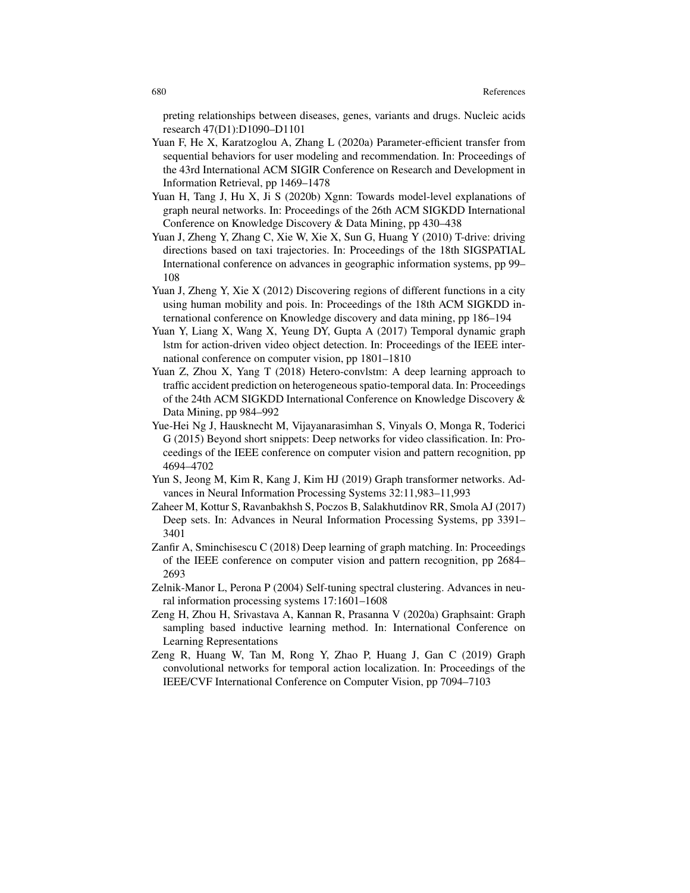preting relationships between diseases, genes, variants and drugs. Nucleic acids research 47(D1):D1090–D1101

Yuan F, He X, Karatzoglou A, Zhang L (2020a) Parameter-efficient transfer from sequential behaviors for user modeling and recommendation. In: Proceedings of the 43rd International ACM SIGIR Conference on Research and Development in Information Retrieval, pp 1469–1478

Yuan H, Tang J, Hu X, Ji S (2020b) Xgnn: Towards model-level explanations of graph neural networks. In: Proceedings of the 26th ACM SIGKDD International Conference on Knowledge Discovery & Data Mining, pp 430–438

Yuan J, Zheng Y, Zhang C, Xie W, Xie X, Sun G, Huang Y (2010) T-drive: driving directions based on taxi trajectories. In: Proceedings of the 18th SIGSPATIAL International conference on advances in geographic information systems, pp 99–108

Yuan J, Zheng Y, Xie X (2012) Discovering regions of different functions in a city using human mobility and pois. In: Proceedings of the 18th ACM SIGKDD international conference on Knowledge discovery and data mining, pp 186–194

Yuan Y, Liang X, Wang X, Yeung DY, Gupta A (2017) Temporal dynamic graph lstm for action-driven video object detection. In: Proceedings of the IEEE international conference on computer vision, pp 1801–1810

Yuan Z, Zhou X, Yang T (2018) Hetero-convlstm: A deep learning approach to traffic accident prediction on heterogeneous spatio-temporal data. In: Proceedings of the 24th ACM SIGKDD International Conference on Knowledge Discovery & Data Mining, pp 984–992

Yue-Hei Ng J, Hausknecht M, Vijayanarasimhan S, Vinyals O, Monga R, Toderici G (2015) Beyond short snippets: Deep networks for video classification. In: Proceedings of the IEEE conference on computer vision and pattern recognition, pp 4694–4702

Yun S, Jeong M, Kim R, Kang J, Kim HJ (2019) Graph transformer networks. Advances in Neural Information Processing Systems 32:11,983–11,993

Zaheer M, Kottur S, Ravanbakhsh S, Poczos B, Salakhutdinov RR, Smola AJ (2017) Deep sets. In: Advances in Neural Information Processing Systems, pp 3391–3401

Zanfir A, Sminchisescu C (2018) Deep learning of graph matching. In: Proceedings of the IEEE conference on computer vision and pattern recognition, pp 2684–2693

Zelnik-Manor L, Perona P (2004) Self-tuning spectral clustering. Advances in neural information processing systems 17:1601–1608

Zeng H, Zhou H, Srivastava A, Kannan R, Prasanna V (2020a) Graphsaint: Graph sampling based inductive learning method. In: International Conference on Learning Representations

Zeng R, Huang W, Tan M, Rong Y, Zhao P, Huang J, Gan C (2019) Graph convolutional networks for temporal action localization. In: Proceedings of the IEEE/CVF International Conference on Computer Vision, pp 7094–7103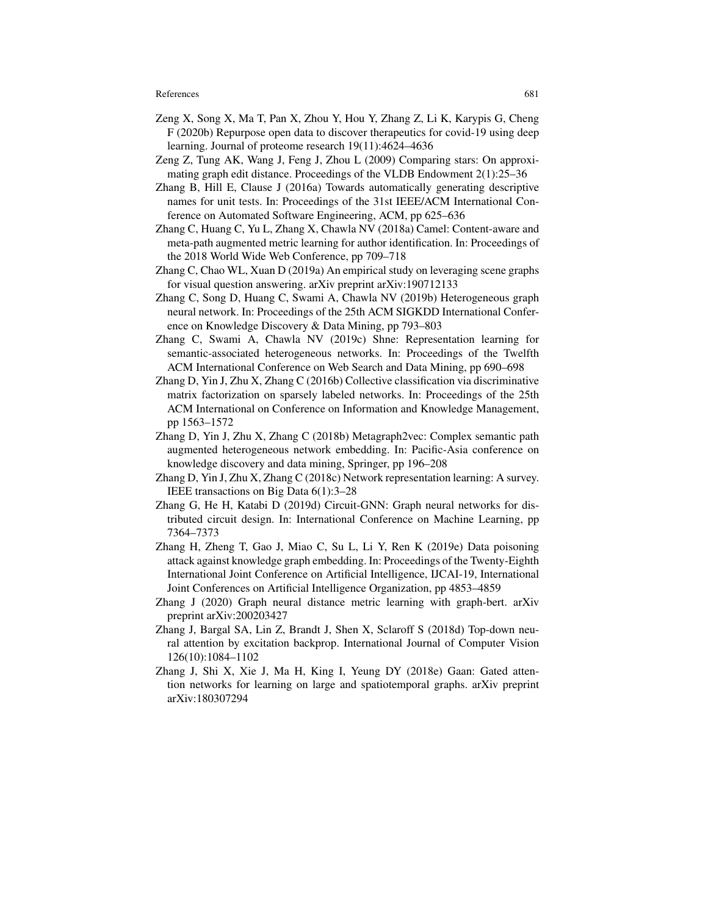Zeng X, Song X, Ma T, Pan X, Zhou Y, Hou Y, Zhang Z, Li K, Karypis G, Cheng F (2020b) Repurpose open data to discover therapeutics for covid-19 using deep learning. Journal of proteome research 19(11):4624–4636

Zeng Z, Tung AK, Wang J, Feng J, Zhou L (2009) Comparing stars: On approximating graph edit distance. Proceedings of the VLDB Endowment 2(1):25–36

Zhang B, Hill E, Clause J (2016a) Towards automatically generating descriptive names for unit tests. In: Proceedings of the 31st IEEE/ACM International Conference on Automated Software Engineering, ACM, pp 625–636

Zhang C, Huang C, Yu L, Zhang X, Chawla NV (2018a) Camel: Content-aware and meta-path augmented metric learning for author identification. In: Proceedings of the 2018 World Wide Web Conference, pp 709–718

Zhang C, Chao WL, Xuan D (2019a) An empirical study on leveraging scene graphs for visual question answering. arXiv preprint arXiv:190712133

Zhang C, Song D, Huang C, Swami A, Chawla NV (2019b) Heterogeneous graph neural network. In: Proceedings of the 25th ACM SIGKDD International Conference on Knowledge Discovery & Data Mining, pp 793–803

Zhang C, Swami A, Chawla NV (2019c) Shne: Representation learning for semantic-associated heterogeneous networks. In: Proceedings of the Twelfth ACM International Conference on Web Search and Data Mining, pp 690–698

Zhang D, Yin J, Zhu X, Zhang C (2016b) Collective classification via discriminative matrix factorization on sparsely labeled networks. In: Proceedings of the 25th ACM International on Conference on Information and Knowledge Management, pp 1563–1572

Zhang D, Yin J, Zhu X, Zhang C (2018b) Metagraph2vec: Complex semantic path augmented heterogeneous network embedding. In: Pacific-Asia conference on knowledge discovery and data mining, Springer, pp 196–208

Zhang D, Yin J, Zhu X, Zhang C (2018c) Network representation learning: A survey. IEEE transactions on Big Data 6(1):3–28

Zhang G, He H, Katabi D (2019d) Circuit-GNN: Graph neural networks for distributed circuit design. In: International Conference on Machine Learning, pp 7364–7373

Zhang H, Zheng T, Gao J, Miao C, Su L, Li Y, Ren K (2019e) Data poisoning attack against knowledge graph embedding. In: Proceedings of the Twenty-Eighth International Joint Conference on Artificial Intelligence, IJCAI-19, International Joint Conferences on Artificial Intelligence Organization, pp 4853–4859

Zhang J (2020) Graph neural distance metric learning with graph-bert. arXiv preprint arXiv:200203427

Zhang J, Bargal SA, Lin Z, Brandt J, Shen X, Sclaroff S (2018d) Top-down neural attention by excitation backprop. International Journal of Computer Vision 126(10):1084–1102

Zhang J, Shi X, Xie J, Ma H, King I, Yeung DY (2018e) Gaan: Gated attention networks for learning on large and spatiotemporal graphs. arXiv preprint arXiv:180307294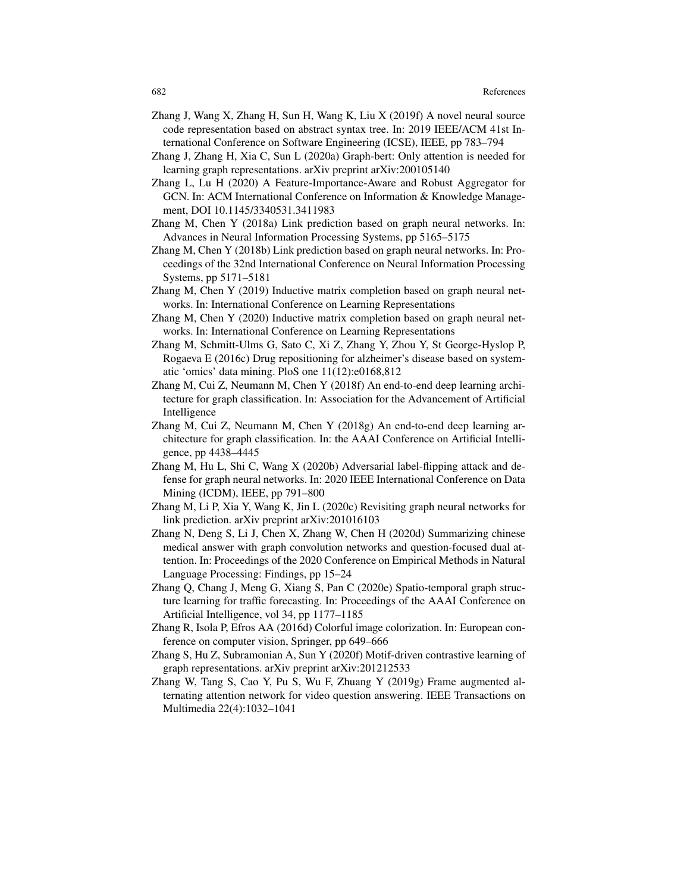Zhang J, Wang X, Zhang H, Sun H, Wang K, Liu X (2019f) A novel neural source code representation based on abstract syntax tree. In: 2019 IEEE/ACM 41st International Conference on Software Engineering (ICSE), IEEE, pp 783–794

Zhang J, Zhang H, Xia C, Sun L (2020a) Graph-bert: Only attention is needed for learning graph representations. arXiv preprint arXiv:200105140

Zhang L, Lu H (2020) A Feature-Importance-Aware and Robust Aggregator for GCN. In: ACM International Conference on Information & Knowledge Management, DOI 10.1145/3340531.3411983

Zhang M, Chen Y (2018a) Link prediction based on graph neural networks. In: Advances in Neural Information Processing Systems, pp 5165–5175

Zhang M, Chen Y (2018b) Link prediction based on graph neural networks. In: Proceedings of the 32nd International Conference on Neural Information Processing Systems, pp 5171–5181

Zhang M, Chen Y (2019) Inductive matrix completion based on graph neural networks. In: International Conference on Learning Representations

Zhang M, Chen Y (2020) Inductive matrix completion based on graph neural networks. In: International Conference on Learning Representations

Zhang M, Schmitt-Ulms G, Sato C, Xi Z, Zhang Y, Zhou Y, St George-Hyslop P, Rogaeva E (2016c) Drug repositioning for alzheimer's disease based on systematic 'omics' data mining. PloS one 11(12):e0168,812

Zhang M, Cui Z, Neumann M, Chen Y (2018f) An end-to-end deep learning architecture for graph classification. In: Association for the Advancement of Artificial Intelligence

Zhang M, Cui Z, Neumann M, Chen Y (2018g) An end-to-end deep learning architecture for graph classification. In: the AAAI Conference on Artificial Intelligence, pp 4438–4445

Zhang M, Hu L, Shi C, Wang X (2020b) Adversarial label-flipping attack and defense for graph neural networks. In: 2020 IEEE International Conference on Data Mining (ICDM), IEEE, pp 791–800

Zhang M, Li P, Xia Y, Wang K, Jin L (2020c) Revisiting graph neural networks for link prediction. arXiv preprint arXiv:201016103

Zhang N, Deng S, Li J, Chen X, Zhang W, Chen H (2020d) Summarizing chinese medical answer with graph convolution networks and question-focused dual attention. In: Proceedings of the 2020 Conference on Empirical Methods in Natural Language Processing: Findings, pp 15–24

Zhang Q, Chang J, Meng G, Xiang S, Pan C (2020e) Spatio-temporal graph structure learning for traffic forecasting. In: Proceedings of the AAAI Conference on Artificial Intelligence, vol 34, pp 1177–1185

Zhang R, Isola P, Efros AA (2016d) Colorful image colorization. In: European conference on computer vision, Springer, pp 649–666

Zhang S, Hu Z, Subramonian A, Sun Y (2020f) Motif-driven contrastive learning of graph representations. arXiv preprint arXiv:201212533

Zhang W, Tang S, Cao Y, Pu S, Wu F, Zhuang Y (2019g) Frame augmented alternating attention network for video question answering. IEEE Transactions on Multimedia 22(4):1032–1041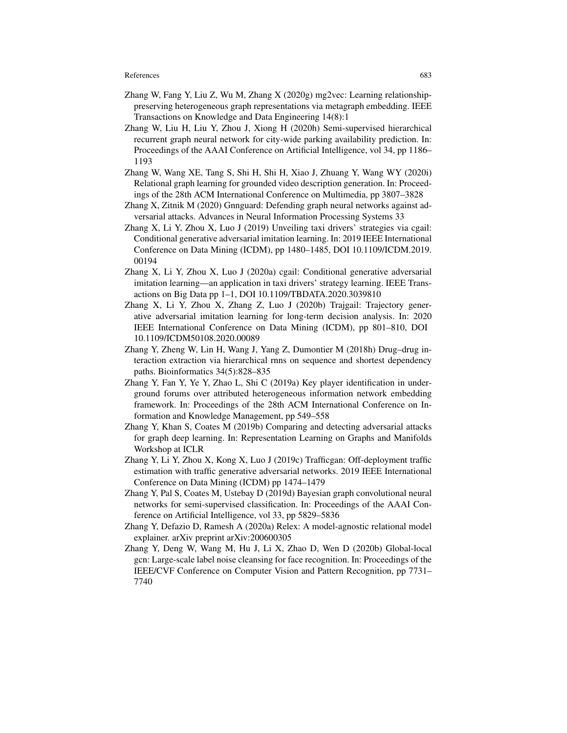Zhang W, Fang Y, Liu Z, Wu M, Zhang X (2020g) mg2vec: Learning relationship-preserving heterogeneous graph representations via metagraph embedding. IEEE Transactions on Knowledge and Data Engineering 14(8):1

Zhang W, Liu H, Liu Y, Zhou J, Xiong H (2020h) Semi-supervised hierarchical recurrent graph neural network for city-wide parking availability prediction. In: Proceedings of the AAAI Conference on Artificial Intelligence, vol 34, pp 1186–1193

Zhang W, Wang XE, Tang S, Shi H, Shi H, Xiao J, Zhuang Y, Wang WY (2020i) Relational graph learning for grounded video description generation. In: Proceedings of the 28th ACM International Conference on Multimedia, pp 3807–3828

Zhang X, Zitnik M (2020) Gnnguard: Defending graph neural networks against adversarial attacks. Advances in Neural Information Processing Systems 33

Zhang X, Li Y, Zhou X, Luo J (2019) Unveiling taxi drivers' strategies via cgail: Conditional generative adversarial imitation learning. In: 2019 IEEE International Conference on Data Mining (ICDM), pp 1480–1485, DOI 10.1109/ICDM.2019.00194

Zhang X, Li Y, Zhou X, Luo J (2020a) cgail: Conditional generative adversarial imitation learning—an application in taxi drivers' strategy learning. IEEE Transactions on Big Data pp 1–1, DOI 10.1109/TBDATA.2020.3039810

Zhang X, Li Y, Zhou X, Zhang Z, Luo J (2020b) Trajgail: Trajectory generative adversarial imitation learning for long-term decision analysis. In: 2020 IEEE International Conference on Data Mining (ICDM), pp 801–810, DOI 10.1109/ICDM50108.2020.00089

Zhang Y, Zheng W, Lin H, Wang J, Yang Z, Dumontier M (2018h) Drug–drug interaction extraction via hierarchical rnns on sequence and shortest dependency paths. Bioinformatics 34(5):828–835

Zhang Y, Fan Y, Ye Y, Zhao L, Shi C (2019a) Key player identification in underground forums over attributed heterogeneous information network embedding framework. In: Proceedings of the 28th ACM International Conference on Information and Knowledge Management, pp 549–558

Zhang Y, Khan S, Coates M (2019b) Comparing and detecting adversarial attacks for graph deep learning. In: Representation Learning on Graphs and Manifolds Workshop at ICLR

Zhang Y, Li Y, Zhou X, Kong X, Luo J (2019c) Trafficgan: Off-deployment traffic estimation with traffic generative adversarial networks. 2019 IEEE International Conference on Data Mining (ICDM) pp 1474–1479

Zhang Y, Pal S, Coates M, Ustebay D (2019d) Bayesian graph convolutional neural networks for semi-supervised classification. In: Proceedings of the AAAI Conference on Artificial Intelligence, vol 33, pp 5829–5836

Zhang Y, Defazio D, Ramesh A (2020a) Relex: A model-agnostic relational model explainer. arXiv preprint arXiv:200600305

Zhang Y, Deng W, Wang M, Hu J, Li X, Zhao D, Wen D (2020b) Global-local gcn: Large-scale label noise cleansing for face recognition. In: Proceedings of the IEEE/CVF Conference on Computer Vision and Pattern Recognition, pp 7731–7740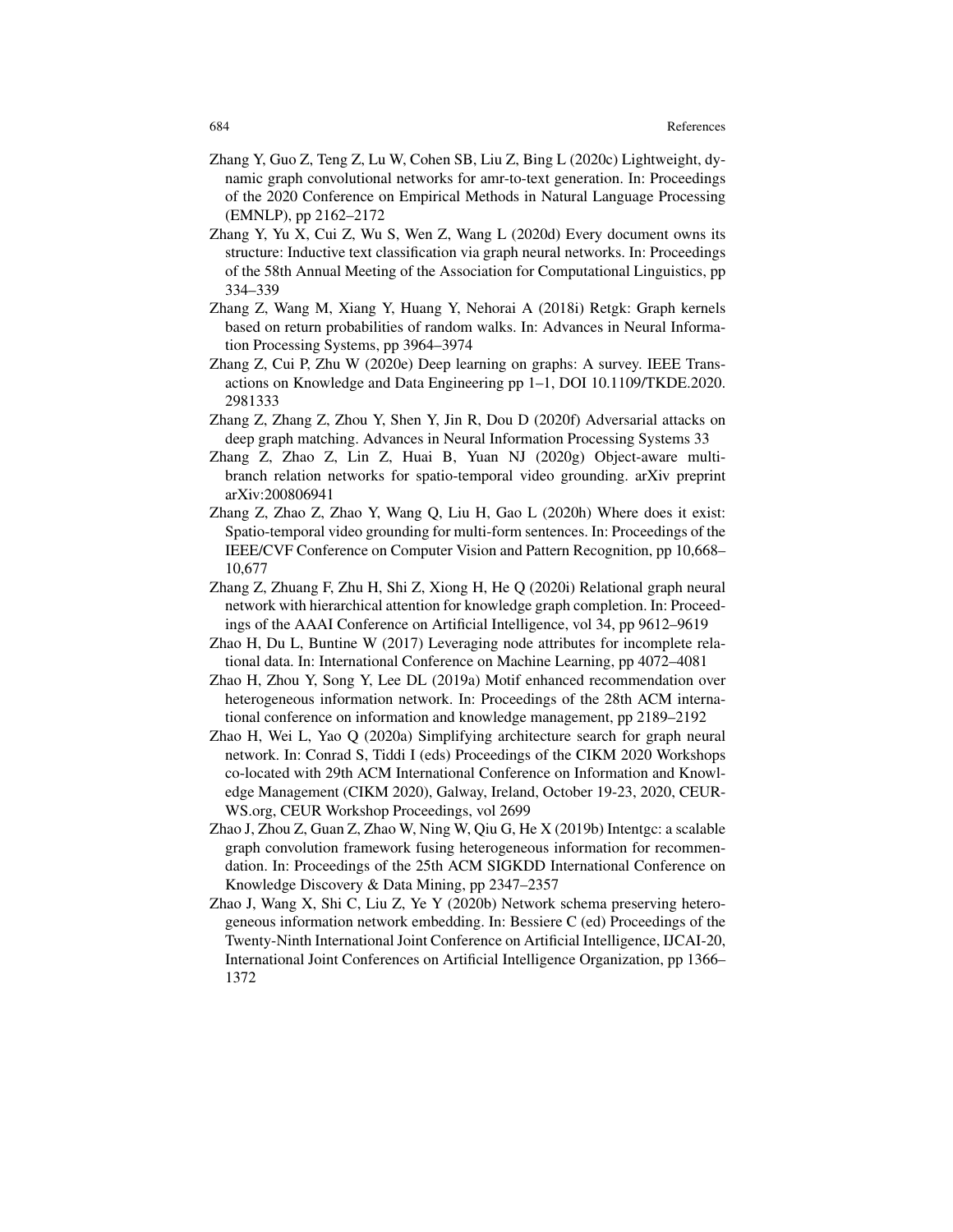Zhang Y, Guo Z, Teng Z, Lu W, Cohen SB, Liu Z, Bing L (2020c) Lightweight, dynamic graph convolutional networks for amr-to-text generation. In: Proceedings of the 2020 Conference on Empirical Methods in Natural Language Processing (EMNLP), pp 2162–2172

Zhang Y, Yu X, Cui Z, Wu S, Wen Z, Wang L (2020d) Every document owns its structure: Inductive text classification via graph neural networks. In: Proceedings of the 58th Annual Meeting of the Association for Computational Linguistics, pp 334–339

Zhang Z, Wang M, Xiang Y, Huang Y, Nehorai A (2018i) Retgk: Graph kernels based on return probabilities of random walks. In: Advances in Neural Information Processing Systems, pp 3964–3974

Zhang Z, Cui P, Zhu W (2020e) Deep learning on graphs: A survey. IEEE Transactions on Knowledge and Data Engineering pp 1–1, DOI 10.1109/TKDE.2020.2981333

Zhang Z, Zhang Z, Zhou Y, Shen Y, Jin R, Dou D (2020f) Adversarial attacks on deep graph matching. Advances in Neural Information Processing Systems 33

Zhang Z, Zhao Z, Lin Z, Huai B, Yuan NJ (2020g) Object-aware multi-branch relation networks for spatio-temporal video grounding. arXiv preprint arXiv:200806941

Zhang Z, Zhao Z, Zhao Y, Wang Q, Liu H, Gao L (2020h) Where does it exist: Spatio-temporal video grounding for multi-form sentences. In: Proceedings of the IEEE/CVF Conference on Computer Vision and Pattern Recognition, pp 10,668–10,677

Zhang Z, Zhuang F, Zhu H, Shi Z, Xiong H, He Q (2020i) Relational graph neural network with hierarchical attention for knowledge graph completion. In: Proceedings of the AAAI Conference on Artificial Intelligence, vol 34, pp 9612–9619

Zhao H, Du L, Buntine W (2017) Leveraging node attributes for incomplete relational data. In: International Conference on Machine Learning, pp 4072–4081

Zhao H, Zhou Y, Song Y, Lee DL (2019a) Motif enhanced recommendation over heterogeneous information network. In: Proceedings of the 28th ACM international conference on information and knowledge management, pp 2189–2192

Zhao H, Wei L, Yao Q (2020a) Simplifying architecture search for graph neural network. In: Conrad S, Tiddi I (eds) Proceedings of the CIKM 2020 Workshops co-located with 29th ACM International Conference on Information and Knowledge Management (CIKM 2020), Galway, Ireland, October 19-23, 2020, CEUR-WS.org, CEUR Workshop Proceedings, vol 2699

Zhao J, Zhou Z, Guan Z, Zhao W, Ning W, Qiu G, He X (2019b) Intentgc: a scalable graph convolution framework fusing heterogeneous information for recommendation. In: Proceedings of the 25th ACM SIGKDD International Conference on Knowledge Discovery & Data Mining, pp 2347–2357

Zhao J, Wang X, Shi C, Liu Z, Ye Y (2020b) Network schema preserving heterogeneous information network embedding. In: Bessiere C (ed) Proceedings of the Twenty-Ninth International Joint Conference on Artificial Intelligence, IJCAI-20, International Joint Conferences on Artificial Intelligence Organization, pp 1366–1372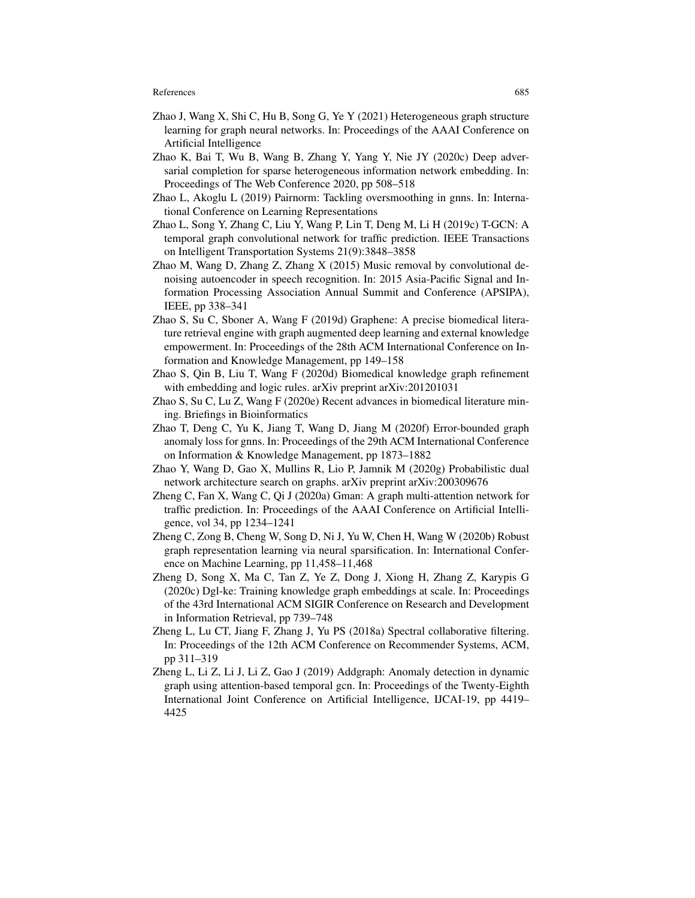Zhao J, Wang X, Shi C, Hu B, Song G, Ye Y (2021) Heterogeneous graph structure learning for graph neural networks. In: Proceedings of the AAAI Conference on Artificial Intelligence

Zhao K, Bai T, Wu B, Wang B, Zhang Y, Yang Y, Nie JY (2020c) Deep adversarial completion for sparse heterogeneous information network embedding. In: Proceedings of The Web Conference 2020, pp 508–518

Zhao L, Akoglu L (2019) Pairnorm: Tackling oversmoothing in gnns. In: International Conference on Learning Representations

Zhao L, Song Y, Zhang C, Liu Y, Wang P, Lin T, Deng M, Li H (2019c) T-GCN: A temporal graph convolutional network for traffic prediction. IEEE Transactions on Intelligent Transportation Systems 21(9):3848–3858

Zhao M, Wang D, Zhang Z, Zhang X (2015) Music removal by convolutional denoising autoencoder in speech recognition. In: 2015 Asia-Pacific Signal and Information Processing Association Annual Summit and Conference (APSIPA), IEEE, pp 338–341

Zhao S, Su C, Sboner A, Wang F (2019d) Graphene: A precise biomedical literature retrieval engine with graph augmented deep learning and external knowledge empowerment. In: Proceedings of the 28th ACM International Conference on Information and Knowledge Management, pp 149–158

Zhao S, Qin B, Liu T, Wang F (2020d) Biomedical knowledge graph refinement with embedding and logic rules. arXiv preprint arXiv:201201031

Zhao S, Su C, Lu Z, Wang F (2020e) Recent advances in biomedical literature mining. Briefings in Bioinformatics

Zhao T, Deng C, Yu K, Jiang T, Wang D, Jiang M (2020f) Error-bounded graph anomaly loss for gnns. In: Proceedings of the 29th ACM International Conference on Information & Knowledge Management, pp 1873–1882

Zhao Y, Wang D, Gao X, Mullins R, Lio P, Jamnik M (2020g) Probabilistic dual network architecture search on graphs. arXiv preprint arXiv:200309676

Zheng C, Fan X, Wang C, Qi J (2020a) Gman: A graph multi-attention network for traffic prediction. In: Proceedings of the AAAI Conference on Artificial Intelligence, vol 34, pp 1234–1241

Zheng C, Zong B, Cheng W, Song D, Ni J, Yu W, Chen H, Wang W (2020b) Robust graph representation learning via neural sparsification. In: International Conference on Machine Learning, pp 11,458–11,468

Zheng D, Song X, Ma C, Tan Z, Ye Z, Dong J, Xiong H, Zhang Z, Karypis G (2020c) Dgl-ke: Training knowledge graph embeddings at scale. In: Proceedings of the 43rd International ACM SIGIR Conference on Research and Development in Information Retrieval, pp 739–748

Zheng L, Lu CT, Jiang F, Zhang J, Yu PS (2018a) Spectral collaborative filtering. In: Proceedings of the 12th ACM Conference on Recommender Systems, ACM, pp 311–319

Zheng L, Li Z, Li J, Li Z, Gao J (2019) Addgraph: Anomaly detection in dynamic graph using attention-based temporal gcn. In: Proceedings of the Twenty-Eighth International Joint Conference on Artificial Intelligence, IJCAI-19, pp 4419–4425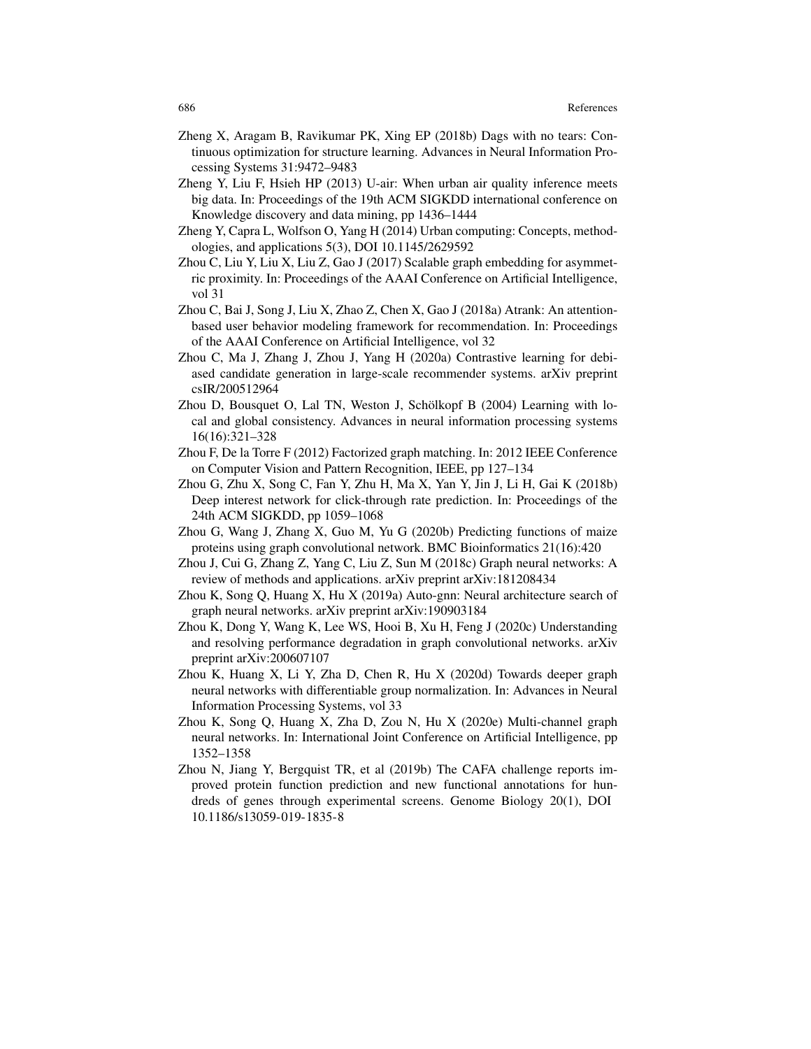Zheng X, Aragam B, Ravikumar PK, Xing EP (2018b) Dags with no tears: Continuous optimization for structure learning. Advances in Neural Information Processing Systems 31:9472–9483

Zheng Y, Liu F, Hsieh HP (2013) U-air: When urban air quality inference meets big data. In: Proceedings of the 19th ACM SIGKDD international conference on Knowledge discovery and data mining, pp 1436–1444

Zheng Y, Capra L, Wolfson O, Yang H (2014) Urban computing: Concepts, methodologies, and applications 5(3), DOI 10.1145/2629592

Zhou C, Liu Y, Liu X, Liu Z, Gao J (2017) Scalable graph embedding for asymmetric proximity. In: Proceedings of the AAAI Conference on Artificial Intelligence, vol 31

Zhou C, Bai J, Song J, Liu X, Zhao Z, Chen X, Gao J (2018a) Atrank: An attention-based user behavior modeling framework for recommendation. In: Proceedings of the AAAI Conference on Artificial Intelligence, vol 32

Zhou C, Ma J, Zhang J, Zhou J, Yang H (2020a) Contrastive learning for debiased candidate generation in large-scale recommender systems. arXiv preprint csIR/200512964

Zhou D, Bousquet O, Lal TN, Weston J, Schölkopf B (2004) Learning with local and global consistency. Advances in neural information processing systems 16(16):321–328

Zhou F, De la Torre F (2012) Factorized graph matching. In: 2012 IEEE Conference on Computer Vision and Pattern Recognition, IEEE, pp 127–134

Zhou G, Zhu X, Song C, Fan Y, Zhu H, Ma X, Yan Y, Jin J, Li H, Gai K (2018b) Deep interest network for click-through rate prediction. In: Proceedings of the 24th ACM SIGKDD, pp 1059–1068

Zhou G, Wang J, Zhang X, Guo M, Yu G (2020b) Predicting functions of maize proteins using graph convolutional network. BMC Bioinformatics 21(16):420

Zhou J, Cui G, Zhang Z, Yang C, Liu Z, Sun M (2018c) Graph neural networks: A review of methods and applications. arXiv preprint arXiv:181208434

Zhou K, Song Q, Huang X, Hu X (2019a) Auto-gnn: Neural architecture search of graph neural networks. arXiv preprint arXiv:190903184

Zhou K, Dong Y, Wang K, Lee WS, Hooi B, Xu H, Feng J (2020c) Understanding and resolving performance degradation in graph convolutional networks. arXiv preprint arXiv:200607107

Zhou K, Huang X, Li Y, Zha D, Chen R, Hu X (2020d) Towards deeper graph neural networks with differentiable group normalization. In: Advances in Neural Information Processing Systems, vol 33

Zhou K, Song Q, Huang X, Zha D, Zou N, Hu X (2020e) Multi-channel graph neural networks. In: International Joint Conference on Artificial Intelligence, pp 1352–1358

Zhou N, Jiang Y, Bergquist TR, et al (2019b) The CAFA challenge reports improved protein function prediction and new functional annotations for hundreds of genes through experimental screens. Genome Biology 20(1), DOI 10.1186/s13059-019-1835-8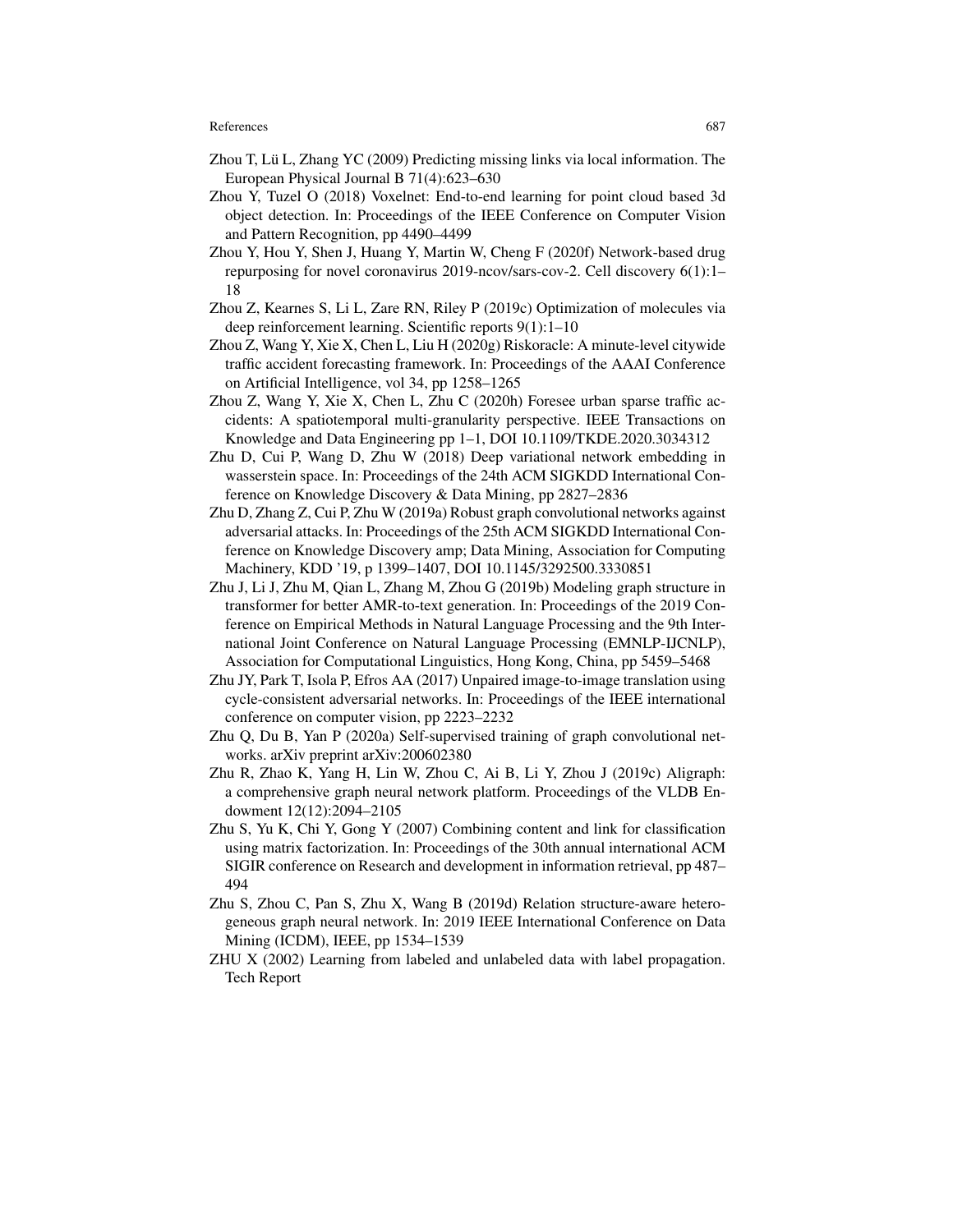Zhou T, Lü L, Zhang YC (2009) Predicting missing links via local information. The European Physical Journal B 71(4):623–630

Zhou Y, Tuzel O (2018) Voxelnet: End-to-end learning for point cloud based 3d object detection. In: Proceedings of the IEEE Conference on Computer Vision and Pattern Recognition, pp 4490–4499

Zhou Y, Hou Y, Shen J, Huang Y, Martin W, Cheng F (2020f) Network-based drug repurposing for novel coronavirus 2019-ncov/sars-cov-2. Cell discovery 6(1):1–18

Zhou Z, Kearnes S, Li L, Zare RN, Riley P (2019c) Optimization of molecules via deep reinforcement learning. Scientific reports 9(1):1–10

Zhou Z, Wang Y, Xie X, Chen L, Liu H (2020g) Riskoracle: A minute-level citywide traffic accident forecasting framework. In: Proceedings of the AAAI Conference on Artificial Intelligence, vol 34, pp 1258–1265

Zhou Z, Wang Y, Xie X, Chen L, Zhu C (2020h) Foresee urban sparse traffic accidents: A spatiotemporal multi-granularity perspective. IEEE Transactions on Knowledge and Data Engineering pp 1–1, DOI 10.1109/TKDE.2020.3034312

Zhu D, Cui P, Wang D, Zhu W (2018) Deep variational network embedding in wasserstein space. In: Proceedings of the 24th ACM SIGKDD International Conference on Knowledge Discovery & Data Mining, pp 2827–2836

Zhu D, Zhang Z, Cui P, Zhu W (2019a) Robust graph convolutional networks against adversarial attacks. In: Proceedings of the 25th ACM SIGKDD International Conference on Knowledge Discovery amp; Data Mining, Association for Computing Machinery, KDD '19, p 1399–1407, DOI 10.1145/3292500.3330851

Zhu J, Li J, Zhu M, Qian L, Zhang M, Zhou G (2019b) Modeling graph structure in transformer for better AMR-to-text generation. In: Proceedings of the 2019 Conference on Empirical Methods in Natural Language Processing and the 9th International Joint Conference on Natural Language Processing (EMNLP-IJCNLP), Association for Computational Linguistics, Hong Kong, China, pp 5459–5468

Zhu JY, Park T, Isola P, Efros AA (2017) Unpaired image-to-image translation using cycle-consistent adversarial networks. In: Proceedings of the IEEE international conference on computer vision, pp 2223–2232

Zhu Q, Du B, Yan P (2020a) Self-supervised training of graph convolutional networks. arXiv preprint arXiv:200602380

Zhu R, Zhao K, Yang H, Lin W, Zhou C, Ai B, Li Y, Zhou J (2019c) Aligraph: a comprehensive graph neural network platform. Proceedings of the VLDB Endowment 12(12):2094–2105

Zhu S, Yu K, Chi Y, Gong Y (2007) Combining content and link for classification using matrix factorization. In: Proceedings of the 30th annual international ACM SIGIR conference on Research and development in information retrieval, pp 487–494

Zhu S, Zhou C, Pan S, Zhu X, Wang B (2019d) Relation structure-aware heterogeneous graph neural network. In: 2019 IEEE International Conference on Data Mining (ICDM), IEEE, pp 1534–1539

ZHU X (2002) Learning from labeled and unlabeled data with label propagation. Tech Report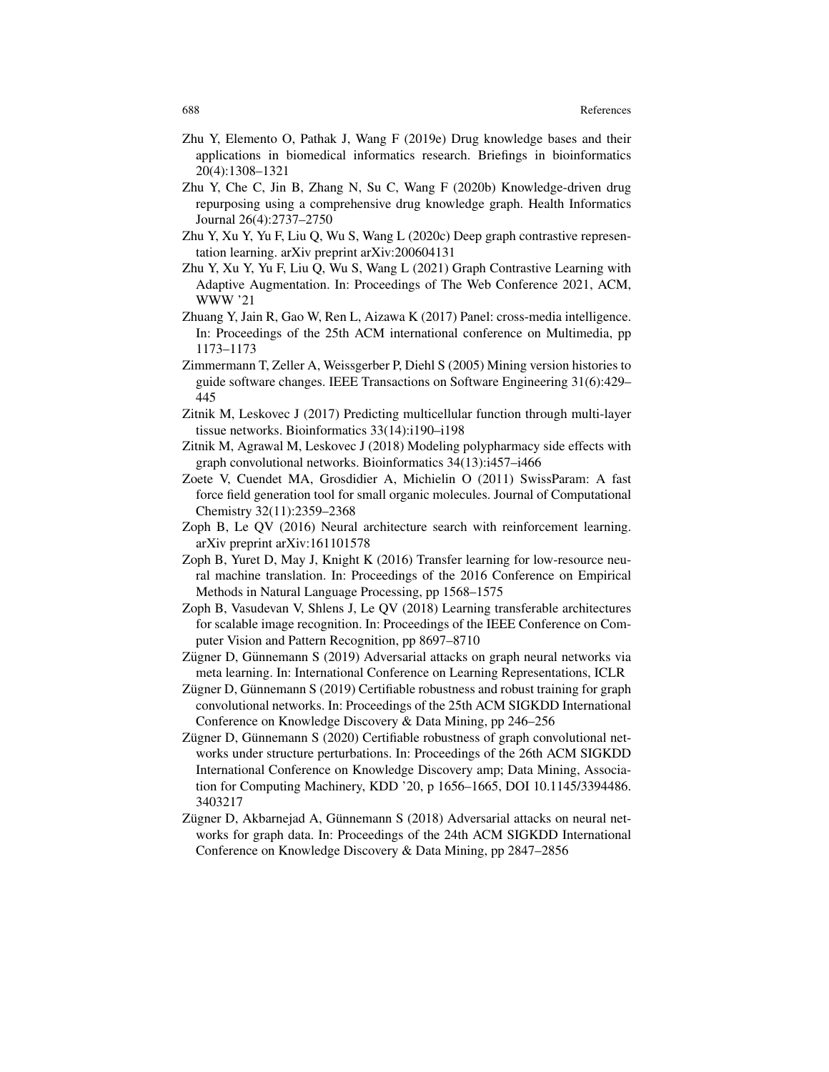Zhu Y, Elemento O, Pathak J, Wang F (2019e) Drug knowledge bases and their applications in biomedical informatics research. Briefings in bioinformatics 20(4):1308–1321

Zhu Y, Che C, Jin B, Zhang N, Su C, Wang F (2020b) Knowledge-driven drug repurposing using a comprehensive drug knowledge graph. Health Informatics Journal 26(4):2737–2750

Zhu Y, Xu Y, Yu F, Liu Q, Wu S, Wang L (2020c) Deep graph contrastive representation learning. arXiv preprint arXiv:200604131

Zhu Y, Xu Y, Yu F, Liu Q, Wu S, Wang L (2021) Graph Contrastive Learning with Adaptive Augmentation. In: Proceedings of The Web Conference 2021, ACM, WWW '21

Zhuang Y, Jain R, Gao W, Ren L, Aizawa K (2017) Panel: cross-media intelligence. In: Proceedings of the 25th ACM international conference on Multimedia, pp 1173–1173

Zimmermann T, Zeller A, Weissgerber P, Diehl S (2005) Mining version histories to guide software changes. IEEE Transactions on Software Engineering 31(6):429–445

Zitnik M, Leskovec J (2017) Predicting multicellular function through multi-layer tissue networks. Bioinformatics 33(14):i190–i198

Zitnik M, Agrawal M, Leskovec J (2018) Modeling polypharmacy side effects with graph convolutional networks. Bioinformatics 34(13):i457–i466

Zoete V, Cuendet MA, Grosdidier A, Michielin O (2011) SwissParam: A fast force field generation tool for small organic molecules. Journal of Computational Chemistry 32(11):2359–2368

Zoph B, Le QV (2016) Neural architecture search with reinforcement learning. arXiv preprint arXiv:161101578

Zoph B, Yuret D, May J, Knight K (2016) Transfer learning for low-resource neural machine translation. In: Proceedings of the 2016 Conference on Empirical Methods in Natural Language Processing, pp 1568–1575

Zoph B, Vasudevan V, Shlens J, Le QV (2018) Learning transferable architectures for scalable image recognition. In: Proceedings of the IEEE Conference on Computer Vision and Pattern Recognition, pp 8697–8710

Zügner D, Günnemann S (2019) Adversarial attacks on graph neural networks via meta learning. In: International Conference on Learning Representations, ICLR

Zügner D, Günnemann S (2019) Certifiable robustness and robust training for graph convolutional networks. In: Proceedings of the 25th ACM SIGKDD International Conference on Knowledge Discovery & Data Mining, pp 246–256

Zügner D, Günnemann S (2020) Certifiable robustness of graph convolutional networks under structure perturbations. In: Proceedings of the 26th ACM SIGKDD International Conference on Knowledge Discovery amp; Data Mining, Association for Computing Machinery, KDD '20, p 1656–1665, DOI 10.1145/3394486.3403217

Zügner D, Akbarnejad A, Günnemann S (2018) Adversarial attacks on neural networks for graph data. In: Proceedings of the 24th ACM SIGKDD International Conference on Knowledge Discovery & Data Mining, pp 2847–2856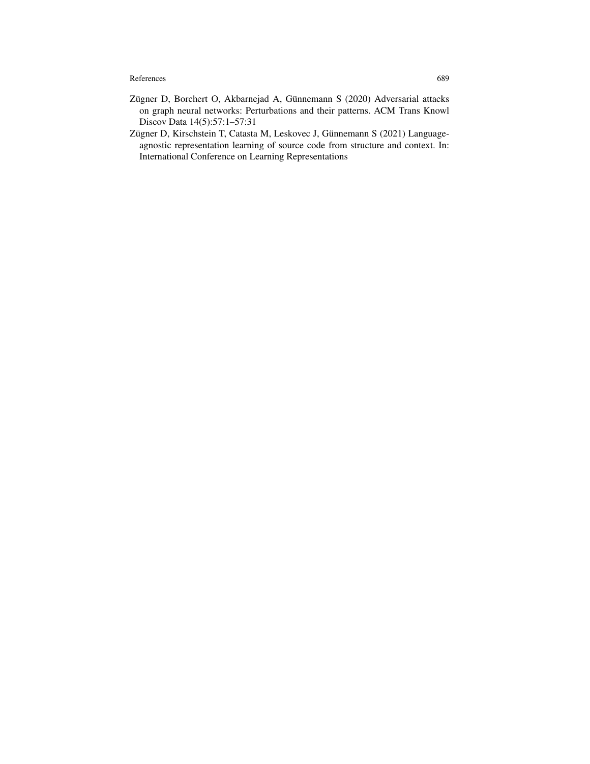Zügner D, Borchert O, Akbarnejad A, Günnemann S (2020) Adversarial attacks on graph neural networks: Perturbations and their patterns. ACM Trans Knowl Discov Data 14(5):57:1–57:31

Zügner D, Kirschstein T, Catasta M, Leskovec J, Günnemann S (2021) Language-agnostic representation learning of source code from structure and context. In: International Conference on Learning Representations